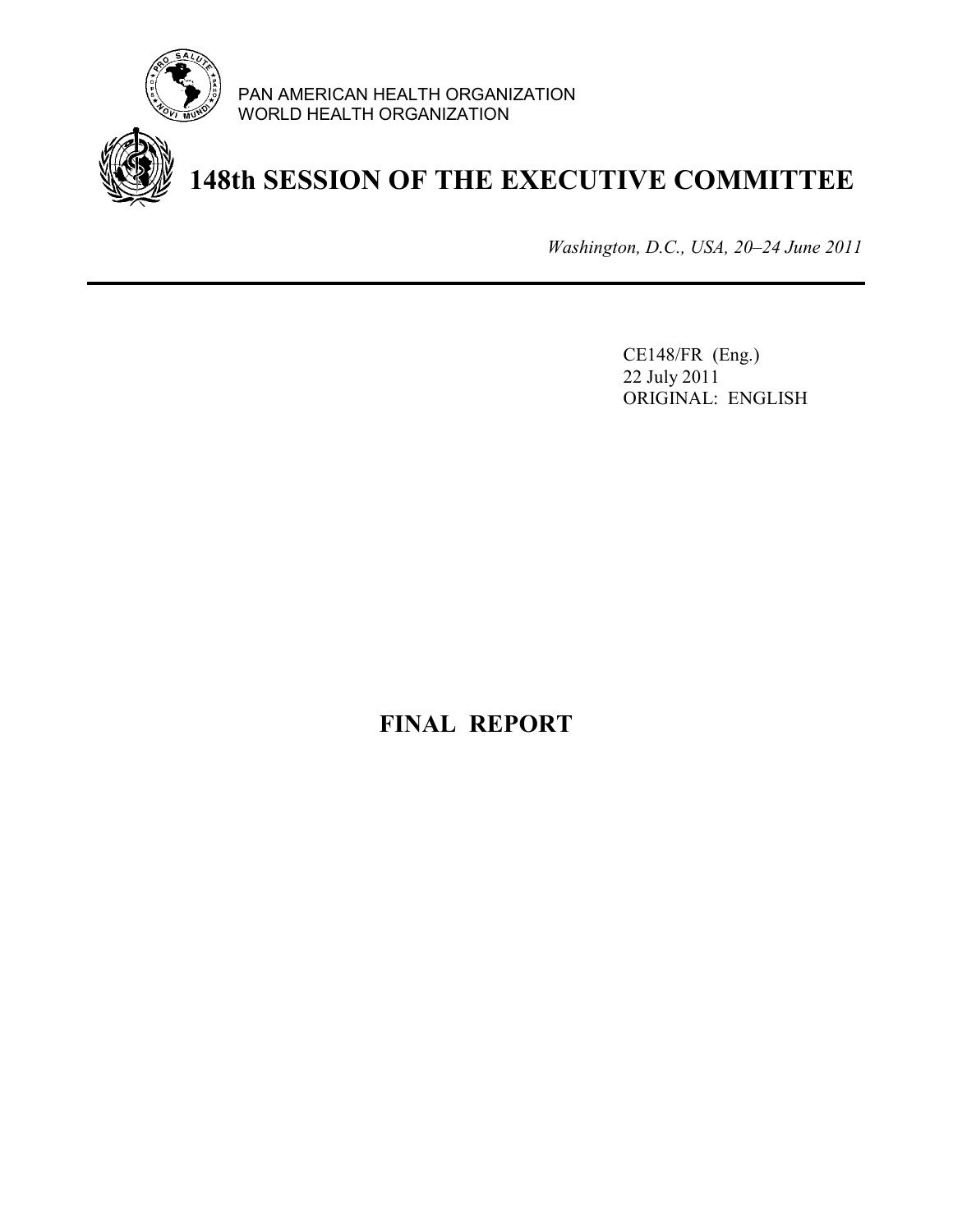PAN AMERICAN HEALTH ORGANIZATION
WORLD HEALTH ORGANIZATION

# 148th SESSION OF THE EXECUTIVE COMMITTEE

*Washington, D.C., USA, 20–24 June 2011*

---

CE148/FR (Eng.)
22 July 2011
ORIGINAL: ENGLISH

## FINAL REPORT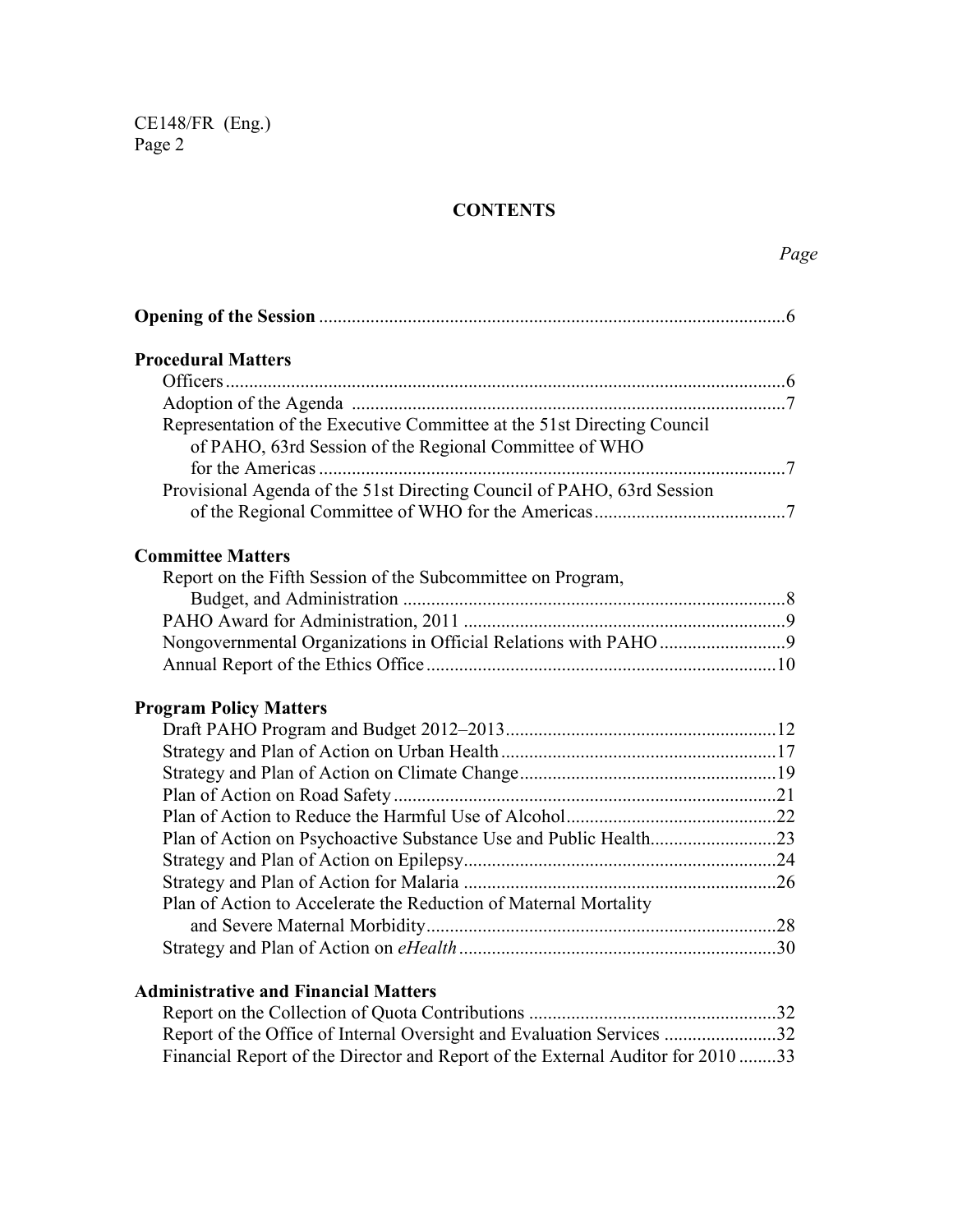## CONTENTS

*Page*

**Opening of the Session** ... 6

**Procedural Matters**

- Officers ... 6
- Adoption of the Agenda ... 7
- Representation of the Executive Committee at the 51st Directing Council of PAHO, 63rd Session of the Regional Committee of WHO for the Americas ... 7
- Provisional Agenda of the 51st Directing Council of PAHO, 63rd Session of the Regional Committee of WHO for the Americas ... 7

**Committee Matters**

- Report on the Fifth Session of the Subcommittee on Program, Budget, and Administration ... 8
- PAHO Award for Administration, 2011 ... 9
- Nongovernmental Organizations in Official Relations with PAHO ... 9
- Annual Report of the Ethics Office ... 10

**Program Policy Matters**

- Draft PAHO Program and Budget 2012–2013 ... 12
- Strategy and Plan of Action on Urban Health ... 17
- Strategy and Plan of Action on Climate Change ... 19
- Plan of Action on Road Safety ... 21
- Plan of Action to Reduce the Harmful Use of Alcohol ... 22
- Plan of Action on Psychoactive Substance Use and Public Health ... 23
- Strategy and Plan of Action on Epilepsy ... 24
- Strategy and Plan of Action for Malaria ... 26
- Plan of Action to Accelerate the Reduction of Maternal Mortality and Severe Maternal Morbidity ... 28
- Strategy and Plan of Action on *eHealth* ... 30

**Administrative and Financial Matters**

- Report on the Collection of Quota Contributions ... 32
- Report of the Office of Internal Oversight and Evaluation Services ... 32
- Financial Report of the Director and Report of the External Auditor for 2010 ... 33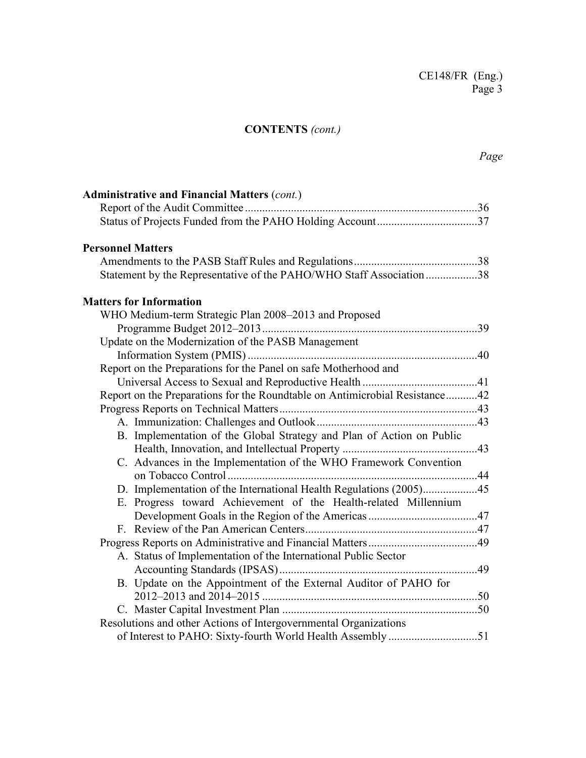**CONTENTS** *(cont.)*

*Page*

**Administrative and Financial Matters** (*cont.*)

- Report of the Audit Committee ........................................................................36
- Status of Projects Funded from the PAHO Holding Account..................................37

**Personnel Matters**

- Amendments to the PASB Staff Rules and Regulations..........................................38
- Statement by the Representative of the PAHO/WHO Staff Association..................38

**Matters for Information**

- WHO Medium-term Strategic Plan 2008–2013 and Proposed Programme Budget 2012–2013..........................................................................39
- Update on the Modernization of the PASB Management Information System (PMIS)..............................................................................40
- Report on the Preparations for the Panel on safe Motherhood and Universal Access to Sexual and Reproductive Health........................................41
- Report on the Preparations for the Roundtable on Antimicrobial Resistance...........42
- Progress Reports on Technical Matters....................................................................43
  - A. Immunization: Challenges and Outlook........................................................43
  - B. Implementation of the Global Strategy and Plan of Action on Public Health, Innovation, and Intellectual Property ..............................................43
  - C. Advances in the Implementation of the WHO Framework Convention on Tobacco Control......................................................................................44
  - D. Implementation of the International Health Regulations (2005)...................45
  - E. Progress toward Achievement of the Health-related Millennium Development Goals in the Region of the Americas......................................47
  - F. Review of the Pan American Centers...........................................................47
- Progress Reports on Administrative and Financial Matters......................................49
  - A. Status of Implementation of the International Public Sector Accounting Standards (IPSAS)....................................................................49
  - B. Update on the Appointment of the External Auditor of PAHO for 2012–2013 and 2014–2015 ..........................................................................50
  - C. Master Capital Investment Plan ...................................................................50
- Resolutions and other Actions of Intergovernmental Organizations of Interest to PAHO: Sixty-fourth World Health Assembly ...............................51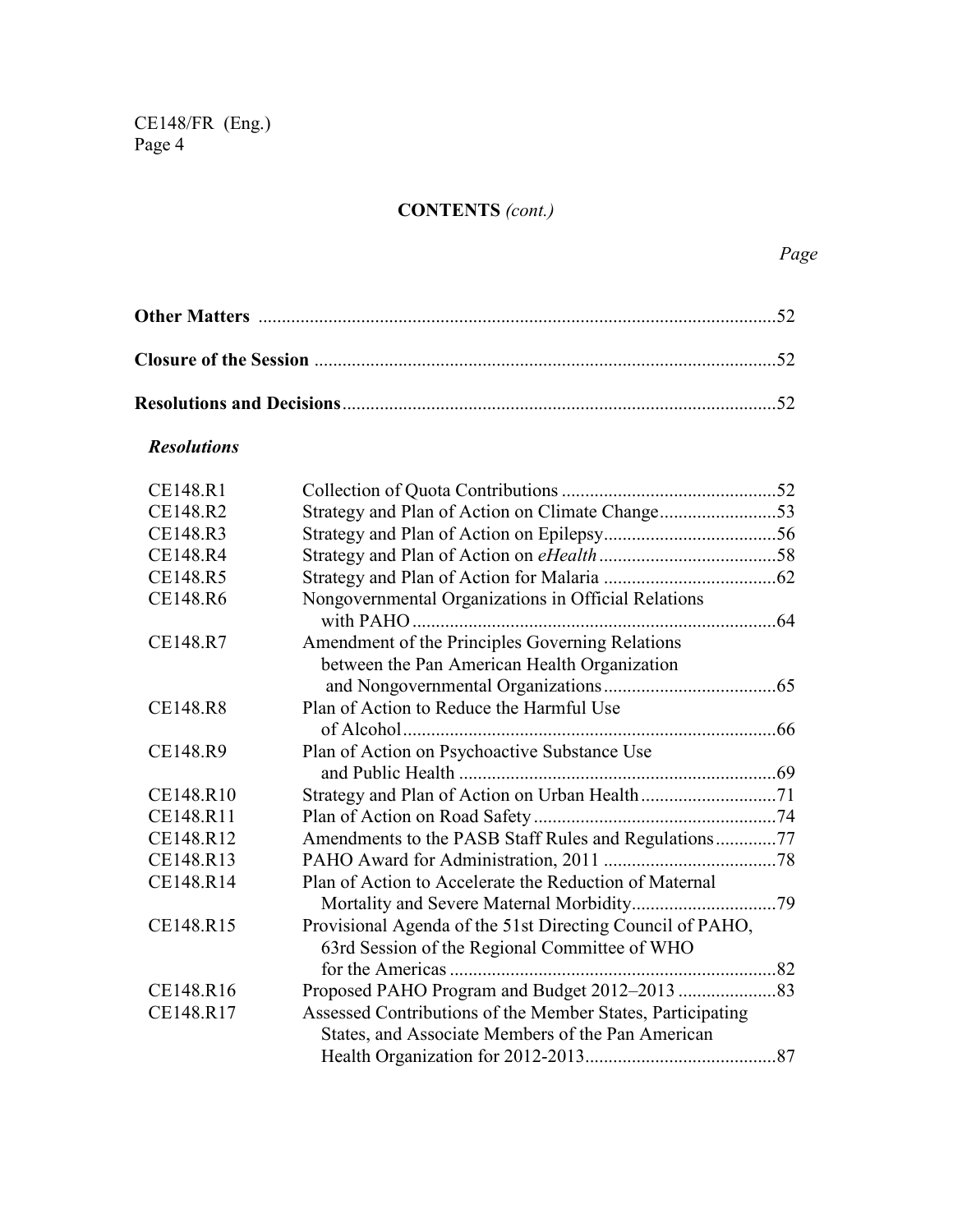## CONTENTS *(cont.)*

*Page*

**Other Matters** ............................................................................................................52

**Closure of the Session** ................................................................................................52

**Resolutions and Decisions**..........................................................................................52

***Resolutions***

| | | |
|---|---|---|
| CE148.R1 | Collection of Quota Contributions | 52 |
| CE148.R2 | Strategy and Plan of Action on Climate Change | 53 |
| CE148.R3 | Strategy and Plan of Action on Epilepsy | 56 |
| CE148.R4 | Strategy and Plan of Action on *eHealth* | 58 |
| CE148.R5 | Strategy and Plan of Action for Malaria | 62 |
| CE148.R6 | Nongovernmental Organizations in Official Relations with PAHO | 64 |
| CE148.R7 | Amendment of the Principles Governing Relations between the Pan American Health Organization and Nongovernmental Organizations | 65 |
| CE148.R8 | Plan of Action to Reduce the Harmful Use of Alcohol | 66 |
| CE148.R9 | Plan of Action on Psychoactive Substance Use and Public Health | 69 |
| CE148.R10 | Strategy and Plan of Action on Urban Health | 71 |
| CE148.R11 | Plan of Action on Road Safety | 74 |
| CE148.R12 | Amendments to the PASB Staff Rules and Regulations | 77 |
| CE148.R13 | PAHO Award for Administration, 2011 | 78 |
| CE148.R14 | Plan of Action to Accelerate the Reduction of Maternal Mortality and Severe Maternal Morbidity | 79 |
| CE148.R15 | Provisional Agenda of the 51st Directing Council of PAHO, 63rd Session of the Regional Committee of WHO for the Americas | 82 |
| CE148.R16 | Proposed PAHO Program and Budget 2012–2013 | 83 |
| CE148.R17 | Assessed Contributions of the Member States, Participating States, and Associate Members of the Pan American Health Organization for 2012-2013 | 87 |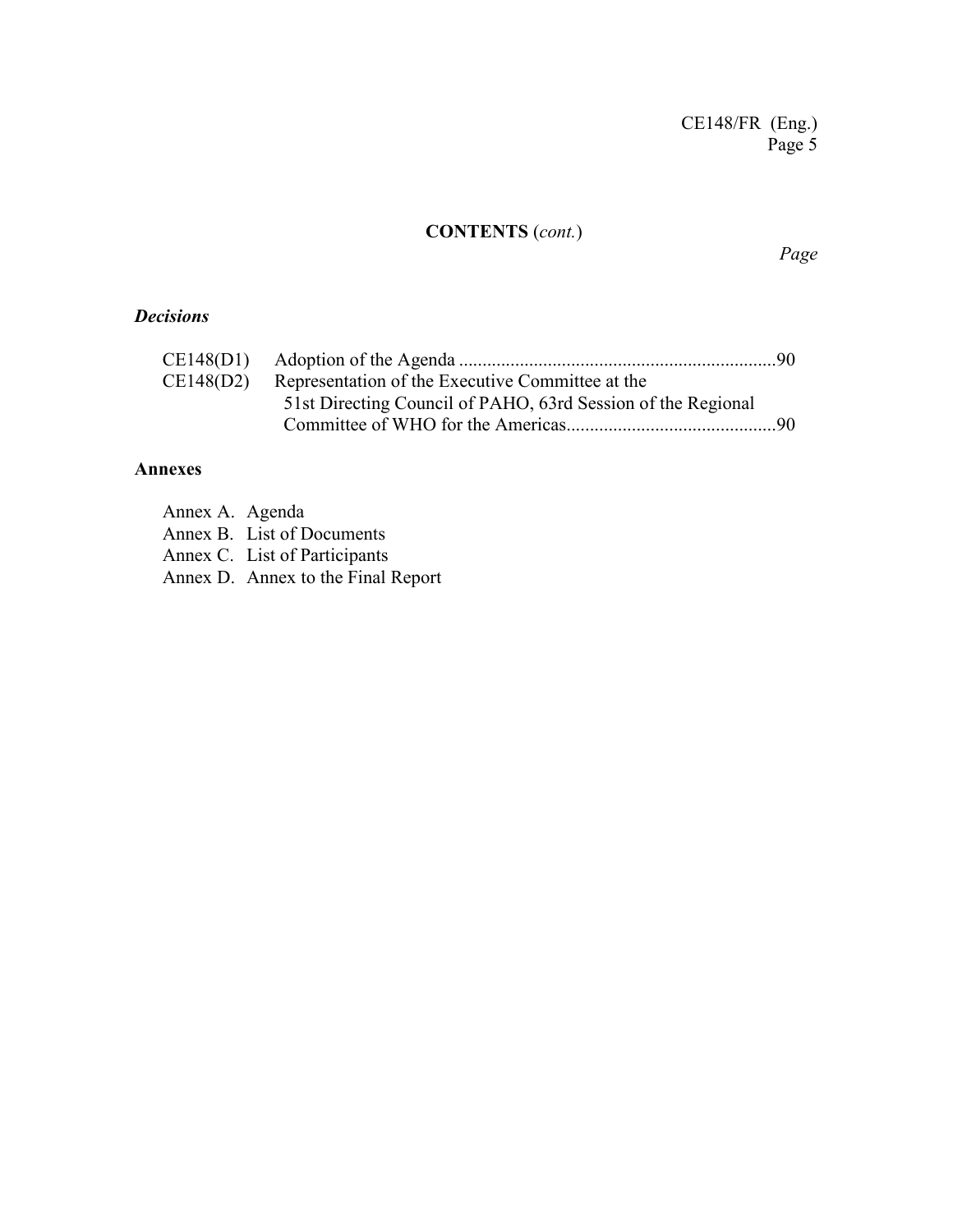**CONTENTS** (*cont.*)

*Page*

### *Decisions*

CE148(D1) Adoption of the Agenda ....................................................................90

CE148(D2) Representation of the Executive Committee at the 51st Directing Council of PAHO, 63rd Session of the Regional Committee of WHO for the Americas.............................................90

### Annexes

Annex A. Agenda
Annex B. List of Documents
Annex C. List of Participants
Annex D. Annex to the Final Report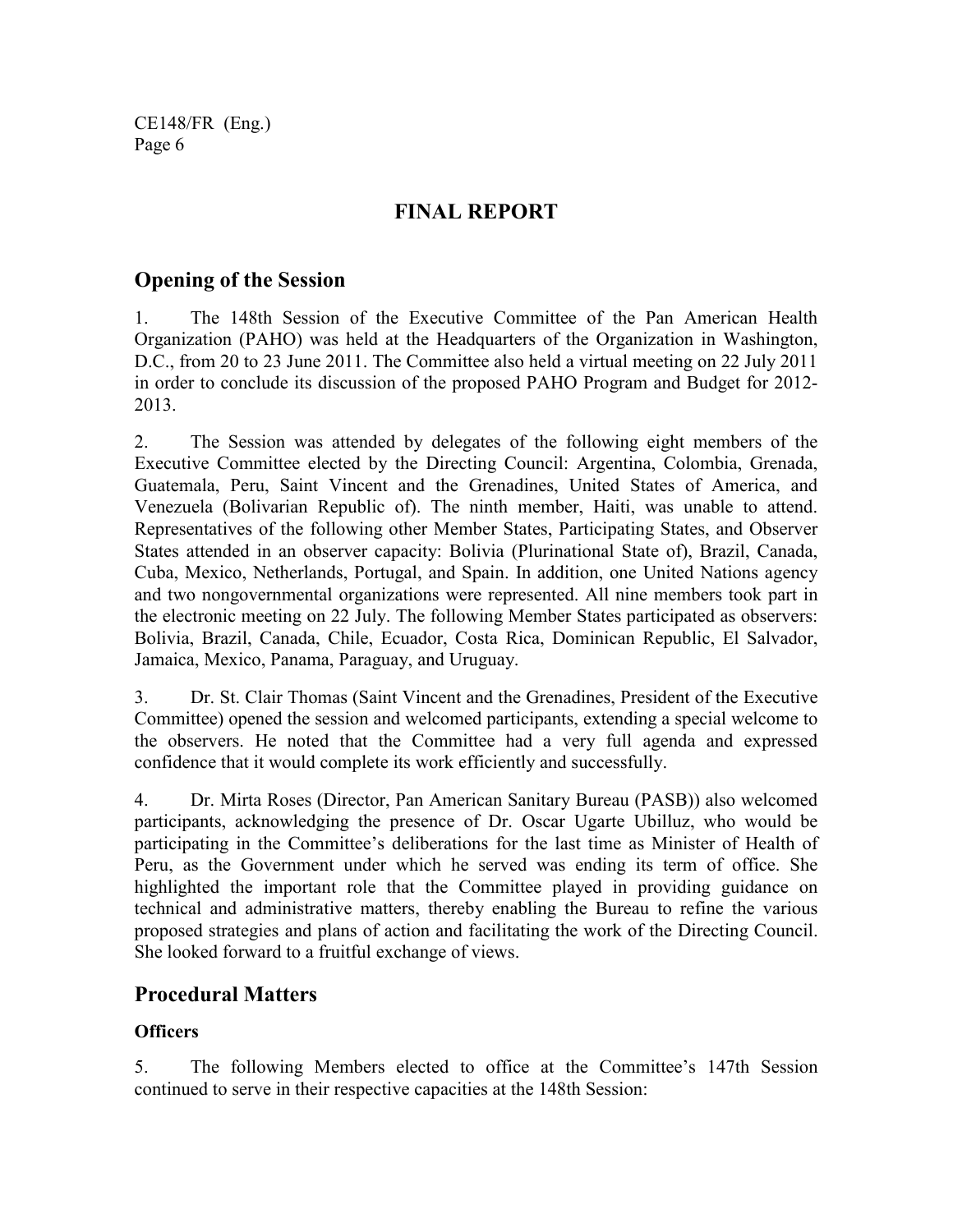# FINAL REPORT

## Opening of the Session

1. The 148th Session of the Executive Committee of the Pan American Health Organization (PAHO) was held at the Headquarters of the Organization in Washington, D.C., from 20 to 23 June 2011. The Committee also held a virtual meeting on 22 July 2011 in order to conclude its discussion of the proposed PAHO Program and Budget for 2012-2013.

2. The Session was attended by delegates of the following eight members of the Executive Committee elected by the Directing Council: Argentina, Colombia, Grenada, Guatemala, Peru, Saint Vincent and the Grenadines, United States of America, and Venezuela (Bolivarian Republic of). The ninth member, Haiti, was unable to attend. Representatives of the following other Member States, Participating States, and Observer States attended in an observer capacity: Bolivia (Plurinational State of), Brazil, Canada, Cuba, Mexico, Netherlands, Portugal, and Spain. In addition, one United Nations agency and two nongovernmental organizations were represented. All nine members took part in the electronic meeting on 22 July. The following Member States participated as observers: Bolivia, Brazil, Canada, Chile, Ecuador, Costa Rica, Dominican Republic, El Salvador, Jamaica, Mexico, Panama, Paraguay, and Uruguay.

3. Dr. St. Clair Thomas (Saint Vincent and the Grenadines, President of the Executive Committee) opened the session and welcomed participants, extending a special welcome to the observers. He noted that the Committee had a very full agenda and expressed confidence that it would complete its work efficiently and successfully.

4. Dr. Mirta Roses (Director, Pan American Sanitary Bureau (PASB)) also welcomed participants, acknowledging the presence of Dr. Oscar Ugarte Ubilluz, who would be participating in the Committee's deliberations for the last time as Minister of Health of Peru, as the Government under which he served was ending its term of office. She highlighted the important role that the Committee played in providing guidance on technical and administrative matters, thereby enabling the Bureau to refine the various proposed strategies and plans of action and facilitating the work of the Directing Council. She looked forward to a fruitful exchange of views.

## Procedural Matters

### Officers

5. The following Members elected to office at the Committee's 147th Session continued to serve in their respective capacities at the 148th Session: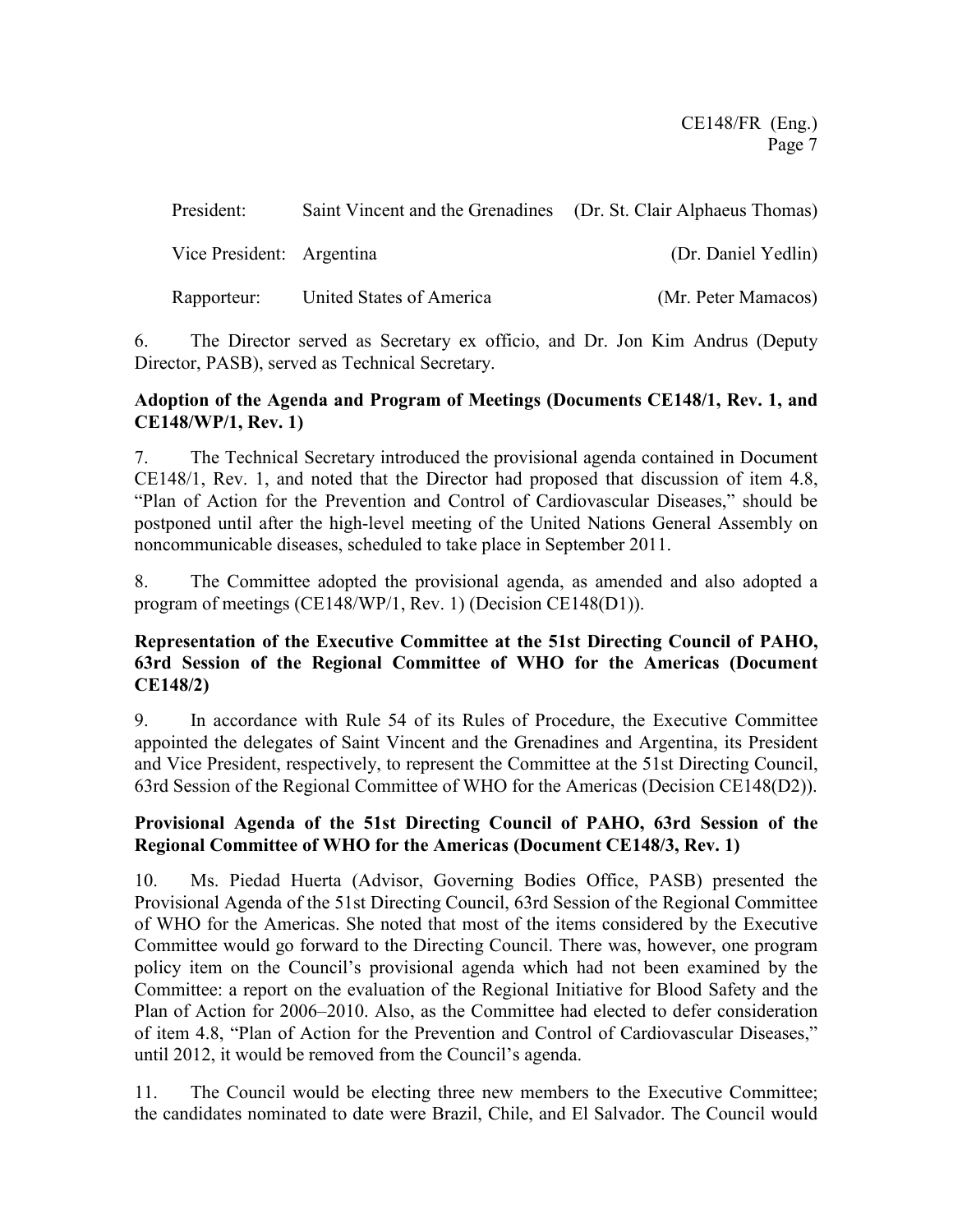| | | |
|---|---|---|
| President: | Saint Vincent and the Grenadines | (Dr. St. Clair Alphaeus Thomas) |
| Vice President: | Argentina | (Dr. Daniel Yedlin) |
| Rapporteur: | United States of America | (Mr. Peter Mamacos) |

6. The Director served as Secretary ex officio, and Dr. Jon Kim Andrus (Deputy Director, PASB), served as Technical Secretary.

**Adoption of the Agenda and Program of Meetings (Documents CE148/1, Rev. 1, and CE148/WP/1, Rev. 1)**

7. The Technical Secretary introduced the provisional agenda contained in Document CE148/1, Rev. 1, and noted that the Director had proposed that discussion of item 4.8, "Plan of Action for the Prevention and Control of Cardiovascular Diseases," should be postponed until after the high-level meeting of the United Nations General Assembly on noncommunicable diseases, scheduled to take place in September 2011.

8. The Committee adopted the provisional agenda, as amended and also adopted a program of meetings (CE148/WP/1, Rev. 1) (Decision CE148(D1)).

**Representation of the Executive Committee at the 51st Directing Council of PAHO, 63rd Session of the Regional Committee of WHO for the Americas (Document CE148/2)**

9. In accordance with Rule 54 of its Rules of Procedure, the Executive Committee appointed the delegates of Saint Vincent and the Grenadines and Argentina, its President and Vice President, respectively, to represent the Committee at the 51st Directing Council, 63rd Session of the Regional Committee of WHO for the Americas (Decision CE148(D2)).

**Provisional Agenda of the 51st Directing Council of PAHO, 63rd Session of the Regional Committee of WHO for the Americas (Document CE148/3, Rev. 1)**

10. Ms. Piedad Huerta (Advisor, Governing Bodies Office, PASB) presented the Provisional Agenda of the 51st Directing Council, 63rd Session of the Regional Committee of WHO for the Americas. She noted that most of the items considered by the Executive Committee would go forward to the Directing Council. There was, however, one program policy item on the Council's provisional agenda which had not been examined by the Committee: a report on the evaluation of the Regional Initiative for Blood Safety and the Plan of Action for 2006–2010. Also, as the Committee had elected to defer consideration of item 4.8, "Plan of Action for the Prevention and Control of Cardiovascular Diseases," until 2012, it would be removed from the Council's agenda.

11. The Council would be electing three new members to the Executive Committee; the candidates nominated to date were Brazil, Chile, and El Salvador. The Council would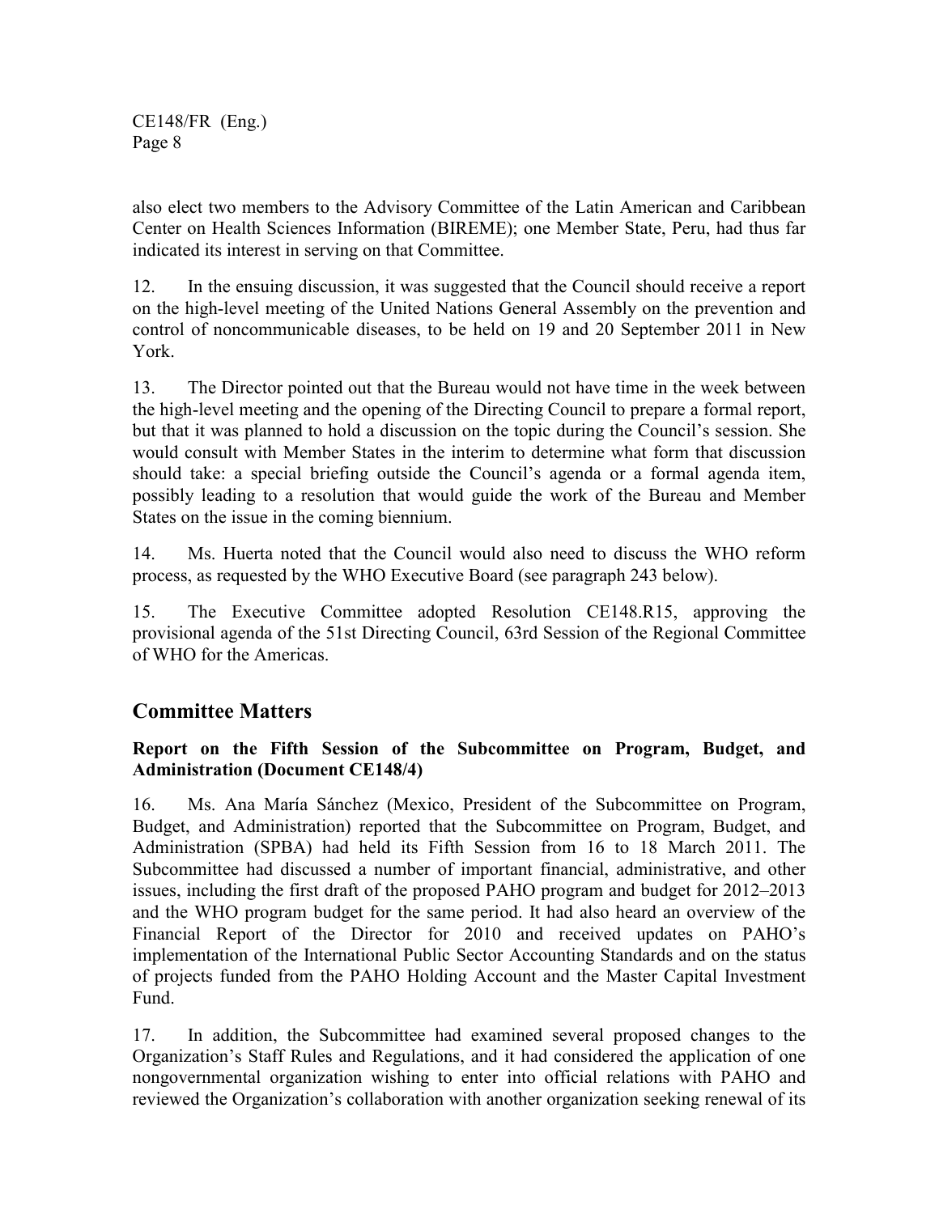also elect two members to the Advisory Committee of the Latin American and Caribbean Center on Health Sciences Information (BIREME); one Member State, Peru, had thus far indicated its interest in serving on that Committee.

12. In the ensuing discussion, it was suggested that the Council should receive a report on the high-level meeting of the United Nations General Assembly on the prevention and control of noncommunicable diseases, to be held on 19 and 20 September 2011 in New York.

13. The Director pointed out that the Bureau would not have time in the week between the high-level meeting and the opening of the Directing Council to prepare a formal report, but that it was planned to hold a discussion on the topic during the Council's session. She would consult with Member States in the interim to determine what form that discussion should take: a special briefing outside the Council's agenda or a formal agenda item, possibly leading to a resolution that would guide the work of the Bureau and Member States on the issue in the coming biennium.

14. Ms. Huerta noted that the Council would also need to discuss the WHO reform process, as requested by the WHO Executive Board (see paragraph 243 below).

15. The Executive Committee adopted Resolution CE148.R15, approving the provisional agenda of the 51st Directing Council, 63rd Session of the Regional Committee of WHO for the Americas.

## Committee Matters

### Report on the Fifth Session of the Subcommittee on Program, Budget, and Administration (Document CE148/4)

16. Ms. Ana María Sánchez (Mexico, President of the Subcommittee on Program, Budget, and Administration) reported that the Subcommittee on Program, Budget, and Administration (SPBA) had held its Fifth Session from 16 to 18 March 2011. The Subcommittee had discussed a number of important financial, administrative, and other issues, including the first draft of the proposed PAHO program and budget for 2012–2013 and the WHO program budget for the same period. It had also heard an overview of the Financial Report of the Director for 2010 and received updates on PAHO's implementation of the International Public Sector Accounting Standards and on the status of projects funded from the PAHO Holding Account and the Master Capital Investment Fund.

17. In addition, the Subcommittee had examined several proposed changes to the Organization's Staff Rules and Regulations, and it had considered the application of one nongovernmental organization wishing to enter into official relations with PAHO and reviewed the Organization's collaboration with another organization seeking renewal of its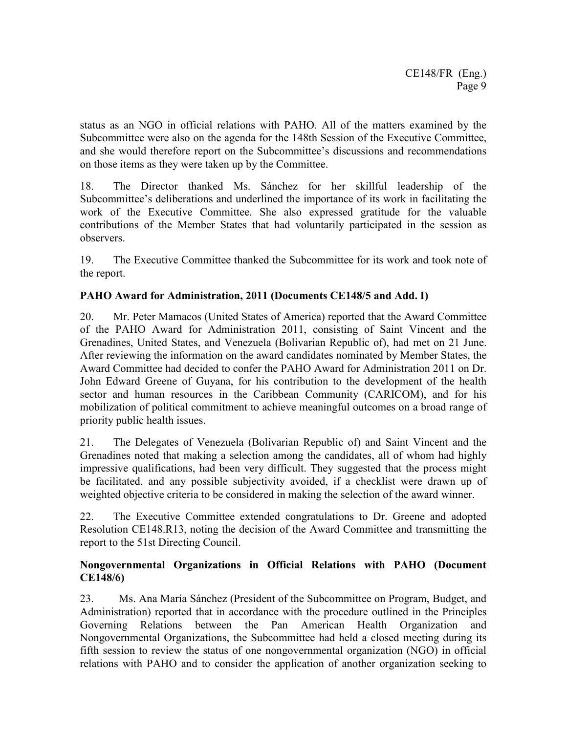status as an NGO in official relations with PAHO. All of the matters examined by the Subcommittee were also on the agenda for the 148th Session of the Executive Committee, and she would therefore report on the Subcommittee's discussions and recommendations on those items as they were taken up by the Committee.

18. The Director thanked Ms. Sánchez for her skillful leadership of the Subcommittee's deliberations and underlined the importance of its work in facilitating the work of the Executive Committee. She also expressed gratitude for the valuable contributions of the Member States that had voluntarily participated in the session as observers.

19. The Executive Committee thanked the Subcommittee for its work and took note of the report.

**PAHO Award for Administration, 2011 (Documents CE148/5 and Add. I)**

20. Mr. Peter Mamacos (United States of America) reported that the Award Committee of the PAHO Award for Administration 2011, consisting of Saint Vincent and the Grenadines, United States, and Venezuela (Bolivarian Republic of), had met on 21 June. After reviewing the information on the award candidates nominated by Member States, the Award Committee had decided to confer the PAHO Award for Administration 2011 on Dr. John Edward Greene of Guyana, for his contribution to the development of the health sector and human resources in the Caribbean Community (CARICOM), and for his mobilization of political commitment to achieve meaningful outcomes on a broad range of priority public health issues.

21. The Delegates of Venezuela (Bolivarian Republic of) and Saint Vincent and the Grenadines noted that making a selection among the candidates, all of whom had highly impressive qualifications, had been very difficult. They suggested that the process might be facilitated, and any possible subjectivity avoided, if a checklist were drawn up of weighted objective criteria to be considered in making the selection of the award winner.

22. The Executive Committee extended congratulations to Dr. Greene and adopted Resolution CE148.R13, noting the decision of the Award Committee and transmitting the report to the 51st Directing Council.

**Nongovernmental Organizations in Official Relations with PAHO (Document CE148/6)**

23. Ms. Ana María Sánchez (President of the Subcommittee on Program, Budget, and Administration) reported that in accordance with the procedure outlined in the Principles Governing Relations between the Pan American Health Organization and Nongovernmental Organizations, the Subcommittee had held a closed meeting during its fifth session to review the status of one nongovernmental organization (NGO) in official relations with PAHO and to consider the application of another organization seeking to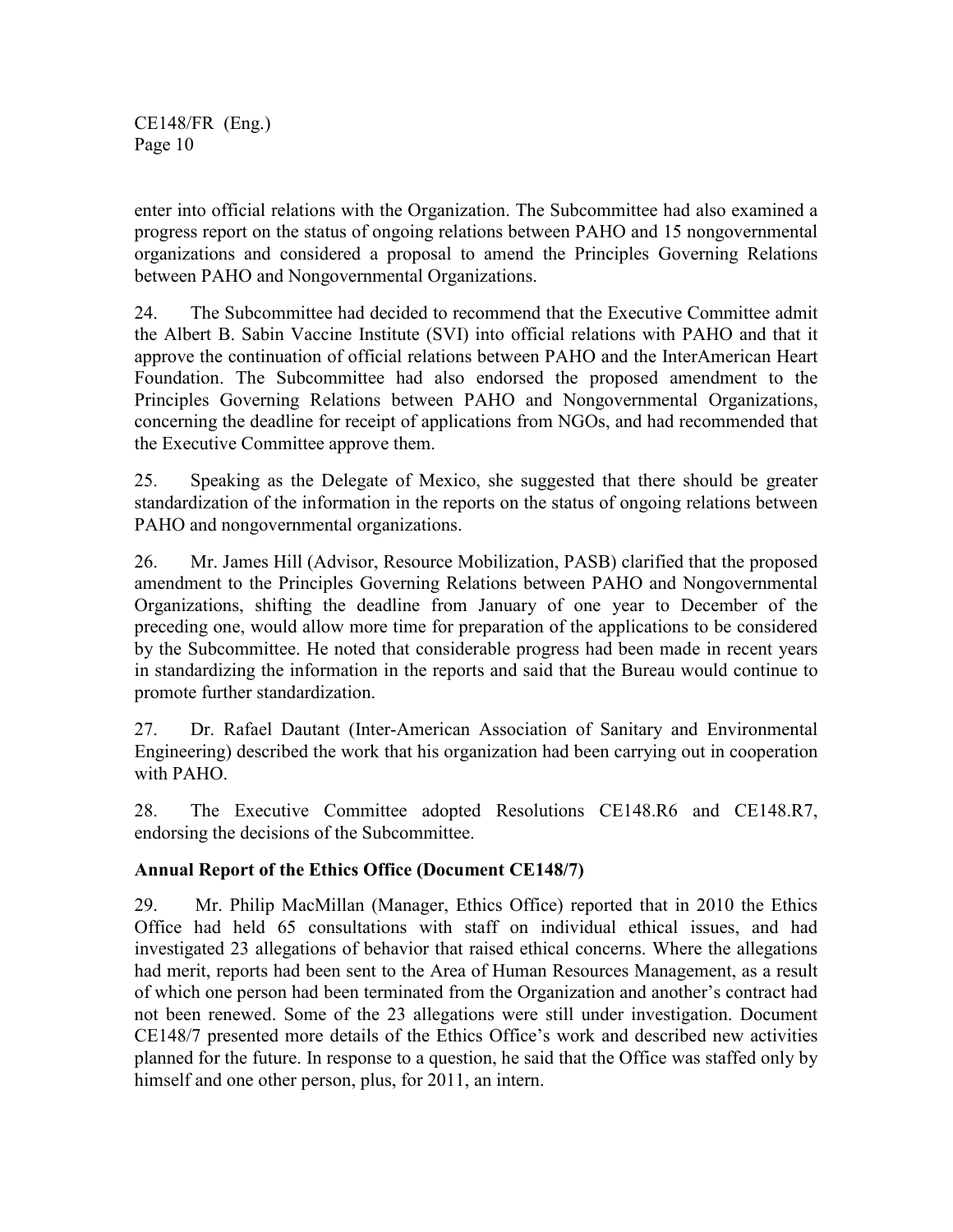enter into official relations with the Organization. The Subcommittee had also examined a progress report on the status of ongoing relations between PAHO and 15 nongovernmental organizations and considered a proposal to amend the Principles Governing Relations between PAHO and Nongovernmental Organizations.

24. The Subcommittee had decided to recommend that the Executive Committee admit the Albert B. Sabin Vaccine Institute (SVI) into official relations with PAHO and that it approve the continuation of official relations between PAHO and the InterAmerican Heart Foundation. The Subcommittee had also endorsed the proposed amendment to the Principles Governing Relations between PAHO and Nongovernmental Organizations, concerning the deadline for receipt of applications from NGOs, and had recommended that the Executive Committee approve them.

25. Speaking as the Delegate of Mexico, she suggested that there should be greater standardization of the information in the reports on the status of ongoing relations between PAHO and nongovernmental organizations.

26. Mr. James Hill (Advisor, Resource Mobilization, PASB) clarified that the proposed amendment to the Principles Governing Relations between PAHO and Nongovernmental Organizations, shifting the deadline from January of one year to December of the preceding one, would allow more time for preparation of the applications to be considered by the Subcommittee. He noted that considerable progress had been made in recent years in standardizing the information in the reports and said that the Bureau would continue to promote further standardization.

27. Dr. Rafael Dautant (Inter-American Association of Sanitary and Environmental Engineering) described the work that his organization had been carrying out in cooperation with PAHO.

28. The Executive Committee adopted Resolutions CE148.R6 and CE148.R7, endorsing the decisions of the Subcommittee.

**Annual Report of the Ethics Office (Document CE148/7)**

29. Mr. Philip MacMillan (Manager, Ethics Office) reported that in 2010 the Ethics Office had held 65 consultations with staff on individual ethical issues, and had investigated 23 allegations of behavior that raised ethical concerns. Where the allegations had merit, reports had been sent to the Area of Human Resources Management, as a result of which one person had been terminated from the Organization and another's contract had not been renewed. Some of the 23 allegations were still under investigation. Document CE148/7 presented more details of the Ethics Office's work and described new activities planned for the future. In response to a question, he said that the Office was staffed only by himself and one other person, plus, for 2011, an intern.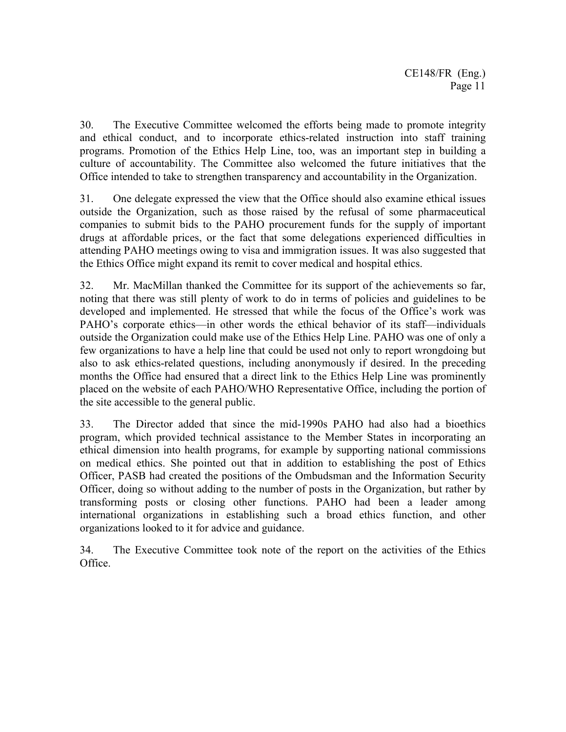30. The Executive Committee welcomed the efforts being made to promote integrity and ethical conduct, and to incorporate ethics-related instruction into staff training programs. Promotion of the Ethics Help Line, too, was an important step in building a culture of accountability. The Committee also welcomed the future initiatives that the Office intended to take to strengthen transparency and accountability in the Organization.

31. One delegate expressed the view that the Office should also examine ethical issues outside the Organization, such as those raised by the refusal of some pharmaceutical companies to submit bids to the PAHO procurement funds for the supply of important drugs at affordable prices, or the fact that some delegations experienced difficulties in attending PAHO meetings owing to visa and immigration issues. It was also suggested that the Ethics Office might expand its remit to cover medical and hospital ethics.

32. Mr. MacMillan thanked the Committee for its support of the achievements so far, noting that there was still plenty of work to do in terms of policies and guidelines to be developed and implemented. He stressed that while the focus of the Office's work was PAHO's corporate ethics—in other words the ethical behavior of its staff—individuals outside the Organization could make use of the Ethics Help Line. PAHO was one of only a few organizations to have a help line that could be used not only to report wrongdoing but also to ask ethics-related questions, including anonymously if desired. In the preceding months the Office had ensured that a direct link to the Ethics Help Line was prominently placed on the website of each PAHO/WHO Representative Office, including the portion of the site accessible to the general public.

33. The Director added that since the mid-1990s PAHO had also had a bioethics program, which provided technical assistance to the Member States in incorporating an ethical dimension into health programs, for example by supporting national commissions on medical ethics. She pointed out that in addition to establishing the post of Ethics Officer, PASB had created the positions of the Ombudsman and the Information Security Officer, doing so without adding to the number of posts in the Organization, but rather by transforming posts or closing other functions. PAHO had been a leader among international organizations in establishing such a broad ethics function, and other organizations looked to it for advice and guidance.

34. The Executive Committee took note of the report on the activities of the Ethics Office.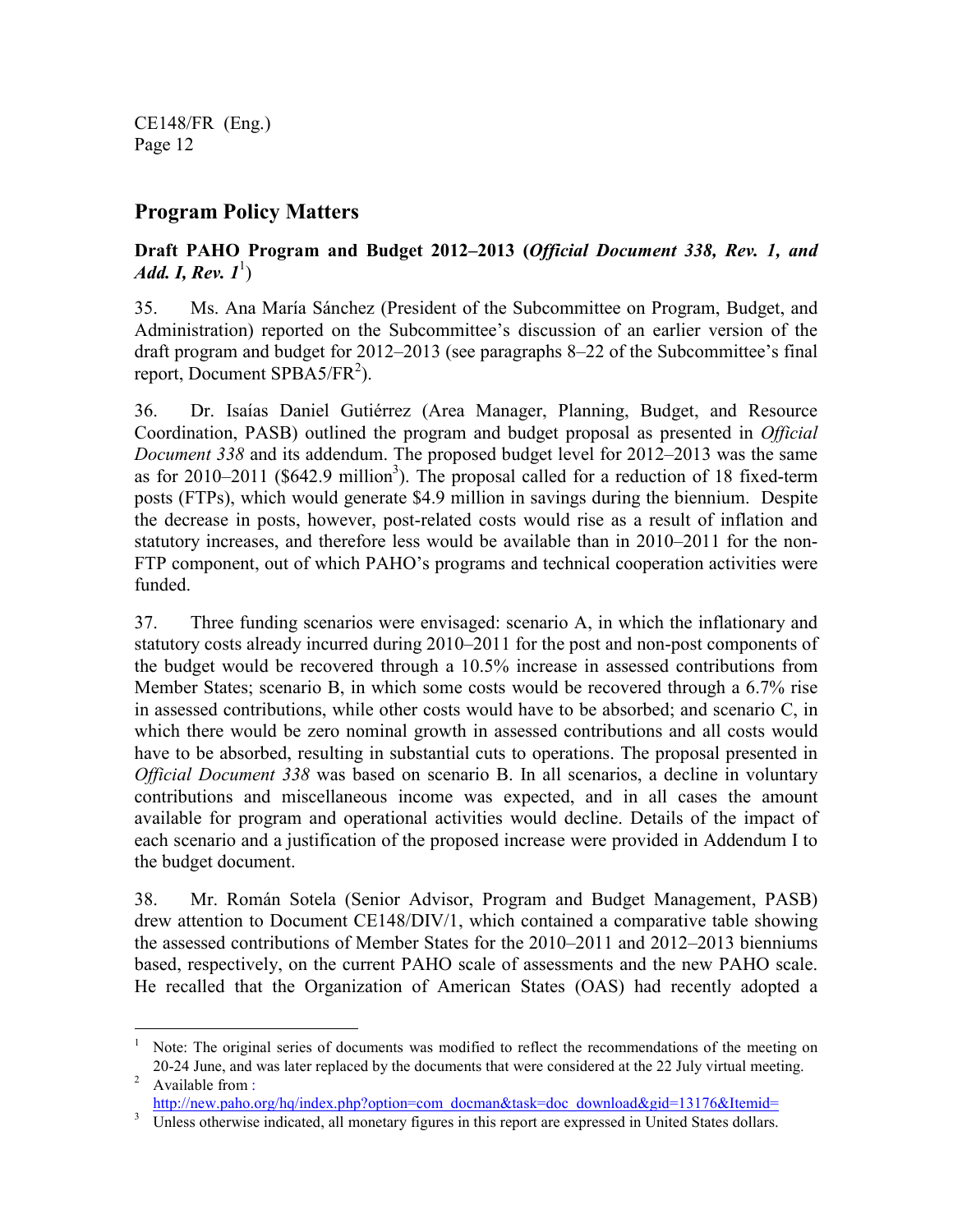## Program Policy Matters

### Draft PAHO Program and Budget 2012–2013 (*Official Document 338, Rev. 1, and Add. I, Rev. 1*[1])

35. Ms. Ana María Sánchez (President of the Subcommittee on Program, Budget, and Administration) reported on the Subcommittee's discussion of an earlier version of the draft program and budget for 2012–2013 (see paragraphs 8–22 of the Subcommittee's final report, Document SPBA5/FR[2]).

36. Dr. Isaías Daniel Gutiérrez (Area Manager, Planning, Budget, and Resource Coordination, PASB) outlined the program and budget proposal as presented in *Official Document 338* and its addendum. The proposed budget level for 2012–2013 was the same as for 2010–2011 ($642.9 million[3]). The proposal called for a reduction of 18 fixed-term posts (FTPs), which would generate $4.9 million in savings during the biennium. Despite the decrease in posts, however, post-related costs would rise as a result of inflation and statutory increases, and therefore less would be available than in 2010–2011 for the non-FTP component, out of which PAHO's programs and technical cooperation activities were funded.

37. Three funding scenarios were envisaged: scenario A, in which the inflationary and statutory costs already incurred during 2010–2011 for the post and non-post components of the budget would be recovered through a 10.5% increase in assessed contributions from Member States; scenario B, in which some costs would be recovered through a 6.7% rise in assessed contributions, while other costs would have to be absorbed; and scenario C, in which there would be zero nominal growth in assessed contributions and all costs would have to be absorbed, resulting in substantial cuts to operations. The proposal presented in *Official Document 338* was based on scenario B. In all scenarios, a decline in voluntary contributions and miscellaneous income was expected, and in all cases the amount available for program and operational activities would decline. Details of the impact of each scenario and a justification of the proposed increase were provided in Addendum I to the budget document.

38. Mr. Román Sotela (Senior Advisor, Program and Budget Management, PASB) drew attention to Document CE148/DIV/1, which contained a comparative table showing the assessed contributions of Member States for the 2010–2011 and 2012–2013 bienniums based, respectively, on the current PAHO scale of assessments and the new PAHO scale. He recalled that the Organization of American States (OAS) had recently adopted a

---

[1] Note: The original series of documents was modified to reflect the recommendations of the meeting on 20-24 June, and was later replaced by the documents that were considered at the 22 July virtual meeting.

[2] Available from : http://new.paho.org/hq/index.php?option=com_docman&task=doc_download&gid=13176&Itemid=

[3] Unless otherwise indicated, all monetary figures in this report are expressed in United States dollars.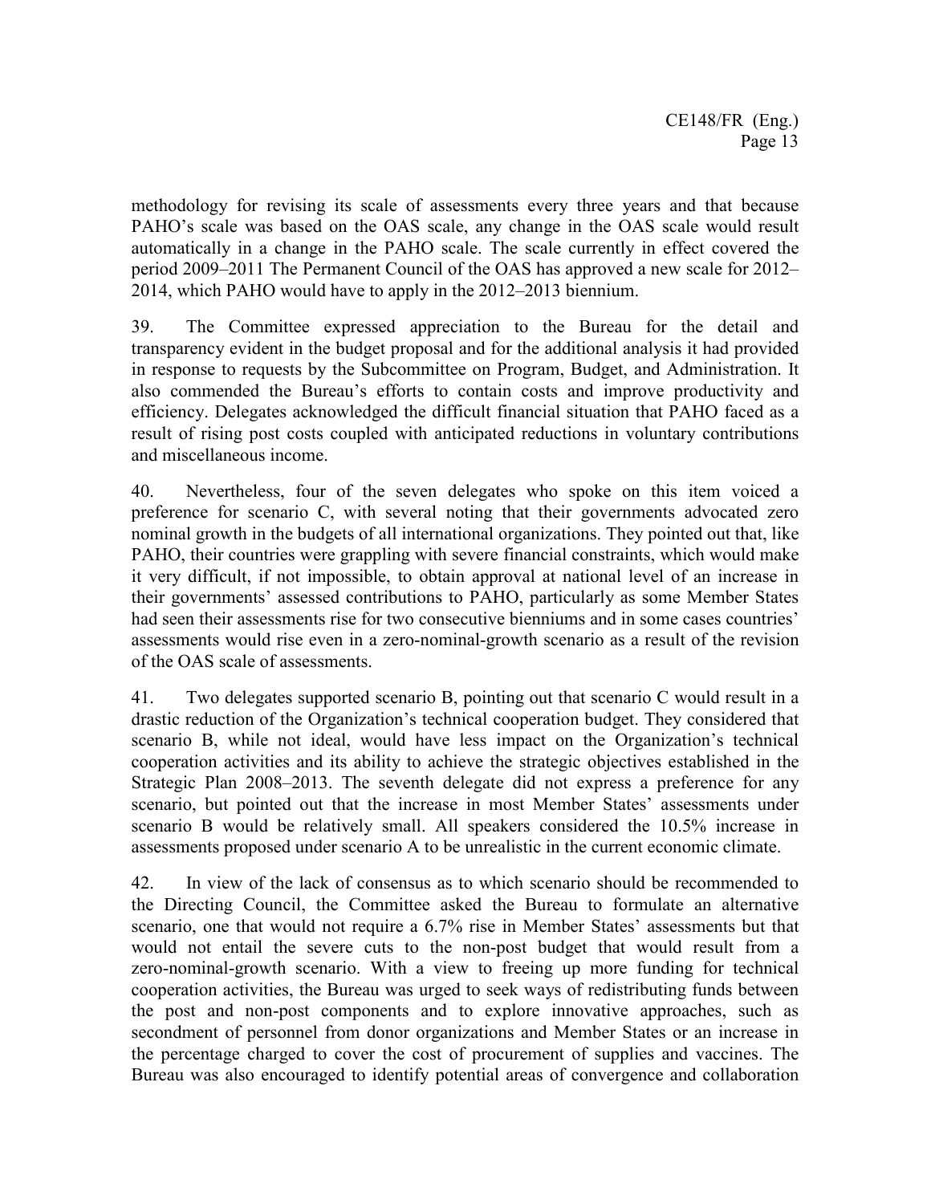methodology for revising its scale of assessments every three years and that because PAHO's scale was based on the OAS scale, any change in the OAS scale would result automatically in a change in the PAHO scale. The scale currently in effect covered the period 2009–2011 The Permanent Council of the OAS has approved a new scale for 2012–2014, which PAHO would have to apply in the 2012–2013 biennium.

39. The Committee expressed appreciation to the Bureau for the detail and transparency evident in the budget proposal and for the additional analysis it had provided in response to requests by the Subcommittee on Program, Budget, and Administration. It also commended the Bureau's efforts to contain costs and improve productivity and efficiency. Delegates acknowledged the difficult financial situation that PAHO faced as a result of rising post costs coupled with anticipated reductions in voluntary contributions and miscellaneous income.

40. Nevertheless, four of the seven delegates who spoke on this item voiced a preference for scenario C, with several noting that their governments advocated zero nominal growth in the budgets of all international organizations. They pointed out that, like PAHO, their countries were grappling with severe financial constraints, which would make it very difficult, if not impossible, to obtain approval at national level of an increase in their governments' assessed contributions to PAHO, particularly as some Member States had seen their assessments rise for two consecutive bienniums and in some cases countries' assessments would rise even in a zero-nominal-growth scenario as a result of the revision of the OAS scale of assessments.

41. Two delegates supported scenario B, pointing out that scenario C would result in a drastic reduction of the Organization's technical cooperation budget. They considered that scenario B, while not ideal, would have less impact on the Organization's technical cooperation activities and its ability to achieve the strategic objectives established in the Strategic Plan 2008–2013. The seventh delegate did not express a preference for any scenario, but pointed out that the increase in most Member States' assessments under scenario B would be relatively small. All speakers considered the 10.5% increase in assessments proposed under scenario A to be unrealistic in the current economic climate.

42. In view of the lack of consensus as to which scenario should be recommended to the Directing Council, the Committee asked the Bureau to formulate an alternative scenario, one that would not require a 6.7% rise in Member States' assessments but that would not entail the severe cuts to the non-post budget that would result from a zero-nominal-growth scenario. With a view to freeing up more funding for technical cooperation activities, the Bureau was urged to seek ways of redistributing funds between the post and non-post components and to explore innovative approaches, such as secondment of personnel from donor organizations and Member States or an increase in the percentage charged to cover the cost of procurement of supplies and vaccines. The Bureau was also encouraged to identify potential areas of convergence and collaboration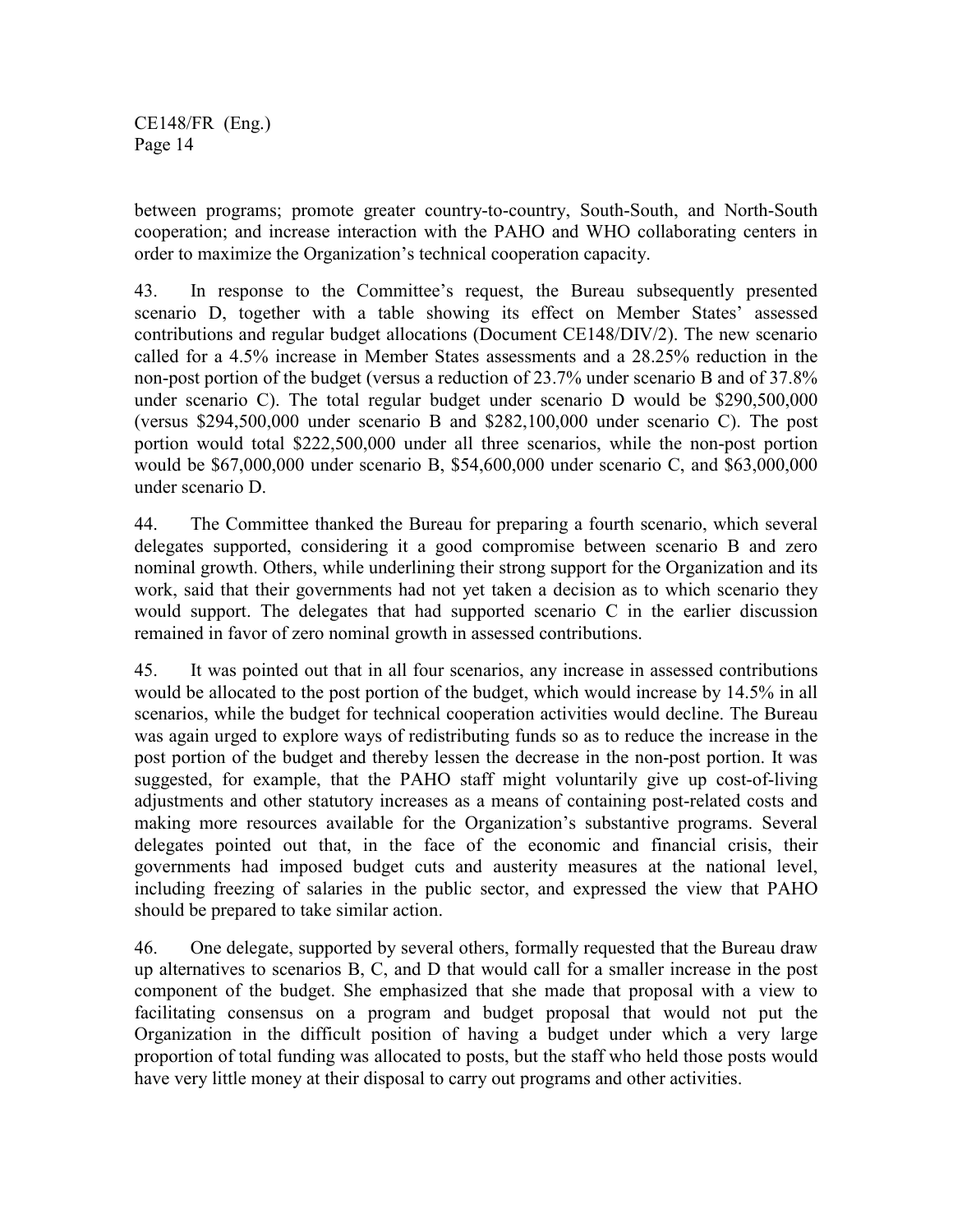between programs; promote greater country-to-country, South-South, and North-South cooperation; and increase interaction with the PAHO and WHO collaborating centers in order to maximize the Organization's technical cooperation capacity.

43. In response to the Committee's request, the Bureau subsequently presented scenario D, together with a table showing its effect on Member States' assessed contributions and regular budget allocations (Document CE148/DIV/2). The new scenario called for a 4.5% increase in Member States assessments and a 28.25% reduction in the non-post portion of the budget (versus a reduction of 23.7% under scenario B and of 37.8% under scenario C). The total regular budget under scenario D would be $290,500,000 (versus $294,500,000 under scenario B and $282,100,000 under scenario C). The post portion would total $222,500,000 under all three scenarios, while the non-post portion would be $67,000,000 under scenario B, $54,600,000 under scenario C, and $63,000,000 under scenario D.

44. The Committee thanked the Bureau for preparing a fourth scenario, which several delegates supported, considering it a good compromise between scenario B and zero nominal growth. Others, while underlining their strong support for the Organization and its work, said that their governments had not yet taken a decision as to which scenario they would support. The delegates that had supported scenario C in the earlier discussion remained in favor of zero nominal growth in assessed contributions.

45. It was pointed out that in all four scenarios, any increase in assessed contributions would be allocated to the post portion of the budget, which would increase by 14.5% in all scenarios, while the budget for technical cooperation activities would decline. The Bureau was again urged to explore ways of redistributing funds so as to reduce the increase in the post portion of the budget and thereby lessen the decrease in the non-post portion. It was suggested, for example, that the PAHO staff might voluntarily give up cost-of-living adjustments and other statutory increases as a means of containing post-related costs and making more resources available for the Organization's substantive programs. Several delegates pointed out that, in the face of the economic and financial crisis, their governments had imposed budget cuts and austerity measures at the national level, including freezing of salaries in the public sector, and expressed the view that PAHO should be prepared to take similar action.

46. One delegate, supported by several others, formally requested that the Bureau draw up alternatives to scenarios B, C, and D that would call for a smaller increase in the post component of the budget. She emphasized that she made that proposal with a view to facilitating consensus on a program and budget proposal that would not put the Organization in the difficult position of having a budget under which a very large proportion of total funding was allocated to posts, but the staff who held those posts would have very little money at their disposal to carry out programs and other activities.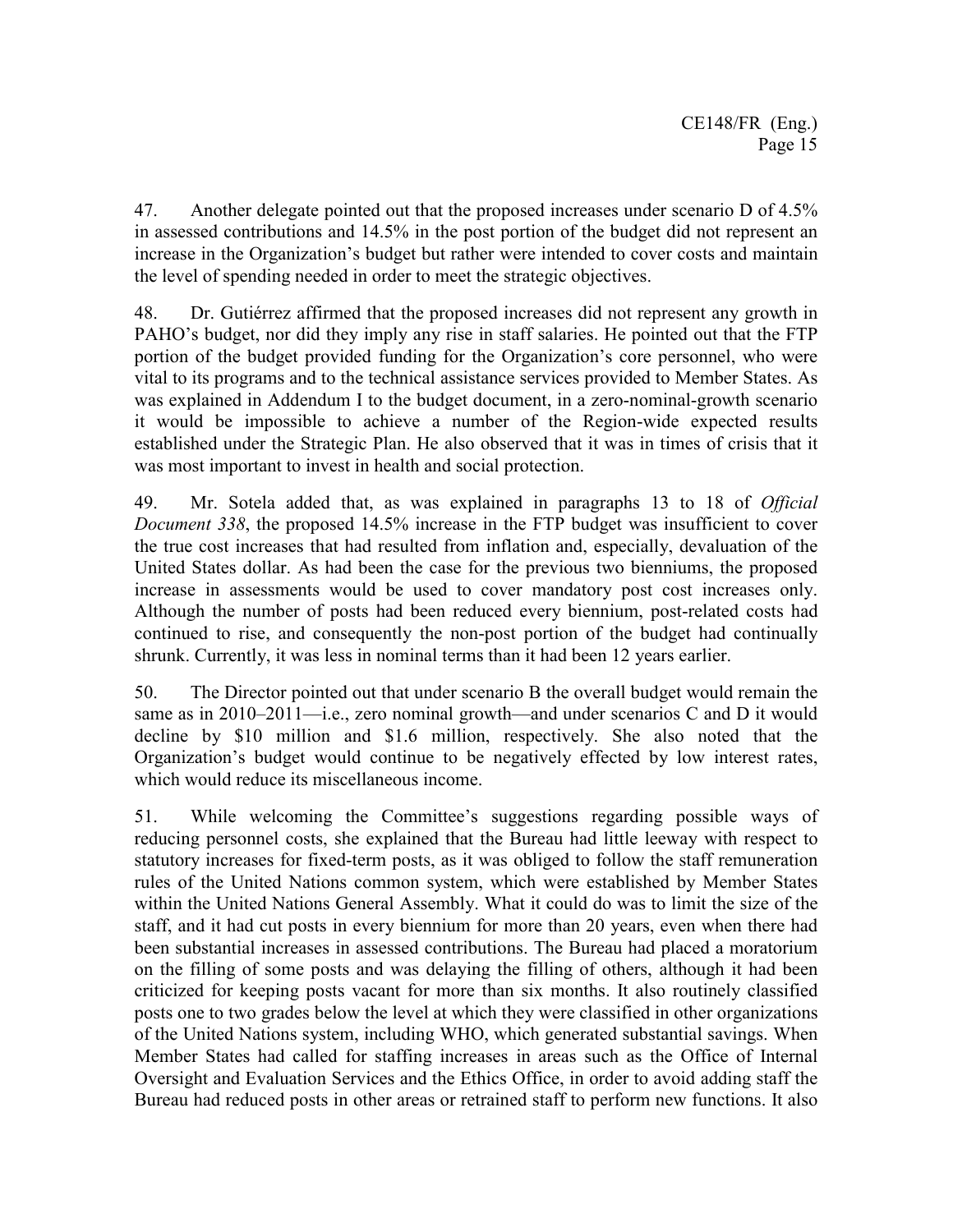47. Another delegate pointed out that the proposed increases under scenario D of 4.5% in assessed contributions and 14.5% in the post portion of the budget did not represent an increase in the Organization's budget but rather were intended to cover costs and maintain the level of spending needed in order to meet the strategic objectives.

48. Dr. Gutiérrez affirmed that the proposed increases did not represent any growth in PAHO's budget, nor did they imply any rise in staff salaries. He pointed out that the FTP portion of the budget provided funding for the Organization's core personnel, who were vital to its programs and to the technical assistance services provided to Member States. As was explained in Addendum I to the budget document, in a zero-nominal-growth scenario it would be impossible to achieve a number of the Region-wide expected results established under the Strategic Plan. He also observed that it was in times of crisis that it was most important to invest in health and social protection.

49. Mr. Sotela added that, as was explained in paragraphs 13 to 18 of *Official Document 338*, the proposed 14.5% increase in the FTP budget was insufficient to cover the true cost increases that had resulted from inflation and, especially, devaluation of the United States dollar. As had been the case for the previous two bienniums, the proposed increase in assessments would be used to cover mandatory post cost increases only. Although the number of posts had been reduced every biennium, post-related costs had continued to rise, and consequently the non-post portion of the budget had continually shrunk. Currently, it was less in nominal terms than it had been 12 years earlier.

50. The Director pointed out that under scenario B the overall budget would remain the same as in 2010–2011—i.e., zero nominal growth—and under scenarios C and D it would decline by $10 million and $1.6 million, respectively. She also noted that the Organization's budget would continue to be negatively effected by low interest rates, which would reduce its miscellaneous income.

51. While welcoming the Committee's suggestions regarding possible ways of reducing personnel costs, she explained that the Bureau had little leeway with respect to statutory increases for fixed-term posts, as it was obliged to follow the staff remuneration rules of the United Nations common system, which were established by Member States within the United Nations General Assembly. What it could do was to limit the size of the staff, and it had cut posts in every biennium for more than 20 years, even when there had been substantial increases in assessed contributions. The Bureau had placed a moratorium on the filling of some posts and was delaying the filling of others, although it had been criticized for keeping posts vacant for more than six months. It also routinely classified posts one to two grades below the level at which they were classified in other organizations of the United Nations system, including WHO, which generated substantial savings. When Member States had called for staffing increases in areas such as the Office of Internal Oversight and Evaluation Services and the Ethics Office, in order to avoid adding staff the Bureau had reduced posts in other areas or retrained staff to perform new functions. It also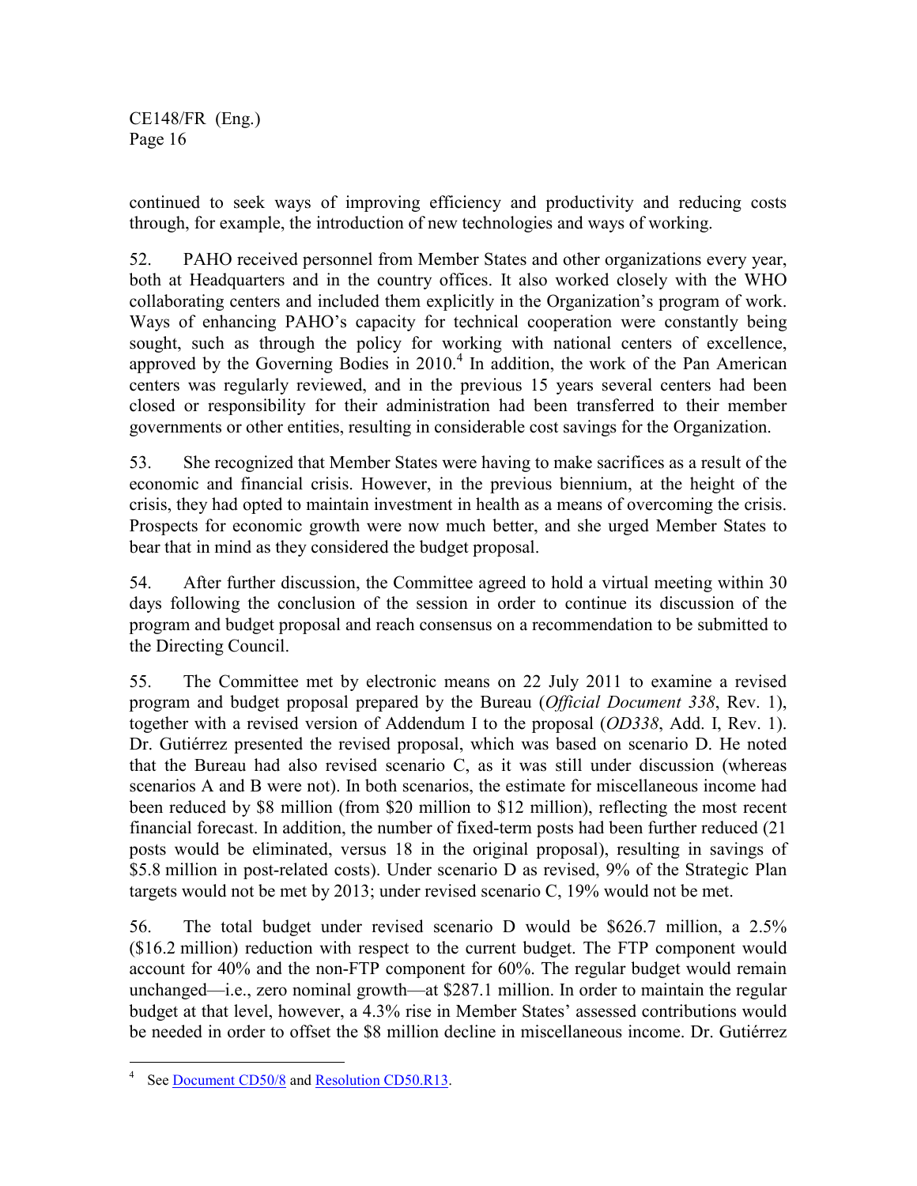continued to seek ways of improving efficiency and productivity and reducing costs through, for example, the introduction of new technologies and ways of working.

52. PAHO received personnel from Member States and other organizations every year, both at Headquarters and in the country offices. It also worked closely with the WHO collaborating centers and included them explicitly in the Organization's program of work. Ways of enhancing PAHO's capacity for technical cooperation were constantly being sought, such as through the policy for working with national centers of excellence, approved by the Governing Bodies in 2010.[4] In addition, the work of the Pan American centers was regularly reviewed, and in the previous 15 years several centers had been closed or responsibility for their administration had been transferred to their member governments or other entities, resulting in considerable cost savings for the Organization.

53. She recognized that Member States were having to make sacrifices as a result of the economic and financial crisis. However, in the previous biennium, at the height of the crisis, they had opted to maintain investment in health as a means of overcoming the crisis. Prospects for economic growth were now much better, and she urged Member States to bear that in mind as they considered the budget proposal.

54. After further discussion, the Committee agreed to hold a virtual meeting within 30 days following the conclusion of the session in order to continue its discussion of the program and budget proposal and reach consensus on a recommendation to be submitted to the Directing Council.

55. The Committee met by electronic means on 22 July 2011 to examine a revised program and budget proposal prepared by the Bureau (*Official Document 338*, Rev. 1), together with a revised version of Addendum I to the proposal (*OD338*, Add. I, Rev. 1). Dr. Gutiérrez presented the revised proposal, which was based on scenario D. He noted that the Bureau had also revised scenario C, as it was still under discussion (whereas scenarios A and B were not). In both scenarios, the estimate for miscellaneous income had been reduced by $8 million (from $20 million to $12 million), reflecting the most recent financial forecast. In addition, the number of fixed-term posts had been further reduced (21 posts would be eliminated, versus 18 in the original proposal), resulting in savings of $5.8 million in post-related costs). Under scenario D as revised, 9% of the Strategic Plan targets would not be met by 2013; under revised scenario C, 19% would not be met.

56. The total budget under revised scenario D would be $626.7 million, a 2.5% ($16.2 million) reduction with respect to the current budget. The FTP component would account for 40% and the non-FTP component for 60%. The regular budget would remain unchanged—i.e., zero nominal growth—at $287.1 million. In order to maintain the regular budget at that level, however, a 4.3% rise in Member States' assessed contributions would be needed in order to offset the $8 million decline in miscellaneous income. Dr. Gutiérrez

---

[4] See Document CD50/8 and Resolution CD50.R13.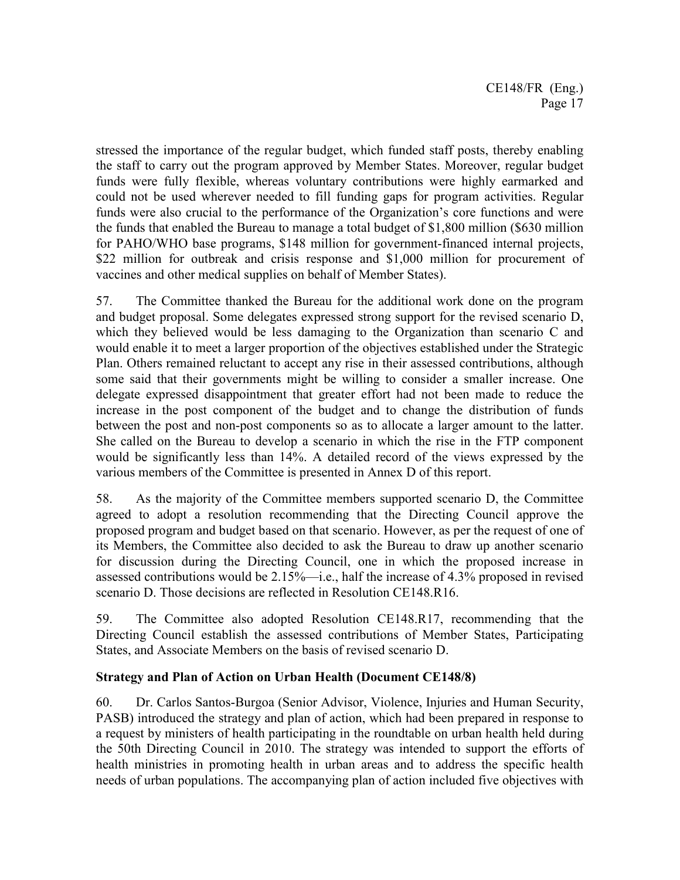stressed the importance of the regular budget, which funded staff posts, thereby enabling the staff to carry out the program approved by Member States. Moreover, regular budget funds were fully flexible, whereas voluntary contributions were highly earmarked and could not be used wherever needed to fill funding gaps for program activities. Regular funds were also crucial to the performance of the Organization's core functions and were the funds that enabled the Bureau to manage a total budget of $1,800 million ($630 million for PAHO/WHO base programs, $148 million for government-financed internal projects, $22 million for outbreak and crisis response and $1,000 million for procurement of vaccines and other medical supplies on behalf of Member States).

57. The Committee thanked the Bureau for the additional work done on the program and budget proposal. Some delegates expressed strong support for the revised scenario D, which they believed would be less damaging to the Organization than scenario C and would enable it to meet a larger proportion of the objectives established under the Strategic Plan. Others remained reluctant to accept any rise in their assessed contributions, although some said that their governments might be willing to consider a smaller increase. One delegate expressed disappointment that greater effort had not been made to reduce the increase in the post component of the budget and to change the distribution of funds between the post and non-post components so as to allocate a larger amount to the latter. She called on the Bureau to develop a scenario in which the rise in the FTP component would be significantly less than 14%. A detailed record of the views expressed by the various members of the Committee is presented in Annex D of this report.

58. As the majority of the Committee members supported scenario D, the Committee agreed to adopt a resolution recommending that the Directing Council approve the proposed program and budget based on that scenario. However, as per the request of one of its Members, the Committee also decided to ask the Bureau to draw up another scenario for discussion during the Directing Council, one in which the proposed increase in assessed contributions would be 2.15%—i.e., half the increase of 4.3% proposed in revised scenario D. Those decisions are reflected in Resolution CE148.R16.

59. The Committee also adopted Resolution CE148.R17, recommending that the Directing Council establish the assessed contributions of Member States, Participating States, and Associate Members on the basis of revised scenario D.

**Strategy and Plan of Action on Urban Health (Document CE148/8)**

60. Dr. Carlos Santos-Burgoa (Senior Advisor, Violence, Injuries and Human Security, PASB) introduced the strategy and plan of action, which had been prepared in response to a request by ministers of health participating in the roundtable on urban health held during the 50th Directing Council in 2010. The strategy was intended to support the efforts of health ministries in promoting health in urban areas and to address the specific health needs of urban populations. The accompanying plan of action included five objectives with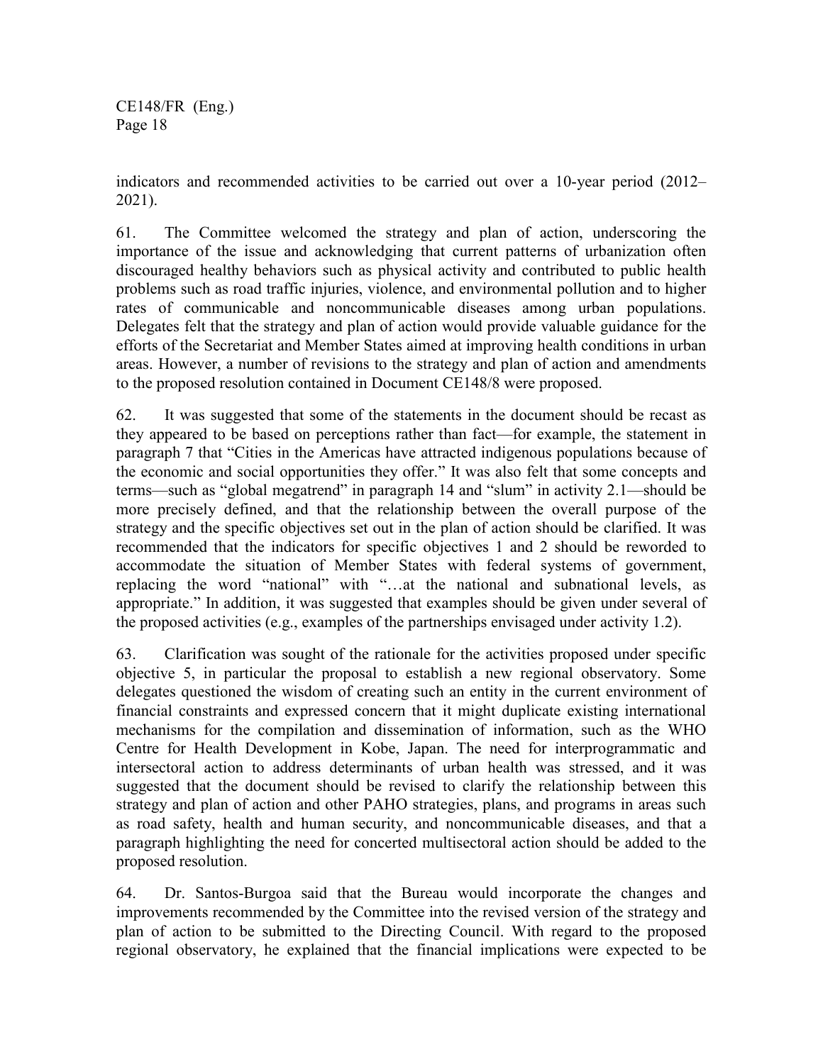indicators and recommended activities to be carried out over a 10-year period (2012–2021).

61. The Committee welcomed the strategy and plan of action, underscoring the importance of the issue and acknowledging that current patterns of urbanization often discouraged healthy behaviors such as physical activity and contributed to public health problems such as road traffic injuries, violence, and environmental pollution and to higher rates of communicable and noncommunicable diseases among urban populations. Delegates felt that the strategy and plan of action would provide valuable guidance for the efforts of the Secretariat and Member States aimed at improving health conditions in urban areas. However, a number of revisions to the strategy and plan of action and amendments to the proposed resolution contained in Document CE148/8 were proposed.

62. It was suggested that some of the statements in the document should be recast as they appeared to be based on perceptions rather than fact—for example, the statement in paragraph 7 that "Cities in the Americas have attracted indigenous populations because of the economic and social opportunities they offer." It was also felt that some concepts and terms—such as "global megatrend" in paragraph 14 and "slum" in activity 2.1—should be more precisely defined, and that the relationship between the overall purpose of the strategy and the specific objectives set out in the plan of action should be clarified. It was recommended that the indicators for specific objectives 1 and 2 should be reworded to accommodate the situation of Member States with federal systems of government, replacing the word "national" with "…at the national and subnational levels, as appropriate." In addition, it was suggested that examples should be given under several of the proposed activities (e.g., examples of the partnerships envisaged under activity 1.2).

63. Clarification was sought of the rationale for the activities proposed under specific objective 5, in particular the proposal to establish a new regional observatory. Some delegates questioned the wisdom of creating such an entity in the current environment of financial constraints and expressed concern that it might duplicate existing international mechanisms for the compilation and dissemination of information, such as the WHO Centre for Health Development in Kobe, Japan. The need for interprogrammatic and intersectoral action to address determinants of urban health was stressed, and it was suggested that the document should be revised to clarify the relationship between this strategy and plan of action and other PAHO strategies, plans, and programs in areas such as road safety, health and human security, and noncommunicable diseases, and that a paragraph highlighting the need for concerted multisectoral action should be added to the proposed resolution.

64. Dr. Santos-Burgoa said that the Bureau would incorporate the changes and improvements recommended by the Committee into the revised version of the strategy and plan of action to be submitted to the Directing Council. With regard to the proposed regional observatory, he explained that the financial implications were expected to be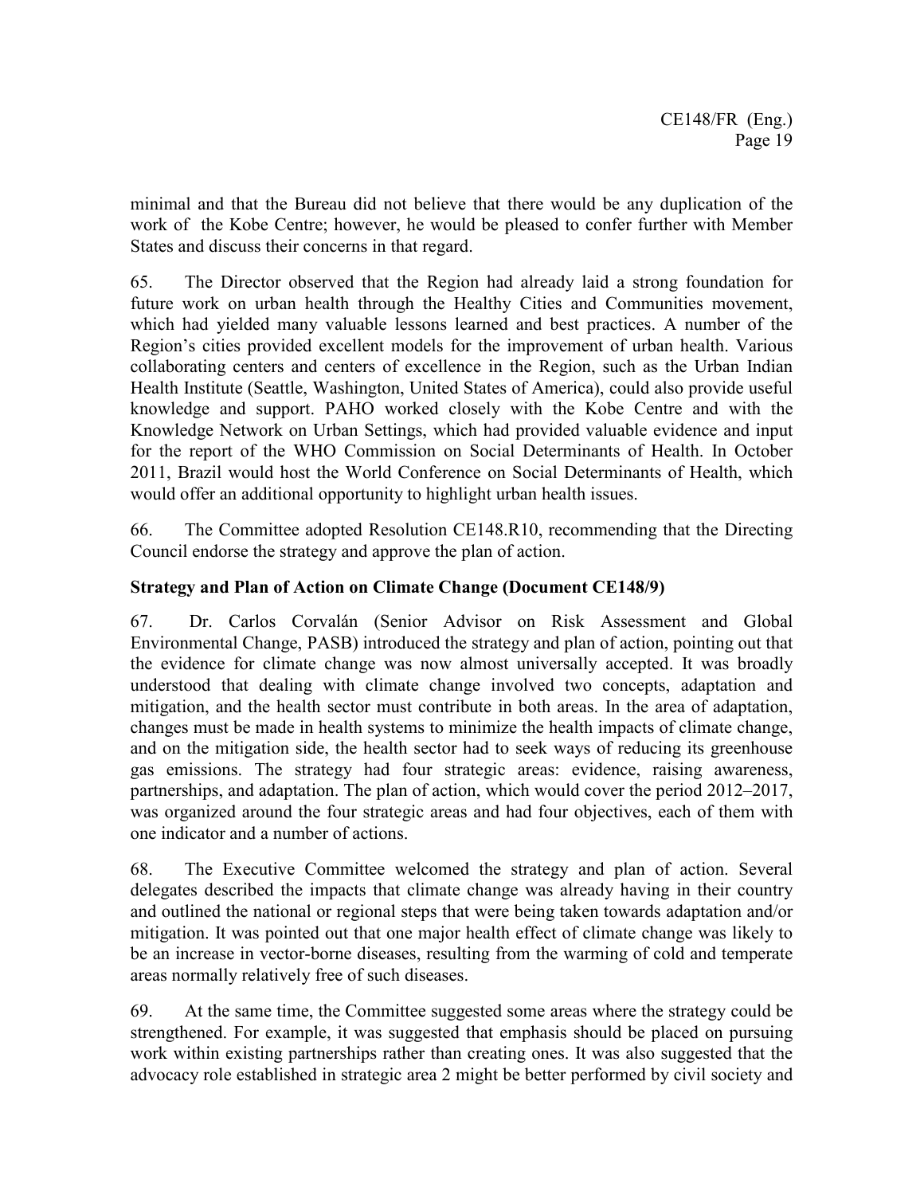minimal and that the Bureau did not believe that there would be any duplication of the work of the Kobe Centre; however, he would be pleased to confer further with Member States and discuss their concerns in that regard.

65. The Director observed that the Region had already laid a strong foundation for future work on urban health through the Healthy Cities and Communities movement, which had yielded many valuable lessons learned and best practices. A number of the Region's cities provided excellent models for the improvement of urban health. Various collaborating centers and centers of excellence in the Region, such as the Urban Indian Health Institute (Seattle, Washington, United States of America), could also provide useful knowledge and support. PAHO worked closely with the Kobe Centre and with the Knowledge Network on Urban Settings, which had provided valuable evidence and input for the report of the WHO Commission on Social Determinants of Health. In October 2011, Brazil would host the World Conference on Social Determinants of Health, which would offer an additional opportunity to highlight urban health issues.

66. The Committee adopted Resolution CE148.R10, recommending that the Directing Council endorse the strategy and approve the plan of action.

**Strategy and Plan of Action on Climate Change (Document CE148/9)**

67. Dr. Carlos Corvalán (Senior Advisor on Risk Assessment and Global Environmental Change, PASB) introduced the strategy and plan of action, pointing out that the evidence for climate change was now almost universally accepted. It was broadly understood that dealing with climate change involved two concepts, adaptation and mitigation, and the health sector must contribute in both areas. In the area of adaptation, changes must be made in health systems to minimize the health impacts of climate change, and on the mitigation side, the health sector had to seek ways of reducing its greenhouse gas emissions. The strategy had four strategic areas: evidence, raising awareness, partnerships, and adaptation. The plan of action, which would cover the period 2012–2017, was organized around the four strategic areas and had four objectives, each of them with one indicator and a number of actions.

68. The Executive Committee welcomed the strategy and plan of action. Several delegates described the impacts that climate change was already having in their country and outlined the national or regional steps that were being taken towards adaptation and/or mitigation. It was pointed out that one major health effect of climate change was likely to be an increase in vector-borne diseases, resulting from the warming of cold and temperate areas normally relatively free of such diseases.

69. At the same time, the Committee suggested some areas where the strategy could be strengthened. For example, it was suggested that emphasis should be placed on pursuing work within existing partnerships rather than creating ones. It was also suggested that the advocacy role established in strategic area 2 might be better performed by civil society and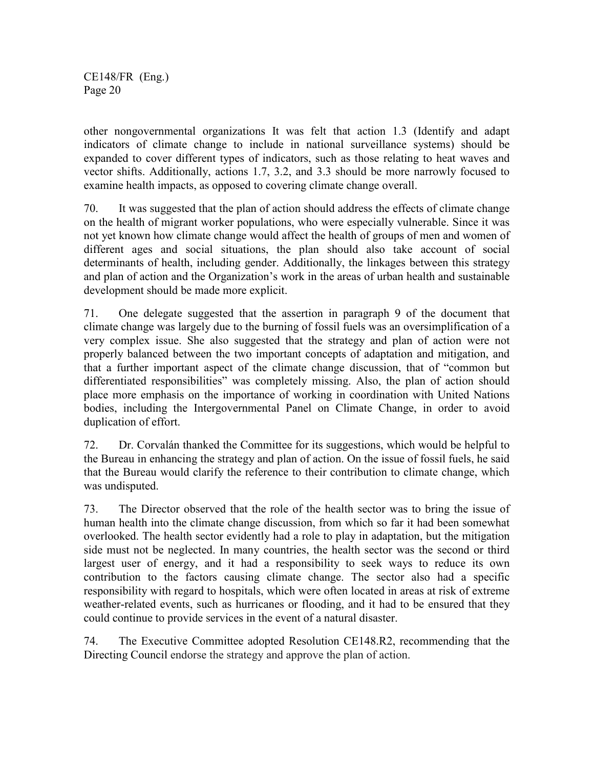other nongovernmental organizations It was felt that action 1.3 (Identify and adapt indicators of climate change to include in national surveillance systems) should be expanded to cover different types of indicators, such as those relating to heat waves and vector shifts. Additionally, actions 1.7, 3.2, and 3.3 should be more narrowly focused to examine health impacts, as opposed to covering climate change overall.

70. It was suggested that the plan of action should address the effects of climate change on the health of migrant worker populations, who were especially vulnerable. Since it was not yet known how climate change would affect the health of groups of men and women of different ages and social situations, the plan should also take account of social determinants of health, including gender. Additionally, the linkages between this strategy and plan of action and the Organization's work in the areas of urban health and sustainable development should be made more explicit.

71. One delegate suggested that the assertion in paragraph 9 of the document that climate change was largely due to the burning of fossil fuels was an oversimplification of a very complex issue. She also suggested that the strategy and plan of action were not properly balanced between the two important concepts of adaptation and mitigation, and that a further important aspect of the climate change discussion, that of "common but differentiated responsibilities" was completely missing. Also, the plan of action should place more emphasis on the importance of working in coordination with United Nations bodies, including the Intergovernmental Panel on Climate Change, in order to avoid duplication of effort.

72. Dr. Corvalán thanked the Committee for its suggestions, which would be helpful to the Bureau in enhancing the strategy and plan of action. On the issue of fossil fuels, he said that the Bureau would clarify the reference to their contribution to climate change, which was undisputed.

73. The Director observed that the role of the health sector was to bring the issue of human health into the climate change discussion, from which so far it had been somewhat overlooked. The health sector evidently had a role to play in adaptation, but the mitigation side must not be neglected. In many countries, the health sector was the second or third largest user of energy, and it had a responsibility to seek ways to reduce its own contribution to the factors causing climate change. The sector also had a specific responsibility with regard to hospitals, which were often located in areas at risk of extreme weather-related events, such as hurricanes or flooding, and it had to be ensured that they could continue to provide services in the event of a natural disaster.

74. The Executive Committee adopted Resolution CE148.R2, recommending that the Directing Council endorse the strategy and approve the plan of action.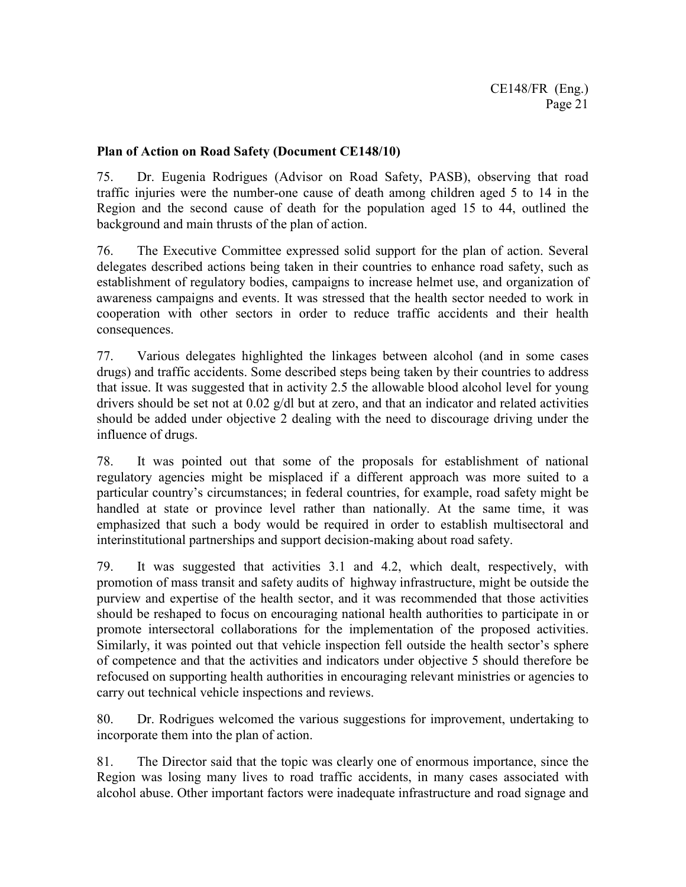**Plan of Action on Road Safety (Document CE148/10)**

75. Dr. Eugenia Rodrigues (Advisor on Road Safety, PASB), observing that road traffic injuries were the number-one cause of death among children aged 5 to 14 in the Region and the second cause of death for the population aged 15 to 44, outlined the background and main thrusts of the plan of action.

76. The Executive Committee expressed solid support for the plan of action. Several delegates described actions being taken in their countries to enhance road safety, such as establishment of regulatory bodies, campaigns to increase helmet use, and organization of awareness campaigns and events. It was stressed that the health sector needed to work in cooperation with other sectors in order to reduce traffic accidents and their health consequences.

77. Various delegates highlighted the linkages between alcohol (and in some cases drugs) and traffic accidents. Some described steps being taken by their countries to address that issue. It was suggested that in activity 2.5 the allowable blood alcohol level for young drivers should be set not at 0.02 g/dl but at zero, and that an indicator and related activities should be added under objective 2 dealing with the need to discourage driving under the influence of drugs.

78. It was pointed out that some of the proposals for establishment of national regulatory agencies might be misplaced if a different approach was more suited to a particular country's circumstances; in federal countries, for example, road safety might be handled at state or province level rather than nationally. At the same time, it was emphasized that such a body would be required in order to establish multisectoral and interinstitutional partnerships and support decision-making about road safety.

79. It was suggested that activities 3.1 and 4.2, which dealt, respectively, with promotion of mass transit and safety audits of highway infrastructure, might be outside the purview and expertise of the health sector, and it was recommended that those activities should be reshaped to focus on encouraging national health authorities to participate in or promote intersectoral collaborations for the implementation of the proposed activities. Similarly, it was pointed out that vehicle inspection fell outside the health sector's sphere of competence and that the activities and indicators under objective 5 should therefore be refocused on supporting health authorities in encouraging relevant ministries or agencies to carry out technical vehicle inspections and reviews.

80. Dr. Rodrigues welcomed the various suggestions for improvement, undertaking to incorporate them into the plan of action.

81. The Director said that the topic was clearly one of enormous importance, since the Region was losing many lives to road traffic accidents, in many cases associated with alcohol abuse. Other important factors were inadequate infrastructure and road signage and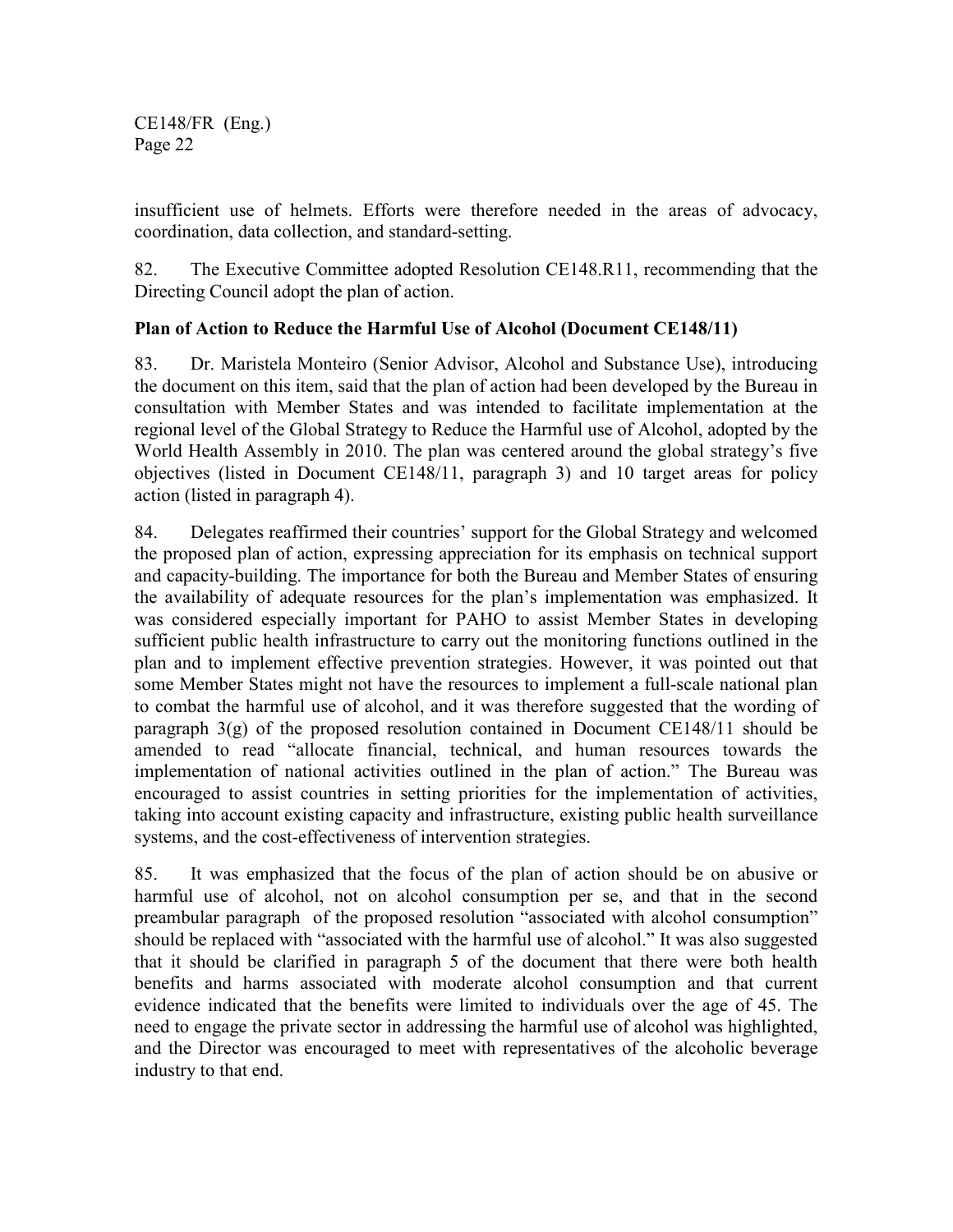insufficient use of helmets. Efforts were therefore needed in the areas of advocacy, coordination, data collection, and standard-setting.

82. The Executive Committee adopted Resolution CE148.R11, recommending that the Directing Council adopt the plan of action.

**Plan of Action to Reduce the Harmful Use of Alcohol (Document CE148/11)**

83. Dr. Maristela Monteiro (Senior Advisor, Alcohol and Substance Use), introducing the document on this item, said that the plan of action had been developed by the Bureau in consultation with Member States and was intended to facilitate implementation at the regional level of the Global Strategy to Reduce the Harmful use of Alcohol, adopted by the World Health Assembly in 2010. The plan was centered around the global strategy's five objectives (listed in Document CE148/11, paragraph 3) and 10 target areas for policy action (listed in paragraph 4).

84. Delegates reaffirmed their countries' support for the Global Strategy and welcomed the proposed plan of action, expressing appreciation for its emphasis on technical support and capacity-building. The importance for both the Bureau and Member States of ensuring the availability of adequate resources for the plan's implementation was emphasized. It was considered especially important for PAHO to assist Member States in developing sufficient public health infrastructure to carry out the monitoring functions outlined in the plan and to implement effective prevention strategies. However, it was pointed out that some Member States might not have the resources to implement a full-scale national plan to combat the harmful use of alcohol, and it was therefore suggested that the wording of paragraph 3(g) of the proposed resolution contained in Document CE148/11 should be amended to read "allocate financial, technical, and human resources towards the implementation of national activities outlined in the plan of action." The Bureau was encouraged to assist countries in setting priorities for the implementation of activities, taking into account existing capacity and infrastructure, existing public health surveillance systems, and the cost-effectiveness of intervention strategies.

85. It was emphasized that the focus of the plan of action should be on abusive or harmful use of alcohol, not on alcohol consumption per se, and that in the second preambular paragraph of the proposed resolution "associated with alcohol consumption" should be replaced with "associated with the harmful use of alcohol." It was also suggested that it should be clarified in paragraph 5 of the document that there were both health benefits and harms associated with moderate alcohol consumption and that current evidence indicated that the benefits were limited to individuals over the age of 45. The need to engage the private sector in addressing the harmful use of alcohol was highlighted, and the Director was encouraged to meet with representatives of the alcoholic beverage industry to that end.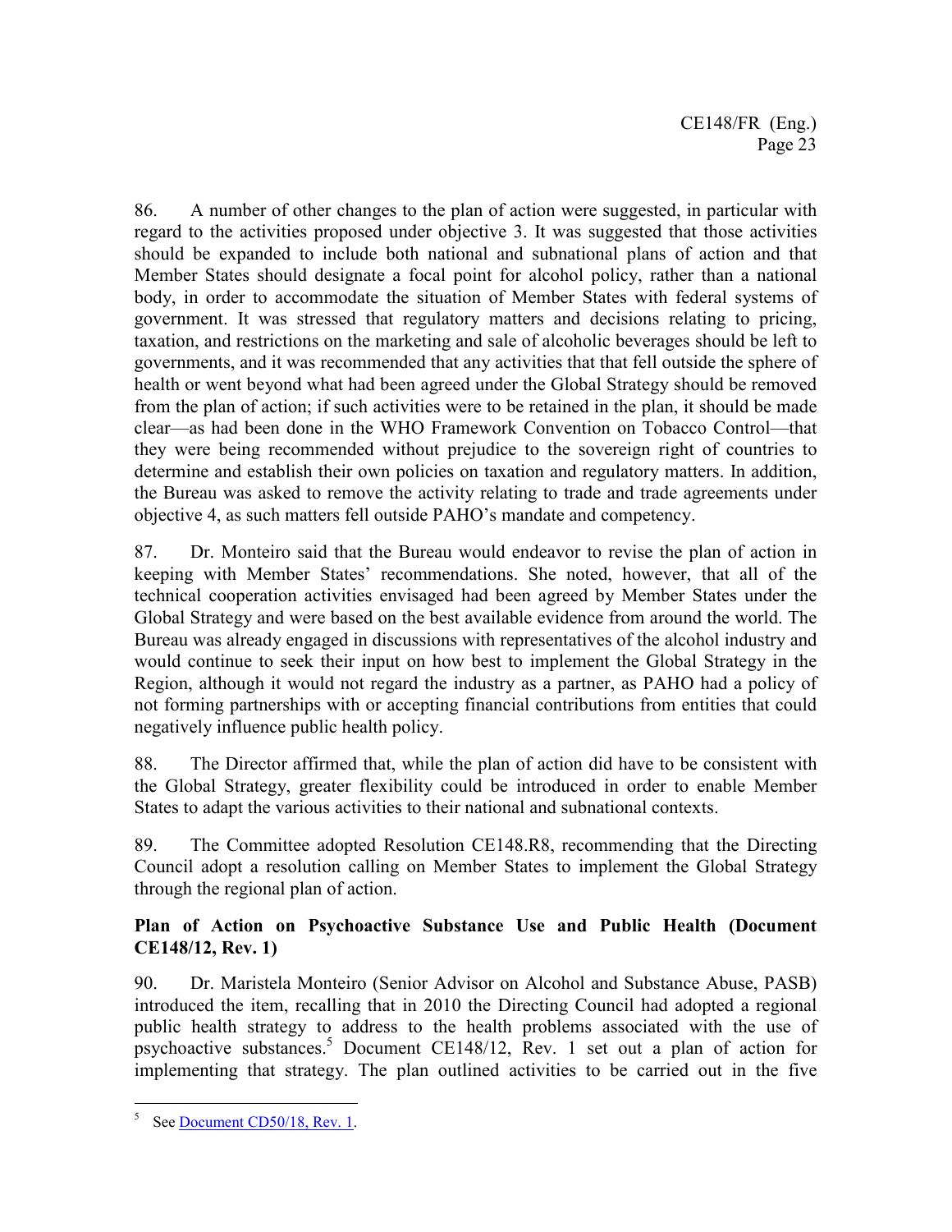86. A number of other changes to the plan of action were suggested, in particular with regard to the activities proposed under objective 3. It was suggested that those activities should be expanded to include both national and subnational plans of action and that Member States should designate a focal point for alcohol policy, rather than a national body, in order to accommodate the situation of Member States with federal systems of government. It was stressed that regulatory matters and decisions relating to pricing, taxation, and restrictions on the marketing and sale of alcoholic beverages should be left to governments, and it was recommended that any activities that that fell outside the sphere of health or went beyond what had been agreed under the Global Strategy should be removed from the plan of action; if such activities were to be retained in the plan, it should be made clear—as had been done in the WHO Framework Convention on Tobacco Control—that they were being recommended without prejudice to the sovereign right of countries to determine and establish their own policies on taxation and regulatory matters. In addition, the Bureau was asked to remove the activity relating to trade and trade agreements under objective 4, as such matters fell outside PAHO's mandate and competency.

87. Dr. Monteiro said that the Bureau would endeavor to revise the plan of action in keeping with Member States' recommendations. She noted, however, that all of the technical cooperation activities envisaged had been agreed by Member States under the Global Strategy and were based on the best available evidence from around the world. The Bureau was already engaged in discussions with representatives of the alcohol industry and would continue to seek their input on how best to implement the Global Strategy in the Region, although it would not regard the industry as a partner, as PAHO had a policy of not forming partnerships with or accepting financial contributions from entities that could negatively influence public health policy.

88. The Director affirmed that, while the plan of action did have to be consistent with the Global Strategy, greater flexibility could be introduced in order to enable Member States to adapt the various activities to their national and subnational contexts.

89. The Committee adopted Resolution CE148.R8, recommending that the Directing Council adopt a resolution calling on Member States to implement the Global Strategy through the regional plan of action.

**Plan of Action on Psychoactive Substance Use and Public Health (Document CE148/12, Rev. 1)**

90. Dr. Maristela Monteiro (Senior Advisor on Alcohol and Substance Abuse, PASB) introduced the item, recalling that in 2010 the Directing Council had adopted a regional public health strategy to address to the health problems associated with the use of psychoactive substances.[5] Document CE148/12, Rev. 1 set out a plan of action for implementing that strategy. The plan outlined activities to be carried out in the five

---

[5] See Document CD50/18, Rev. 1.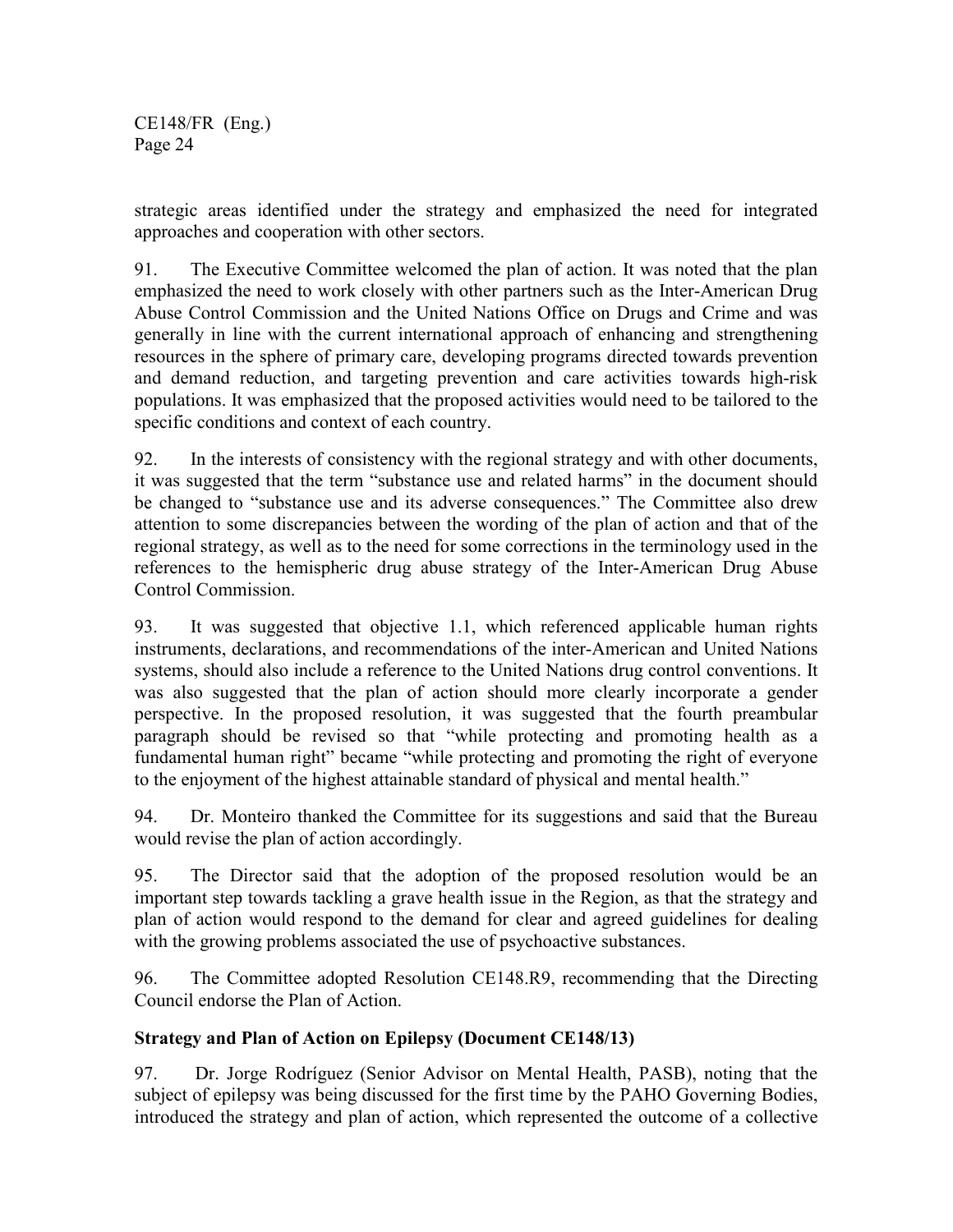strategic areas identified under the strategy and emphasized the need for integrated approaches and cooperation with other sectors.

91. The Executive Committee welcomed the plan of action. It was noted that the plan emphasized the need to work closely with other partners such as the Inter-American Drug Abuse Control Commission and the United Nations Office on Drugs and Crime and was generally in line with the current international approach of enhancing and strengthening resources in the sphere of primary care, developing programs directed towards prevention and demand reduction, and targeting prevention and care activities towards high-risk populations. It was emphasized that the proposed activities would need to be tailored to the specific conditions and context of each country.

92. In the interests of consistency with the regional strategy and with other documents, it was suggested that the term "substance use and related harms" in the document should be changed to "substance use and its adverse consequences." The Committee also drew attention to some discrepancies between the wording of the plan of action and that of the regional strategy, as well as to the need for some corrections in the terminology used in the references to the hemispheric drug abuse strategy of the Inter-American Drug Abuse Control Commission.

93. It was suggested that objective 1.1, which referenced applicable human rights instruments, declarations, and recommendations of the inter-American and United Nations systems, should also include a reference to the United Nations drug control conventions. It was also suggested that the plan of action should more clearly incorporate a gender perspective. In the proposed resolution, it was suggested that the fourth preambular paragraph should be revised so that "while protecting and promoting health as a fundamental human right" became "while protecting and promoting the right of everyone to the enjoyment of the highest attainable standard of physical and mental health."

94. Dr. Monteiro thanked the Committee for its suggestions and said that the Bureau would revise the plan of action accordingly.

95. The Director said that the adoption of the proposed resolution would be an important step towards tackling a grave health issue in the Region, as that the strategy and plan of action would respond to the demand for clear and agreed guidelines for dealing with the growing problems associated the use of psychoactive substances.

96. The Committee adopted Resolution CE148.R9, recommending that the Directing Council endorse the Plan of Action.

**Strategy and Plan of Action on Epilepsy (Document CE148/13)**

97. Dr. Jorge Rodríguez (Senior Advisor on Mental Health, PASB), noting that the subject of epilepsy was being discussed for the first time by the PAHO Governing Bodies, introduced the strategy and plan of action, which represented the outcome of a collective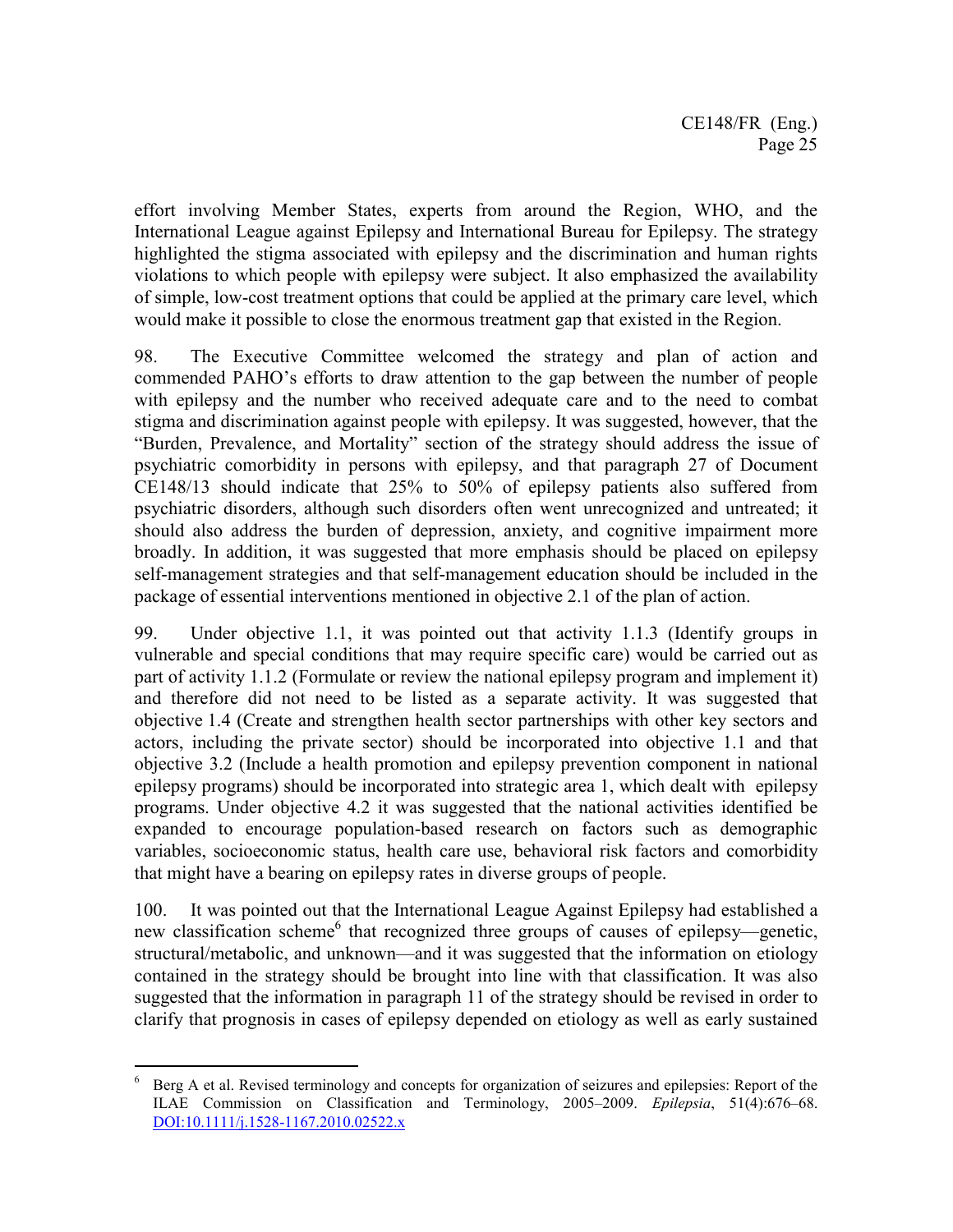effort involving Member States, experts from around the Region, WHO, and the International League against Epilepsy and International Bureau for Epilepsy. The strategy highlighted the stigma associated with epilepsy and the discrimination and human rights violations to which people with epilepsy were subject. It also emphasized the availability of simple, low-cost treatment options that could be applied at the primary care level, which would make it possible to close the enormous treatment gap that existed in the Region.

98. The Executive Committee welcomed the strategy and plan of action and commended PAHO's efforts to draw attention to the gap between the number of people with epilepsy and the number who received adequate care and to the need to combat stigma and discrimination against people with epilepsy. It was suggested, however, that the "Burden, Prevalence, and Mortality" section of the strategy should address the issue of psychiatric comorbidity in persons with epilepsy, and that paragraph 27 of Document CE148/13 should indicate that 25% to 50% of epilepsy patients also suffered from psychiatric disorders, although such disorders often went unrecognized and untreated; it should also address the burden of depression, anxiety, and cognitive impairment more broadly. In addition, it was suggested that more emphasis should be placed on epilepsy self-management strategies and that self-management education should be included in the package of essential interventions mentioned in objective 2.1 of the plan of action.

99. Under objective 1.1, it was pointed out that activity 1.1.3 (Identify groups in vulnerable and special conditions that may require specific care) would be carried out as part of activity 1.1.2 (Formulate or review the national epilepsy program and implement it) and therefore did not need to be listed as a separate activity. It was suggested that objective 1.4 (Create and strengthen health sector partnerships with other key sectors and actors, including the private sector) should be incorporated into objective 1.1 and that objective 3.2 (Include a health promotion and epilepsy prevention component in national epilepsy programs) should be incorporated into strategic area 1, which dealt with epilepsy programs. Under objective 4.2 it was suggested that the national activities identified be expanded to encourage population-based research on factors such as demographic variables, socioeconomic status, health care use, behavioral risk factors and comorbidity that might have a bearing on epilepsy rates in diverse groups of people.

100. It was pointed out that the International League Against Epilepsy had established a new classification scheme[6] that recognized three groups of causes of epilepsy—genetic, structural/metabolic, and unknown—and it was suggested that the information on etiology contained in the strategy should be brought into line with that classification. It was also suggested that the information in paragraph 11 of the strategy should be revised in order to clarify that prognosis in cases of epilepsy depended on etiology as well as early sustained

---

[6] Berg A et al. Revised terminology and concepts for organization of seizures and epilepsies: Report of the ILAE Commission on Classification and Terminology, 2005–2009. *Epilepsia*, 51(4):676–68. DOI:10.1111/j.1528-1167.2010.02522.x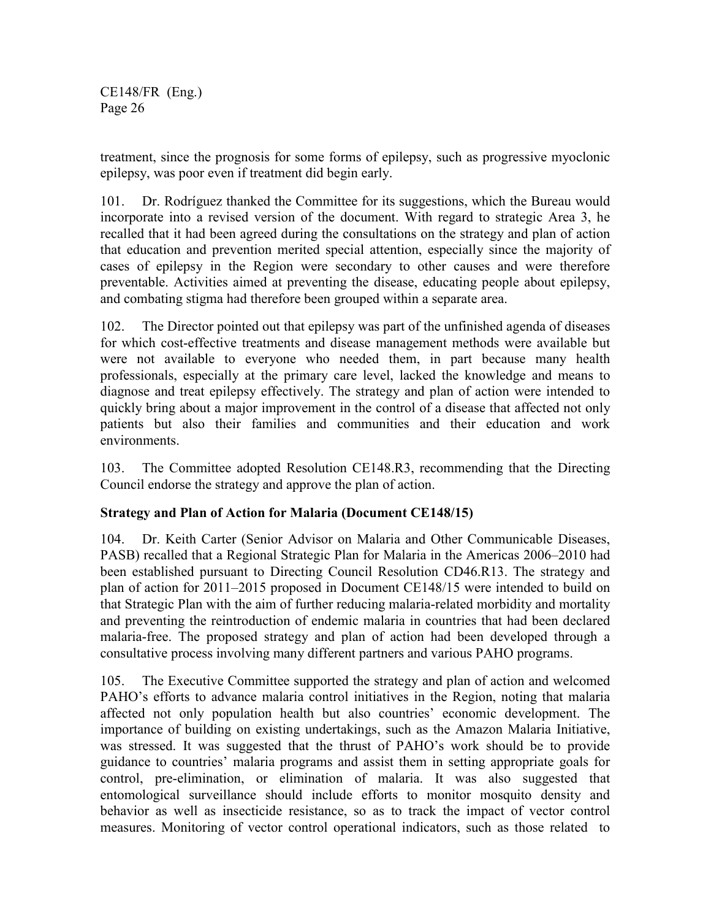treatment, since the prognosis for some forms of epilepsy, such as progressive myoclonic epilepsy, was poor even if treatment did begin early.

101. Dr. Rodríguez thanked the Committee for its suggestions, which the Bureau would incorporate into a revised version of the document. With regard to strategic Area 3, he recalled that it had been agreed during the consultations on the strategy and plan of action that education and prevention merited special attention, especially since the majority of cases of epilepsy in the Region were secondary to other causes and were therefore preventable. Activities aimed at preventing the disease, educating people about epilepsy, and combating stigma had therefore been grouped within a separate area.

102. The Director pointed out that epilepsy was part of the unfinished agenda of diseases for which cost-effective treatments and disease management methods were available but were not available to everyone who needed them, in part because many health professionals, especially at the primary care level, lacked the knowledge and means to diagnose and treat epilepsy effectively. The strategy and plan of action were intended to quickly bring about a major improvement in the control of a disease that affected not only patients but also their families and communities and their education and work environments.

103. The Committee adopted Resolution CE148.R3, recommending that the Directing Council endorse the strategy and approve the plan of action.

**Strategy and Plan of Action for Malaria (Document CE148/15)**

104. Dr. Keith Carter (Senior Advisor on Malaria and Other Communicable Diseases, PASB) recalled that a Regional Strategic Plan for Malaria in the Americas 2006–2010 had been established pursuant to Directing Council Resolution CD46.R13. The strategy and plan of action for 2011–2015 proposed in Document CE148/15 were intended to build on that Strategic Plan with the aim of further reducing malaria-related morbidity and mortality and preventing the reintroduction of endemic malaria in countries that had been declared malaria-free. The proposed strategy and plan of action had been developed through a consultative process involving many different partners and various PAHO programs.

105. The Executive Committee supported the strategy and plan of action and welcomed PAHO's efforts to advance malaria control initiatives in the Region, noting that malaria affected not only population health but also countries' economic development. The importance of building on existing undertakings, such as the Amazon Malaria Initiative, was stressed. It was suggested that the thrust of PAHO's work should be to provide guidance to countries' malaria programs and assist them in setting appropriate goals for control, pre-elimination, or elimination of malaria. It was also suggested that entomological surveillance should include efforts to monitor mosquito density and behavior as well as insecticide resistance, so as to track the impact of vector control measures. Monitoring of vector control operational indicators, such as those related to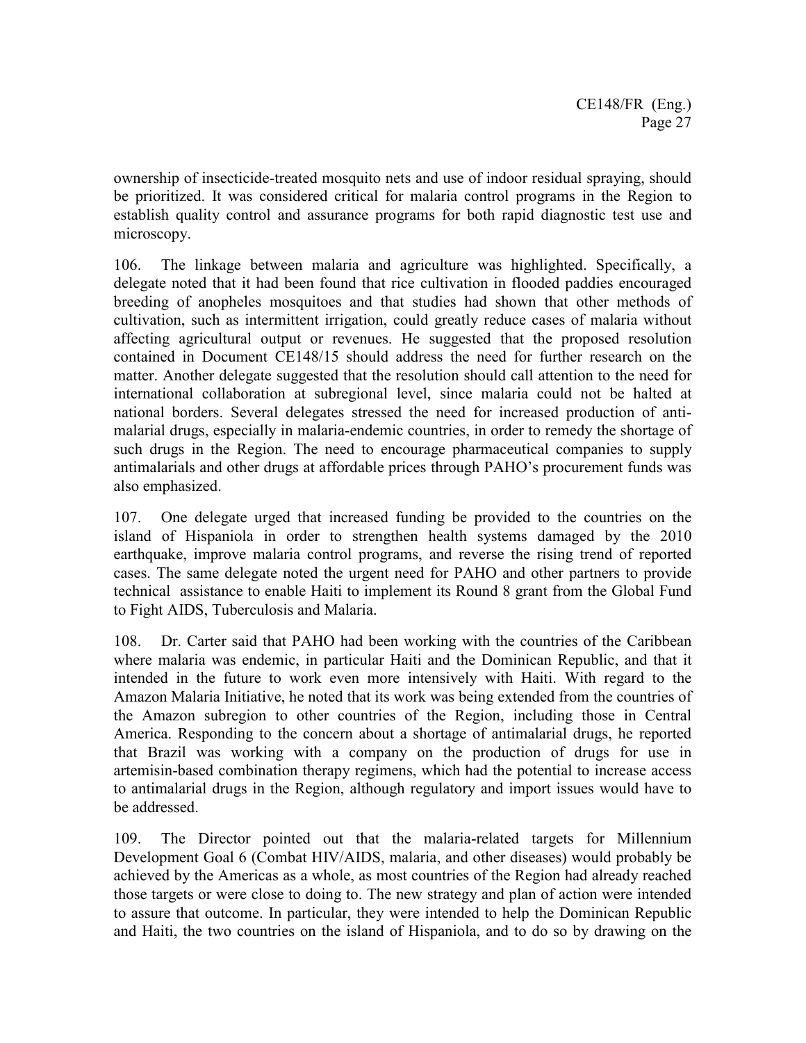ownership of insecticide-treated mosquito nets and use of indoor residual spraying, should be prioritized. It was considered critical for malaria control programs in the Region to establish quality control and assurance programs for both rapid diagnostic test use and microscopy.

106. The linkage between malaria and agriculture was highlighted. Specifically, a delegate noted that it had been found that rice cultivation in flooded paddies encouraged breeding of anopheles mosquitoes and that studies had shown that other methods of cultivation, such as intermittent irrigation, could greatly reduce cases of malaria without affecting agricultural output or revenues. He suggested that the proposed resolution contained in Document CE148/15 should address the need for further research on the matter. Another delegate suggested that the resolution should call attention to the need for international collaboration at subregional level, since malaria could not be halted at national borders. Several delegates stressed the need for increased production of anti-malarial drugs, especially in malaria-endemic countries, in order to remedy the shortage of such drugs in the Region. The need to encourage pharmaceutical companies to supply antimalarials and other drugs at affordable prices through PAHO's procurement funds was also emphasized.

107. One delegate urged that increased funding be provided to the countries on the island of Hispaniola in order to strengthen health systems damaged by the 2010 earthquake, improve malaria control programs, and reverse the rising trend of reported cases. The same delegate noted the urgent need for PAHO and other partners to provide technical assistance to enable Haiti to implement its Round 8 grant from the Global Fund to Fight AIDS, Tuberculosis and Malaria.

108. Dr. Carter said that PAHO had been working with the countries of the Caribbean where malaria was endemic, in particular Haiti and the Dominican Republic, and that it intended in the future to work even more intensively with Haiti. With regard to the Amazon Malaria Initiative, he noted that its work was being extended from the countries of the Amazon subregion to other countries of the Region, including those in Central America. Responding to the concern about a shortage of antimalarial drugs, he reported that Brazil was working with a company on the production of drugs for use in artemisin-based combination therapy regimens, which had the potential to increase access to antimalarial drugs in the Region, although regulatory and import issues would have to be addressed.

109. The Director pointed out that the malaria-related targets for Millennium Development Goal 6 (Combat HIV/AIDS, malaria, and other diseases) would probably be achieved by the Americas as a whole, as most countries of the Region had already reached those targets or were close to doing to. The new strategy and plan of action were intended to assure that outcome. In particular, they were intended to help the Dominican Republic and Haiti, the two countries on the island of Hispaniola, and to do so by drawing on the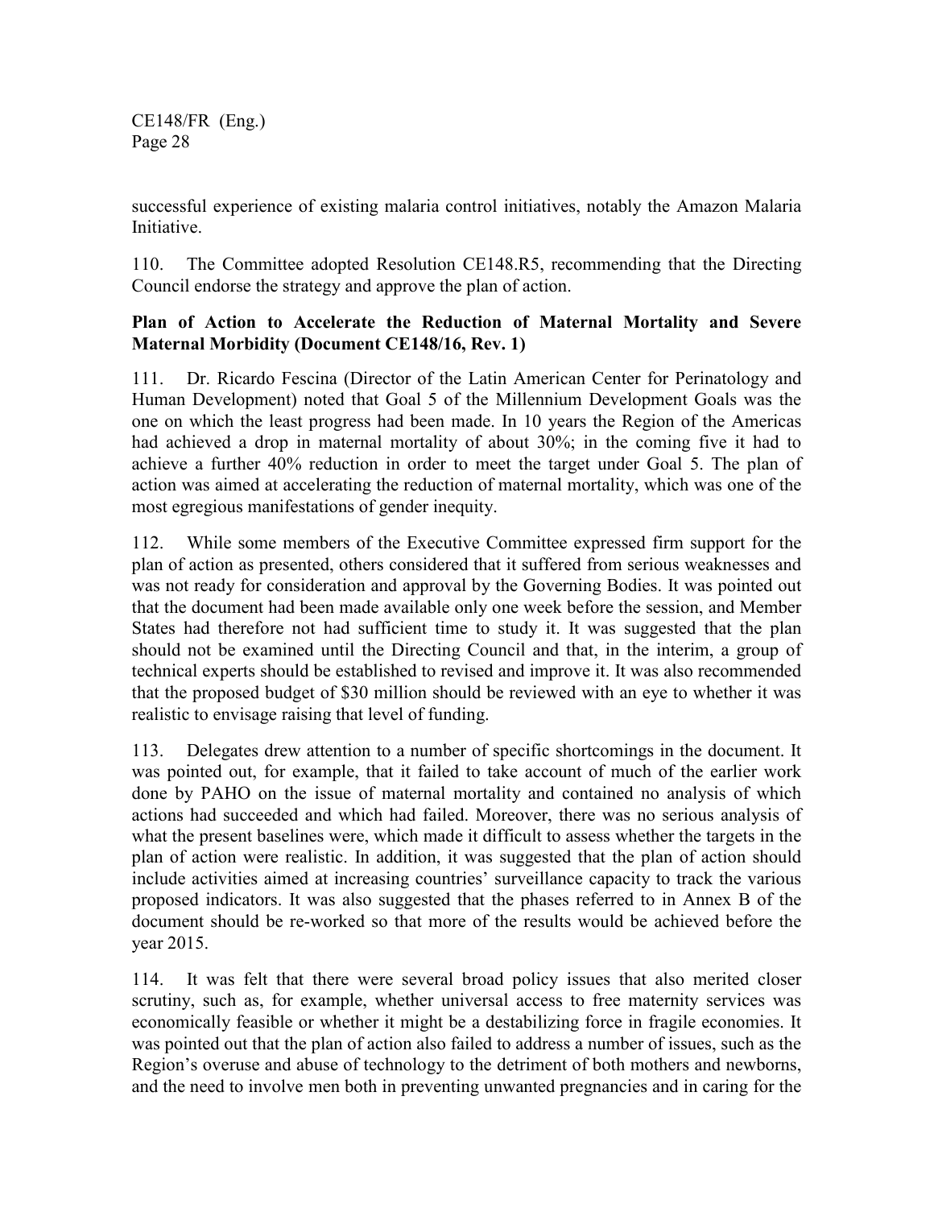successful experience of existing malaria control initiatives, notably the Amazon Malaria Initiative.

110. The Committee adopted Resolution CE148.R5, recommending that the Directing Council endorse the strategy and approve the plan of action.

**Plan of Action to Accelerate the Reduction of Maternal Mortality and Severe Maternal Morbidity (Document CE148/16, Rev. 1)**

111. Dr. Ricardo Fescina (Director of the Latin American Center for Perinatology and Human Development) noted that Goal 5 of the Millennium Development Goals was the one on which the least progress had been made. In 10 years the Region of the Americas had achieved a drop in maternal mortality of about 30%; in the coming five it had to achieve a further 40% reduction in order to meet the target under Goal 5. The plan of action was aimed at accelerating the reduction of maternal mortality, which was one of the most egregious manifestations of gender inequity.

112. While some members of the Executive Committee expressed firm support for the plan of action as presented, others considered that it suffered from serious weaknesses and was not ready for consideration and approval by the Governing Bodies. It was pointed out that the document had been made available only one week before the session, and Member States had therefore not had sufficient time to study it. It was suggested that the plan should not be examined until the Directing Council and that, in the interim, a group of technical experts should be established to revised and improve it. It was also recommended that the proposed budget of $30 million should be reviewed with an eye to whether it was realistic to envisage raising that level of funding.

113. Delegates drew attention to a number of specific shortcomings in the document. It was pointed out, for example, that it failed to take account of much of the earlier work done by PAHO on the issue of maternal mortality and contained no analysis of which actions had succeeded and which had failed. Moreover, there was no serious analysis of what the present baselines were, which made it difficult to assess whether the targets in the plan of action were realistic. In addition, it was suggested that the plan of action should include activities aimed at increasing countries' surveillance capacity to track the various proposed indicators. It was also suggested that the phases referred to in Annex B of the document should be re-worked so that more of the results would be achieved before the year 2015.

114. It was felt that there were several broad policy issues that also merited closer scrutiny, such as, for example, whether universal access to free maternity services was economically feasible or whether it might be a destabilizing force in fragile economies. It was pointed out that the plan of action also failed to address a number of issues, such as the Region's overuse and abuse of technology to the detriment of both mothers and newborns, and the need to involve men both in preventing unwanted pregnancies and in caring for the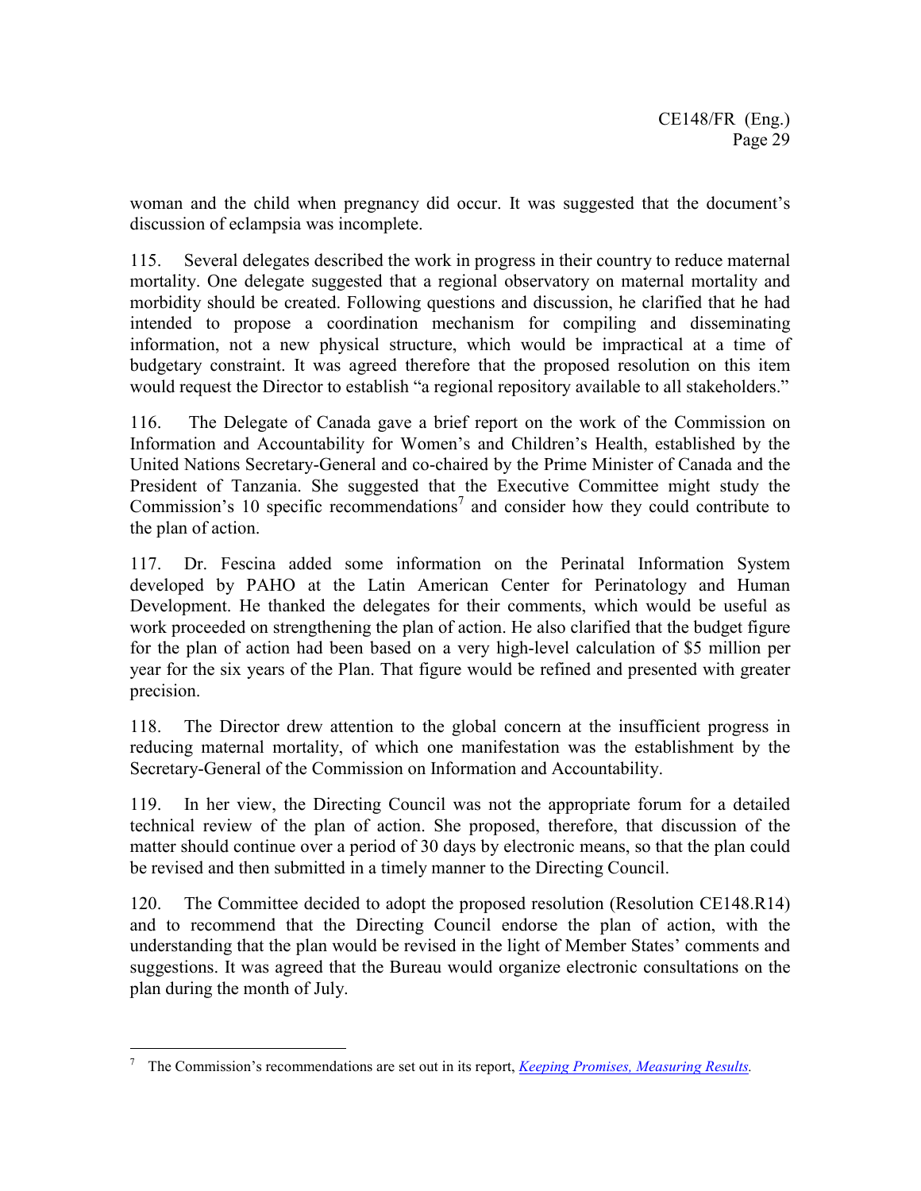woman and the child when pregnancy did occur. It was suggested that the document's discussion of eclampsia was incomplete.

115. Several delegates described the work in progress in their country to reduce maternal mortality. One delegate suggested that a regional observatory on maternal mortality and morbidity should be created. Following questions and discussion, he clarified that he had intended to propose a coordination mechanism for compiling and disseminating information, not a new physical structure, which would be impractical at a time of budgetary constraint. It was agreed therefore that the proposed resolution on this item would request the Director to establish "a regional repository available to all stakeholders."

116. The Delegate of Canada gave a brief report on the work of the Commission on Information and Accountability for Women's and Children's Health, established by the United Nations Secretary-General and co-chaired by the Prime Minister of Canada and the President of Tanzania. She suggested that the Executive Committee might study the Commission's 10 specific recommendations[7] and consider how they could contribute to the plan of action.

117. Dr. Fescina added some information on the Perinatal Information System developed by PAHO at the Latin American Center for Perinatology and Human Development. He thanked the delegates for their comments, which would be useful as work proceeded on strengthening the plan of action. He also clarified that the budget figure for the plan of action had been based on a very high-level calculation of \$5 million per year for the six years of the Plan. That figure would be refined and presented with greater precision.

118. The Director drew attention to the global concern at the insufficient progress in reducing maternal mortality, of which one manifestation was the establishment by the Secretary-General of the Commission on Information and Accountability.

119. In her view, the Directing Council was not the appropriate forum for a detailed technical review of the plan of action. She proposed, therefore, that discussion of the matter should continue over a period of 30 days by electronic means, so that the plan could be revised and then submitted in a timely manner to the Directing Council.

120. The Committee decided to adopt the proposed resolution (Resolution CE148.R14) and to recommend that the Directing Council endorse the plan of action, with the understanding that the plan would be revised in the light of Member States' comments and suggestions. It was agreed that the Bureau would organize electronic consultations on the plan during the month of July.

---

[7] The Commission's recommendations are set out in its report, *Keeping Promises, Measuring Results.*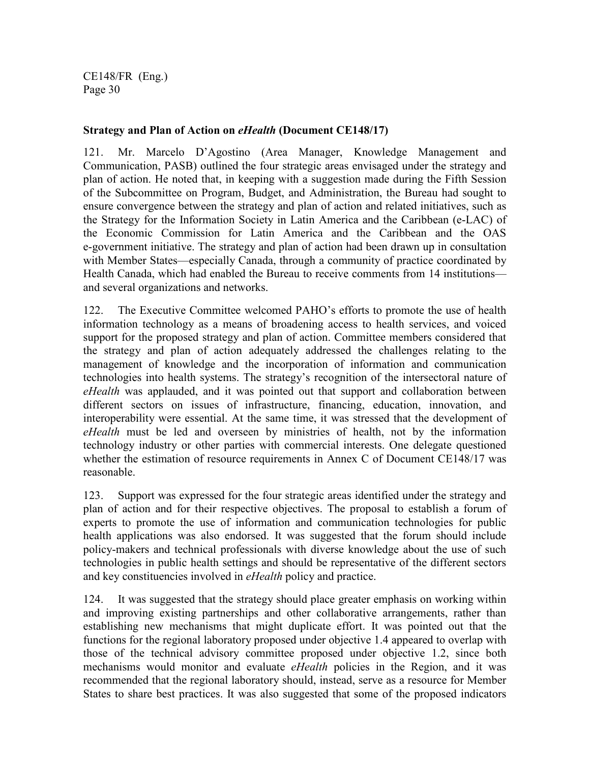**Strategy and Plan of Action on *eHealth* (Document CE148/17)**

121. Mr. Marcelo D'Agostino (Area Manager, Knowledge Management and Communication, PASB) outlined the four strategic areas envisaged under the strategy and plan of action. He noted that, in keeping with a suggestion made during the Fifth Session of the Subcommittee on Program, Budget, and Administration, the Bureau had sought to ensure convergence between the strategy and plan of action and related initiatives, such as the Strategy for the Information Society in Latin America and the Caribbean (e-LAC) of the Economic Commission for Latin America and the Caribbean and the OAS e-government initiative. The strategy and plan of action had been drawn up in consultation with Member States—especially Canada, through a community of practice coordinated by Health Canada, which had enabled the Bureau to receive comments from 14 institutions—and several organizations and networks.

122. The Executive Committee welcomed PAHO's efforts to promote the use of health information technology as a means of broadening access to health services, and voiced support for the proposed strategy and plan of action. Committee members considered that the strategy and plan of action adequately addressed the challenges relating to the management of knowledge and the incorporation of information and communication technologies into health systems. The strategy's recognition of the intersectoral nature of *eHealth* was applauded, and it was pointed out that support and collaboration between different sectors on issues of infrastructure, financing, education, innovation, and interoperability were essential. At the same time, it was stressed that the development of *eHealth* must be led and overseen by ministries of health, not by the information technology industry or other parties with commercial interests. One delegate questioned whether the estimation of resource requirements in Annex C of Document CE148/17 was reasonable.

123. Support was expressed for the four strategic areas identified under the strategy and plan of action and for their respective objectives. The proposal to establish a forum of experts to promote the use of information and communication technologies for public health applications was also endorsed. It was suggested that the forum should include policy-makers and technical professionals with diverse knowledge about the use of such technologies in public health settings and should be representative of the different sectors and key constituencies involved in *eHealth* policy and practice.

124. It was suggested that the strategy should place greater emphasis on working within and improving existing partnerships and other collaborative arrangements, rather than establishing new mechanisms that might duplicate effort. It was pointed out that the functions for the regional laboratory proposed under objective 1.4 appeared to overlap with those of the technical advisory committee proposed under objective 1.2, since both mechanisms would monitor and evaluate *eHealth* policies in the Region, and it was recommended that the regional laboratory should, instead, serve as a resource for Member States to share best practices. It was also suggested that some of the proposed indicators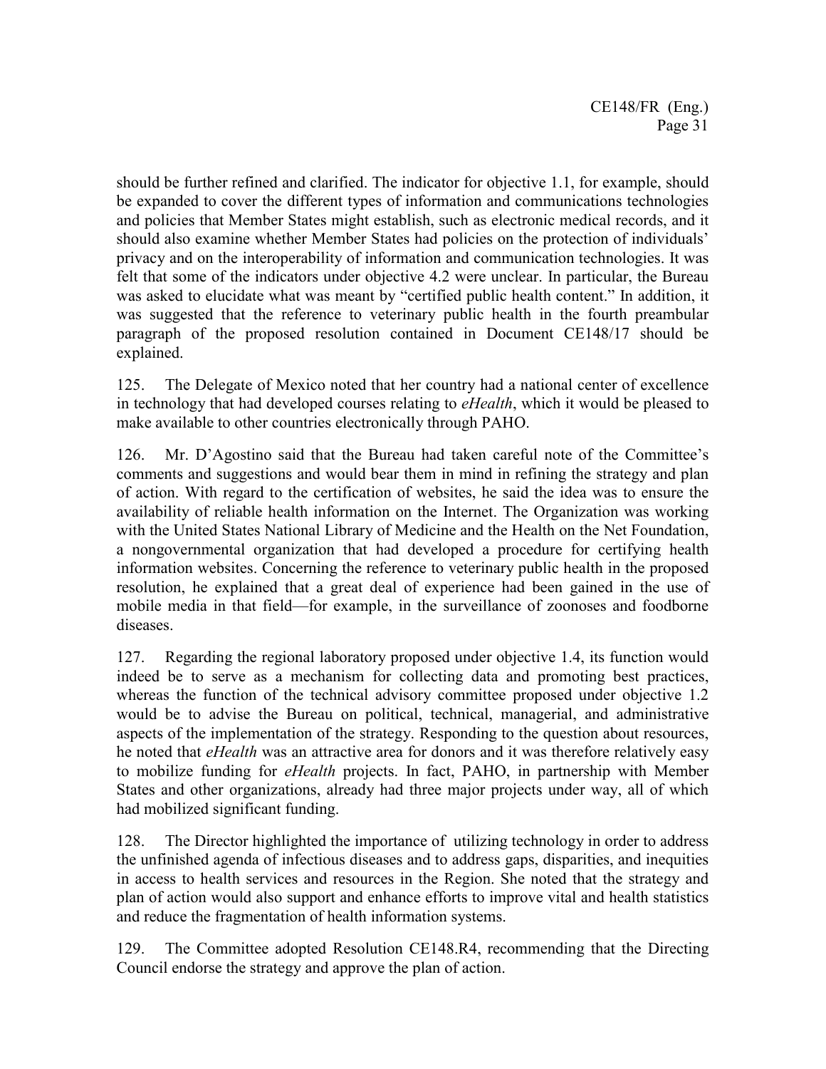should be further refined and clarified. The indicator for objective 1.1, for example, should be expanded to cover the different types of information and communications technologies and policies that Member States might establish, such as electronic medical records, and it should also examine whether Member States had policies on the protection of individuals' privacy and on the interoperability of information and communication technologies. It was felt that some of the indicators under objective 4.2 were unclear. In particular, the Bureau was asked to elucidate what was meant by "certified public health content." In addition, it was suggested that the reference to veterinary public health in the fourth preambular paragraph of the proposed resolution contained in Document CE148/17 should be explained.

125. The Delegate of Mexico noted that her country had a national center of excellence in technology that had developed courses relating to *eHealth*, which it would be pleased to make available to other countries electronically through PAHO.

126. Mr. D'Agostino said that the Bureau had taken careful note of the Committee's comments and suggestions and would bear them in mind in refining the strategy and plan of action. With regard to the certification of websites, he said the idea was to ensure the availability of reliable health information on the Internet. The Organization was working with the United States National Library of Medicine and the Health on the Net Foundation, a nongovernmental organization that had developed a procedure for certifying health information websites. Concerning the reference to veterinary public health in the proposed resolution, he explained that a great deal of experience had been gained in the use of mobile media in that field—for example, in the surveillance of zoonoses and foodborne diseases.

127. Regarding the regional laboratory proposed under objective 1.4, its function would indeed be to serve as a mechanism for collecting data and promoting best practices, whereas the function of the technical advisory committee proposed under objective 1.2 would be to advise the Bureau on political, technical, managerial, and administrative aspects of the implementation of the strategy. Responding to the question about resources, he noted that *eHealth* was an attractive area for donors and it was therefore relatively easy to mobilize funding for *eHealth* projects. In fact, PAHO, in partnership with Member States and other organizations, already had three major projects under way, all of which had mobilized significant funding.

128. The Director highlighted the importance of utilizing technology in order to address the unfinished agenda of infectious diseases and to address gaps, disparities, and inequities in access to health services and resources in the Region. She noted that the strategy and plan of action would also support and enhance efforts to improve vital and health statistics and reduce the fragmentation of health information systems.

129. The Committee adopted Resolution CE148.R4, recommending that the Directing Council endorse the strategy and approve the plan of action.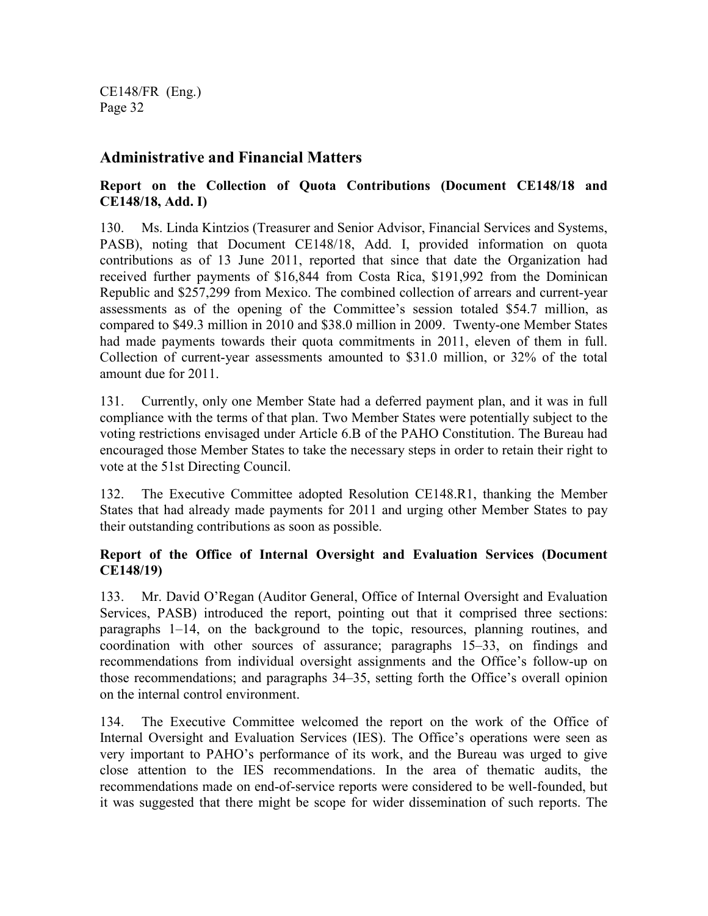## Administrative and Financial Matters

### Report on the Collection of Quota Contributions (Document CE148/18 and CE148/18, Add. I)

130. Ms. Linda Kintzios (Treasurer and Senior Advisor, Financial Services and Systems, PASB), noting that Document CE148/18, Add. I, provided information on quota contributions as of 13 June 2011, reported that since that date the Organization had received further payments of $16,844 from Costa Rica, $191,992 from the Dominican Republic and $257,299 from Mexico. The combined collection of arrears and current-year assessments as of the opening of the Committee's session totaled $54.7 million, as compared to $49.3 million in 2010 and $38.0 million in 2009. Twenty-one Member States had made payments towards their quota commitments in 2011, eleven of them in full. Collection of current-year assessments amounted to $31.0 million, or 32% of the total amount due for 2011.

131. Currently, only one Member State had a deferred payment plan, and it was in full compliance with the terms of that plan. Two Member States were potentially subject to the voting restrictions envisaged under Article 6.B of the PAHO Constitution. The Bureau had encouraged those Member States to take the necessary steps in order to retain their right to vote at the 51st Directing Council.

132. The Executive Committee adopted Resolution CE148.R1, thanking the Member States that had already made payments for 2011 and urging other Member States to pay their outstanding contributions as soon as possible.

### Report of the Office of Internal Oversight and Evaluation Services (Document CE148/19)

133. Mr. David O'Regan (Auditor General, Office of Internal Oversight and Evaluation Services, PASB) introduced the report, pointing out that it comprised three sections: paragraphs 1–14, on the background to the topic, resources, planning routines, and coordination with other sources of assurance; paragraphs 15–33, on findings and recommendations from individual oversight assignments and the Office's follow-up on those recommendations; and paragraphs 34–35, setting forth the Office's overall opinion on the internal control environment.

134. The Executive Committee welcomed the report on the work of the Office of Internal Oversight and Evaluation Services (IES). The Office's operations were seen as very important to PAHO's performance of its work, and the Bureau was urged to give close attention to the IES recommendations. In the area of thematic audits, the recommendations made on end-of-service reports were considered to be well-founded, but it was suggested that there might be scope for wider dissemination of such reports. The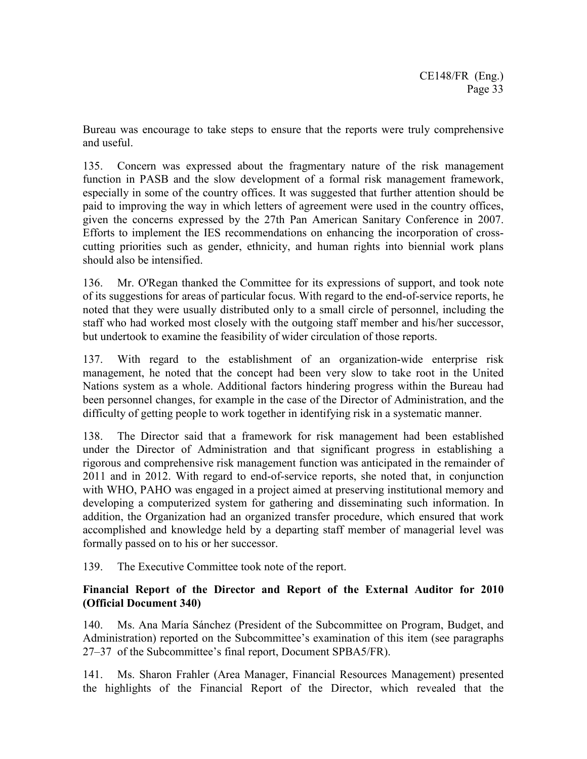Bureau was encourage to take steps to ensure that the reports were truly comprehensive and useful.

135. Concern was expressed about the fragmentary nature of the risk management function in PASB and the slow development of a formal risk management framework, especially in some of the country offices. It was suggested that further attention should be paid to improving the way in which letters of agreement were used in the country offices, given the concerns expressed by the 27th Pan American Sanitary Conference in 2007. Efforts to implement the IES recommendations on enhancing the incorporation of cross-cutting priorities such as gender, ethnicity, and human rights into biennial work plans should also be intensified.

136. Mr. O'Regan thanked the Committee for its expressions of support, and took note of its suggestions for areas of particular focus. With regard to the end-of-service reports, he noted that they were usually distributed only to a small circle of personnel, including the staff who had worked most closely with the outgoing staff member and his/her successor, but undertook to examine the feasibility of wider circulation of those reports.

137. With regard to the establishment of an organization-wide enterprise risk management, he noted that the concept had been very slow to take root in the United Nations system as a whole. Additional factors hindering progress within the Bureau had been personnel changes, for example in the case of the Director of Administration, and the difficulty of getting people to work together in identifying risk in a systematic manner.

138. The Director said that a framework for risk management had been established under the Director of Administration and that significant progress in establishing a rigorous and comprehensive risk management function was anticipated in the remainder of 2011 and in 2012. With regard to end-of-service reports, she noted that, in conjunction with WHO, PAHO was engaged in a project aimed at preserving institutional memory and developing a computerized system for gathering and disseminating such information. In addition, the Organization had an organized transfer procedure, which ensured that work accomplished and knowledge held by a departing staff member of managerial level was formally passed on to his or her successor.

139. The Executive Committee took note of the report.

**Financial Report of the Director and Report of the External Auditor for 2010 (Official Document 340)**

140. Ms. Ana María Sánchez (President of the Subcommittee on Program, Budget, and Administration) reported on the Subcommittee's examination of this item (see paragraphs 27–37 of the Subcommittee's final report, Document SPBA5/FR).

141. Ms. Sharon Frahler (Area Manager, Financial Resources Management) presented the highlights of the Financial Report of the Director, which revealed that the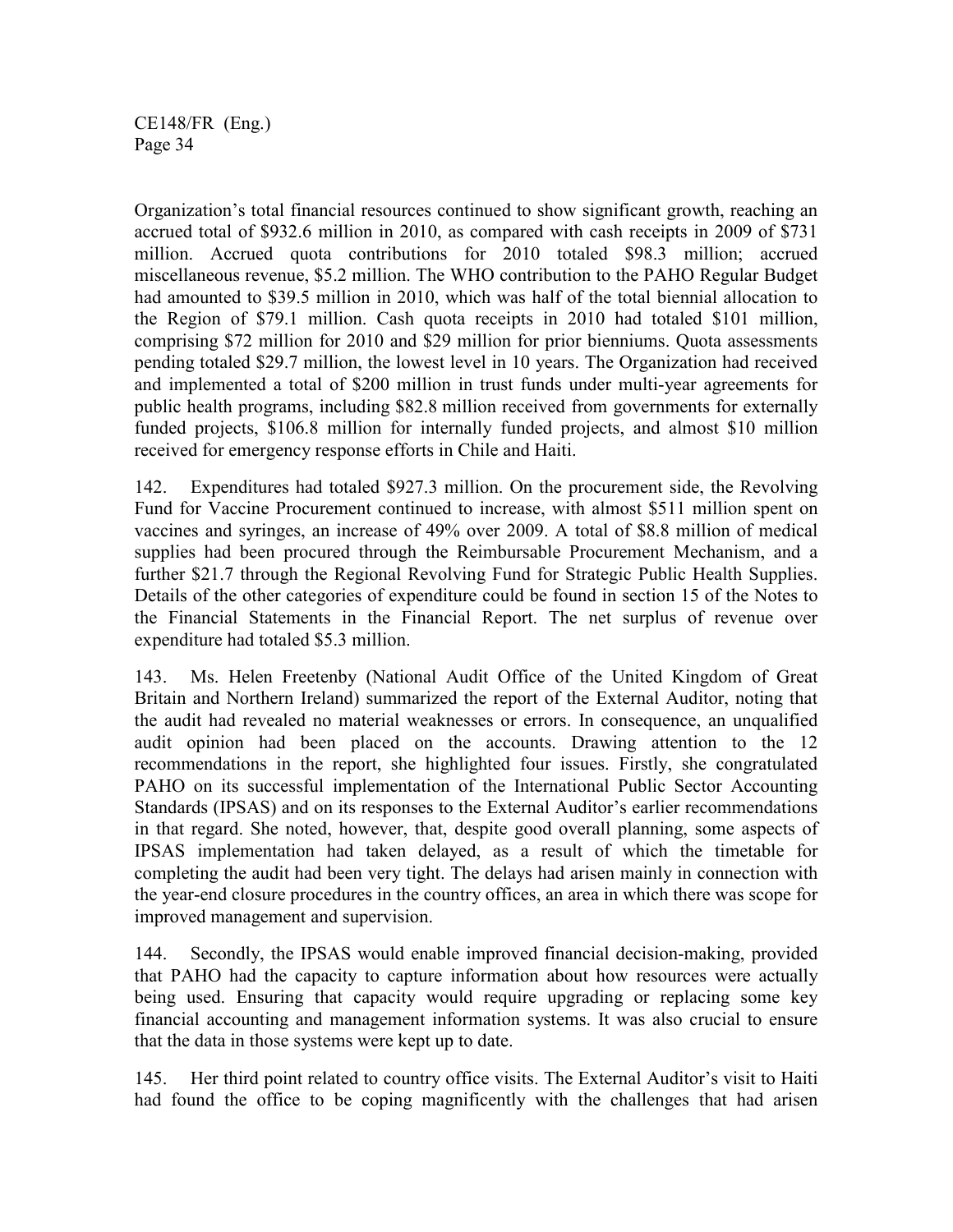Organization's total financial resources continued to show significant growth, reaching an accrued total of $932.6 million in 2010, as compared with cash receipts in 2009 of $731 million. Accrued quota contributions for 2010 totaled $98.3 million; accrued miscellaneous revenue, $5.2 million. The WHO contribution to the PAHO Regular Budget had amounted to $39.5 million in 2010, which was half of the total biennial allocation to the Region of $79.1 million. Cash quota receipts in 2010 had totaled $101 million, comprising $72 million for 2010 and $29 million for prior bienniums. Quota assessments pending totaled $29.7 million, the lowest level in 10 years. The Organization had received and implemented a total of $200 million in trust funds under multi-year agreements for public health programs, including $82.8 million received from governments for externally funded projects, $106.8 million for internally funded projects, and almost $10 million received for emergency response efforts in Chile and Haiti.

142. Expenditures had totaled $927.3 million. On the procurement side, the Revolving Fund for Vaccine Procurement continued to increase, with almost $511 million spent on vaccines and syringes, an increase of 49% over 2009. A total of $8.8 million of medical supplies had been procured through the Reimbursable Procurement Mechanism, and a further $21.7 through the Regional Revolving Fund for Strategic Public Health Supplies. Details of the other categories of expenditure could be found in section 15 of the Notes to the Financial Statements in the Financial Report. The net surplus of revenue over expenditure had totaled $5.3 million.

143. Ms. Helen Freetenby (National Audit Office of the United Kingdom of Great Britain and Northern Ireland) summarized the report of the External Auditor, noting that the audit had revealed no material weaknesses or errors. In consequence, an unqualified audit opinion had been placed on the accounts. Drawing attention to the 12 recommendations in the report, she highlighted four issues. Firstly, she congratulated PAHO on its successful implementation of the International Public Sector Accounting Standards (IPSAS) and on its responses to the External Auditor's earlier recommendations in that regard. She noted, however, that, despite good overall planning, some aspects of IPSAS implementation had taken delayed, as a result of which the timetable for completing the audit had been very tight. The delays had arisen mainly in connection with the year-end closure procedures in the country offices, an area in which there was scope for improved management and supervision.

144. Secondly, the IPSAS would enable improved financial decision-making, provided that PAHO had the capacity to capture information about how resources were actually being used. Ensuring that capacity would require upgrading or replacing some key financial accounting and management information systems. It was also crucial to ensure that the data in those systems were kept up to date.

145. Her third point related to country office visits. The External Auditor's visit to Haiti had found the office to be coping magnificently with the challenges that had arisen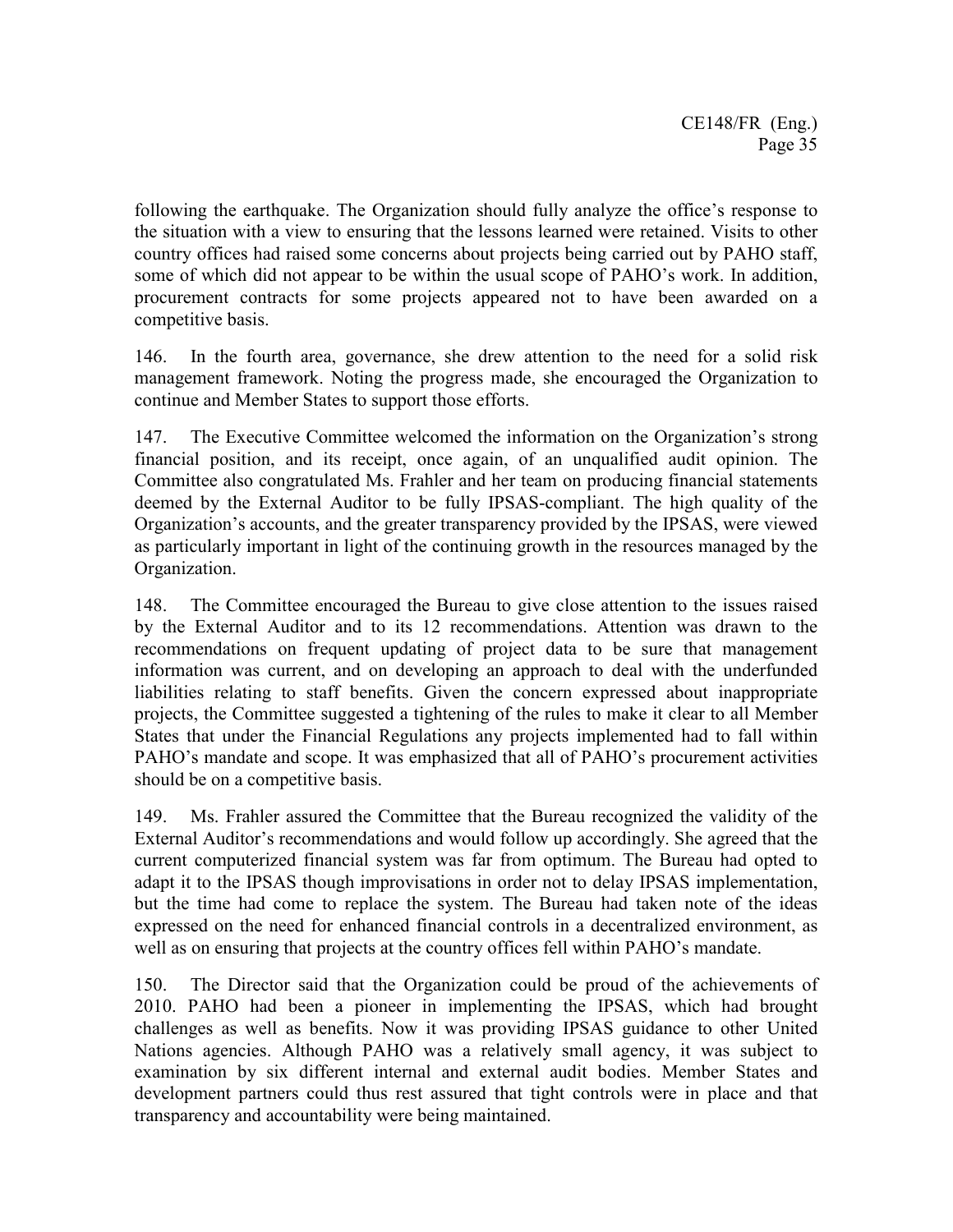following the earthquake. The Organization should fully analyze the office's response to the situation with a view to ensuring that the lessons learned were retained. Visits to other country offices had raised some concerns about projects being carried out by PAHO staff, some of which did not appear to be within the usual scope of PAHO's work. In addition, procurement contracts for some projects appeared not to have been awarded on a competitive basis.

146. In the fourth area, governance, she drew attention to the need for a solid risk management framework. Noting the progress made, she encouraged the Organization to continue and Member States to support those efforts.

147. The Executive Committee welcomed the information on the Organization's strong financial position, and its receipt, once again, of an unqualified audit opinion. The Committee also congratulated Ms. Frahler and her team on producing financial statements deemed by the External Auditor to be fully IPSAS-compliant. The high quality of the Organization's accounts, and the greater transparency provided by the IPSAS, were viewed as particularly important in light of the continuing growth in the resources managed by the Organization.

148. The Committee encouraged the Bureau to give close attention to the issues raised by the External Auditor and to its 12 recommendations. Attention was drawn to the recommendations on frequent updating of project data to be sure that management information was current, and on developing an approach to deal with the underfunded liabilities relating to staff benefits. Given the concern expressed about inappropriate projects, the Committee suggested a tightening of the rules to make it clear to all Member States that under the Financial Regulations any projects implemented had to fall within PAHO's mandate and scope. It was emphasized that all of PAHO's procurement activities should be on a competitive basis.

149. Ms. Frahler assured the Committee that the Bureau recognized the validity of the External Auditor's recommendations and would follow up accordingly. She agreed that the current computerized financial system was far from optimum. The Bureau had opted to adapt it to the IPSAS though improvisations in order not to delay IPSAS implementation, but the time had come to replace the system. The Bureau had taken note of the ideas expressed on the need for enhanced financial controls in a decentralized environment, as well as on ensuring that projects at the country offices fell within PAHO's mandate.

150. The Director said that the Organization could be proud of the achievements of 2010. PAHO had been a pioneer in implementing the IPSAS, which had brought challenges as well as benefits. Now it was providing IPSAS guidance to other United Nations agencies. Although PAHO was a relatively small agency, it was subject to examination by six different internal and external audit bodies. Member States and development partners could thus rest assured that tight controls were in place and that transparency and accountability were being maintained.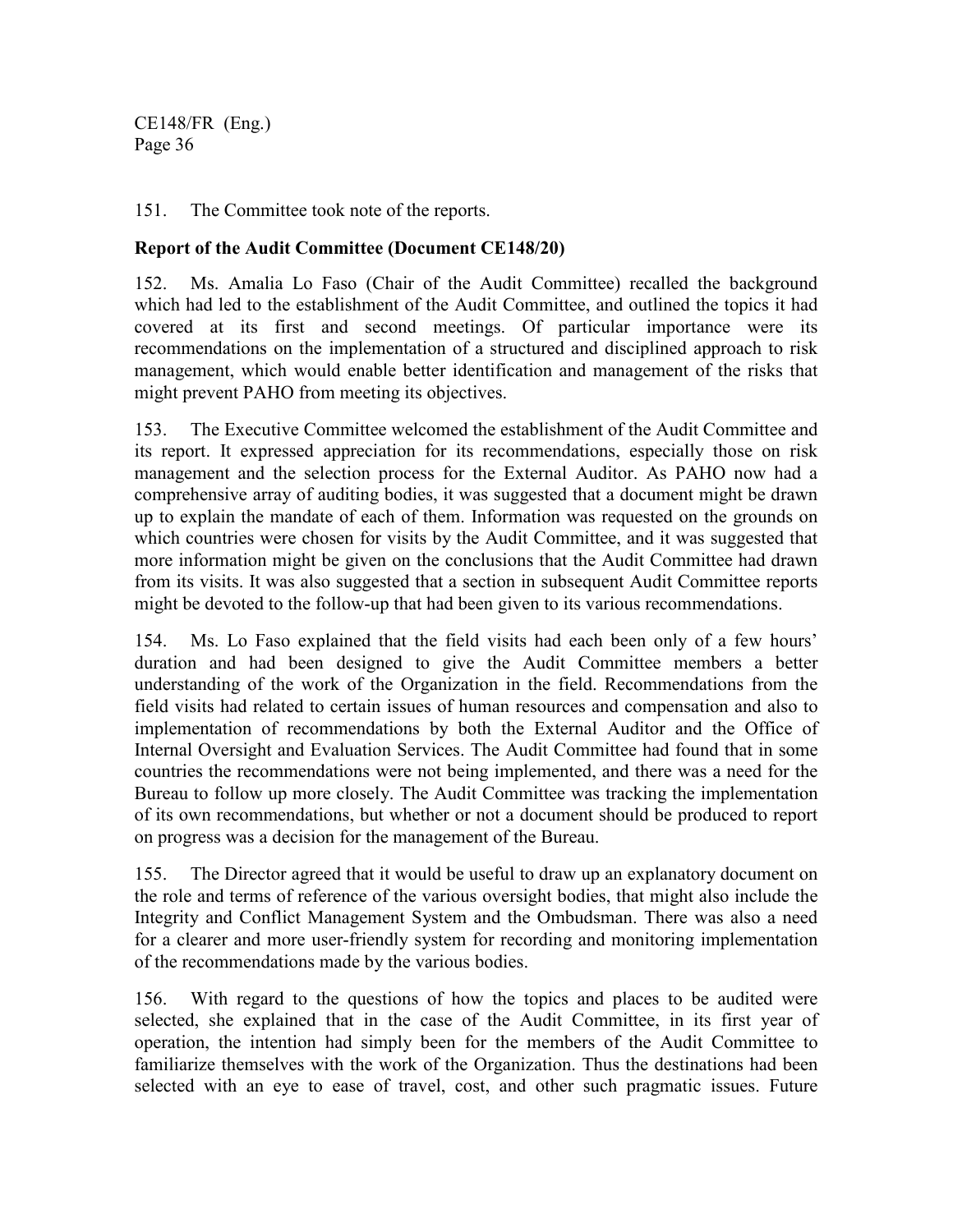151. The Committee took note of the reports.

**Report of the Audit Committee (Document CE148/20)**

152. Ms. Amalia Lo Faso (Chair of the Audit Committee) recalled the background which had led to the establishment of the Audit Committee, and outlined the topics it had covered at its first and second meetings. Of particular importance were its recommendations on the implementation of a structured and disciplined approach to risk management, which would enable better identification and management of the risks that might prevent PAHO from meeting its objectives.

153. The Executive Committee welcomed the establishment of the Audit Committee and its report. It expressed appreciation for its recommendations, especially those on risk management and the selection process for the External Auditor. As PAHO now had a comprehensive array of auditing bodies, it was suggested that a document might be drawn up to explain the mandate of each of them. Information was requested on the grounds on which countries were chosen for visits by the Audit Committee, and it was suggested that more information might be given on the conclusions that the Audit Committee had drawn from its visits. It was also suggested that a section in subsequent Audit Committee reports might be devoted to the follow-up that had been given to its various recommendations.

154. Ms. Lo Faso explained that the field visits had each been only of a few hours' duration and had been designed to give the Audit Committee members a better understanding of the work of the Organization in the field. Recommendations from the field visits had related to certain issues of human resources and compensation and also to implementation of recommendations by both the External Auditor and the Office of Internal Oversight and Evaluation Services. The Audit Committee had found that in some countries the recommendations were not being implemented, and there was a need for the Bureau to follow up more closely. The Audit Committee was tracking the implementation of its own recommendations, but whether or not a document should be produced to report on progress was a decision for the management of the Bureau.

155. The Director agreed that it would be useful to draw up an explanatory document on the role and terms of reference of the various oversight bodies, that might also include the Integrity and Conflict Management System and the Ombudsman. There was also a need for a clearer and more user-friendly system for recording and monitoring implementation of the recommendations made by the various bodies.

156. With regard to the questions of how the topics and places to be audited were selected, she explained that in the case of the Audit Committee, in its first year of operation, the intention had simply been for the members of the Audit Committee to familiarize themselves with the work of the Organization. Thus the destinations had been selected with an eye to ease of travel, cost, and other such pragmatic issues. Future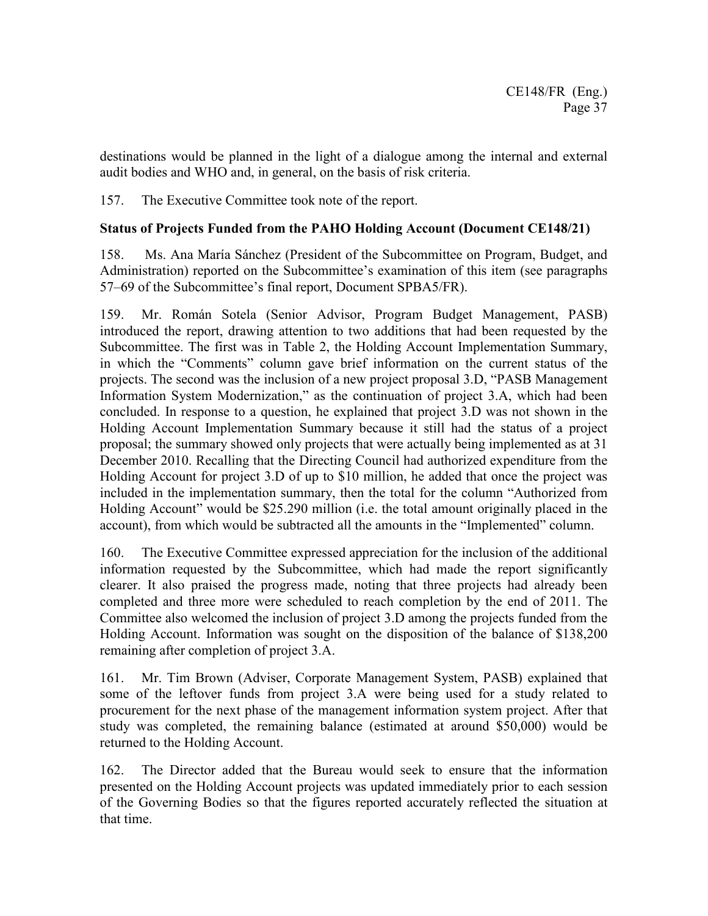destinations would be planned in the light of a dialogue among the internal and external audit bodies and WHO and, in general, on the basis of risk criteria.

157. The Executive Committee took note of the report.

**Status of Projects Funded from the PAHO Holding Account (Document CE148/21)**

158. Ms. Ana María Sánchez (President of the Subcommittee on Program, Budget, and Administration) reported on the Subcommittee's examination of this item (see paragraphs 57–69 of the Subcommittee's final report, Document SPBA5/FR).

159. Mr. Román Sotela (Senior Advisor, Program Budget Management, PASB) introduced the report, drawing attention to two additions that had been requested by the Subcommittee. The first was in Table 2, the Holding Account Implementation Summary, in which the "Comments" column gave brief information on the current status of the projects. The second was the inclusion of a new project proposal 3.D, "PASB Management Information System Modernization," as the continuation of project 3.A, which had been concluded. In response to a question, he explained that project 3.D was not shown in the Holding Account Implementation Summary because it still had the status of a project proposal; the summary showed only projects that were actually being implemented as at 31 December 2010. Recalling that the Directing Council had authorized expenditure from the Holding Account for project 3.D of up to $10 million, he added that once the project was included in the implementation summary, then the total for the column "Authorized from Holding Account" would be $25.290 million (i.e. the total amount originally placed in the account), from which would be subtracted all the amounts in the "Implemented" column.

160. The Executive Committee expressed appreciation for the inclusion of the additional information requested by the Subcommittee, which had made the report significantly clearer. It also praised the progress made, noting that three projects had already been completed and three more were scheduled to reach completion by the end of 2011. The Committee also welcomed the inclusion of project 3.D among the projects funded from the Holding Account. Information was sought on the disposition of the balance of $138,200 remaining after completion of project 3.A.

161. Mr. Tim Brown (Adviser, Corporate Management System, PASB) explained that some of the leftover funds from project 3.A were being used for a study related to procurement for the next phase of the management information system project. After that study was completed, the remaining balance (estimated at around $50,000) would be returned to the Holding Account.

162. The Director added that the Bureau would seek to ensure that the information presented on the Holding Account projects was updated immediately prior to each session of the Governing Bodies so that the figures reported accurately reflected the situation at that time.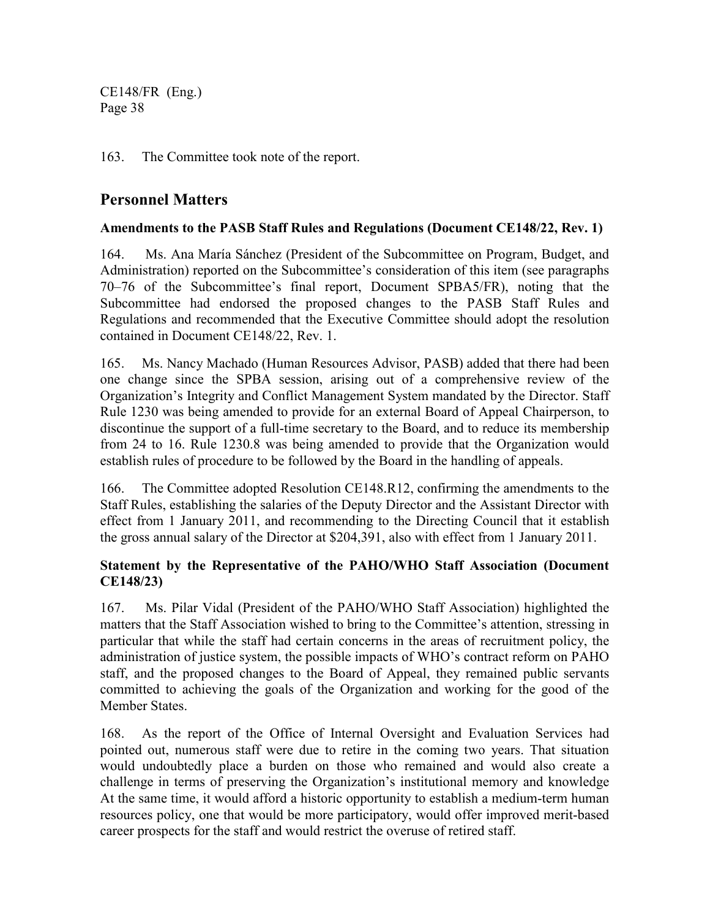163. The Committee took note of the report.

## Personnel Matters

**Amendments to the PASB Staff Rules and Regulations (Document CE148/22, Rev. 1)**

164. Ms. Ana María Sánchez (President of the Subcommittee on Program, Budget, and Administration) reported on the Subcommittee's consideration of this item (see paragraphs 70–76 of the Subcommittee's final report, Document SPBA5/FR), noting that the Subcommittee had endorsed the proposed changes to the PASB Staff Rules and Regulations and recommended that the Executive Committee should adopt the resolution contained in Document CE148/22, Rev. 1.

165. Ms. Nancy Machado (Human Resources Advisor, PASB) added that there had been one change since the SPBA session, arising out of a comprehensive review of the Organization's Integrity and Conflict Management System mandated by the Director. Staff Rule 1230 was being amended to provide for an external Board of Appeal Chairperson, to discontinue the support of a full-time secretary to the Board, and to reduce its membership from 24 to 16. Rule 1230.8 was being amended to provide that the Organization would establish rules of procedure to be followed by the Board in the handling of appeals.

166. The Committee adopted Resolution CE148.R12, confirming the amendments to the Staff Rules, establishing the salaries of the Deputy Director and the Assistant Director with effect from 1 January 2011, and recommending to the Directing Council that it establish the gross annual salary of the Director at $204,391, also with effect from 1 January 2011.

**Statement by the Representative of the PAHO/WHO Staff Association (Document CE148/23)**

167. Ms. Pilar Vidal (President of the PAHO/WHO Staff Association) highlighted the matters that the Staff Association wished to bring to the Committee's attention, stressing in particular that while the staff had certain concerns in the areas of recruitment policy, the administration of justice system, the possible impacts of WHO's contract reform on PAHO staff, and the proposed changes to the Board of Appeal, they remained public servants committed to achieving the goals of the Organization and working for the good of the Member States.

168. As the report of the Office of Internal Oversight and Evaluation Services had pointed out, numerous staff were due to retire in the coming two years. That situation would undoubtedly place a burden on those who remained and would also create a challenge in terms of preserving the Organization's institutional memory and knowledge At the same time, it would afford a historic opportunity to establish a medium-term human resources policy, one that would be more participatory, would offer improved merit-based career prospects for the staff and would restrict the overuse of retired staff.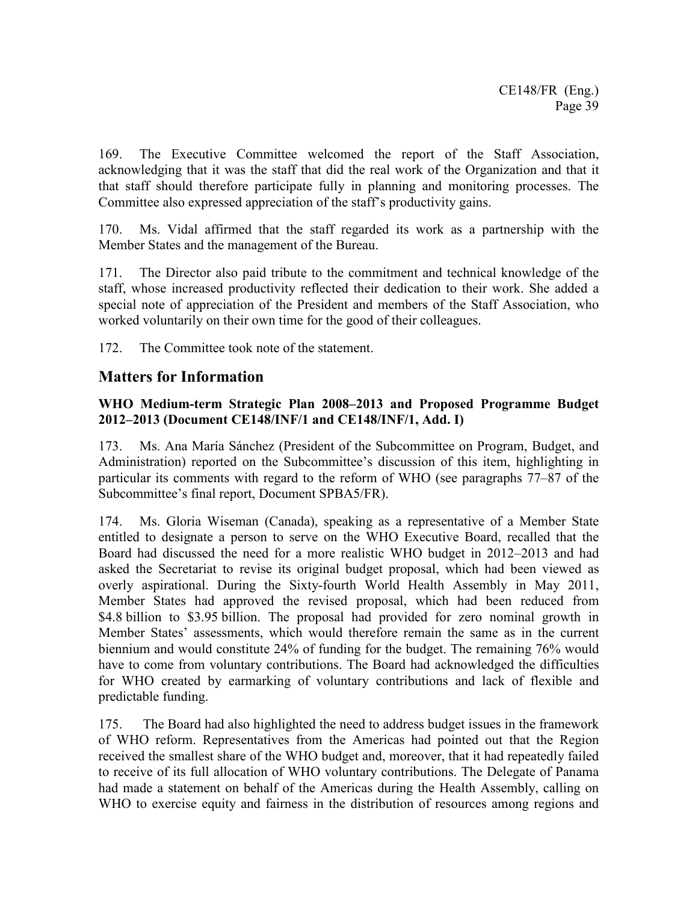169. The Executive Committee welcomed the report of the Staff Association, acknowledging that it was the staff that did the real work of the Organization and that it that staff should therefore participate fully in planning and monitoring processes. The Committee also expressed appreciation of the staff's productivity gains.

170. Ms. Vidal affirmed that the staff regarded its work as a partnership with the Member States and the management of the Bureau.

171. The Director also paid tribute to the commitment and technical knowledge of the staff, whose increased productivity reflected their dedication to their work. She added a special note of appreciation of the President and members of the Staff Association, who worked voluntarily on their own time for the good of their colleagues.

172. The Committee took note of the statement.

## Matters for Information

### WHO Medium-term Strategic Plan 2008–2013 and Proposed Programme Budget 2012–2013 (Document CE148/INF/1 and CE148/INF/1, Add. I)

173. Ms. Ana María Sánchez (President of the Subcommittee on Program, Budget, and Administration) reported on the Subcommittee's discussion of this item, highlighting in particular its comments with regard to the reform of WHO (see paragraphs 77–87 of the Subcommittee's final report, Document SPBA5/FR).

174. Ms. Gloria Wiseman (Canada), speaking as a representative of a Member State entitled to designate a person to serve on the WHO Executive Board, recalled that the Board had discussed the need for a more realistic WHO budget in 2012–2013 and had asked the Secretariat to revise its original budget proposal, which had been viewed as overly aspirational. During the Sixty-fourth World Health Assembly in May 2011, Member States had approved the revised proposal, which had been reduced from \$4.8 billion to \$3.95 billion. The proposal had provided for zero nominal growth in Member States' assessments, which would therefore remain the same as in the current biennium and would constitute 24% of funding for the budget. The remaining 76% would have to come from voluntary contributions. The Board had acknowledged the difficulties for WHO created by earmarking of voluntary contributions and lack of flexible and predictable funding.

175. The Board had also highlighted the need to address budget issues in the framework of WHO reform. Representatives from the Americas had pointed out that the Region received the smallest share of the WHO budget and, moreover, that it had repeatedly failed to receive of its full allocation of WHO voluntary contributions. The Delegate of Panama had made a statement on behalf of the Americas during the Health Assembly, calling on WHO to exercise equity and fairness in the distribution of resources among regions and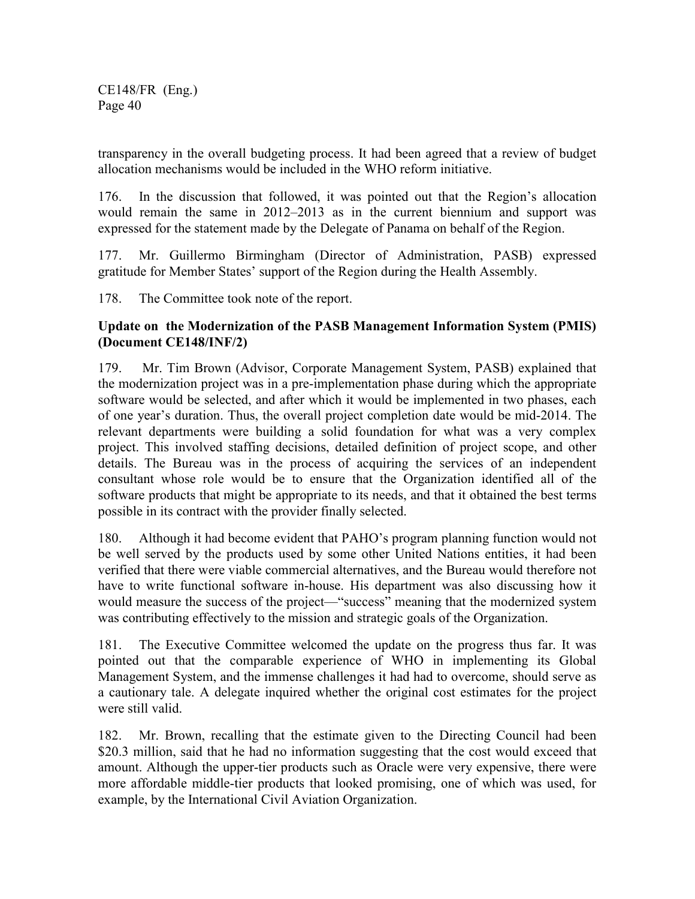transparency in the overall budgeting process. It had been agreed that a review of budget allocation mechanisms would be included in the WHO reform initiative.

176. In the discussion that followed, it was pointed out that the Region's allocation would remain the same in 2012–2013 as in the current biennium and support was expressed for the statement made by the Delegate of Panama on behalf of the Region.

177. Mr. Guillermo Birmingham (Director of Administration, PASB) expressed gratitude for Member States' support of the Region during the Health Assembly.

178. The Committee took note of the report.

**Update on the Modernization of the PASB Management Information System (PMIS) (Document CE148/INF/2)**

179. Mr. Tim Brown (Advisor, Corporate Management System, PASB) explained that the modernization project was in a pre-implementation phase during which the appropriate software would be selected, and after which it would be implemented in two phases, each of one year's duration. Thus, the overall project completion date would be mid-2014. The relevant departments were building a solid foundation for what was a very complex project. This involved staffing decisions, detailed definition of project scope, and other details. The Bureau was in the process of acquiring the services of an independent consultant whose role would be to ensure that the Organization identified all of the software products that might be appropriate to its needs, and that it obtained the best terms possible in its contract with the provider finally selected.

180. Although it had become evident that PAHO's program planning function would not be well served by the products used by some other United Nations entities, it had been verified that there were viable commercial alternatives, and the Bureau would therefore not have to write functional software in-house. His department was also discussing how it would measure the success of the project—"success" meaning that the modernized system was contributing effectively to the mission and strategic goals of the Organization.

181. The Executive Committee welcomed the update on the progress thus far. It was pointed out that the comparable experience of WHO in implementing its Global Management System, and the immense challenges it had had to overcome, should serve as a cautionary tale. A delegate inquired whether the original cost estimates for the project were still valid.

182. Mr. Brown, recalling that the estimate given to the Directing Council had been $20.3 million, said that he had no information suggesting that the cost would exceed that amount. Although the upper-tier products such as Oracle were very expensive, there were more affordable middle-tier products that looked promising, one of which was used, for example, by the International Civil Aviation Organization.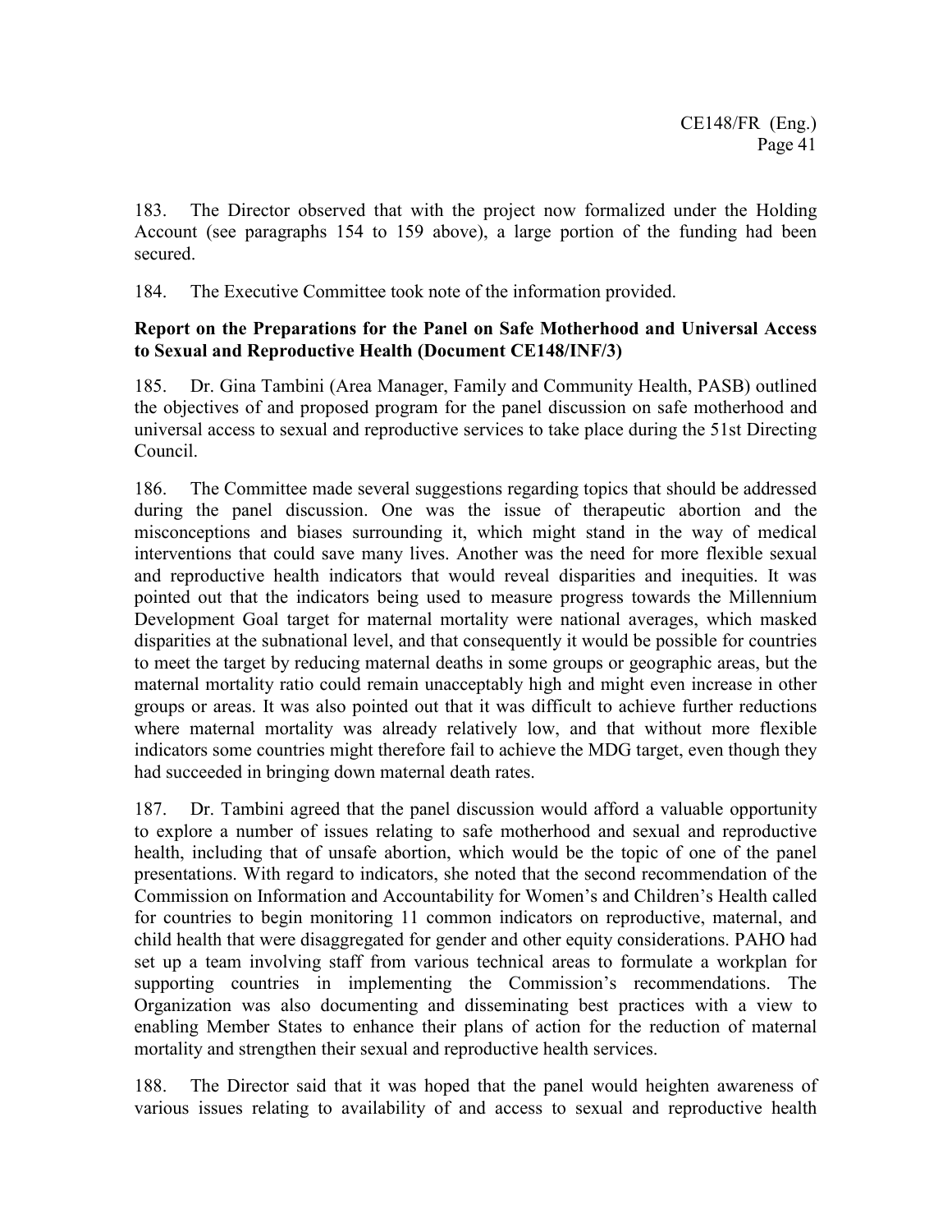183. The Director observed that with the project now formalized under the Holding Account (see paragraphs 154 to 159 above), a large portion of the funding had been secured.

184. The Executive Committee took note of the information provided.

**Report on the Preparations for the Panel on Safe Motherhood and Universal Access to Sexual and Reproductive Health (Document CE148/INF/3)**

185. Dr. Gina Tambini (Area Manager, Family and Community Health, PASB) outlined the objectives of and proposed program for the panel discussion on safe motherhood and universal access to sexual and reproductive services to take place during the 51st Directing Council.

186. The Committee made several suggestions regarding topics that should be addressed during the panel discussion. One was the issue of therapeutic abortion and the misconceptions and biases surrounding it, which might stand in the way of medical interventions that could save many lives. Another was the need for more flexible sexual and reproductive health indicators that would reveal disparities and inequities. It was pointed out that the indicators being used to measure progress towards the Millennium Development Goal target for maternal mortality were national averages, which masked disparities at the subnational level, and that consequently it would be possible for countries to meet the target by reducing maternal deaths in some groups or geographic areas, but the maternal mortality ratio could remain unacceptably high and might even increase in other groups or areas. It was also pointed out that it was difficult to achieve further reductions where maternal mortality was already relatively low, and that without more flexible indicators some countries might therefore fail to achieve the MDG target, even though they had succeeded in bringing down maternal death rates.

187. Dr. Tambini agreed that the panel discussion would afford a valuable opportunity to explore a number of issues relating to safe motherhood and sexual and reproductive health, including that of unsafe abortion, which would be the topic of one of the panel presentations. With regard to indicators, she noted that the second recommendation of the Commission on Information and Accountability for Women's and Children's Health called for countries to begin monitoring 11 common indicators on reproductive, maternal, and child health that were disaggregated for gender and other equity considerations. PAHO had set up a team involving staff from various technical areas to formulate a workplan for supporting countries in implementing the Commission's recommendations. The Organization was also documenting and disseminating best practices with a view to enabling Member States to enhance their plans of action for the reduction of maternal mortality and strengthen their sexual and reproductive health services.

188. The Director said that it was hoped that the panel would heighten awareness of various issues relating to availability of and access to sexual and reproductive health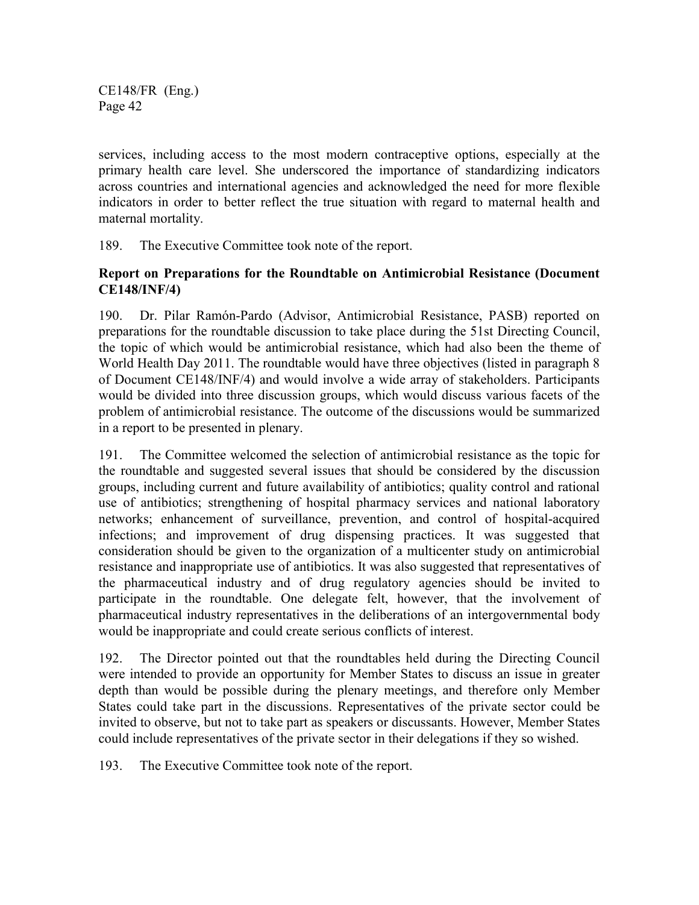services, including access to the most modern contraceptive options, especially at the primary health care level. She underscored the importance of standardizing indicators across countries and international agencies and acknowledged the need for more flexible indicators in order to better reflect the true situation with regard to maternal health and maternal mortality.

189. The Executive Committee took note of the report.

**Report on Preparations for the Roundtable on Antimicrobial Resistance (Document CE148/INF/4)**

190. Dr. Pilar Ramón-Pardo (Advisor, Antimicrobial Resistance, PASB) reported on preparations for the roundtable discussion to take place during the 51st Directing Council, the topic of which would be antimicrobial resistance, which had also been the theme of World Health Day 2011. The roundtable would have three objectives (listed in paragraph 8 of Document CE148/INF/4) and would involve a wide array of stakeholders. Participants would be divided into three discussion groups, which would discuss various facets of the problem of antimicrobial resistance. The outcome of the discussions would be summarized in a report to be presented in plenary.

191. The Committee welcomed the selection of antimicrobial resistance as the topic for the roundtable and suggested several issues that should be considered by the discussion groups, including current and future availability of antibiotics; quality control and rational use of antibiotics; strengthening of hospital pharmacy services and national laboratory networks; enhancement of surveillance, prevention, and control of hospital-acquired infections; and improvement of drug dispensing practices. It was suggested that consideration should be given to the organization of a multicenter study on antimicrobial resistance and inappropriate use of antibiotics. It was also suggested that representatives of the pharmaceutical industry and of drug regulatory agencies should be invited to participate in the roundtable. One delegate felt, however, that the involvement of pharmaceutical industry representatives in the deliberations of an intergovernmental body would be inappropriate and could create serious conflicts of interest.

192. The Director pointed out that the roundtables held during the Directing Council were intended to provide an opportunity for Member States to discuss an issue in greater depth than would be possible during the plenary meetings, and therefore only Member States could take part in the discussions. Representatives of the private sector could be invited to observe, but not to take part as speakers or discussants. However, Member States could include representatives of the private sector in their delegations if they so wished.

193. The Executive Committee took note of the report.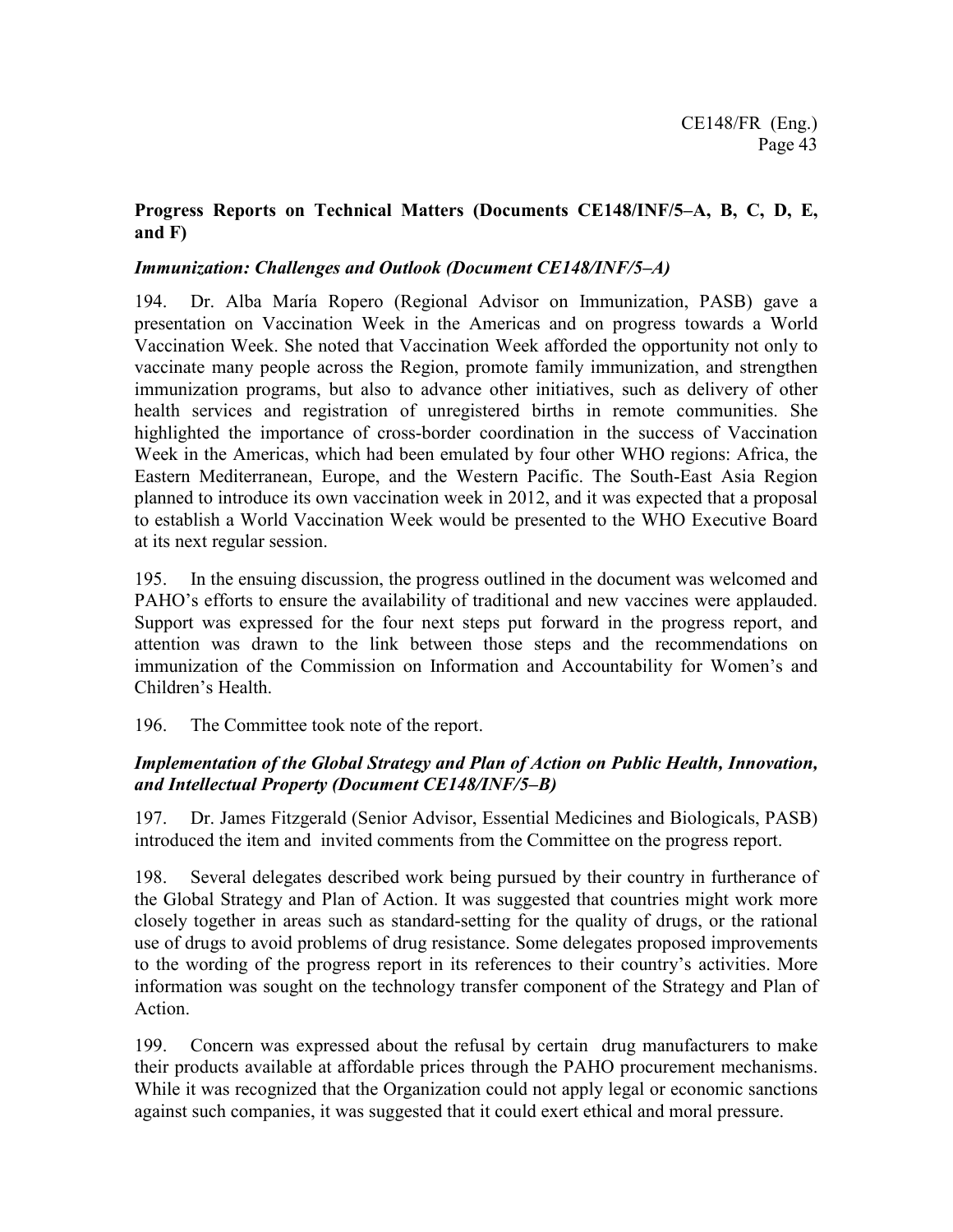**Progress Reports on Technical Matters (Documents CE148/INF/5–A, B, C, D, E, and F)**

***Immunization: Challenges and Outlook (Document CE148/INF/5–A)***

194. Dr. Alba María Ropero (Regional Advisor on Immunization, PASB) gave a presentation on Vaccination Week in the Americas and on progress towards a World Vaccination Week. She noted that Vaccination Week afforded the opportunity not only to vaccinate many people across the Region, promote family immunization, and strengthen immunization programs, but also to advance other initiatives, such as delivery of other health services and registration of unregistered births in remote communities. She highlighted the importance of cross-border coordination in the success of Vaccination Week in the Americas, which had been emulated by four other WHO regions: Africa, the Eastern Mediterranean, Europe, and the Western Pacific. The South-East Asia Region planned to introduce its own vaccination week in 2012, and it was expected that a proposal to establish a World Vaccination Week would be presented to the WHO Executive Board at its next regular session.

195. In the ensuing discussion, the progress outlined in the document was welcomed and PAHO's efforts to ensure the availability of traditional and new vaccines were applauded. Support was expressed for the four next steps put forward in the progress report, and attention was drawn to the link between those steps and the recommendations on immunization of the Commission on Information and Accountability for Women's and Children's Health.

196. The Committee took note of the report.

***Implementation of the Global Strategy and Plan of Action on Public Health, Innovation, and Intellectual Property (Document CE148/INF/5–B)***

197. Dr. James Fitzgerald (Senior Advisor, Essential Medicines and Biologicals, PASB) introduced the item and invited comments from the Committee on the progress report.

198. Several delegates described work being pursued by their country in furtherance of the Global Strategy and Plan of Action. It was suggested that countries might work more closely together in areas such as standard-setting for the quality of drugs, or the rational use of drugs to avoid problems of drug resistance. Some delegates proposed improvements to the wording of the progress report in its references to their country's activities. More information was sought on the technology transfer component of the Strategy and Plan of Action.

199. Concern was expressed about the refusal by certain drug manufacturers to make their products available at affordable prices through the PAHO procurement mechanisms. While it was recognized that the Organization could not apply legal or economic sanctions against such companies, it was suggested that it could exert ethical and moral pressure.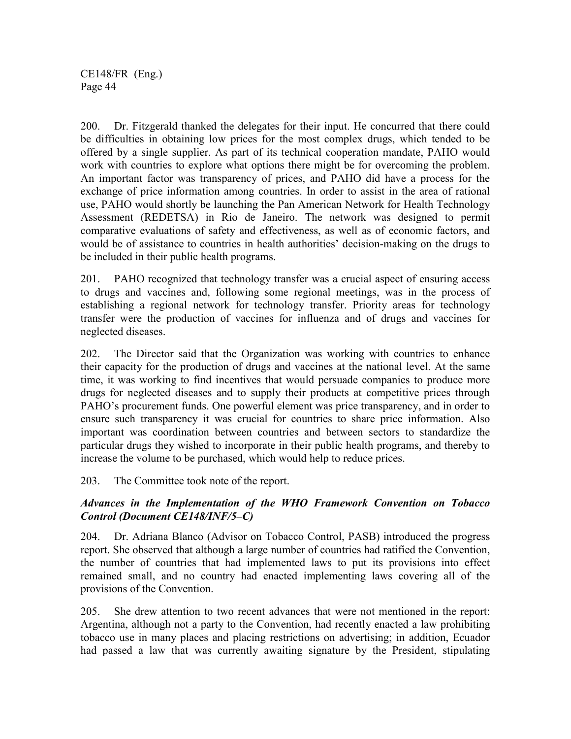200. Dr. Fitzgerald thanked the delegates for their input. He concurred that there could be difficulties in obtaining low prices for the most complex drugs, which tended to be offered by a single supplier. As part of its technical cooperation mandate, PAHO would work with countries to explore what options there might be for overcoming the problem. An important factor was transparency of prices, and PAHO did have a process for the exchange of price information among countries. In order to assist in the area of rational use, PAHO would shortly be launching the Pan American Network for Health Technology Assessment (REDETSA) in Rio de Janeiro. The network was designed to permit comparative evaluations of safety and effectiveness, as well as of economic factors, and would be of assistance to countries in health authorities' decision-making on the drugs to be included in their public health programs.

201. PAHO recognized that technology transfer was a crucial aspect of ensuring access to drugs and vaccines and, following some regional meetings, was in the process of establishing a regional network for technology transfer. Priority areas for technology transfer were the production of vaccines for influenza and of drugs and vaccines for neglected diseases.

202. The Director said that the Organization was working with countries to enhance their capacity for the production of drugs and vaccines at the national level. At the same time, it was working to find incentives that would persuade companies to produce more drugs for neglected diseases and to supply their products at competitive prices through PAHO's procurement funds. One powerful element was price transparency, and in order to ensure such transparency it was crucial for countries to share price information. Also important was coordination between countries and between sectors to standardize the particular drugs they wished to incorporate in their public health programs, and thereby to increase the volume to be purchased, which would help to reduce prices.

203. The Committee took note of the report.

***Advances in the Implementation of the WHO Framework Convention on Tobacco Control (Document CE148/INF/5–C)***

204. Dr. Adriana Blanco (Advisor on Tobacco Control, PASB) introduced the progress report. She observed that although a large number of countries had ratified the Convention, the number of countries that had implemented laws to put its provisions into effect remained small, and no country had enacted implementing laws covering all of the provisions of the Convention.

205. She drew attention to two recent advances that were not mentioned in the report: Argentina, although not a party to the Convention, had recently enacted a law prohibiting tobacco use in many places and placing restrictions on advertising; in addition, Ecuador had passed a law that was currently awaiting signature by the President, stipulating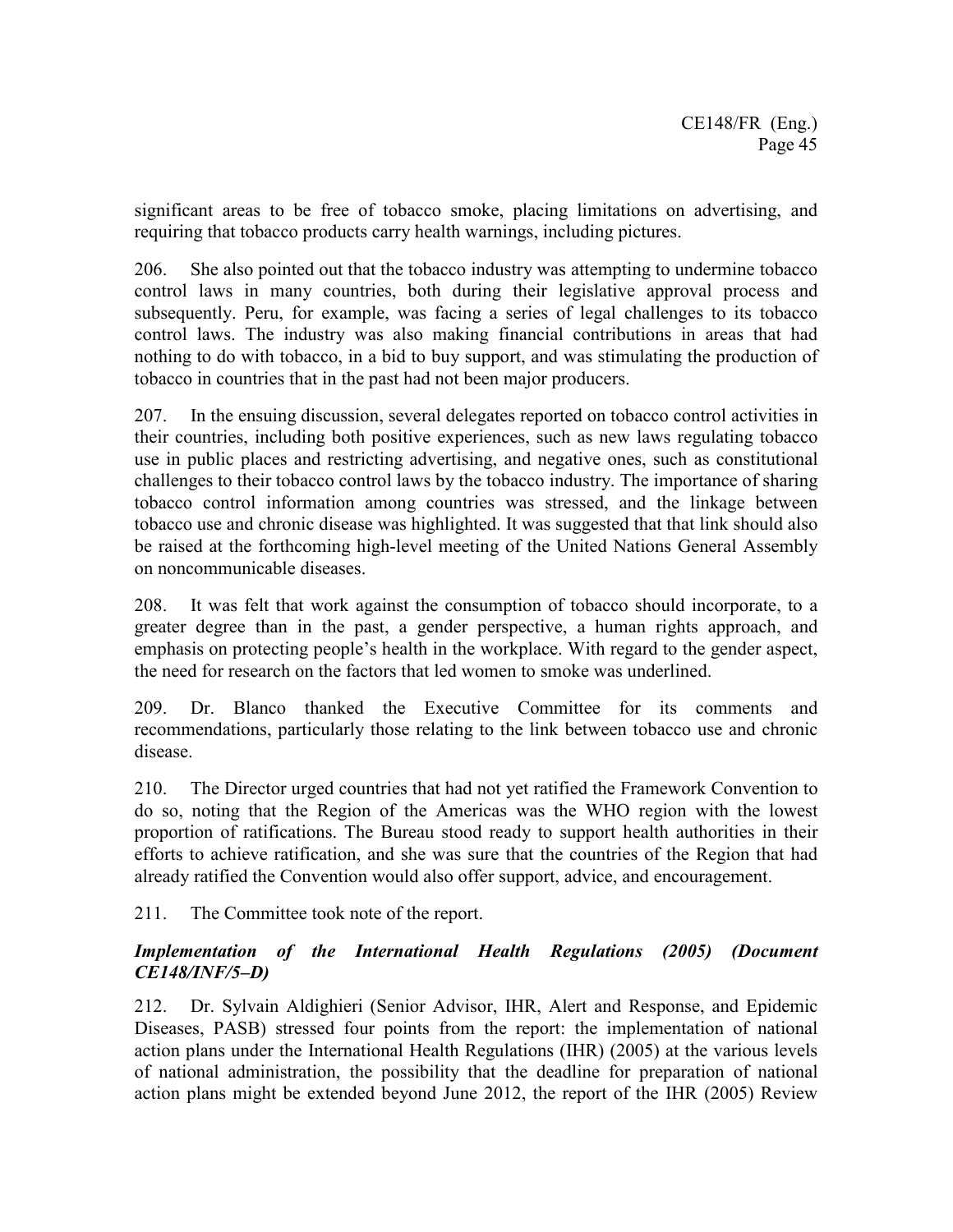significant areas to be free of tobacco smoke, placing limitations on advertising, and requiring that tobacco products carry health warnings, including pictures.

206. She also pointed out that the tobacco industry was attempting to undermine tobacco control laws in many countries, both during their legislative approval process and subsequently. Peru, for example, was facing a series of legal challenges to its tobacco control laws. The industry was also making financial contributions in areas that had nothing to do with tobacco, in a bid to buy support, and was stimulating the production of tobacco in countries that in the past had not been major producers.

207. In the ensuing discussion, several delegates reported on tobacco control activities in their countries, including both positive experiences, such as new laws regulating tobacco use in public places and restricting advertising, and negative ones, such as constitutional challenges to their tobacco control laws by the tobacco industry. The importance of sharing tobacco control information among countries was stressed, and the linkage between tobacco use and chronic disease was highlighted. It was suggested that that link should also be raised at the forthcoming high-level meeting of the United Nations General Assembly on noncommunicable diseases.

208. It was felt that work against the consumption of tobacco should incorporate, to a greater degree than in the past, a gender perspective, a human rights approach, and emphasis on protecting people's health in the workplace. With regard to the gender aspect, the need for research on the factors that led women to smoke was underlined.

209. Dr. Blanco thanked the Executive Committee for its comments and recommendations, particularly those relating to the link between tobacco use and chronic disease.

210. The Director urged countries that had not yet ratified the Framework Convention to do so, noting that the Region of the Americas was the WHO region with the lowest proportion of ratifications. The Bureau stood ready to support health authorities in their efforts to achieve ratification, and she was sure that the countries of the Region that had already ratified the Convention would also offer support, advice, and encouragement.

211. The Committee took note of the report.

### *Implementation of the International Health Regulations (2005) (Document CE148/INF/5–D)*

212. Dr. Sylvain Aldighieri (Senior Advisor, IHR, Alert and Response, and Epidemic Diseases, PASB) stressed four points from the report: the implementation of national action plans under the International Health Regulations (IHR) (2005) at the various levels of national administration, the possibility that the deadline for preparation of national action plans might be extended beyond June 2012, the report of the IHR (2005) Review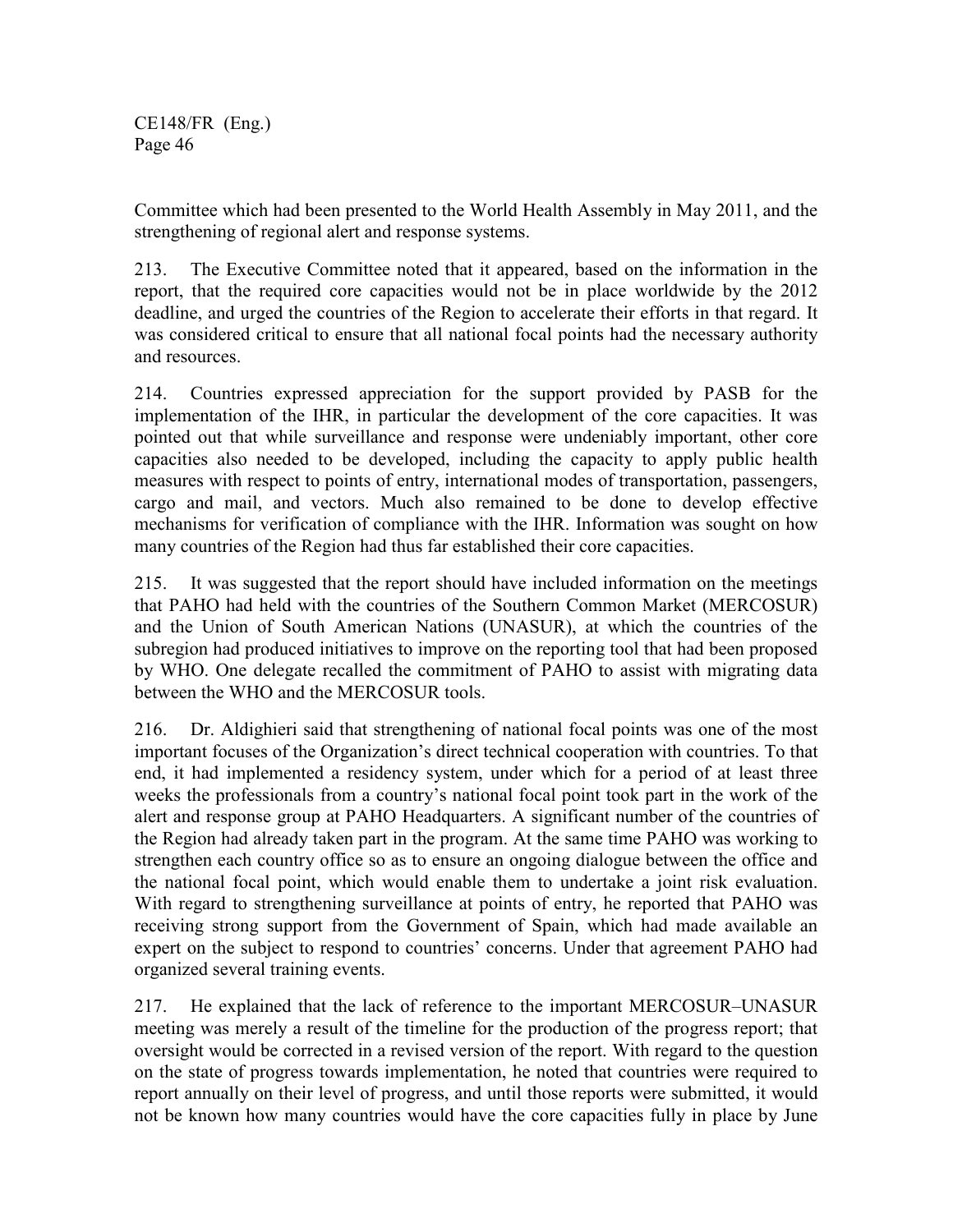Committee which had been presented to the World Health Assembly in May 2011, and the strengthening of regional alert and response systems.

213. The Executive Committee noted that it appeared, based on the information in the report, that the required core capacities would not be in place worldwide by the 2012 deadline, and urged the countries of the Region to accelerate their efforts in that regard. It was considered critical to ensure that all national focal points had the necessary authority and resources.

214. Countries expressed appreciation for the support provided by PASB for the implementation of the IHR, in particular the development of the core capacities. It was pointed out that while surveillance and response were undeniably important, other core capacities also needed to be developed, including the capacity to apply public health measures with respect to points of entry, international modes of transportation, passengers, cargo and mail, and vectors. Much also remained to be done to develop effective mechanisms for verification of compliance with the IHR. Information was sought on how many countries of the Region had thus far established their core capacities.

215. It was suggested that the report should have included information on the meetings that PAHO had held with the countries of the Southern Common Market (MERCOSUR) and the Union of South American Nations (UNASUR), at which the countries of the subregion had produced initiatives to improve on the reporting tool that had been proposed by WHO. One delegate recalled the commitment of PAHO to assist with migrating data between the WHO and the MERCOSUR tools.

216. Dr. Aldighieri said that strengthening of national focal points was one of the most important focuses of the Organization's direct technical cooperation with countries. To that end, it had implemented a residency system, under which for a period of at least three weeks the professionals from a country's national focal point took part in the work of the alert and response group at PAHO Headquarters. A significant number of the countries of the Region had already taken part in the program. At the same time PAHO was working to strengthen each country office so as to ensure an ongoing dialogue between the office and the national focal point, which would enable them to undertake a joint risk evaluation. With regard to strengthening surveillance at points of entry, he reported that PAHO was receiving strong support from the Government of Spain, which had made available an expert on the subject to respond to countries' concerns. Under that agreement PAHO had organized several training events.

217. He explained that the lack of reference to the important MERCOSUR–UNASUR meeting was merely a result of the timeline for the production of the progress report; that oversight would be corrected in a revised version of the report. With regard to the question on the state of progress towards implementation, he noted that countries were required to report annually on their level of progress, and until those reports were submitted, it would not be known how many countries would have the core capacities fully in place by June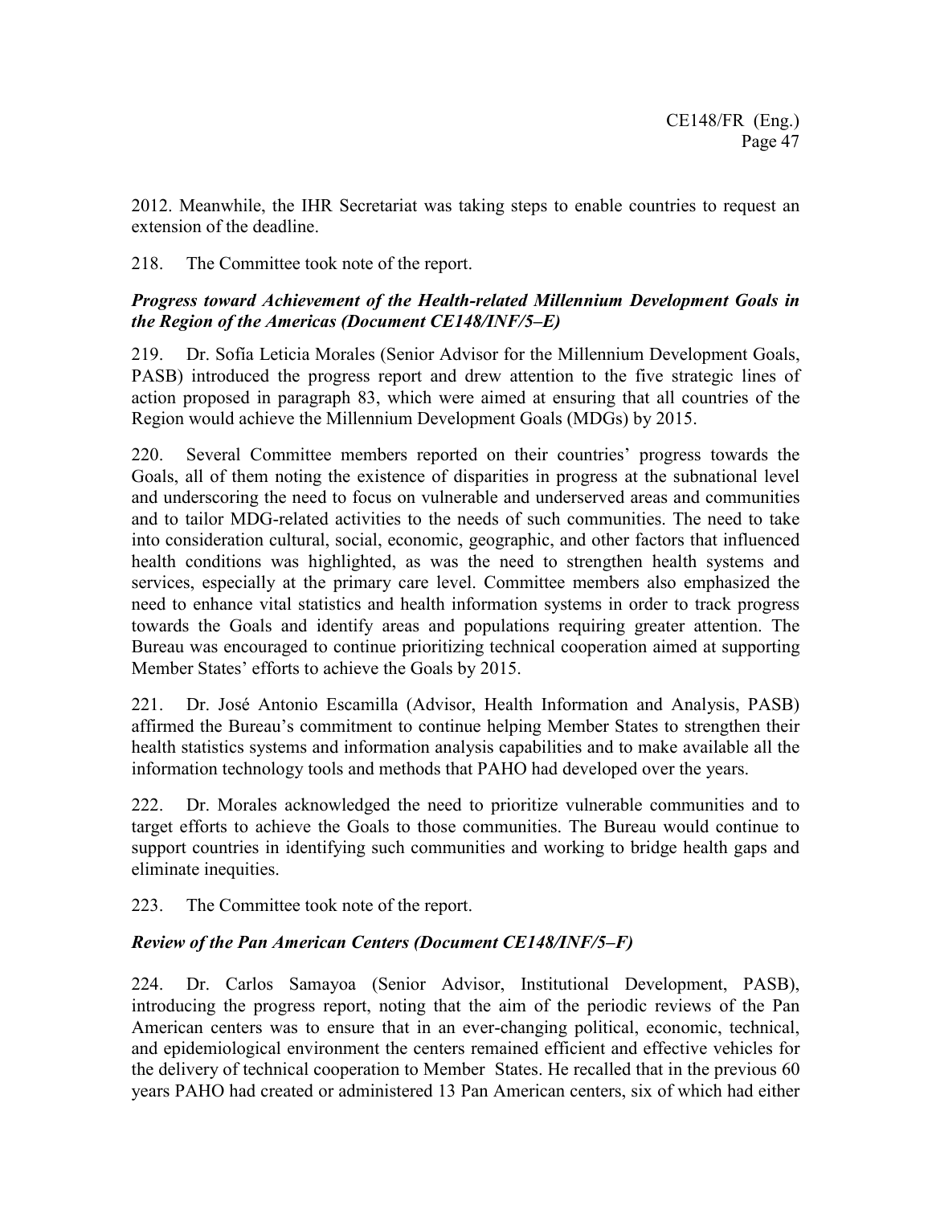2012. Meanwhile, the IHR Secretariat was taking steps to enable countries to request an extension of the deadline.

218. The Committee took note of the report.

### *Progress toward Achievement of the Health-related Millennium Development Goals in the Region of the Americas (Document CE148/INF/5–E)*

219. Dr. Sofía Leticia Morales (Senior Advisor for the Millennium Development Goals, PASB) introduced the progress report and drew attention to the five strategic lines of action proposed in paragraph 83, which were aimed at ensuring that all countries of the Region would achieve the Millennium Development Goals (MDGs) by 2015.

220. Several Committee members reported on their countries' progress towards the Goals, all of them noting the existence of disparities in progress at the subnational level and underscoring the need to focus on vulnerable and underserved areas and communities and to tailor MDG-related activities to the needs of such communities. The need to take into consideration cultural, social, economic, geographic, and other factors that influenced health conditions was highlighted, as was the need to strengthen health systems and services, especially at the primary care level. Committee members also emphasized the need to enhance vital statistics and health information systems in order to track progress towards the Goals and identify areas and populations requiring greater attention. The Bureau was encouraged to continue prioritizing technical cooperation aimed at supporting Member States' efforts to achieve the Goals by 2015.

221. Dr. José Antonio Escamilla (Advisor, Health Information and Analysis, PASB) affirmed the Bureau's commitment to continue helping Member States to strengthen their health statistics systems and information analysis capabilities and to make available all the information technology tools and methods that PAHO had developed over the years.

222. Dr. Morales acknowledged the need to prioritize vulnerable communities and to target efforts to achieve the Goals to those communities. The Bureau would continue to support countries in identifying such communities and working to bridge health gaps and eliminate inequities.

223. The Committee took note of the report.

### *Review of the Pan American Centers (Document CE148/INF/5–F)*

224. Dr. Carlos Samayoa (Senior Advisor, Institutional Development, PASB), introducing the progress report, noting that the aim of the periodic reviews of the Pan American centers was to ensure that in an ever-changing political, economic, technical, and epidemiological environment the centers remained efficient and effective vehicles for the delivery of technical cooperation to Member States. He recalled that in the previous 60 years PAHO had created or administered 13 Pan American centers, six of which had either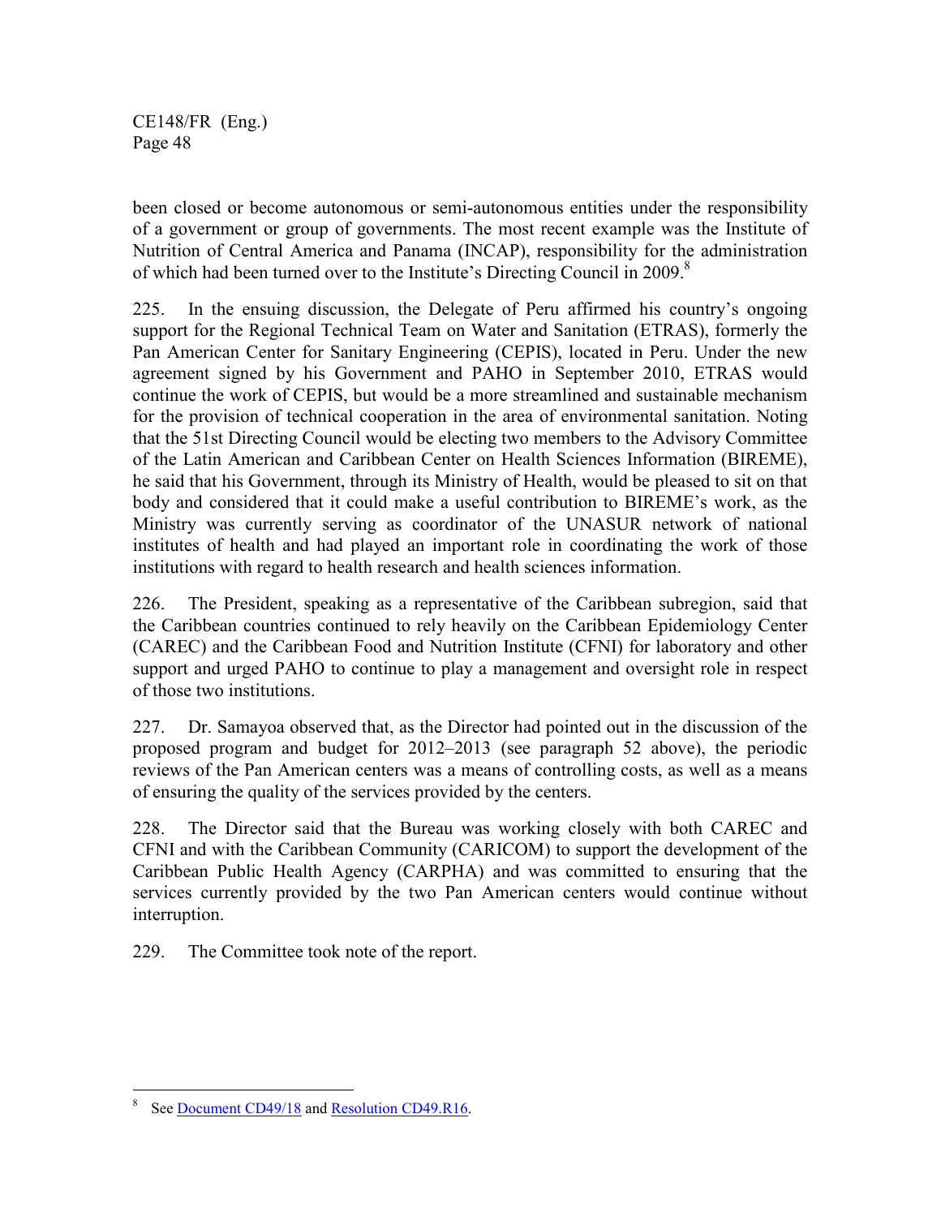been closed or become autonomous or semi-autonomous entities under the responsibility of a government or group of governments. The most recent example was the Institute of Nutrition of Central America and Panama (INCAP), responsibility for the administration of which had been turned over to the Institute's Directing Council in 2009.[8]

225. In the ensuing discussion, the Delegate of Peru affirmed his country's ongoing support for the Regional Technical Team on Water and Sanitation (ETRAS), formerly the Pan American Center for Sanitary Engineering (CEPIS), located in Peru. Under the new agreement signed by his Government and PAHO in September 2010, ETRAS would continue the work of CEPIS, but would be a more streamlined and sustainable mechanism for the provision of technical cooperation in the area of environmental sanitation. Noting that the 51st Directing Council would be electing two members to the Advisory Committee of the Latin American and Caribbean Center on Health Sciences Information (BIREME), he said that his Government, through its Ministry of Health, would be pleased to sit on that body and considered that it could make a useful contribution to BIREME's work, as the Ministry was currently serving as coordinator of the UNASUR network of national institutes of health and had played an important role in coordinating the work of those institutions with regard to health research and health sciences information.

226. The President, speaking as a representative of the Caribbean subregion, said that the Caribbean countries continued to rely heavily on the Caribbean Epidemiology Center (CAREC) and the Caribbean Food and Nutrition Institute (CFNI) for laboratory and other support and urged PAHO to continue to play a management and oversight role in respect of those two institutions.

227. Dr. Samayoa observed that, as the Director had pointed out in the discussion of the proposed program and budget for 2012–2013 (see paragraph 52 above), the periodic reviews of the Pan American centers was a means of controlling costs, as well as a means of ensuring the quality of the services provided by the centers.

228. The Director said that the Bureau was working closely with both CAREC and CFNI and with the Caribbean Community (CARICOM) to support the development of the Caribbean Public Health Agency (CARPHA) and was committed to ensuring that the services currently provided by the two Pan American centers would continue without interruption.

229. The Committee took note of the report.

---

[8] See Document CD49/18 and Resolution CD49.R16.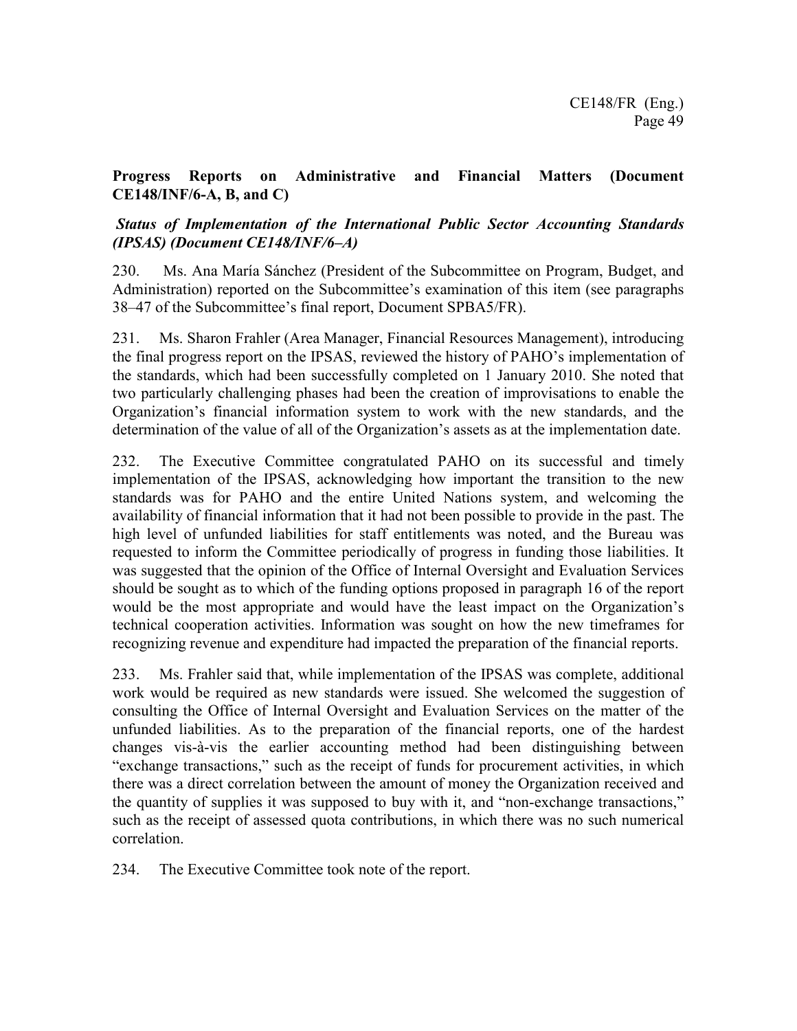**Progress Reports on Administrative and Financial Matters (Document CE148/INF/6-A, B, and C)**

***Status of Implementation of the International Public Sector Accounting Standards (IPSAS) (Document CE148/INF/6–A)***

230. Ms. Ana María Sánchez (President of the Subcommittee on Program, Budget, and Administration) reported on the Subcommittee's examination of this item (see paragraphs 38–47 of the Subcommittee's final report, Document SPBA5/FR).

231. Ms. Sharon Frahler (Area Manager, Financial Resources Management), introducing the final progress report on the IPSAS, reviewed the history of PAHO's implementation of the standards, which had been successfully completed on 1 January 2010. She noted that two particularly challenging phases had been the creation of improvisations to enable the Organization's financial information system to work with the new standards, and the determination of the value of all of the Organization's assets as at the implementation date.

232. The Executive Committee congratulated PAHO on its successful and timely implementation of the IPSAS, acknowledging how important the transition to the new standards was for PAHO and the entire United Nations system, and welcoming the availability of financial information that it had not been possible to provide in the past. The high level of unfunded liabilities for staff entitlements was noted, and the Bureau was requested to inform the Committee periodically of progress in funding those liabilities. It was suggested that the opinion of the Office of Internal Oversight and Evaluation Services should be sought as to which of the funding options proposed in paragraph 16 of the report would be the most appropriate and would have the least impact on the Organization's technical cooperation activities. Information was sought on how the new timeframes for recognizing revenue and expenditure had impacted the preparation of the financial reports.

233. Ms. Frahler said that, while implementation of the IPSAS was complete, additional work would be required as new standards were issued. She welcomed the suggestion of consulting the Office of Internal Oversight and Evaluation Services on the matter of the unfunded liabilities. As to the preparation of the financial reports, one of the hardest changes vis-à-vis the earlier accounting method had been distinguishing between "exchange transactions," such as the receipt of funds for procurement activities, in which there was a direct correlation between the amount of money the Organization received and the quantity of supplies it was supposed to buy with it, and "non-exchange transactions," such as the receipt of assessed quota contributions, in which there was no such numerical correlation.

234. The Executive Committee took note of the report.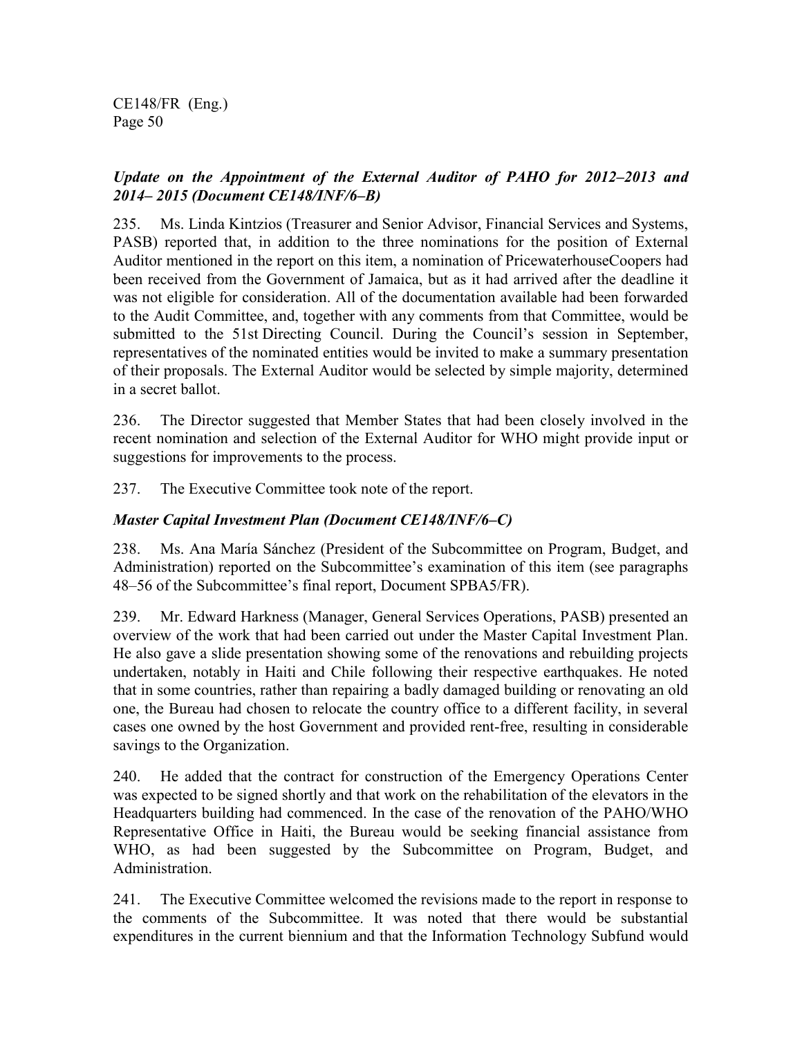### *Update on the Appointment of the External Auditor of PAHO for 2012–2013 and 2014– 2015 (Document CE148/INF/6–B)*

235. Ms. Linda Kintzios (Treasurer and Senior Advisor, Financial Services and Systems, PASB) reported that, in addition to the three nominations for the position of External Auditor mentioned in the report on this item, a nomination of PricewaterhouseCoopers had been received from the Government of Jamaica, but as it had arrived after the deadline it was not eligible for consideration. All of the documentation available had been forwarded to the Audit Committee, and, together with any comments from that Committee, would be submitted to the 51st Directing Council. During the Council's session in September, representatives of the nominated entities would be invited to make a summary presentation of their proposals. The External Auditor would be selected by simple majority, determined in a secret ballot.

236. The Director suggested that Member States that had been closely involved in the recent nomination and selection of the External Auditor for WHO might provide input or suggestions for improvements to the process.

237. The Executive Committee took note of the report.

### *Master Capital Investment Plan (Document CE148/INF/6–C)*

238. Ms. Ana María Sánchez (President of the Subcommittee on Program, Budget, and Administration) reported on the Subcommittee's examination of this item (see paragraphs 48–56 of the Subcommittee's final report, Document SPBA5/FR).

239. Mr. Edward Harkness (Manager, General Services Operations, PASB) presented an overview of the work that had been carried out under the Master Capital Investment Plan. He also gave a slide presentation showing some of the renovations and rebuilding projects undertaken, notably in Haiti and Chile following their respective earthquakes. He noted that in some countries, rather than repairing a badly damaged building or renovating an old one, the Bureau had chosen to relocate the country office to a different facility, in several cases one owned by the host Government and provided rent-free, resulting in considerable savings to the Organization.

240. He added that the contract for construction of the Emergency Operations Center was expected to be signed shortly and that work on the rehabilitation of the elevators in the Headquarters building had commenced. In the case of the renovation of the PAHO/WHO Representative Office in Haiti, the Bureau would be seeking financial assistance from WHO, as had been suggested by the Subcommittee on Program, Budget, and Administration.

241. The Executive Committee welcomed the revisions made to the report in response to the comments of the Subcommittee. It was noted that there would be substantial expenditures in the current biennium and that the Information Technology Subfund would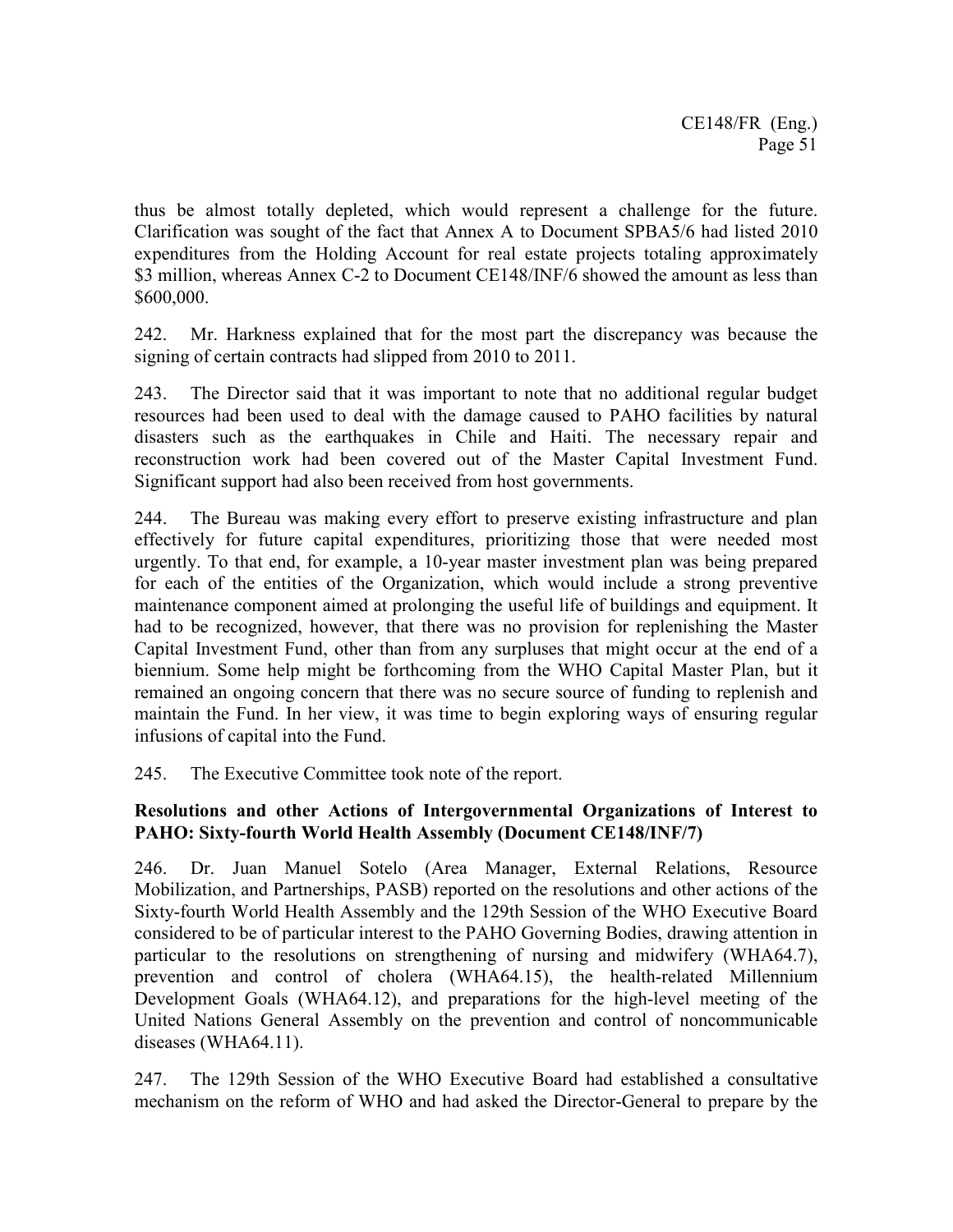thus be almost totally depleted, which would represent a challenge for the future. Clarification was sought of the fact that Annex A to Document SPBA5/6 had listed 2010 expenditures from the Holding Account for real estate projects totaling approximately $3 million, whereas Annex C-2 to Document CE148/INF/6 showed the amount as less than $600,000.

242. Mr. Harkness explained that for the most part the discrepancy was because the signing of certain contracts had slipped from 2010 to 2011.

243. The Director said that it was important to note that no additional regular budget resources had been used to deal with the damage caused to PAHO facilities by natural disasters such as the earthquakes in Chile and Haiti. The necessary repair and reconstruction work had been covered out of the Master Capital Investment Fund. Significant support had also been received from host governments.

244. The Bureau was making every effort to preserve existing infrastructure and plan effectively for future capital expenditures, prioritizing those that were needed most urgently. To that end, for example, a 10-year master investment plan was being prepared for each of the entities of the Organization, which would include a strong preventive maintenance component aimed at prolonging the useful life of buildings and equipment. It had to be recognized, however, that there was no provision for replenishing the Master Capital Investment Fund, other than from any surpluses that might occur at the end of a biennium. Some help might be forthcoming from the WHO Capital Master Plan, but it remained an ongoing concern that there was no secure source of funding to replenish and maintain the Fund. In her view, it was time to begin exploring ways of ensuring regular infusions of capital into the Fund.

245. The Executive Committee took note of the report.

**Resolutions and other Actions of Intergovernmental Organizations of Interest to PAHO: Sixty-fourth World Health Assembly (Document CE148/INF/7)**

246. Dr. Juan Manuel Sotelo (Area Manager, External Relations, Resource Mobilization, and Partnerships, PASB) reported on the resolutions and other actions of the Sixty-fourth World Health Assembly and the 129th Session of the WHO Executive Board considered to be of particular interest to the PAHO Governing Bodies, drawing attention in particular to the resolutions on strengthening of nursing and midwifery (WHA64.7), prevention and control of cholera (WHA64.15), the health-related Millennium Development Goals (WHA64.12), and preparations for the high-level meeting of the United Nations General Assembly on the prevention and control of noncommunicable diseases (WHA64.11).

247. The 129th Session of the WHO Executive Board had established a consultative mechanism on the reform of WHO and had asked the Director-General to prepare by the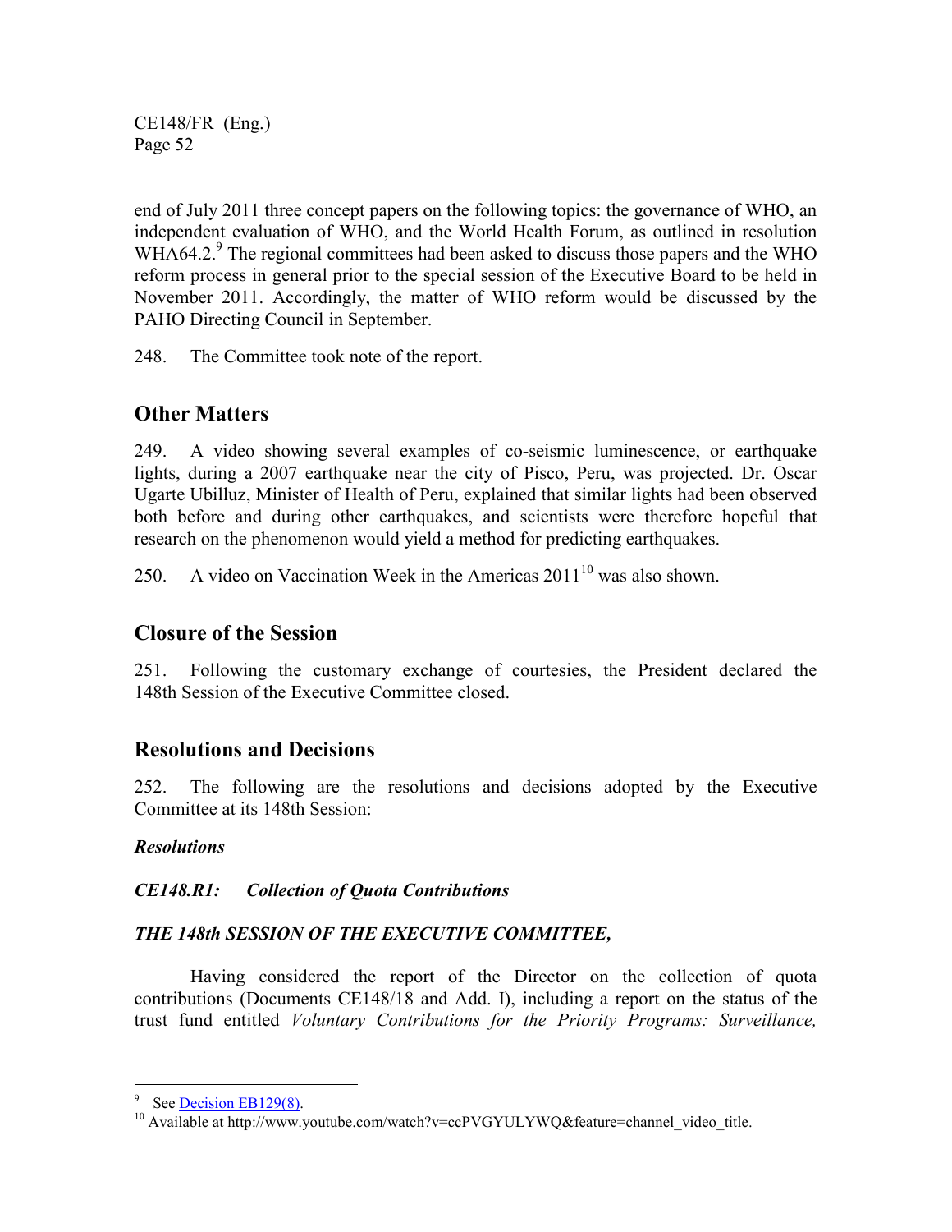end of July 2011 three concept papers on the following topics: the governance of WHO, an independent evaluation of WHO, and the World Health Forum, as outlined in resolution WHA64.2.[9] The regional committees had been asked to discuss those papers and the WHO reform process in general prior to the special session of the Executive Board to be held in November 2011. Accordingly, the matter of WHO reform would be discussed by the PAHO Directing Council in September.

248. The Committee took note of the report.

## Other Matters

249. A video showing several examples of co-seismic luminescence, or earthquake lights, during a 2007 earthquake near the city of Pisco, Peru, was projected. Dr. Oscar Ugarte Ubilluz, Minister of Health of Peru, explained that similar lights had been observed both before and during other earthquakes, and scientists were therefore hopeful that research on the phenomenon would yield a method for predicting earthquakes.

250. A video on Vaccination Week in the Americas 2011[10] was also shown.

## Closure of the Session

251. Following the customary exchange of courtesies, the President declared the 148th Session of the Executive Committee closed.

## Resolutions and Decisions

252. The following are the resolutions and decisions adopted by the Executive Committee at its 148th Session:

***Resolutions***

***CE148.R1: Collection of Quota Contributions***

***THE 148th SESSION OF THE EXECUTIVE COMMITTEE,***

Having considered the report of the Director on the collection of quota contributions (Documents CE148/18 and Add. I), including a report on the status of the trust fund entitled *Voluntary Contributions for the Priority Programs: Surveillance,*

---

[9] See Decision EB129(8).

[10] Available at http://www.youtube.com/watch?v=ccPVGYULYWQ&feature=channel_video_title.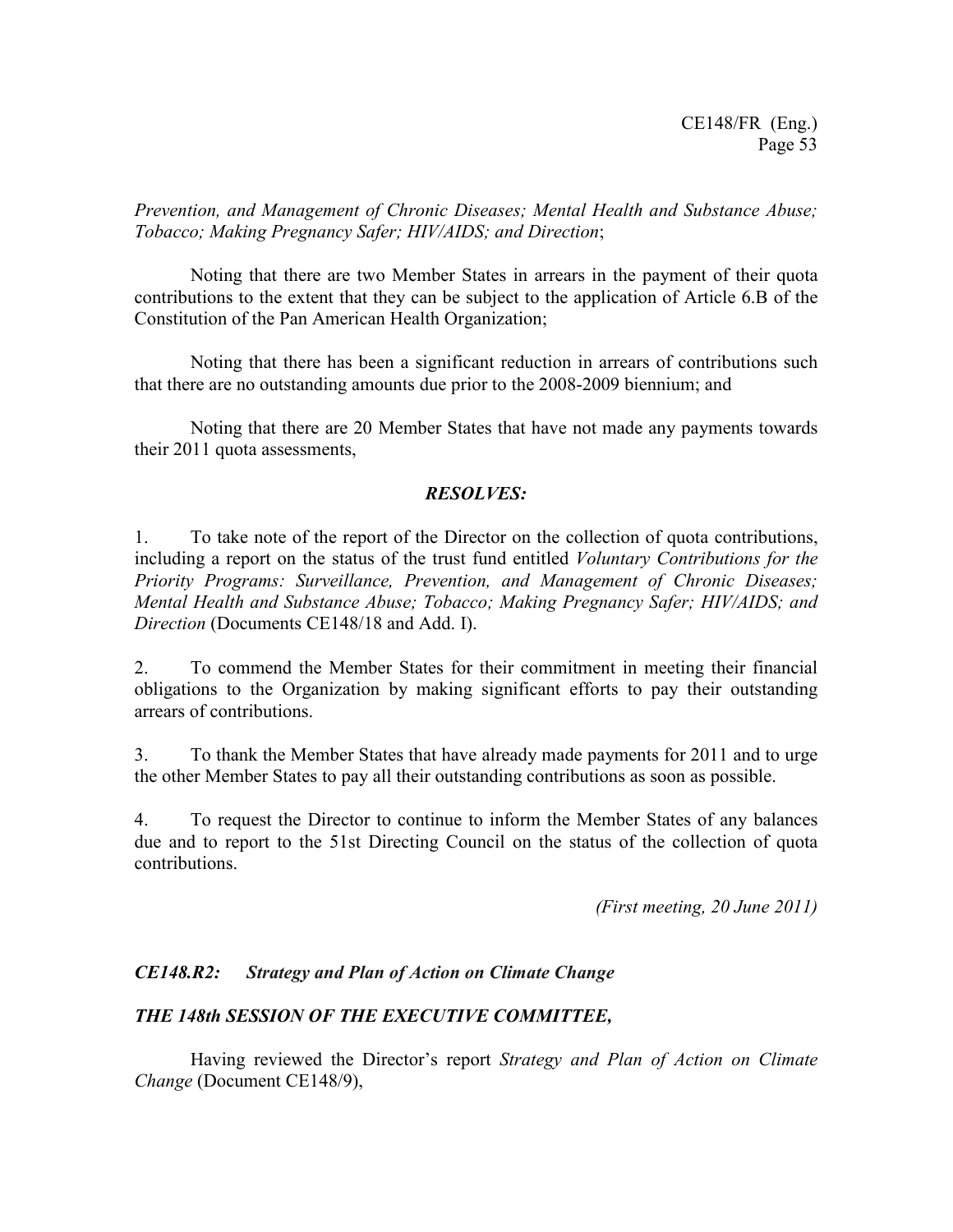*Prevention, and Management of Chronic Diseases; Mental Health and Substance Abuse; Tobacco; Making Pregnancy Safer; HIV/AIDS; and Direction*;

Noting that there are two Member States in arrears in the payment of their quota contributions to the extent that they can be subject to the application of Article 6.B of the Constitution of the Pan American Health Organization;

Noting that there has been a significant reduction in arrears of contributions such that there are no outstanding amounts due prior to the 2008-2009 biennium; and

Noting that there are 20 Member States that have not made any payments towards their 2011 quota assessments,

***RESOLVES:***

1. To take note of the report of the Director on the collection of quota contributions, including a report on the status of the trust fund entitled *Voluntary Contributions for the Priority Programs: Surveillance, Prevention, and Management of Chronic Diseases; Mental Health and Substance Abuse; Tobacco; Making Pregnancy Safer; HIV/AIDS; and Direction* (Documents CE148/18 and Add. I).

2. To commend the Member States for their commitment in meeting their financial obligations to the Organization by making significant efforts to pay their outstanding arrears of contributions.

3. To thank the Member States that have already made payments for 2011 and to urge the other Member States to pay all their outstanding contributions as soon as possible.

4. To request the Director to continue to inform the Member States of any balances due and to report to the 51st Directing Council on the status of the collection of quota contributions.

*(First meeting, 20 June 2011)*

### *CE148.R2: Strategy and Plan of Action on Climate Change*

***THE 148th SESSION OF THE EXECUTIVE COMMITTEE,***

Having reviewed the Director's report *Strategy and Plan of Action on Climate Change* (Document CE148/9),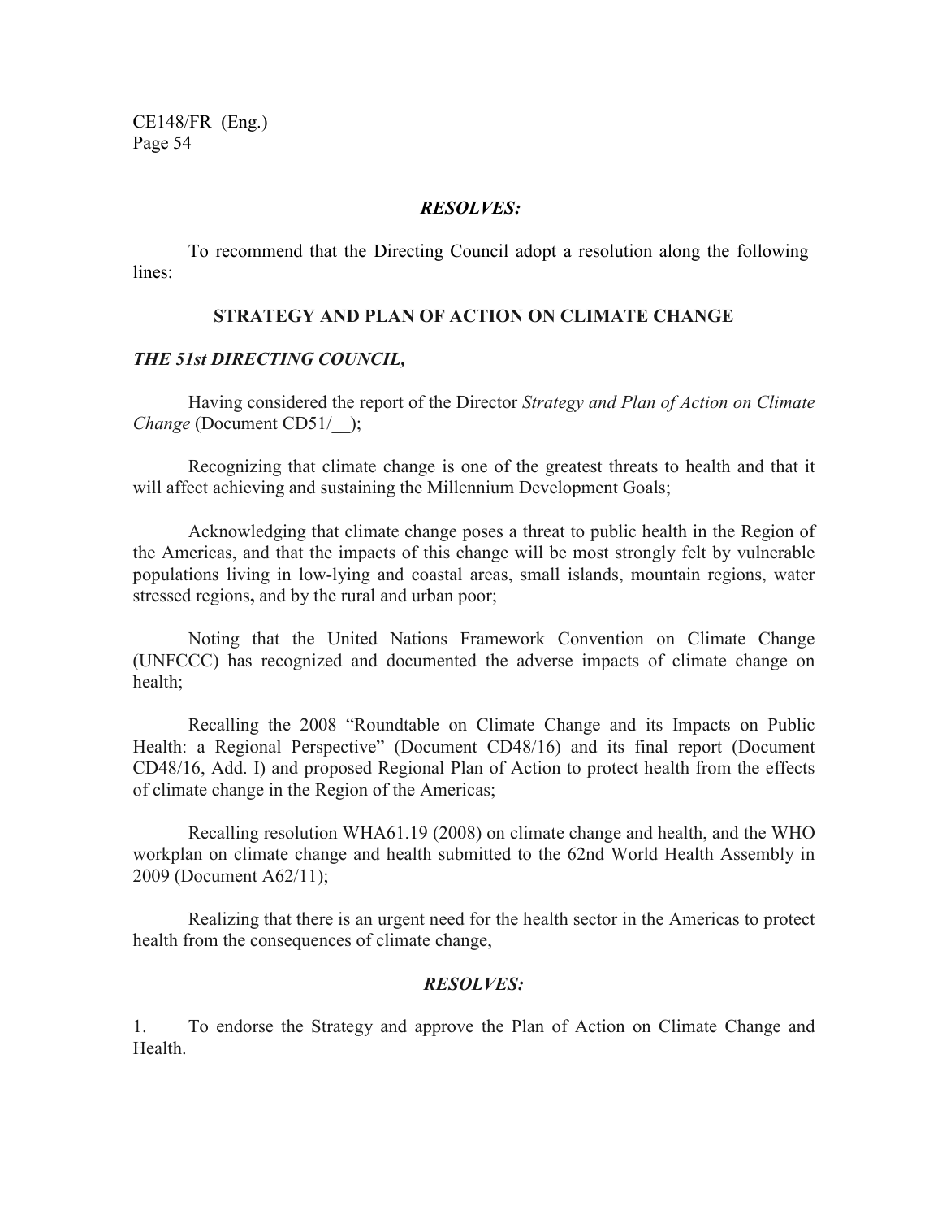***RESOLVES:***

To recommend that the Directing Council adopt a resolution along the following lines:

**STRATEGY AND PLAN OF ACTION ON CLIMATE CHANGE**

***THE 51st DIRECTING COUNCIL,***

Having considered the report of the Director *Strategy and Plan of Action on Climate Change* (Document CD51/__);

Recognizing that climate change is one of the greatest threats to health and that it will affect achieving and sustaining the Millennium Development Goals;

Acknowledging that climate change poses a threat to public health in the Region of the Americas, and that the impacts of this change will be most strongly felt by vulnerable populations living in low-lying and coastal areas, small islands, mountain regions, water stressed regions**,** and by the rural and urban poor;

Noting that the United Nations Framework Convention on Climate Change (UNFCCC) has recognized and documented the adverse impacts of climate change on health;

Recalling the 2008 "Roundtable on Climate Change and its Impacts on Public Health: a Regional Perspective" (Document CD48/16) and its final report (Document CD48/16, Add. I) and proposed Regional Plan of Action to protect health from the effects of climate change in the Region of the Americas;

Recalling resolution WHA61.19 (2008) on climate change and health, and the WHO workplan on climate change and health submitted to the 62nd World Health Assembly in 2009 (Document A62/11);

Realizing that there is an urgent need for the health sector in the Americas to protect health from the consequences of climate change,

***RESOLVES:***

1. To endorse the Strategy and approve the Plan of Action on Climate Change and Health.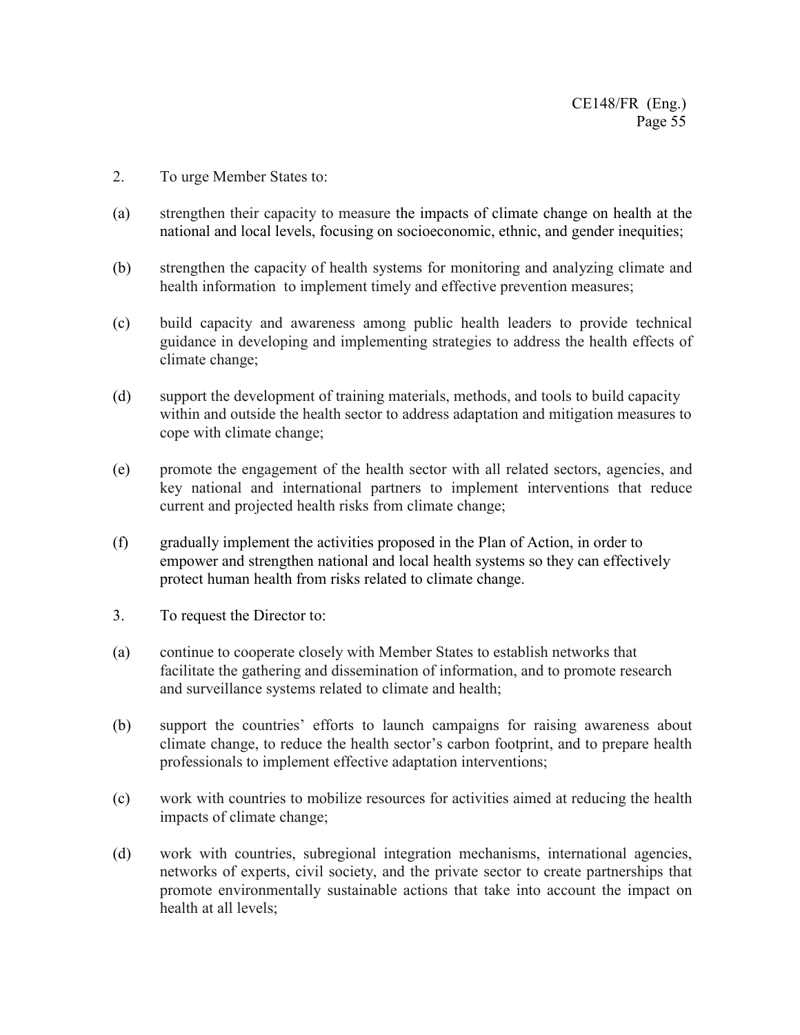2. To urge Member States to:

(a) strengthen their capacity to measure the impacts of climate change on health at the national and local levels, focusing on socioeconomic, ethnic, and gender inequities;

(b) strengthen the capacity of health systems for monitoring and analyzing climate and health information to implement timely and effective prevention measures;

(c) build capacity and awareness among public health leaders to provide technical guidance in developing and implementing strategies to address the health effects of climate change;

(d) support the development of training materials, methods, and tools to build capacity within and outside the health sector to address adaptation and mitigation measures to cope with climate change;

(e) promote the engagement of the health sector with all related sectors, agencies, and key national and international partners to implement interventions that reduce current and projected health risks from climate change;

(f) gradually implement the activities proposed in the Plan of Action, in order to empower and strengthen national and local health systems so they can effectively protect human health from risks related to climate change.

3. To request the Director to:

(a) continue to cooperate closely with Member States to establish networks that facilitate the gathering and dissemination of information, and to promote research and surveillance systems related to climate and health;

(b) support the countries' efforts to launch campaigns for raising awareness about climate change, to reduce the health sector's carbon footprint, and to prepare health professionals to implement effective adaptation interventions;

(c) work with countries to mobilize resources for activities aimed at reducing the health impacts of climate change;

(d) work with countries, subregional integration mechanisms, international agencies, networks of experts, civil society, and the private sector to create partnerships that promote environmentally sustainable actions that take into account the impact on health at all levels;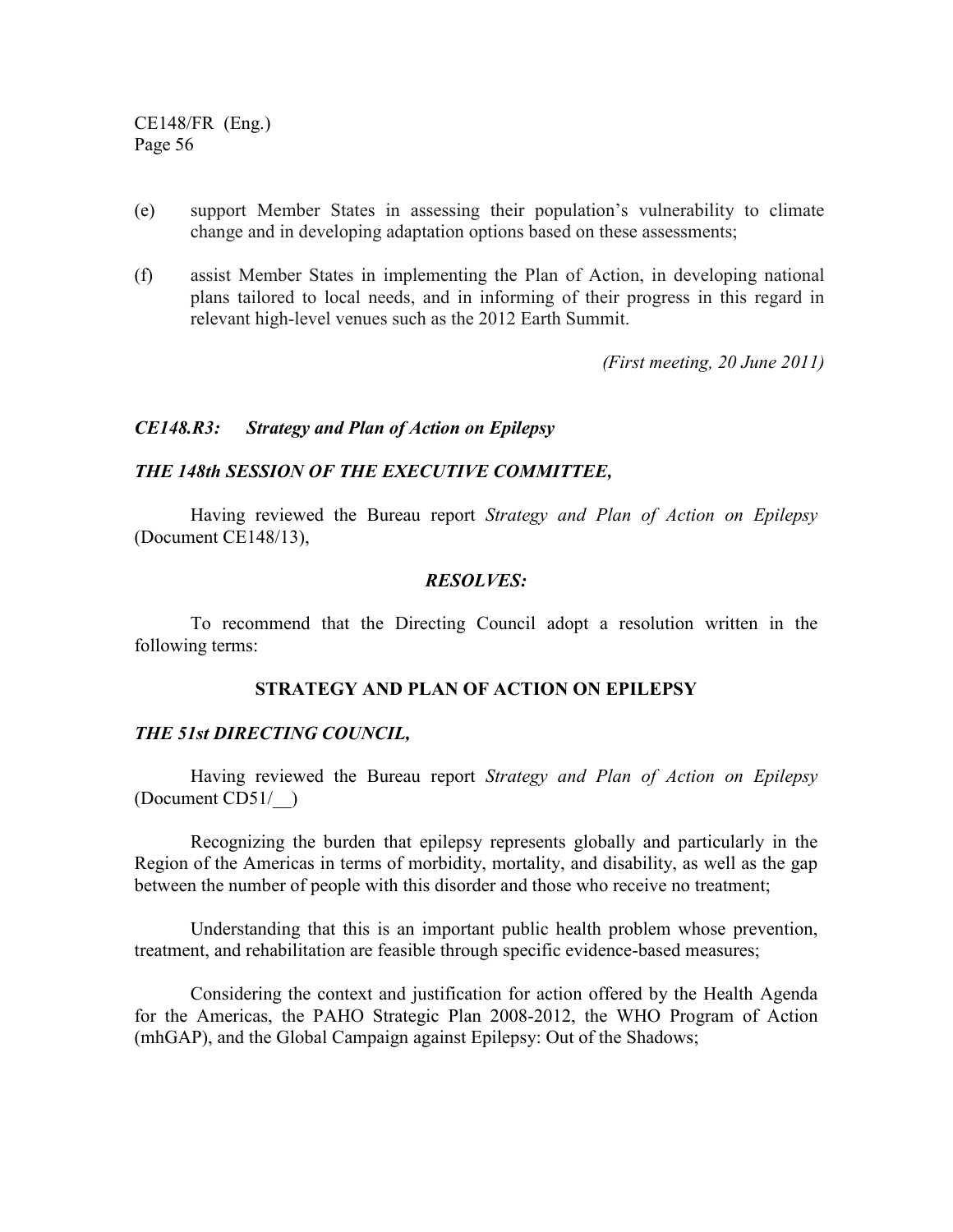(e) support Member States in assessing their population's vulnerability to climate change and in developing adaptation options based on these assessments;

(f) assist Member States in implementing the Plan of Action, in developing national plans tailored to local needs, and in informing of their progress in this regard in relevant high-level venues such as the 2012 Earth Summit.

*(First meeting, 20 June 2011)*

***CE148.R3: Strategy and Plan of Action on Epilepsy***

***THE 148th SESSION OF THE EXECUTIVE COMMITTEE,***

Having reviewed the Bureau report *Strategy and Plan of Action on Epilepsy* (Document CE148/13),

***RESOLVES:***

To recommend that the Directing Council adopt a resolution written in the following terms:

**STRATEGY AND PLAN OF ACTION ON EPILEPSY**

***THE 51st DIRECTING COUNCIL,***

Having reviewed the Bureau report *Strategy and Plan of Action on Epilepsy* (Document CD51/__)

Recognizing the burden that epilepsy represents globally and particularly in the Region of the Americas in terms of morbidity, mortality, and disability, as well as the gap between the number of people with this disorder and those who receive no treatment;

Understanding that this is an important public health problem whose prevention, treatment, and rehabilitation are feasible through specific evidence-based measures;

Considering the context and justification for action offered by the Health Agenda for the Americas, the PAHO Strategic Plan 2008-2012, the WHO Program of Action (mhGAP), and the Global Campaign against Epilepsy: Out of the Shadows;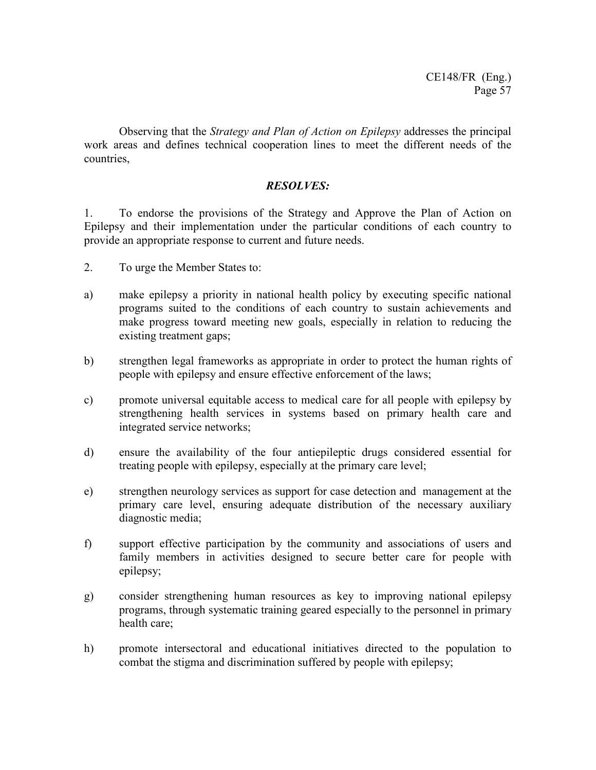Observing that the *Strategy and Plan of Action on Epilepsy* addresses the principal work areas and defines technical cooperation lines to meet the different needs of the countries,

***RESOLVES:***

1. To endorse the provisions of the Strategy and Approve the Plan of Action on Epilepsy and their implementation under the particular conditions of each country to provide an appropriate response to current and future needs.

2. To urge the Member States to:

a) make epilepsy a priority in national health policy by executing specific national programs suited to the conditions of each country to sustain achievements and make progress toward meeting new goals, especially in relation to reducing the existing treatment gaps;

b) strengthen legal frameworks as appropriate in order to protect the human rights of people with epilepsy and ensure effective enforcement of the laws;

c) promote universal equitable access to medical care for all people with epilepsy by strengthening health services in systems based on primary health care and integrated service networks;

d) ensure the availability of the four antiepileptic drugs considered essential for treating people with epilepsy, especially at the primary care level;

e) strengthen neurology services as support for case detection and management at the primary care level, ensuring adequate distribution of the necessary auxiliary diagnostic media;

f) support effective participation by the community and associations of users and family members in activities designed to secure better care for people with epilepsy;

g) consider strengthening human resources as key to improving national epilepsy programs, through systematic training geared especially to the personnel in primary health care;

h) promote intersectoral and educational initiatives directed to the population to combat the stigma and discrimination suffered by people with epilepsy;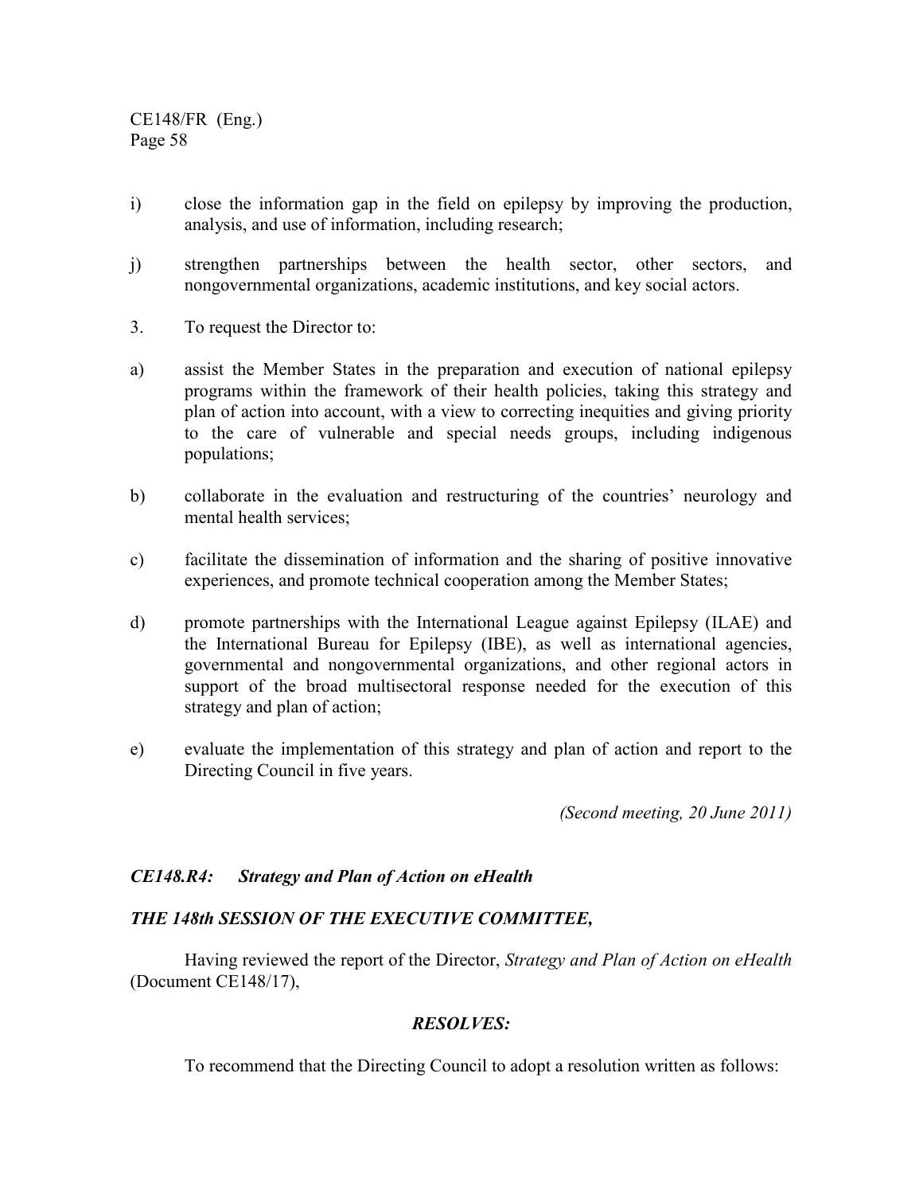i) close the information gap in the field on epilepsy by improving the production, analysis, and use of information, including research;

j) strengthen partnerships between the health sector, other sectors, and nongovernmental organizations, academic institutions, and key social actors.

3. To request the Director to:

a) assist the Member States in the preparation and execution of national epilepsy programs within the framework of their health policies, taking this strategy and plan of action into account, with a view to correcting inequities and giving priority to the care of vulnerable and special needs groups, including indigenous populations;

b) collaborate in the evaluation and restructuring of the countries' neurology and mental health services;

c) facilitate the dissemination of information and the sharing of positive innovative experiences, and promote technical cooperation among the Member States;

d) promote partnerships with the International League against Epilepsy (ILAE) and the International Bureau for Epilepsy (IBE), as well as international agencies, governmental and nongovernmental organizations, and other regional actors in support of the broad multisectoral response needed for the execution of this strategy and plan of action;

e) evaluate the implementation of this strategy and plan of action and report to the Directing Council in five years.

*(Second meeting, 20 June 2011)*

### *CE148.R4: Strategy and Plan of Action on eHealth*

***THE 148th SESSION OF THE EXECUTIVE COMMITTEE,***

Having reviewed the report of the Director, *Strategy and Plan of Action on eHealth* (Document CE148/17),

***RESOLVES:***

To recommend that the Directing Council to adopt a resolution written as follows: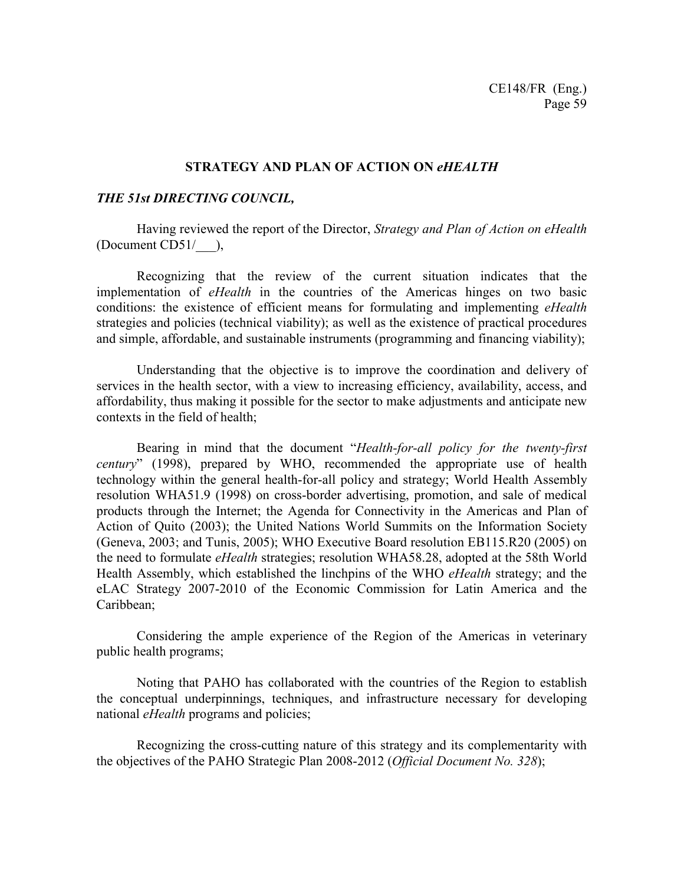## STRATEGY AND PLAN OF ACTION ON *eHEALTH*

***THE 51st DIRECTING COUNCIL,***

Having reviewed the report of the Director, *Strategy and Plan of Action on eHealth* (Document CD51/___),

Recognizing that the review of the current situation indicates that the implementation of *eHealth* in the countries of the Americas hinges on two basic conditions: the existence of efficient means for formulating and implementing *eHealth* strategies and policies (technical viability); as well as the existence of practical procedures and simple, affordable, and sustainable instruments (programming and financing viability);

Understanding that the objective is to improve the coordination and delivery of services in the health sector, with a view to increasing efficiency, availability, access, and affordability, thus making it possible for the sector to make adjustments and anticipate new contexts in the field of health;

Bearing in mind that the document "*Health-for-all policy for the twenty-first century*" (1998), prepared by WHO, recommended the appropriate use of health technology within the general health-for-all policy and strategy; World Health Assembly resolution WHA51.9 (1998) on cross-border advertising, promotion, and sale of medical products through the Internet; the Agenda for Connectivity in the Americas and Plan of Action of Quito (2003); the United Nations World Summits on the Information Society (Geneva, 2003; and Tunis, 2005); WHO Executive Board resolution EB115.R20 (2005) on the need to formulate *eHealth* strategies; resolution WHA58.28, adopted at the 58th World Health Assembly, which established the linchpins of the WHO *eHealth* strategy; and the eLAC Strategy 2007-2010 of the Economic Commission for Latin America and the Caribbean;

Considering the ample experience of the Region of the Americas in veterinary public health programs;

Noting that PAHO has collaborated with the countries of the Region to establish the conceptual underpinnings, techniques, and infrastructure necessary for developing national *eHealth* programs and policies;

Recognizing the cross-cutting nature of this strategy and its complementarity with the objectives of the PAHO Strategic Plan 2008-2012 (*Official Document No. 328*);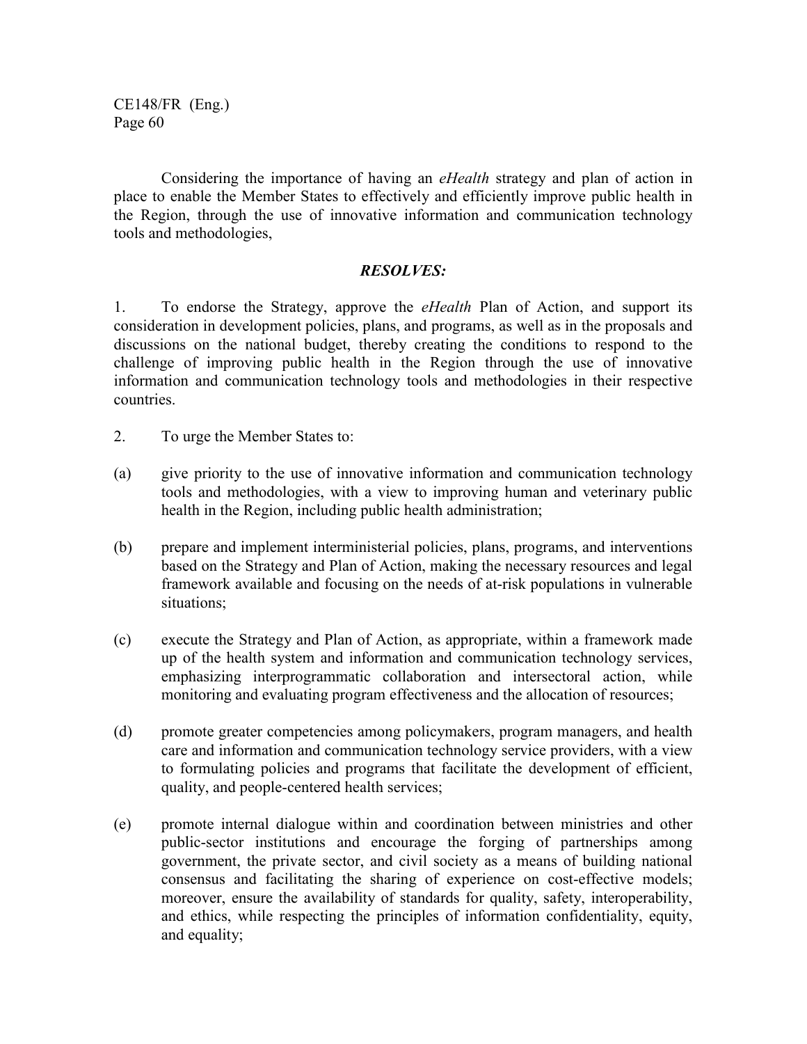Considering the importance of having an *eHealth* strategy and plan of action in place to enable the Member States to effectively and efficiently improve public health in the Region, through the use of innovative information and communication technology tools and methodologies,

***RESOLVES:***

1. To endorse the Strategy, approve the *eHealth* Plan of Action, and support its consideration in development policies, plans, and programs, as well as in the proposals and discussions on the national budget, thereby creating the conditions to respond to the challenge of improving public health in the Region through the use of innovative information and communication technology tools and methodologies in their respective countries.

2. To urge the Member States to:

(a) give priority to the use of innovative information and communication technology tools and methodologies, with a view to improving human and veterinary public health in the Region, including public health administration;

(b) prepare and implement interministerial policies, plans, programs, and interventions based on the Strategy and Plan of Action, making the necessary resources and legal framework available and focusing on the needs of at-risk populations in vulnerable situations;

(c) execute the Strategy and Plan of Action, as appropriate, within a framework made up of the health system and information and communication technology services, emphasizing interprogrammatic collaboration and intersectoral action, while monitoring and evaluating program effectiveness and the allocation of resources;

(d) promote greater competencies among policymakers, program managers, and health care and information and communication technology service providers, with a view to formulating policies and programs that facilitate the development of efficient, quality, and people-centered health services;

(e) promote internal dialogue within and coordination between ministries and other public-sector institutions and encourage the forging of partnerships among government, the private sector, and civil society as a means of building national consensus and facilitating the sharing of experience on cost-effective models; moreover, ensure the availability of standards for quality, safety, interoperability, and ethics, while respecting the principles of information confidentiality, equity, and equality;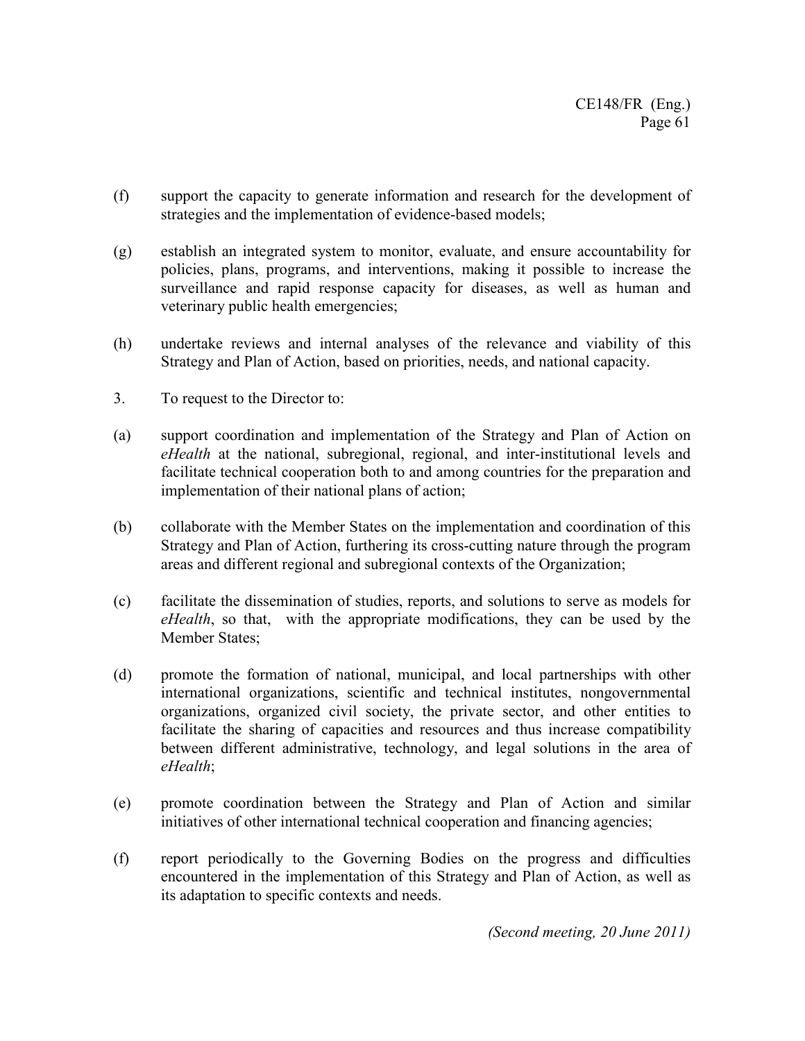(f) support the capacity to generate information and research for the development of strategies and the implementation of evidence-based models;

(g) establish an integrated system to monitor, evaluate, and ensure accountability for policies, plans, programs, and interventions, making it possible to increase the surveillance and rapid response capacity for diseases, as well as human and veterinary public health emergencies;

(h) undertake reviews and internal analyses of the relevance and viability of this Strategy and Plan of Action, based on priorities, needs, and national capacity.

3. To request to the Director to:

(a) support coordination and implementation of the Strategy and Plan of Action on *eHealth* at the national, subregional, regional, and inter-institutional levels and facilitate technical cooperation both to and among countries for the preparation and implementation of their national plans of action;

(b) collaborate with the Member States on the implementation and coordination of this Strategy and Plan of Action, furthering its cross-cutting nature through the program areas and different regional and subregional contexts of the Organization;

(c) facilitate the dissemination of studies, reports, and solutions to serve as models for *eHealth*, so that, with the appropriate modifications, they can be used by the Member States;

(d) promote the formation of national, municipal, and local partnerships with other international organizations, scientific and technical institutes, nongovernmental organizations, organized civil society, the private sector, and other entities to facilitate the sharing of capacities and resources and thus increase compatibility between different administrative, technology, and legal solutions in the area of *eHealth*;

(e) promote coordination between the Strategy and Plan of Action and similar initiatives of other international technical cooperation and financing agencies;

(f) report periodically to the Governing Bodies on the progress and difficulties encountered in the implementation of this Strategy and Plan of Action, as well as its adaptation to specific contexts and needs.

*(Second meeting, 20 June 2011)*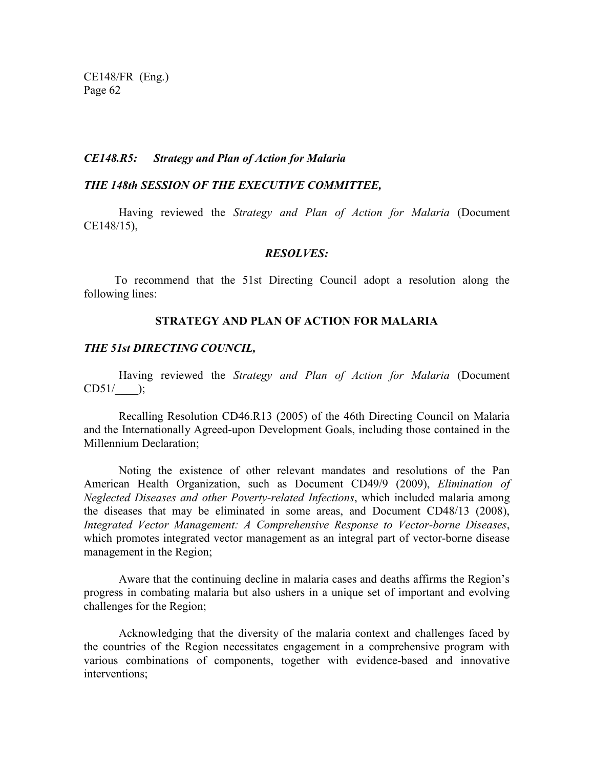***CE148.R5: Strategy and Plan of Action for Malaria***

***THE 148th SESSION OF THE EXECUTIVE COMMITTEE,***

Having reviewed the *Strategy and Plan of Action for Malaria* (Document CE148/15),

***RESOLVES:***

To recommend that the 51st Directing Council adopt a resolution along the following lines:

**STRATEGY AND PLAN OF ACTION FOR MALARIA**

***THE 51st DIRECTING COUNCIL,***

Having reviewed the *Strategy and Plan of Action for Malaria* (Document CD51/____);

Recalling Resolution CD46.R13 (2005) of the 46th Directing Council on Malaria and the Internationally Agreed-upon Development Goals, including those contained in the Millennium Declaration;

Noting the existence of other relevant mandates and resolutions of the Pan American Health Organization, such as Document CD49/9 (2009), *Elimination of Neglected Diseases and other Poverty-related Infections*, which included malaria among the diseases that may be eliminated in some areas, and Document CD48/13 (2008), *Integrated Vector Management: A Comprehensive Response to Vector-borne Diseases*, which promotes integrated vector management as an integral part of vector-borne disease management in the Region;

Aware that the continuing decline in malaria cases and deaths affirms the Region's progress in combating malaria but also ushers in a unique set of important and evolving challenges for the Region;

Acknowledging that the diversity of the malaria context and challenges faced by the countries of the Region necessitates engagement in a comprehensive program with various combinations of components, together with evidence-based and innovative interventions;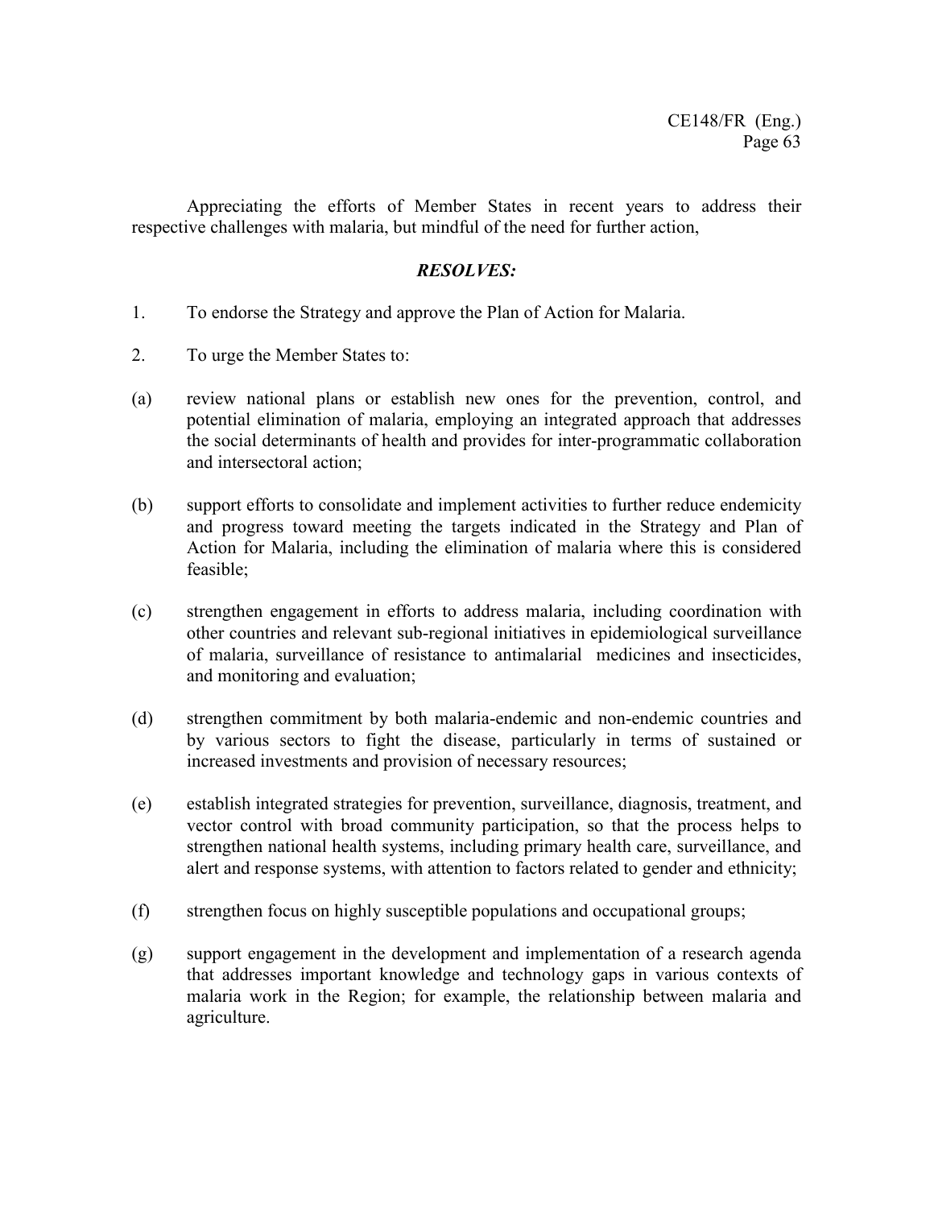Appreciating the efforts of Member States in recent years to address their respective challenges with malaria, but mindful of the need for further action,

***RESOLVES:***

1. To endorse the Strategy and approve the Plan of Action for Malaria.

2. To urge the Member States to:

(a) review national plans or establish new ones for the prevention, control, and potential elimination of malaria, employing an integrated approach that addresses the social determinants of health and provides for inter-programmatic collaboration and intersectoral action;

(b) support efforts to consolidate and implement activities to further reduce endemicity and progress toward meeting the targets indicated in the Strategy and Plan of Action for Malaria, including the elimination of malaria where this is considered feasible;

(c) strengthen engagement in efforts to address malaria, including coordination with other countries and relevant sub-regional initiatives in epidemiological surveillance of malaria, surveillance of resistance to antimalarial medicines and insecticides, and monitoring and evaluation;

(d) strengthen commitment by both malaria-endemic and non-endemic countries and by various sectors to fight the disease, particularly in terms of sustained or increased investments and provision of necessary resources;

(e) establish integrated strategies for prevention, surveillance, diagnosis, treatment, and vector control with broad community participation, so that the process helps to strengthen national health systems, including primary health care, surveillance, and alert and response systems, with attention to factors related to gender and ethnicity;

(f) strengthen focus on highly susceptible populations and occupational groups;

(g) support engagement in the development and implementation of a research agenda that addresses important knowledge and technology gaps in various contexts of malaria work in the Region; for example, the relationship between malaria and agriculture.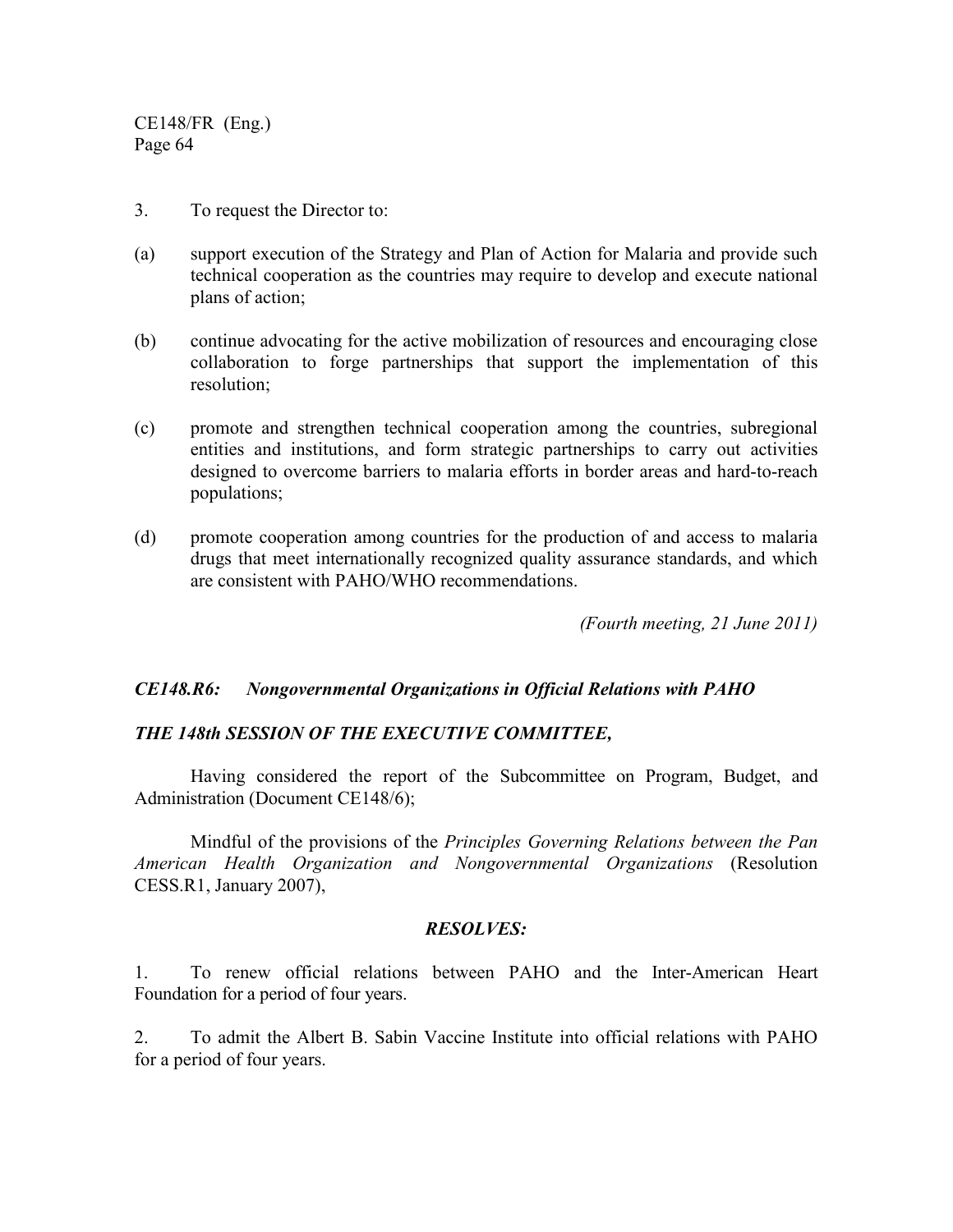3. To request the Director to:

(a) support execution of the Strategy and Plan of Action for Malaria and provide such technical cooperation as the countries may require to develop and execute national plans of action;

(b) continue advocating for the active mobilization of resources and encouraging close collaboration to forge partnerships that support the implementation of this resolution;

(c) promote and strengthen technical cooperation among the countries, subregional entities and institutions, and form strategic partnerships to carry out activities designed to overcome barriers to malaria efforts in border areas and hard-to-reach populations;

(d) promote cooperation among countries for the production of and access to malaria drugs that meet internationally recognized quality assurance standards, and which are consistent with PAHO/WHO recommendations.

*(Fourth meeting, 21 June 2011)*

### *CE148.R6: Nongovernmental Organizations in Official Relations with PAHO*

***THE 148th SESSION OF THE EXECUTIVE COMMITTEE,***

Having considered the report of the Subcommittee on Program, Budget, and Administration (Document CE148/6);

Mindful of the provisions of the *Principles Governing Relations between the Pan American Health Organization and Nongovernmental Organizations* (Resolution CESS.R1, January 2007),

***RESOLVES:***

1. To renew official relations between PAHO and the Inter-American Heart Foundation for a period of four years.

2. To admit the Albert B. Sabin Vaccine Institute into official relations with PAHO for a period of four years.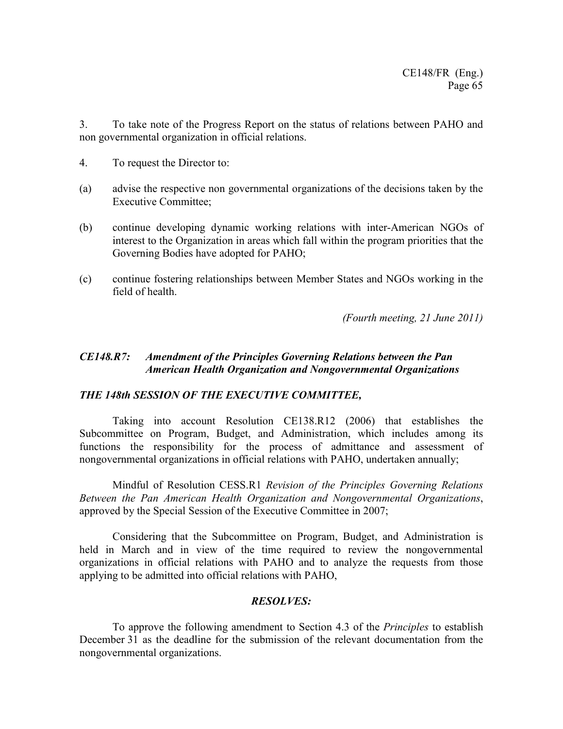3. To take note of the Progress Report on the status of relations between PAHO and non governmental organization in official relations.

4. To request the Director to:

(a) advise the respective non governmental organizations of the decisions taken by the Executive Committee;

(b) continue developing dynamic working relations with inter-American NGOs of interest to the Organization in areas which fall within the program priorities that the Governing Bodies have adopted for PAHO;

(c) continue fostering relationships between Member States and NGOs working in the field of health.

*(Fourth meeting, 21 June 2011)*

### *CE148.R7: Amendment of the Principles Governing Relations between the Pan American Health Organization and Nongovernmental Organizations*

***THE 148th SESSION OF THE EXECUTIVE COMMITTEE,***

Taking into account Resolution CE138.R12 (2006) that establishes the Subcommittee on Program, Budget, and Administration, which includes among its functions the responsibility for the process of admittance and assessment of nongovernmental organizations in official relations with PAHO, undertaken annually;

Mindful of Resolution CESS.R1 *Revision of the Principles Governing Relations Between the Pan American Health Organization and Nongovernmental Organizations*, approved by the Special Session of the Executive Committee in 2007;

Considering that the Subcommittee on Program, Budget, and Administration is held in March and in view of the time required to review the nongovernmental organizations in official relations with PAHO and to analyze the requests from those applying to be admitted into official relations with PAHO,

***RESOLVES:***

To approve the following amendment to Section 4.3 of the *Principles* to establish December 31 as the deadline for the submission of the relevant documentation from the nongovernmental organizations.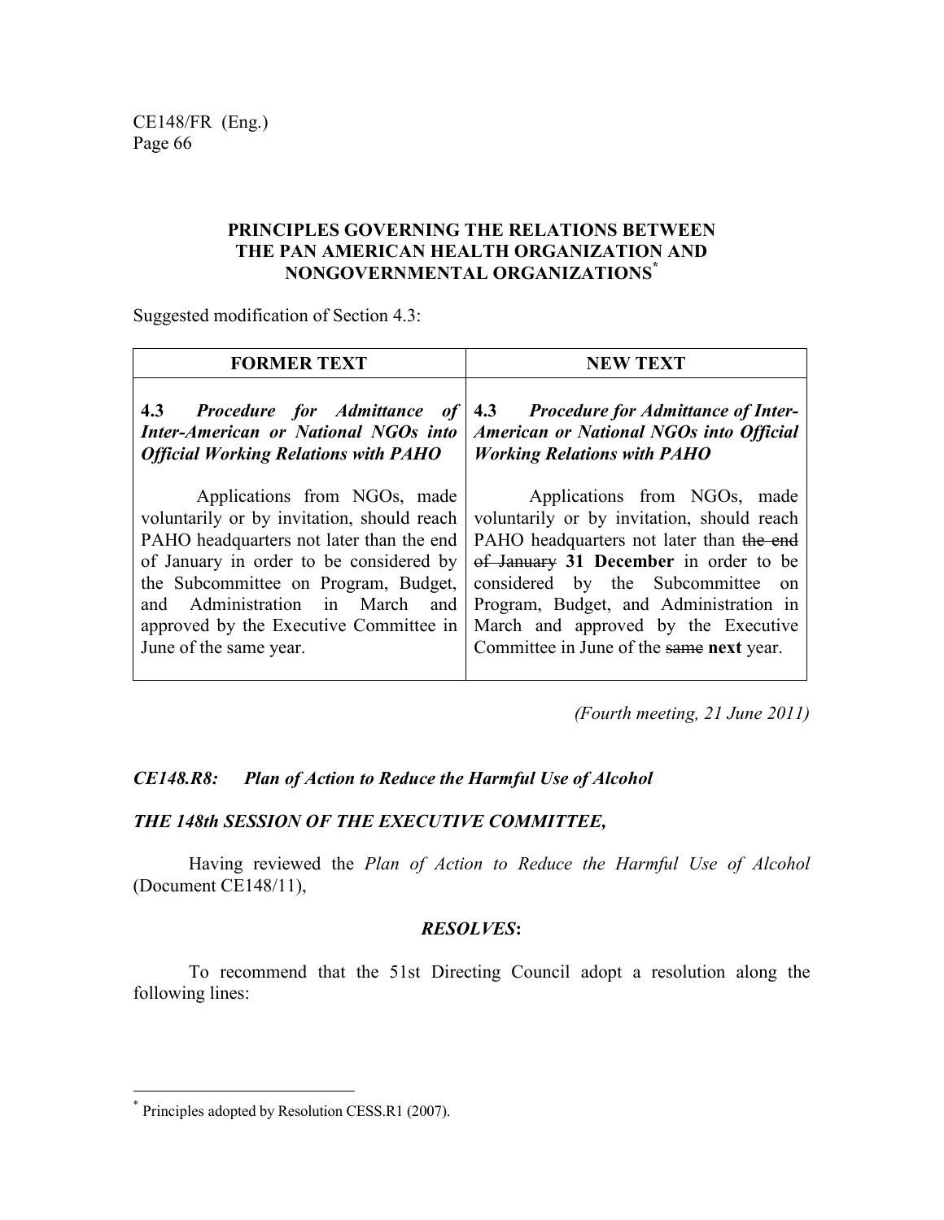**PRINCIPLES GOVERNING THE RELATIONS BETWEEN THE PAN AMERICAN HEALTH ORGANIZATION AND NONGOVERNMENTAL ORGANIZATIONS***

Suggested modification of Section 4.3:

| FORMER TEXT | NEW TEXT |
|---|---|
| **4.3** ***Procedure for Admittance of Inter-American or National NGOs into Official Working Relations with PAHO*** <br><br> Applications from NGOs, made voluntarily or by invitation, should reach PAHO headquarters not later than the end of January in order to be considered by the Subcommittee on Program, Budget, and Administration in March and approved by the Executive Committee in June of the same year. | **4.3** ***Procedure for Admittance of Inter-American or National NGOs into Official Working Relations with PAHO*** <br><br> Applications from NGOs, made voluntarily or by invitation, should reach PAHO headquarters not later than ~~the end of January~~ **31 December** in order to be considered by the Subcommittee on Program, Budget, and Administration in March and approved by the Executive Committee in June of the ~~same~~ **next** year. |

*(Fourth meeting, 21 June 2011)*

***CE148.R8: Plan of Action to Reduce the Harmful Use of Alcohol***

***THE 148th SESSION OF THE EXECUTIVE COMMITTEE,***

Having reviewed the *Plan of Action to Reduce the Harmful Use of Alcohol* (Document CE148/11),

***RESOLVES*:**

To recommend that the 51st Directing Council adopt a resolution along the following lines:

---

\* Principles adopted by Resolution CESS.R1 (2007).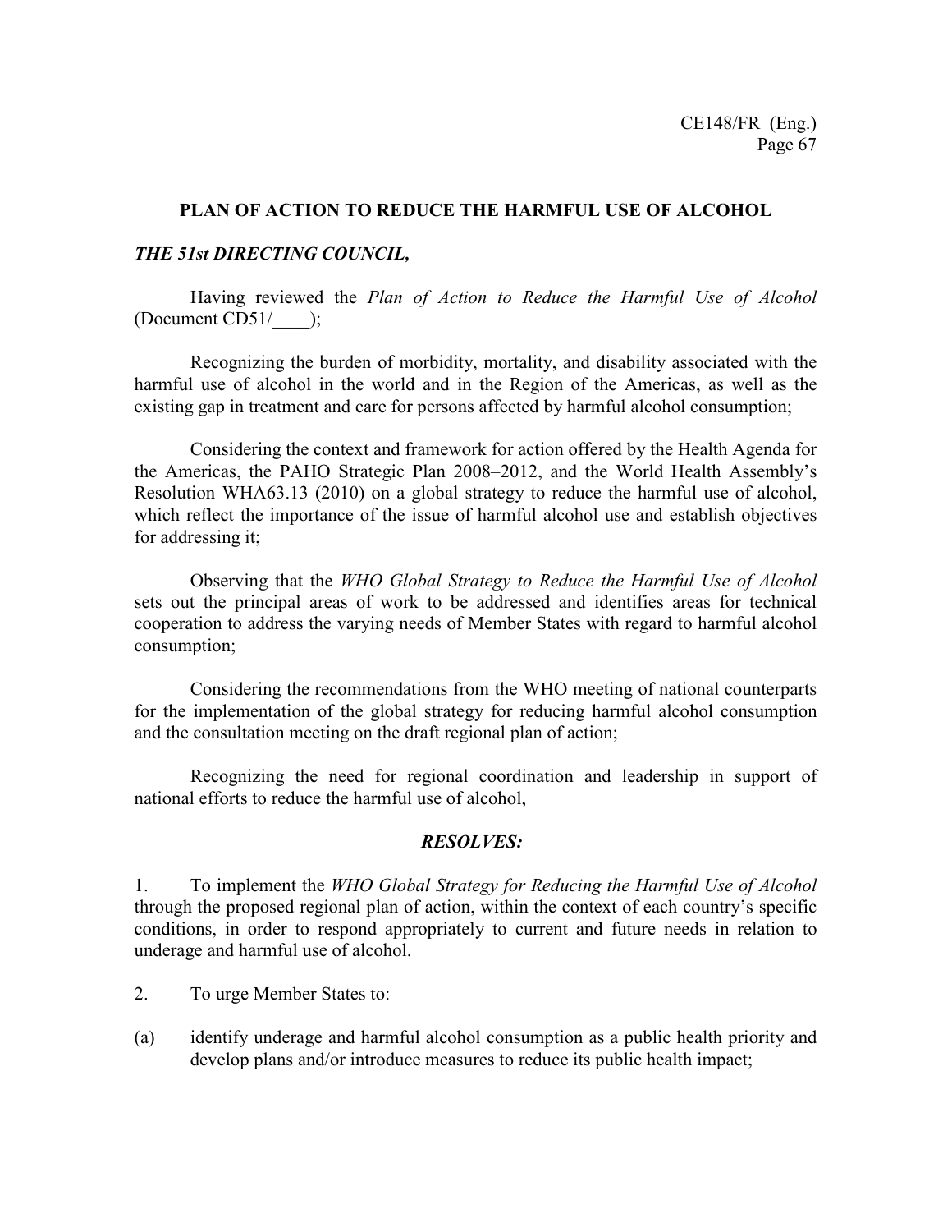## PLAN OF ACTION TO REDUCE THE HARMFUL USE OF ALCOHOL

***THE 51st DIRECTING COUNCIL,***

Having reviewed the *Plan of Action to Reduce the Harmful Use of Alcohol* (Document CD51/____);

Recognizing the burden of morbidity, mortality, and disability associated with the harmful use of alcohol in the world and in the Region of the Americas, as well as the existing gap in treatment and care for persons affected by harmful alcohol consumption;

Considering the context and framework for action offered by the Health Agenda for the Americas, the PAHO Strategic Plan 2008–2012, and the World Health Assembly's Resolution WHA63.13 (2010) on a global strategy to reduce the harmful use of alcohol, which reflect the importance of the issue of harmful alcohol use and establish objectives for addressing it;

Observing that the *WHO Global Strategy to Reduce the Harmful Use of Alcohol* sets out the principal areas of work to be addressed and identifies areas for technical cooperation to address the varying needs of Member States with regard to harmful alcohol consumption;

Considering the recommendations from the WHO meeting of national counterparts for the implementation of the global strategy for reducing harmful alcohol consumption and the consultation meeting on the draft regional plan of action;

Recognizing the need for regional coordination and leadership in support of national efforts to reduce the harmful use of alcohol,

***RESOLVES:***

1. To implement the *WHO Global Strategy for Reducing the Harmful Use of Alcohol* through the proposed regional plan of action, within the context of each country's specific conditions, in order to respond appropriately to current and future needs in relation to underage and harmful use of alcohol.

2. To urge Member States to:

(a) identify underage and harmful alcohol consumption as a public health priority and develop plans and/or introduce measures to reduce its public health impact;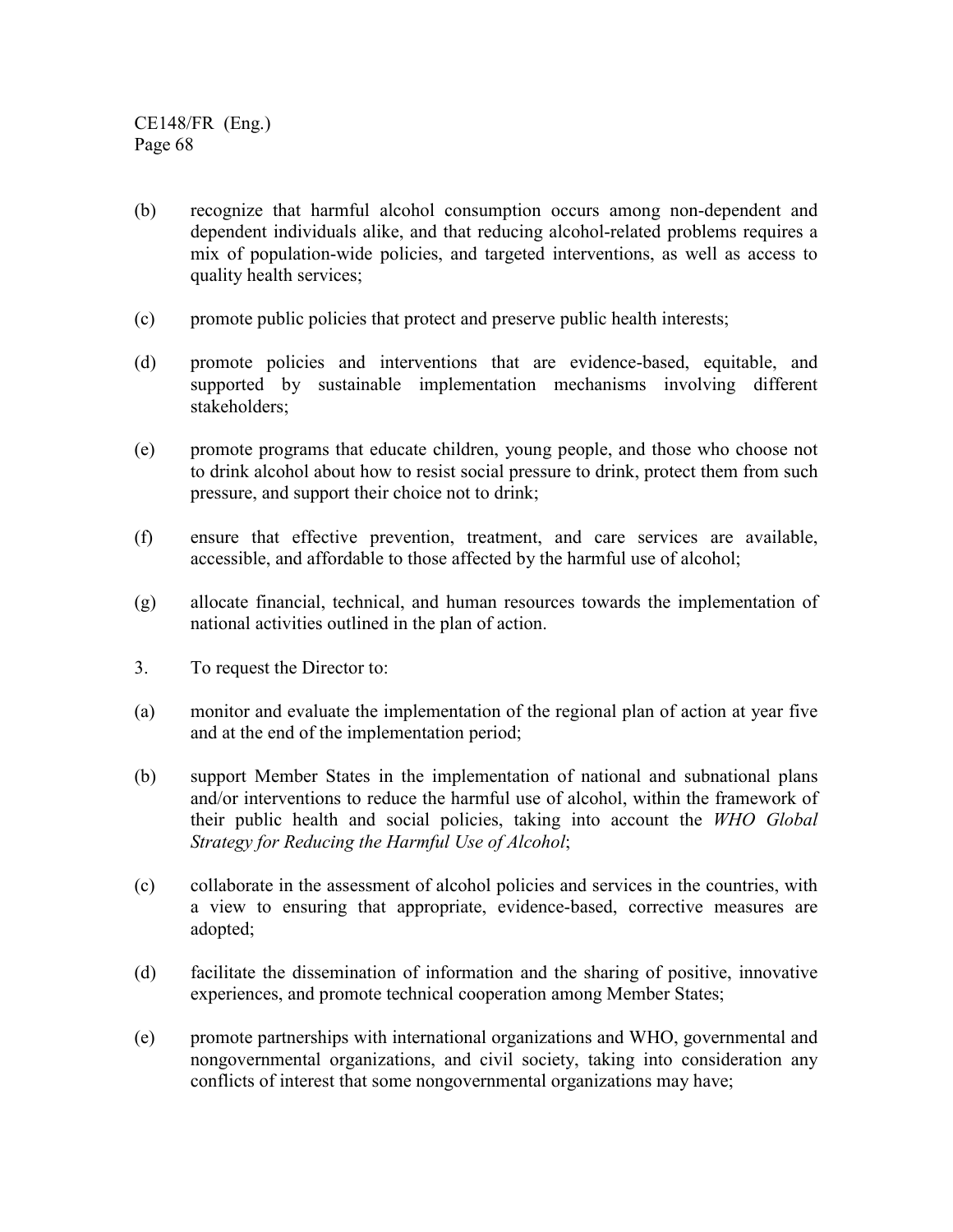(b) recognize that harmful alcohol consumption occurs among non-dependent and dependent individuals alike, and that reducing alcohol-related problems requires a mix of population-wide policies, and targeted interventions, as well as access to quality health services;

(c) promote public policies that protect and preserve public health interests;

(d) promote policies and interventions that are evidence-based, equitable, and supported by sustainable implementation mechanisms involving different stakeholders;

(e) promote programs that educate children, young people, and those who choose not to drink alcohol about how to resist social pressure to drink, protect them from such pressure, and support their choice not to drink;

(f) ensure that effective prevention, treatment, and care services are available, accessible, and affordable to those affected by the harmful use of alcohol;

(g) allocate financial, technical, and human resources towards the implementation of national activities outlined in the plan of action.

3. To request the Director to:

(a) monitor and evaluate the implementation of the regional plan of action at year five and at the end of the implementation period;

(b) support Member States in the implementation of national and subnational plans and/or interventions to reduce the harmful use of alcohol, within the framework of their public health and social policies, taking into account the *WHO Global Strategy for Reducing the Harmful Use of Alcohol*;

(c) collaborate in the assessment of alcohol policies and services in the countries, with a view to ensuring that appropriate, evidence-based, corrective measures are adopted;

(d) facilitate the dissemination of information and the sharing of positive, innovative experiences, and promote technical cooperation among Member States;

(e) promote partnerships with international organizations and WHO, governmental and nongovernmental organizations, and civil society, taking into consideration any conflicts of interest that some nongovernmental organizations may have;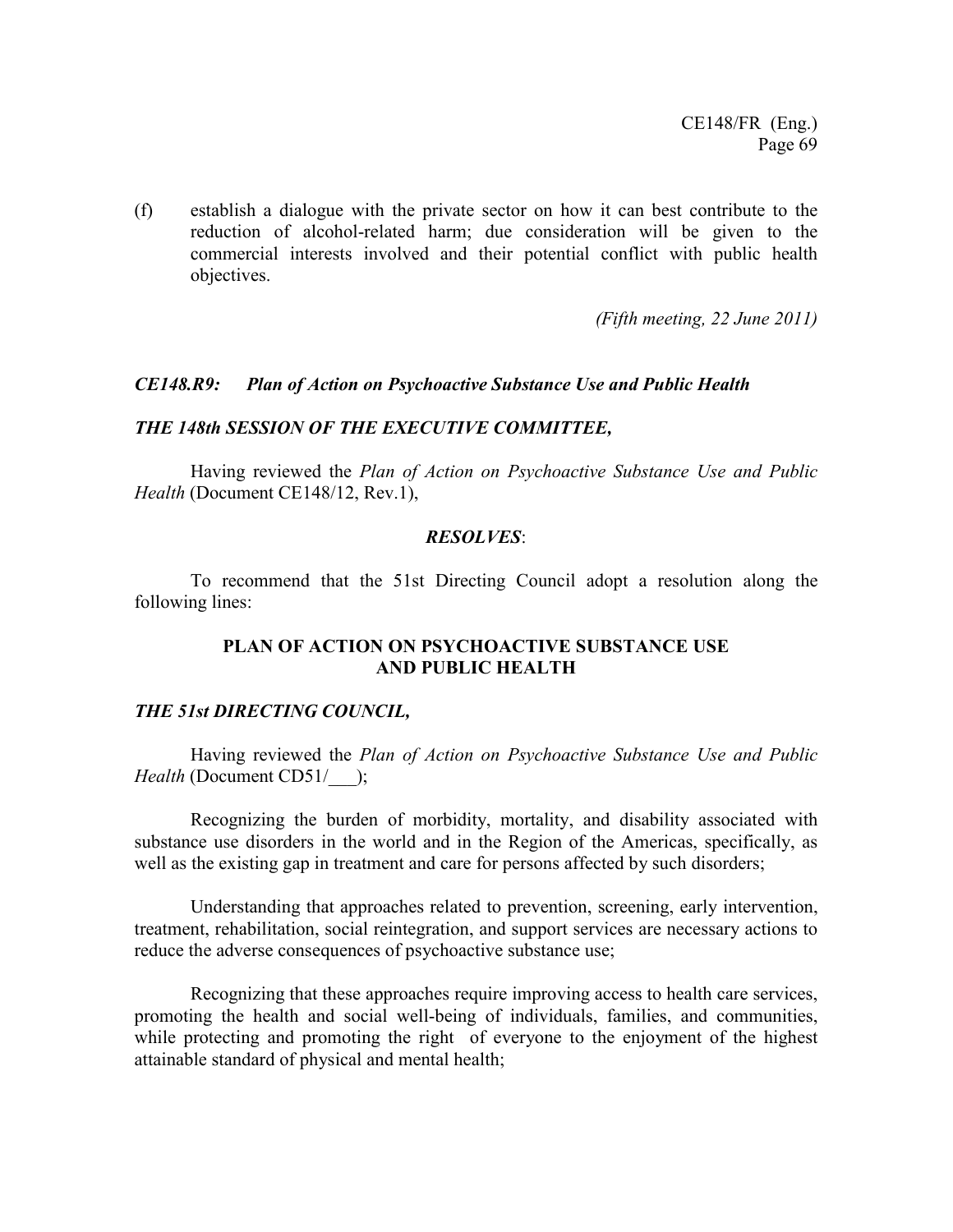(f) establish a dialogue with the private sector on how it can best contribute to the reduction of alcohol-related harm; due consideration will be given to the commercial interests involved and their potential conflict with public health objectives.

*(Fifth meeting, 22 June 2011)*

### *CE148.R9: Plan of Action on Psychoactive Substance Use and Public Health*

***THE 148th SESSION OF THE EXECUTIVE COMMITTEE,***

Having reviewed the *Plan of Action on Psychoactive Substance Use and Public Health* (Document CE148/12, Rev.1),

***RESOLVES***:

To recommend that the 51st Directing Council adopt a resolution along the following lines:

**PLAN OF ACTION ON PSYCHOACTIVE SUBSTANCE USE AND PUBLIC HEALTH**

***THE 51st DIRECTING COUNCIL,***

Having reviewed the *Plan of Action on Psychoactive Substance Use and Public Health* (Document CD51/___);

Recognizing the burden of morbidity, mortality, and disability associated with substance use disorders in the world and in the Region of the Americas, specifically, as well as the existing gap in treatment and care for persons affected by such disorders;

Understanding that approaches related to prevention, screening, early intervention, treatment, rehabilitation, social reintegration, and support services are necessary actions to reduce the adverse consequences of psychoactive substance use;

Recognizing that these approaches require improving access to health care services, promoting the health and social well-being of individuals, families, and communities, while protecting and promoting the right of everyone to the enjoyment of the highest attainable standard of physical and mental health;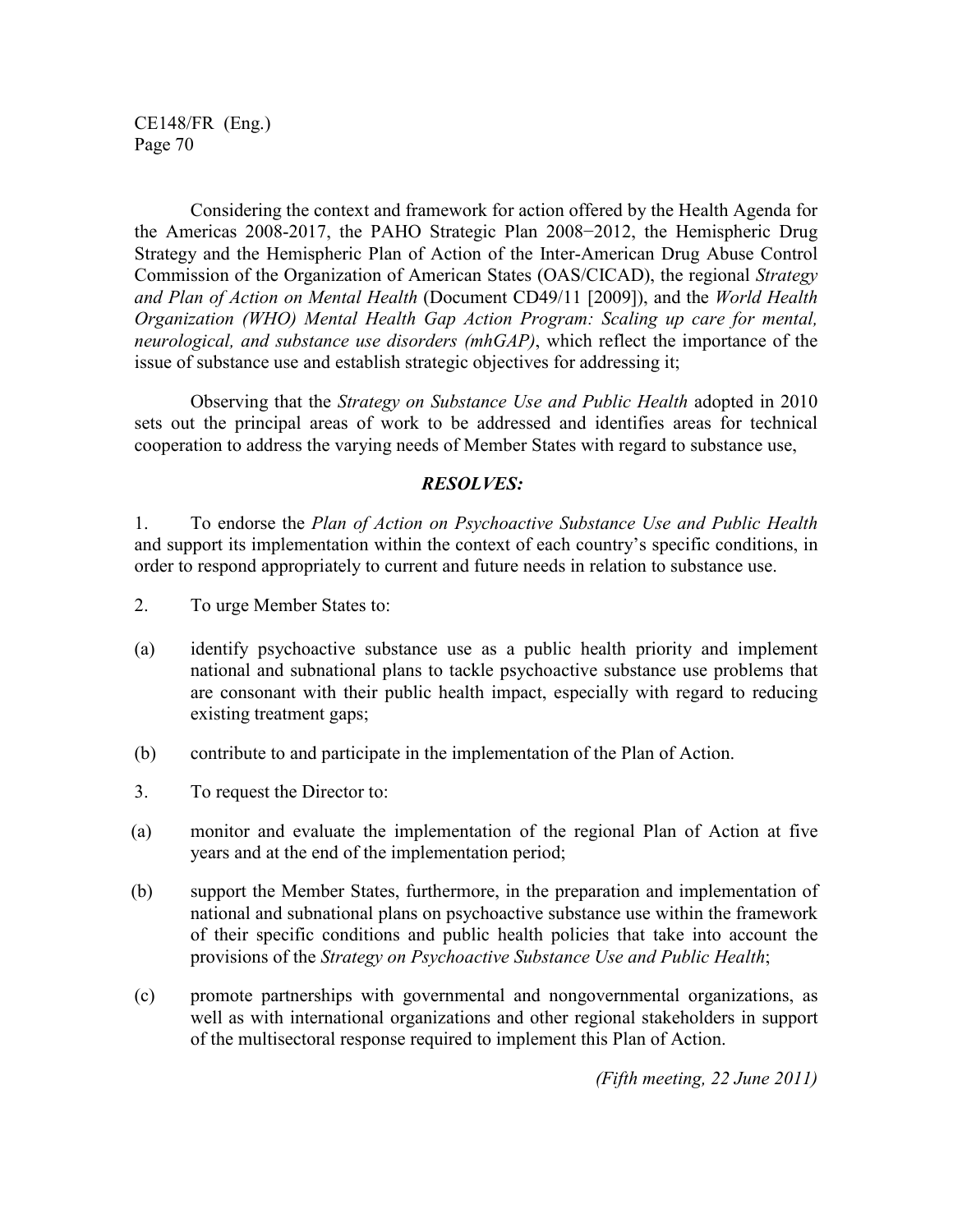Considering the context and framework for action offered by the Health Agenda for the Americas 2008-2017, the PAHO Strategic Plan 2008−2012, the Hemispheric Drug Strategy and the Hemispheric Plan of Action of the Inter-American Drug Abuse Control Commission of the Organization of American States (OAS/CICAD), the regional *Strategy and Plan of Action on Mental Health* (Document CD49/11 [2009]), and the *World Health Organization (WHO) Mental Health Gap Action Program: Scaling up care for mental, neurological, and substance use disorders (mhGAP)*, which reflect the importance of the issue of substance use and establish strategic objectives for addressing it;

Observing that the *Strategy on Substance Use and Public Health* adopted in 2010 sets out the principal areas of work to be addressed and identifies areas for technical cooperation to address the varying needs of Member States with regard to substance use,

***RESOLVES:***

1. To endorse the *Plan of Action on Psychoactive Substance Use and Public Health* and support its implementation within the context of each country's specific conditions, in order to respond appropriately to current and future needs in relation to substance use.

2. To urge Member States to:

(a) identify psychoactive substance use as a public health priority and implement national and subnational plans to tackle psychoactive substance use problems that are consonant with their public health impact, especially with regard to reducing existing treatment gaps;

(b) contribute to and participate in the implementation of the Plan of Action.

3. To request the Director to:

(a) monitor and evaluate the implementation of the regional Plan of Action at five years and at the end of the implementation period;

(b) support the Member States, furthermore, in the preparation and implementation of national and subnational plans on psychoactive substance use within the framework of their specific conditions and public health policies that take into account the provisions of the *Strategy on Psychoactive Substance Use and Public Health*;

(c) promote partnerships with governmental and nongovernmental organizations, as well as with international organizations and other regional stakeholders in support of the multisectoral response required to implement this Plan of Action.

*(Fifth meeting, 22 June 2011)*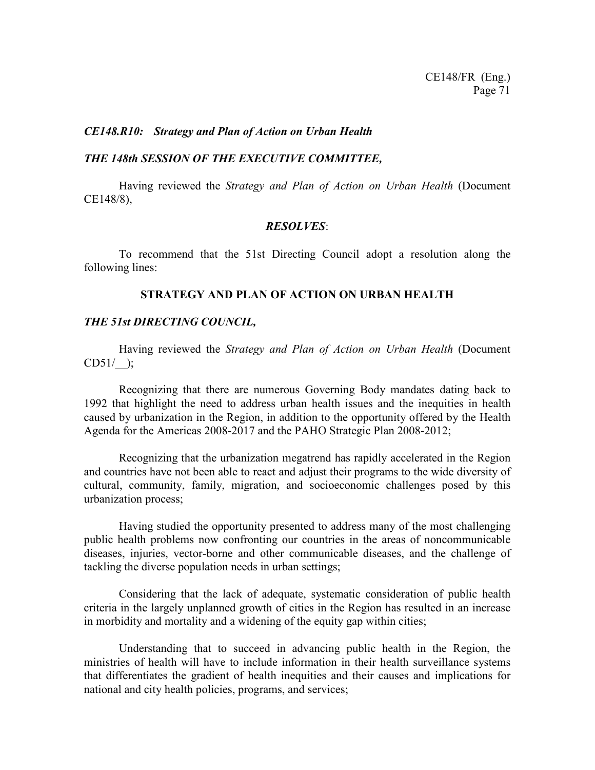*CE148.R10: Strategy and Plan of Action on Urban Health*

*THE 148th SESSION OF THE EXECUTIVE COMMITTEE,*

Having reviewed the *Strategy and Plan of Action on Urban Health* (Document CE148/8),

***RESOLVES***:

To recommend that the 51st Directing Council adopt a resolution along the following lines:

**STRATEGY AND PLAN OF ACTION ON URBAN HEALTH**

*THE 51st DIRECTING COUNCIL,*

Having reviewed the *Strategy and Plan of Action on Urban Health* (Document CD51/__);

Recognizing that there are numerous Governing Body mandates dating back to 1992 that highlight the need to address urban health issues and the inequities in health caused by urbanization in the Region, in addition to the opportunity offered by the Health Agenda for the Americas 2008-2017 and the PAHO Strategic Plan 2008-2012;

Recognizing that the urbanization megatrend has rapidly accelerated in the Region and countries have not been able to react and adjust their programs to the wide diversity of cultural, community, family, migration, and socioeconomic challenges posed by this urbanization process;

Having studied the opportunity presented to address many of the most challenging public health problems now confronting our countries in the areas of noncommunicable diseases, injuries, vector-borne and other communicable diseases, and the challenge of tackling the diverse population needs in urban settings;

Considering that the lack of adequate, systematic consideration of public health criteria in the largely unplanned growth of cities in the Region has resulted in an increase in morbidity and mortality and a widening of the equity gap within cities;

Understanding that to succeed in advancing public health in the Region, the ministries of health will have to include information in their health surveillance systems that differentiates the gradient of health inequities and their causes and implications for national and city health policies, programs, and services;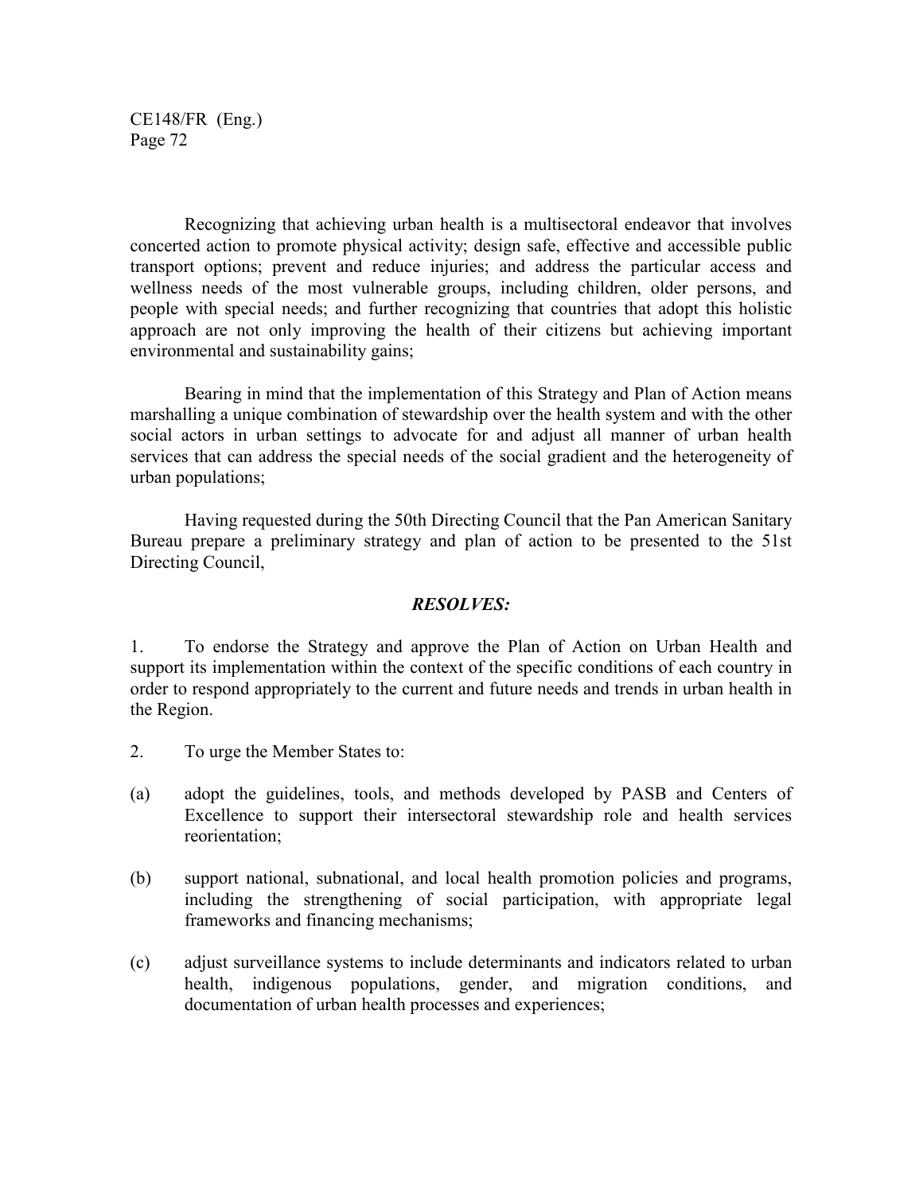Recognizing that achieving urban health is a multisectoral endeavor that involves concerted action to promote physical activity; design safe, effective and accessible public transport options; prevent and reduce injuries; and address the particular access and wellness needs of the most vulnerable groups, including children, older persons, and people with special needs; and further recognizing that countries that adopt this holistic approach are not only improving the health of their citizens but achieving important environmental and sustainability gains;

Bearing in mind that the implementation of this Strategy and Plan of Action means marshalling a unique combination of stewardship over the health system and with the other social actors in urban settings to advocate for and adjust all manner of urban health services that can address the special needs of the social gradient and the heterogeneity of urban populations;

Having requested during the 50th Directing Council that the Pan American Sanitary Bureau prepare a preliminary strategy and plan of action to be presented to the 51st Directing Council,

***RESOLVES:***

1. To endorse the Strategy and approve the Plan of Action on Urban Health and support its implementation within the context of the specific conditions of each country in order to respond appropriately to the current and future needs and trends in urban health in the Region.

2. To urge the Member States to:

(a) adopt the guidelines, tools, and methods developed by PASB and Centers of Excellence to support their intersectoral stewardship role and health services reorientation;

(b) support national, subnational, and local health promotion policies and programs, including the strengthening of social participation, with appropriate legal frameworks and financing mechanisms;

(c) adjust surveillance systems to include determinants and indicators related to urban health, indigenous populations, gender, and migration conditions, and documentation of urban health processes and experiences;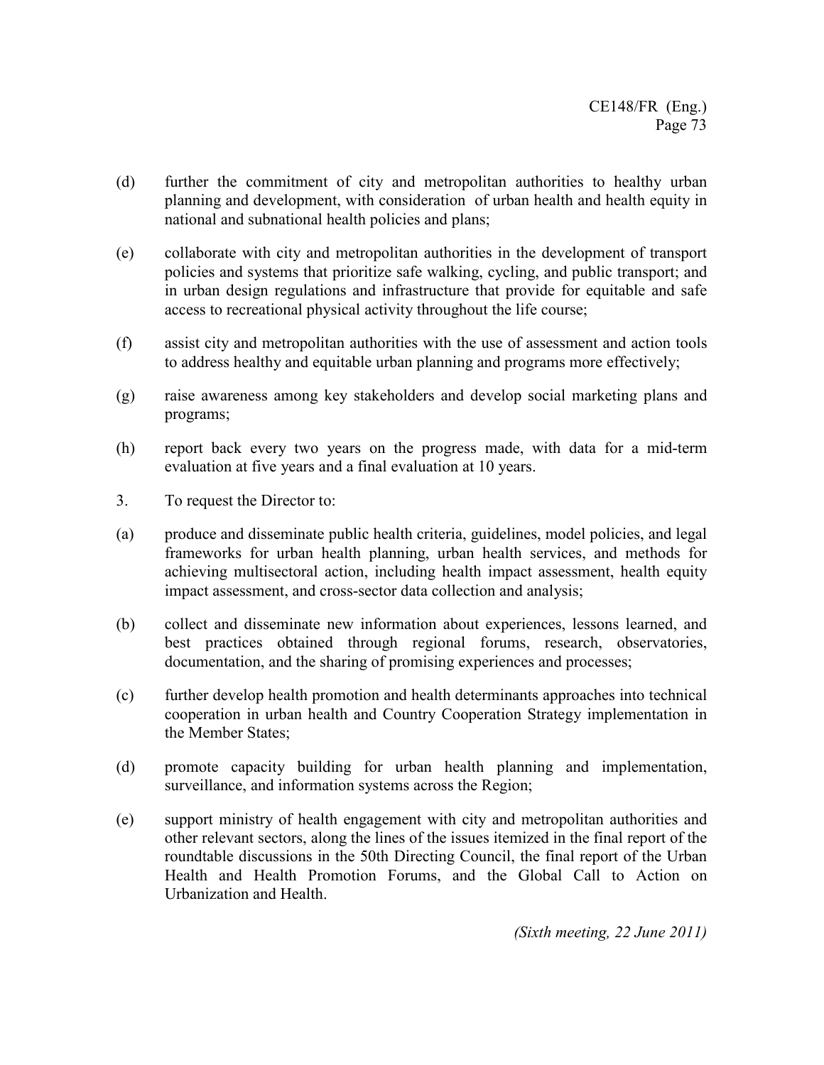(d) further the commitment of city and metropolitan authorities to healthy urban planning and development, with consideration of urban health and health equity in national and subnational health policies and plans;

(e) collaborate with city and metropolitan authorities in the development of transport policies and systems that prioritize safe walking, cycling, and public transport; and in urban design regulations and infrastructure that provide for equitable and safe access to recreational physical activity throughout the life course;

(f) assist city and metropolitan authorities with the use of assessment and action tools to address healthy and equitable urban planning and programs more effectively;

(g) raise awareness among key stakeholders and develop social marketing plans and programs;

(h) report back every two years on the progress made, with data for a mid-term evaluation at five years and a final evaluation at 10 years.

3. To request the Director to:

(a) produce and disseminate public health criteria, guidelines, model policies, and legal frameworks for urban health planning, urban health services, and methods for achieving multisectoral action, including health impact assessment, health equity impact assessment, and cross-sector data collection and analysis;

(b) collect and disseminate new information about experiences, lessons learned, and best practices obtained through regional forums, research, observatories, documentation, and the sharing of promising experiences and processes;

(c) further develop health promotion and health determinants approaches into technical cooperation in urban health and Country Cooperation Strategy implementation in the Member States;

(d) promote capacity building for urban health planning and implementation, surveillance, and information systems across the Region;

(e) support ministry of health engagement with city and metropolitan authorities and other relevant sectors, along the lines of the issues itemized in the final report of the roundtable discussions in the 50th Directing Council, the final report of the Urban Health and Health Promotion Forums, and the Global Call to Action on Urbanization and Health.

*(Sixth meeting, 22 June 2011)*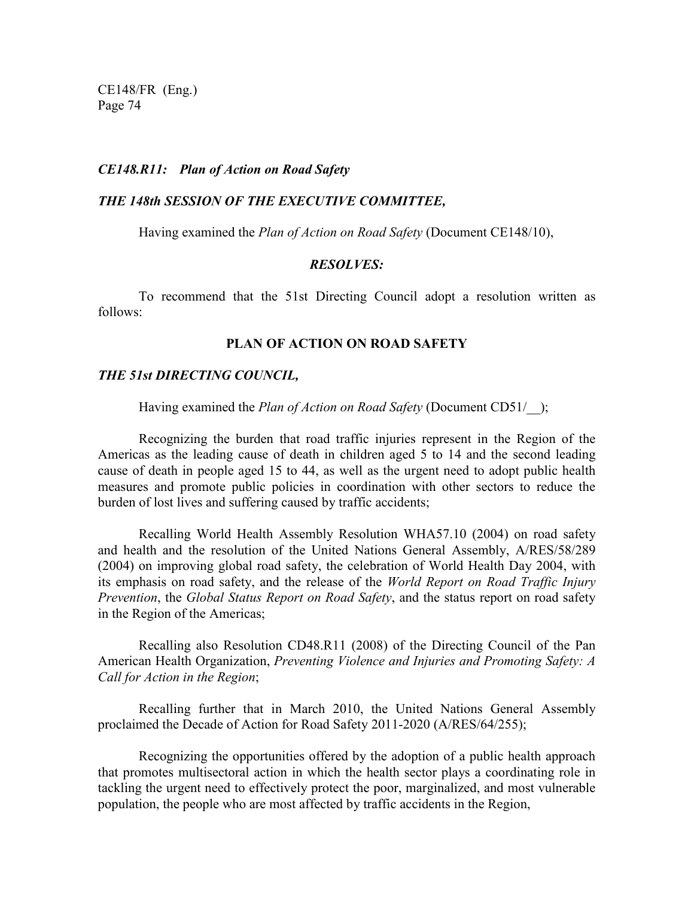***CE148.R11: Plan of Action on Road Safety***

***THE 148th SESSION OF THE EXECUTIVE COMMITTEE,***

Having examined the *Plan of Action on Road Safety* (Document CE148/10),

***RESOLVES:***

To recommend that the 51st Directing Council adopt a resolution written as follows:

**PLAN OF ACTION ON ROAD SAFETY**

***THE 51st DIRECTING COUNCIL,***

Having examined the *Plan of Action on Road Safety* (Document CD51/__);

Recognizing the burden that road traffic injuries represent in the Region of the Americas as the leading cause of death in children aged 5 to 14 and the second leading cause of death in people aged 15 to 44, as well as the urgent need to adopt public health measures and promote public policies in coordination with other sectors to reduce the burden of lost lives and suffering caused by traffic accidents;

Recalling World Health Assembly Resolution WHA57.10 (2004) on road safety and health and the resolution of the United Nations General Assembly, A/RES/58/289 (2004) on improving global road safety, the celebration of World Health Day 2004, with its emphasis on road safety, and the release of the *World Report on Road Traffic Injury Prevention*, the *Global Status Report on Road Safety*, and the status report on road safety in the Region of the Americas;

Recalling also Resolution CD48.R11 (2008) of the Directing Council of the Pan American Health Organization, *Preventing Violence and Injuries and Promoting Safety: A Call for Action in the Region*;

Recalling further that in March 2010, the United Nations General Assembly proclaimed the Decade of Action for Road Safety 2011-2020 (A/RES/64/255);

Recognizing the opportunities offered by the adoption of a public health approach that promotes multisectoral action in which the health sector plays a coordinating role in tackling the urgent need to effectively protect the poor, marginalized, and most vulnerable population, the people who are most affected by traffic accidents in the Region,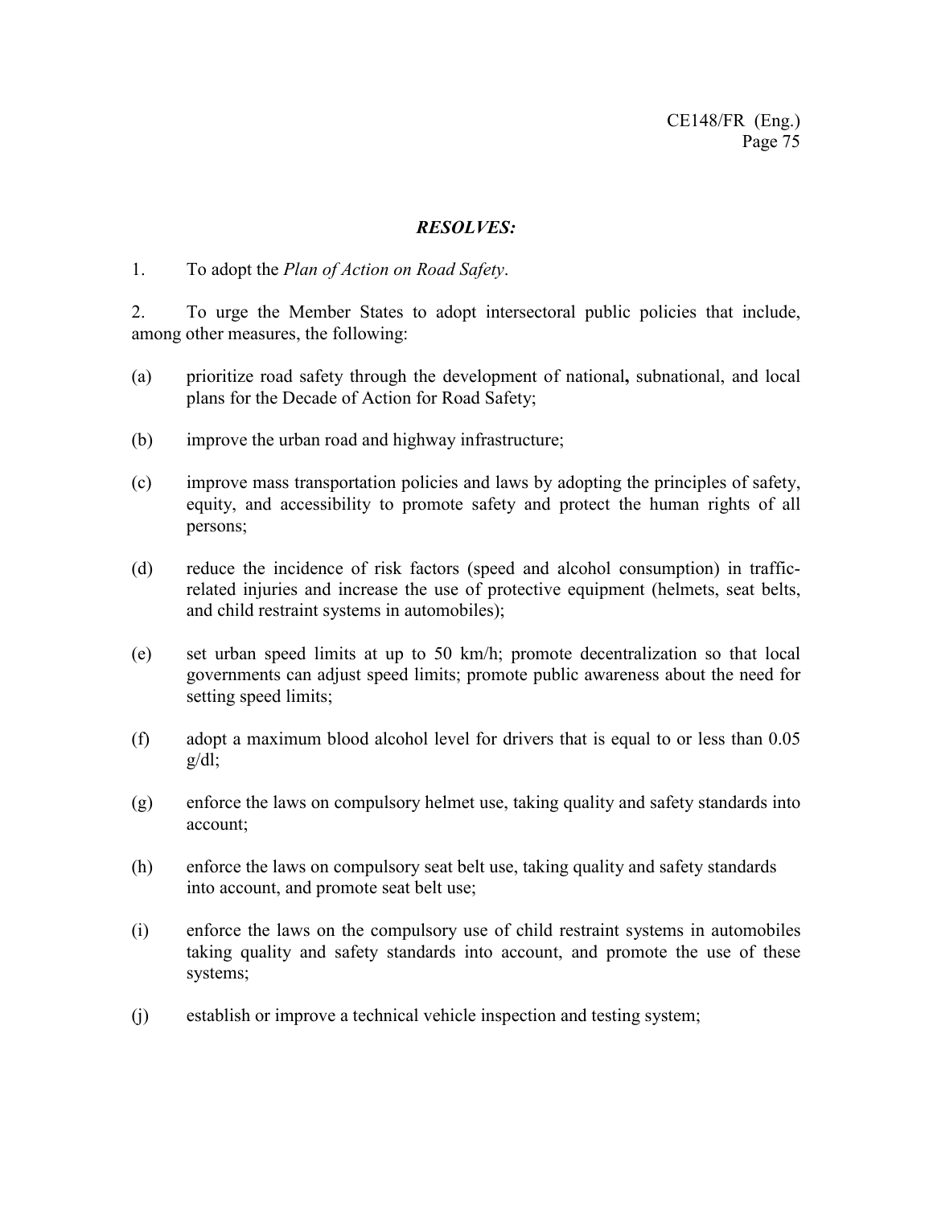***RESOLVES:***

1. To adopt the *Plan of Action on Road Safety*.

2. To urge the Member States to adopt intersectoral public policies that include, among other measures, the following:

(a) prioritize road safety through the development of national**,** subnational, and local plans for the Decade of Action for Road Safety;

(b) improve the urban road and highway infrastructure;

(c) improve mass transportation policies and laws by adopting the principles of safety, equity, and accessibility to promote safety and protect the human rights of all persons;

(d) reduce the incidence of risk factors (speed and alcohol consumption) in traffic-related injuries and increase the use of protective equipment (helmets, seat belts, and child restraint systems in automobiles);

(e) set urban speed limits at up to 50 km/h; promote decentralization so that local governments can adjust speed limits; promote public awareness about the need for setting speed limits;

(f) adopt a maximum blood alcohol level for drivers that is equal to or less than 0.05 g/dl;

(g) enforce the laws on compulsory helmet use, taking quality and safety standards into account;

(h) enforce the laws on compulsory seat belt use, taking quality and safety standards into account, and promote seat belt use;

(i) enforce the laws on the compulsory use of child restraint systems in automobiles taking quality and safety standards into account, and promote the use of these systems;

(j) establish or improve a technical vehicle inspection and testing system;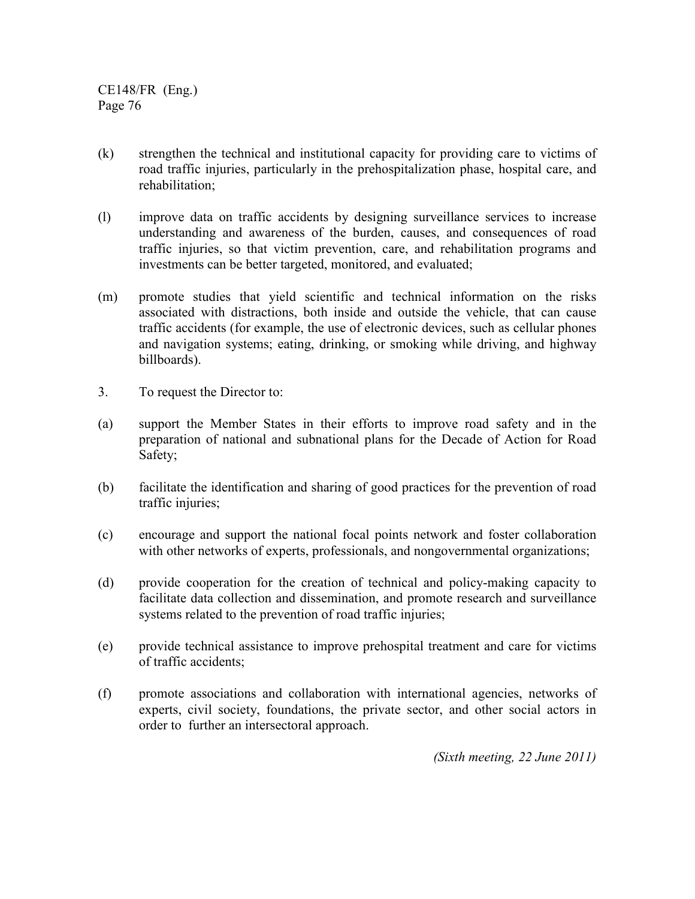(k) strengthen the technical and institutional capacity for providing care to victims of road traffic injuries, particularly in the prehospitalization phase, hospital care, and rehabilitation;

(l) improve data on traffic accidents by designing surveillance services to increase understanding and awareness of the burden, causes, and consequences of road traffic injuries, so that victim prevention, care, and rehabilitation programs and investments can be better targeted, monitored, and evaluated;

(m) promote studies that yield scientific and technical information on the risks associated with distractions, both inside and outside the vehicle, that can cause traffic accidents (for example, the use of electronic devices, such as cellular phones and navigation systems; eating, drinking, or smoking while driving, and highway billboards).

3. To request the Director to:

(a) support the Member States in their efforts to improve road safety and in the preparation of national and subnational plans for the Decade of Action for Road Safety;

(b) facilitate the identification and sharing of good practices for the prevention of road traffic injuries;

(c) encourage and support the national focal points network and foster collaboration with other networks of experts, professionals, and nongovernmental organizations;

(d) provide cooperation for the creation of technical and policy-making capacity to facilitate data collection and dissemination, and promote research and surveillance systems related to the prevention of road traffic injuries;

(e) provide technical assistance to improve prehospital treatment and care for victims of traffic accidents;

(f) promote associations and collaboration with international agencies, networks of experts, civil society, foundations, the private sector, and other social actors in order to further an intersectoral approach.

*(Sixth meeting, 22 June 2011)*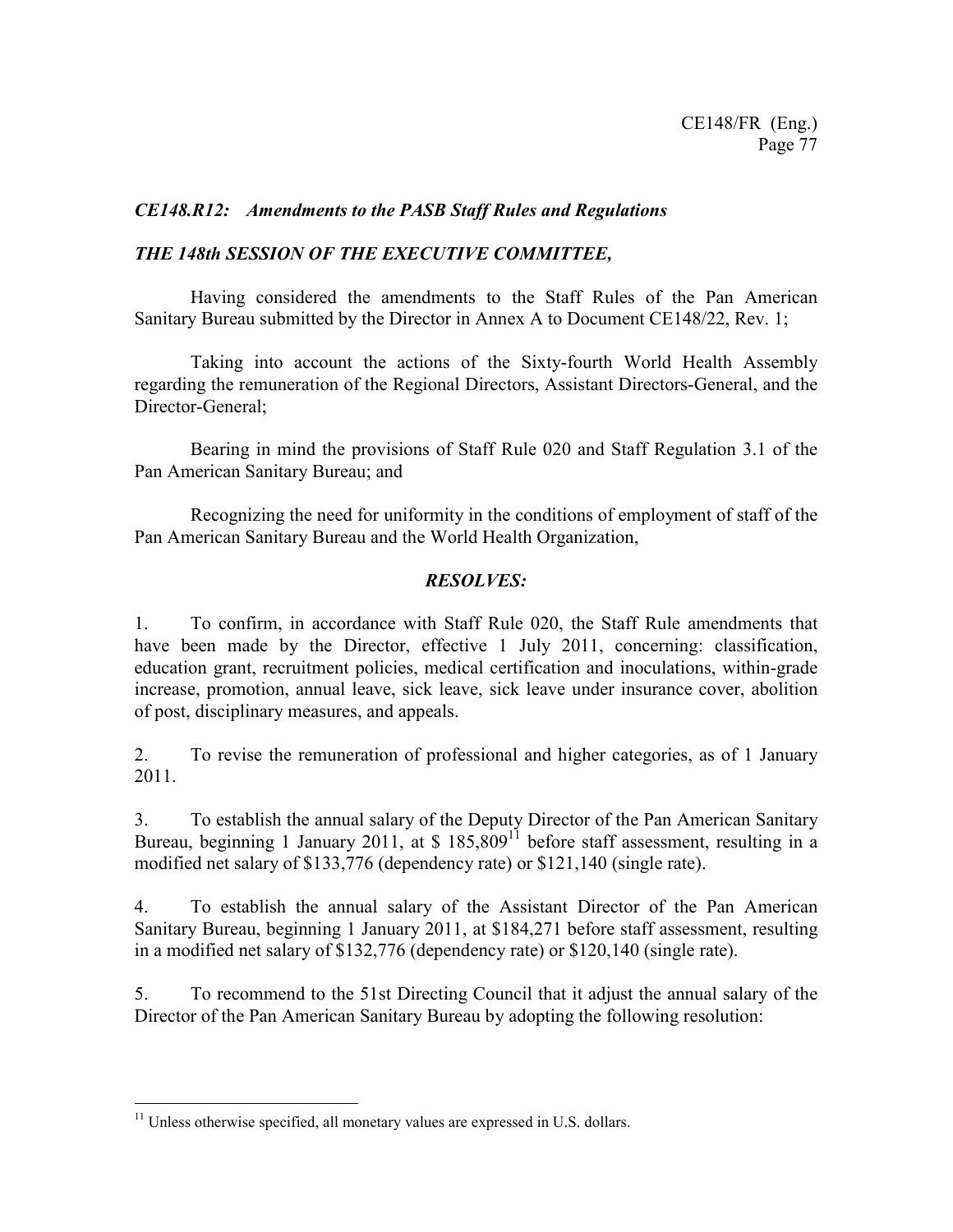### *CE148.R12: Amendments to the PASB Staff Rules and Regulations*

***THE 148th SESSION OF THE EXECUTIVE COMMITTEE,***

Having considered the amendments to the Staff Rules of the Pan American Sanitary Bureau submitted by the Director in Annex A to Document CE148/22, Rev. 1;

Taking into account the actions of the Sixty-fourth World Health Assembly regarding the remuneration of the Regional Directors, Assistant Directors-General, and the Director-General;

Bearing in mind the provisions of Staff Rule 020 and Staff Regulation 3.1 of the Pan American Sanitary Bureau; and

Recognizing the need for uniformity in the conditions of employment of staff of the Pan American Sanitary Bureau and the World Health Organization,

***RESOLVES:***

1. To confirm, in accordance with Staff Rule 020, the Staff Rule amendments that have been made by the Director, effective 1 July 2011, concerning: classification, education grant, recruitment policies, medical certification and inoculations, within-grade increase, promotion, annual leave, sick leave, sick leave under insurance cover, abolition of post, disciplinary measures, and appeals.

2. To revise the remuneration of professional and higher categories, as of 1 January 2011.

3. To establish the annual salary of the Deputy Director of the Pan American Sanitary Bureau, beginning 1 January 2011, at $ 185,809[11] before staff assessment, resulting in a modified net salary of $133,776 (dependency rate) or $121,140 (single rate).

4. To establish the annual salary of the Assistant Director of the Pan American Sanitary Bureau, beginning 1 January 2011, at $184,271 before staff assessment, resulting in a modified net salary of $132,776 (dependency rate) or $120,140 (single rate).

5. To recommend to the 51st Directing Council that it adjust the annual salary of the Director of the Pan American Sanitary Bureau by adopting the following resolution:

---

[11] Unless otherwise specified, all monetary values are expressed in U.S. dollars.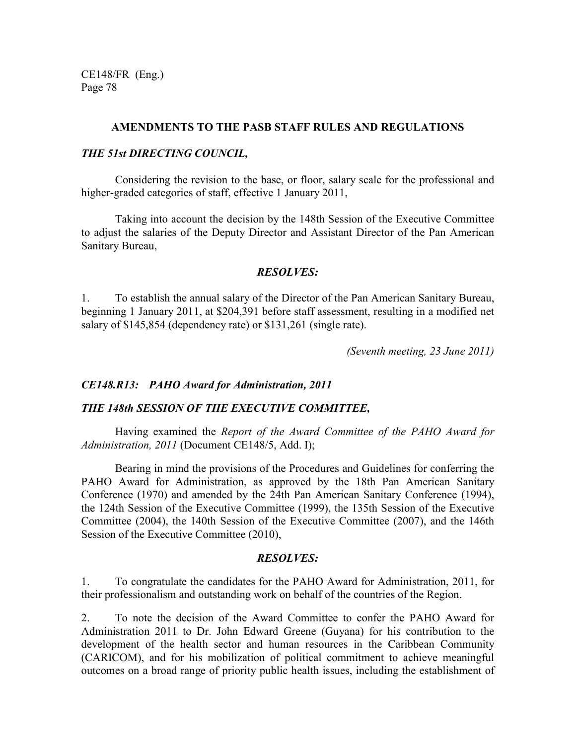## AMENDMENTS TO THE PASB STAFF RULES AND REGULATIONS

***THE 51st DIRECTING COUNCIL,***

Considering the revision to the base, or floor, salary scale for the professional and higher-graded categories of staff, effective 1 January 2011,

Taking into account the decision by the 148th Session of the Executive Committee to adjust the salaries of the Deputy Director and Assistant Director of the Pan American Sanitary Bureau,

***RESOLVES:***

1. To establish the annual salary of the Director of the Pan American Sanitary Bureau, beginning 1 January 2011, at $204,391 before staff assessment, resulting in a modified net salary of $145,854 (dependency rate) or $131,261 (single rate).

*(Seventh meeting, 23 June 2011)*

### *CE148.R13: PAHO Award for Administration, 2011*

***THE 148th SESSION OF THE EXECUTIVE COMMITTEE,***

Having examined the *Report of the Award Committee of the PAHO Award for Administration, 2011* (Document CE148/5, Add. I);

Bearing in mind the provisions of the Procedures and Guidelines for conferring the PAHO Award for Administration, as approved by the 18th Pan American Sanitary Conference (1970) and amended by the 24th Pan American Sanitary Conference (1994), the 124th Session of the Executive Committee (1999), the 135th Session of the Executive Committee (2004), the 140th Session of the Executive Committee (2007), and the 146th Session of the Executive Committee (2010),

***RESOLVES:***

1. To congratulate the candidates for the PAHO Award for Administration, 2011, for their professionalism and outstanding work on behalf of the countries of the Region.

2. To note the decision of the Award Committee to confer the PAHO Award for Administration 2011 to Dr. John Edward Greene (Guyana) for his contribution to the development of the health sector and human resources in the Caribbean Community (CARICOM), and for his mobilization of political commitment to achieve meaningful outcomes on a broad range of priority public health issues, including the establishment of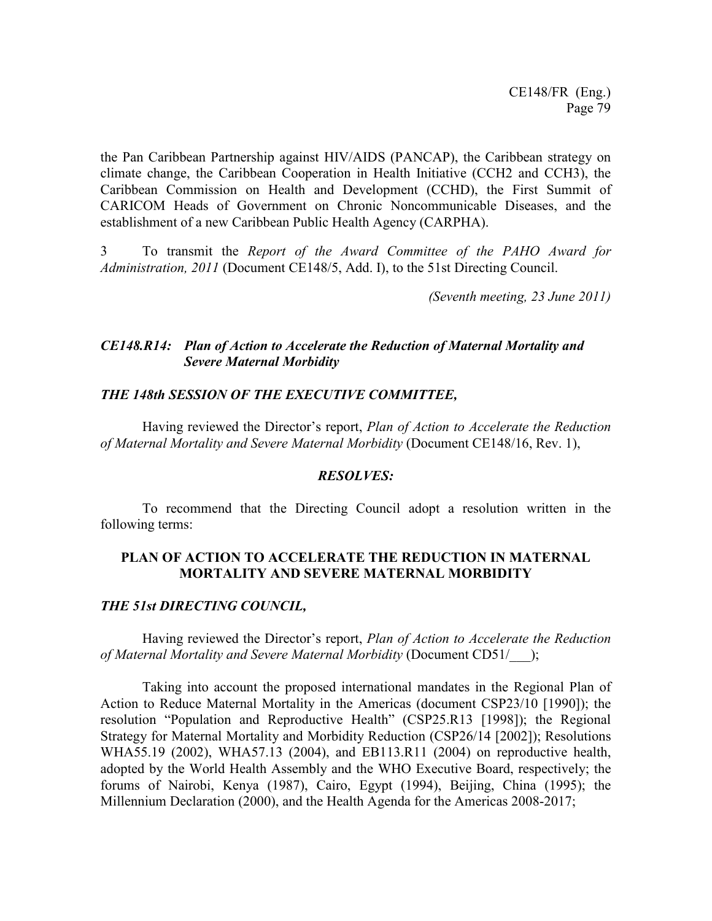the Pan Caribbean Partnership against HIV/AIDS (PANCAP), the Caribbean strategy on climate change, the Caribbean Cooperation in Health Initiative (CCH2 and CCH3), the Caribbean Commission on Health and Development (CCHD), the First Summit of CARICOM Heads of Government on Chronic Noncommunicable Diseases, and the establishment of a new Caribbean Public Health Agency (CARPHA).

3 To transmit the *Report of the Award Committee of the PAHO Award for Administration, 2011* (Document CE148/5, Add. I), to the 51st Directing Council.

*(Seventh meeting, 23 June 2011)*

### *CE148.R14: Plan of Action to Accelerate the Reduction of Maternal Mortality and Severe Maternal Morbidity*

***THE 148th SESSION OF THE EXECUTIVE COMMITTEE,***

Having reviewed the Director's report, *Plan of Action to Accelerate the Reduction of Maternal Mortality and Severe Maternal Morbidity* (Document CE148/16, Rev. 1),

***RESOLVES:***

To recommend that the Directing Council adopt a resolution written in the following terms:

**PLAN OF ACTION TO ACCELERATE THE REDUCTION IN MATERNAL MORTALITY AND SEVERE MATERNAL MORBIDITY**

***THE 51st DIRECTING COUNCIL,***

Having reviewed the Director's report, *Plan of Action to Accelerate the Reduction of Maternal Mortality and Severe Maternal Morbidity* (Document CD51/___);

Taking into account the proposed international mandates in the Regional Plan of Action to Reduce Maternal Mortality in the Americas (document CSP23/10 [1990]); the resolution "Population and Reproductive Health" (CSP25.R13 [1998]); the Regional Strategy for Maternal Mortality and Morbidity Reduction (CSP26/14 [2002]); Resolutions WHA55.19 (2002), WHA57.13 (2004), and EB113.R11 (2004) on reproductive health, adopted by the World Health Assembly and the WHO Executive Board, respectively; the forums of Nairobi, Kenya (1987), Cairo, Egypt (1994), Beijing, China (1995); the Millennium Declaration (2000), and the Health Agenda for the Americas 2008-2017;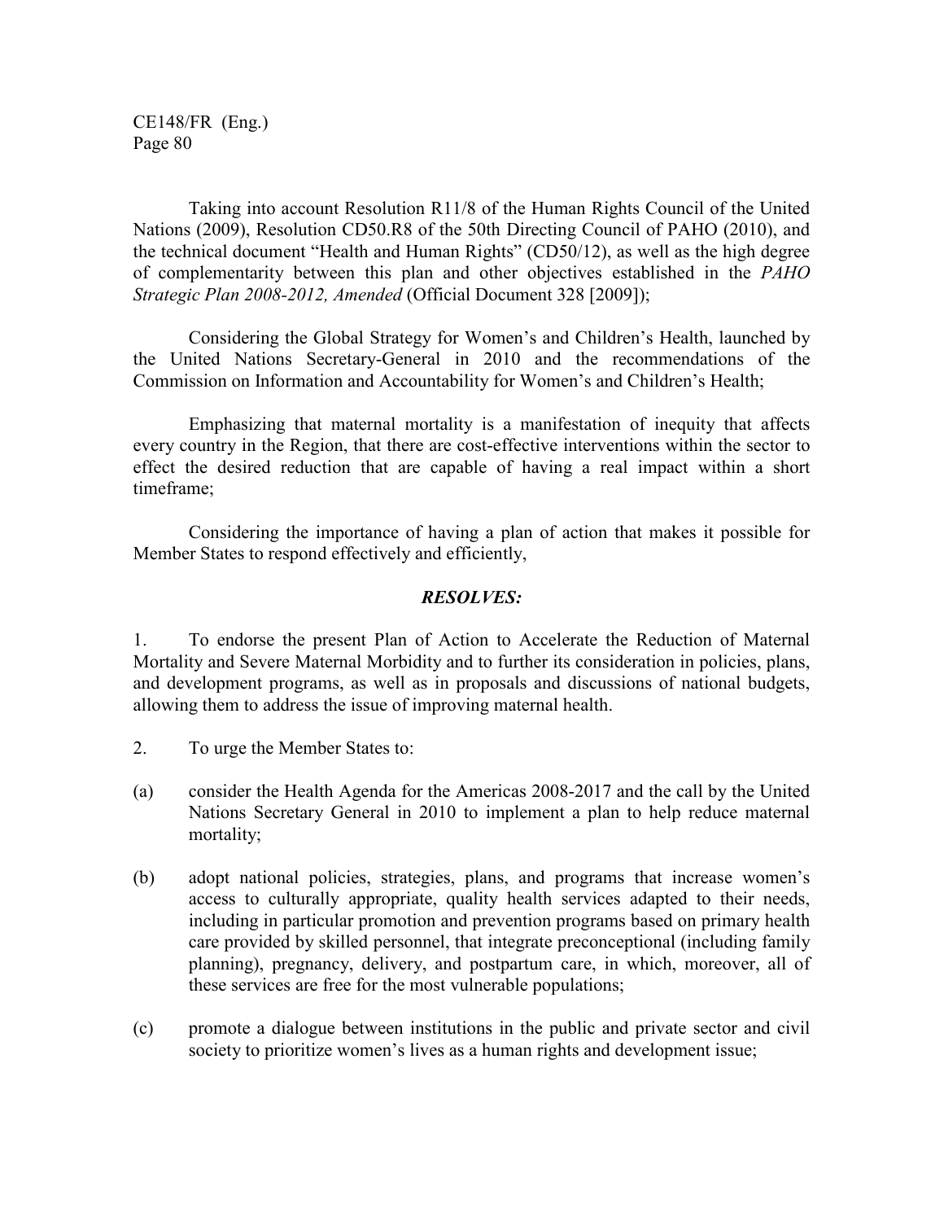Taking into account Resolution R11/8 of the Human Rights Council of the United Nations (2009), Resolution CD50.R8 of the 50th Directing Council of PAHO (2010), and the technical document "Health and Human Rights" (CD50/12), as well as the high degree of complementarity between this plan and other objectives established in the *PAHO Strategic Plan 2008-2012, Amended* (Official Document 328 [2009]);

Considering the Global Strategy for Women's and Children's Health, launched by the United Nations Secretary-General in 2010 and the recommendations of the Commission on Information and Accountability for Women's and Children's Health;

Emphasizing that maternal mortality is a manifestation of inequity that affects every country in the Region, that there are cost-effective interventions within the sector to effect the desired reduction that are capable of having a real impact within a short timeframe;

Considering the importance of having a plan of action that makes it possible for Member States to respond effectively and efficiently,

***RESOLVES:***

1. To endorse the present Plan of Action to Accelerate the Reduction of Maternal Mortality and Severe Maternal Morbidity and to further its consideration in policies, plans, and development programs, as well as in proposals and discussions of national budgets, allowing them to address the issue of improving maternal health.

2. To urge the Member States to:

(a) consider the Health Agenda for the Americas 2008-2017 and the call by the United Nations Secretary General in 2010 to implement a plan to help reduce maternal mortality;

(b) adopt national policies, strategies, plans, and programs that increase women's access to culturally appropriate, quality health services adapted to their needs, including in particular promotion and prevention programs based on primary health care provided by skilled personnel, that integrate preconceptional (including family planning), pregnancy, delivery, and postpartum care, in which, moreover, all of these services are free for the most vulnerable populations;

(c) promote a dialogue between institutions in the public and private sector and civil society to prioritize women's lives as a human rights and development issue;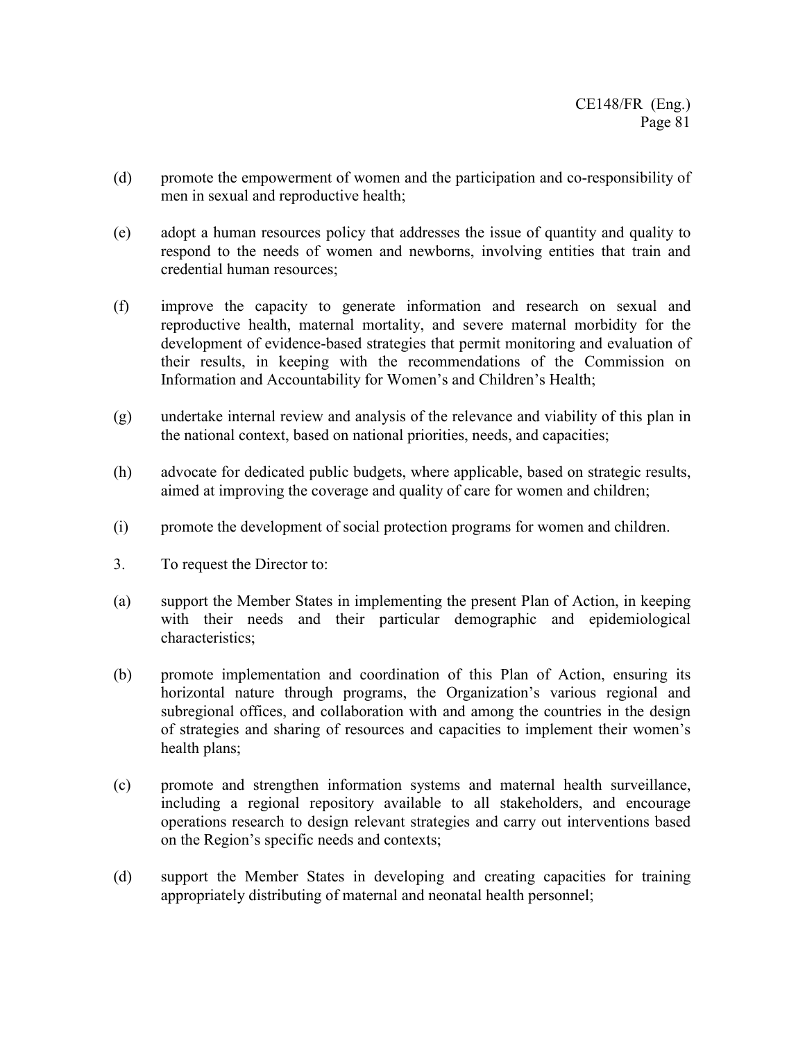(d) promote the empowerment of women and the participation and co-responsibility of men in sexual and reproductive health;

(e) adopt a human resources policy that addresses the issue of quantity and quality to respond to the needs of women and newborns, involving entities that train and credential human resources;

(f) improve the capacity to generate information and research on sexual and reproductive health, maternal mortality, and severe maternal morbidity for the development of evidence-based strategies that permit monitoring and evaluation of their results, in keeping with the recommendations of the Commission on Information and Accountability for Women's and Children's Health;

(g) undertake internal review and analysis of the relevance and viability of this plan in the national context, based on national priorities, needs, and capacities;

(h) advocate for dedicated public budgets, where applicable, based on strategic results, aimed at improving the coverage and quality of care for women and children;

(i) promote the development of social protection programs for women and children.

3. To request the Director to:

(a) support the Member States in implementing the present Plan of Action, in keeping with their needs and their particular demographic and epidemiological characteristics;

(b) promote implementation and coordination of this Plan of Action, ensuring its horizontal nature through programs, the Organization's various regional and subregional offices, and collaboration with and among the countries in the design of strategies and sharing of resources and capacities to implement their women's health plans;

(c) promote and strengthen information systems and maternal health surveillance, including a regional repository available to all stakeholders, and encourage operations research to design relevant strategies and carry out interventions based on the Region's specific needs and contexts;

(d) support the Member States in developing and creating capacities for training appropriately distributing of maternal and neonatal health personnel;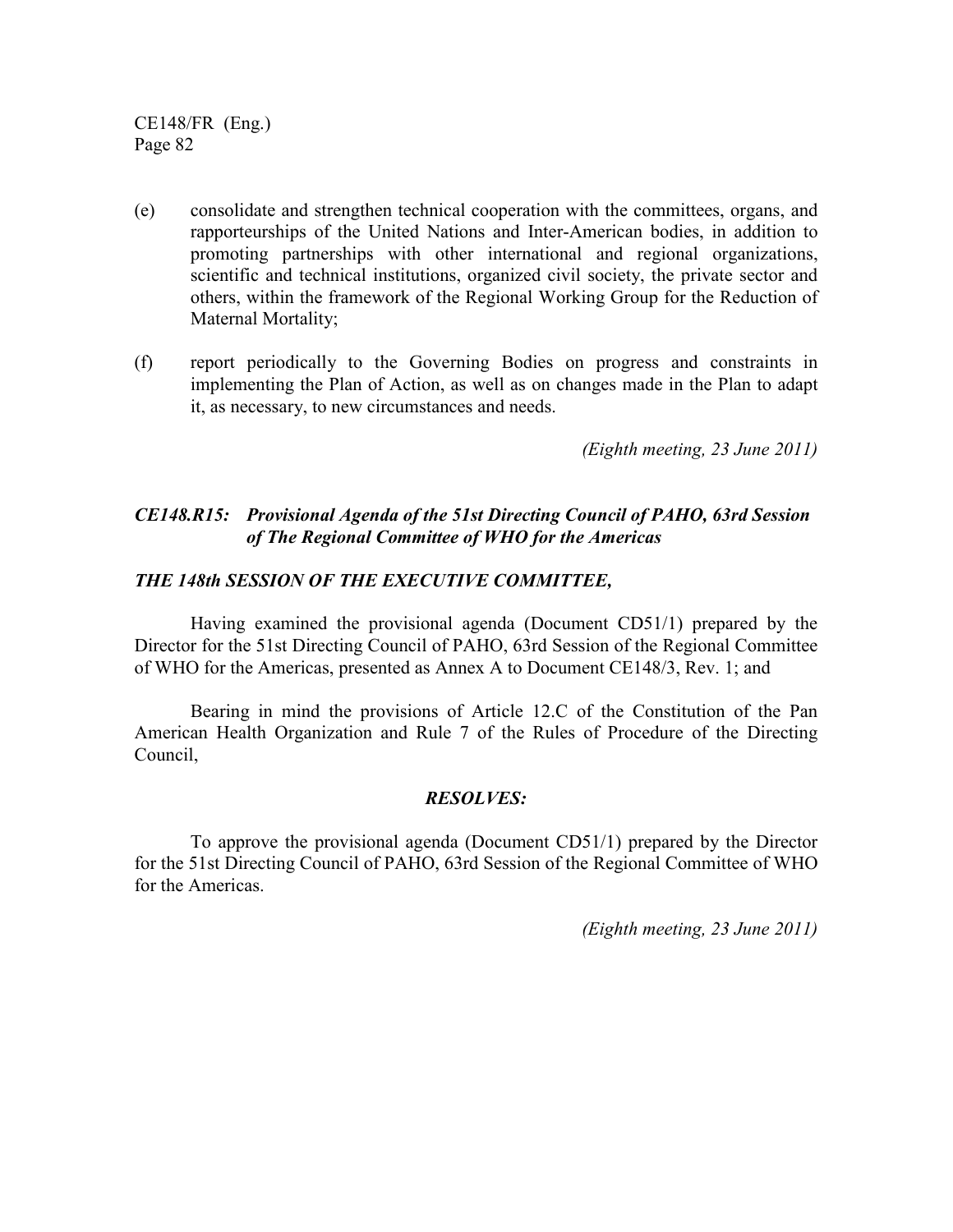(e) consolidate and strengthen technical cooperation with the committees, organs, and rapporteurships of the United Nations and Inter-American bodies, in addition to promoting partnerships with other international and regional organizations, scientific and technical institutions, organized civil society, the private sector and others, within the framework of the Regional Working Group for the Reduction of Maternal Mortality;

(f) report periodically to the Governing Bodies on progress and constraints in implementing the Plan of Action, as well as on changes made in the Plan to adapt it, as necessary, to new circumstances and needs.

*(Eighth meeting, 23 June 2011)*

### *CE148.R15: Provisional Agenda of the 51st Directing Council of PAHO, 63rd Session of The Regional Committee of WHO for the Americas*

***THE 148th SESSION OF THE EXECUTIVE COMMITTEE,***

Having examined the provisional agenda (Document CD51/1) prepared by the Director for the 51st Directing Council of PAHO, 63rd Session of the Regional Committee of WHO for the Americas, presented as Annex A to Document CE148/3, Rev. 1; and

Bearing in mind the provisions of Article 12.C of the Constitution of the Pan American Health Organization and Rule 7 of the Rules of Procedure of the Directing Council,

***RESOLVES:***

To approve the provisional agenda (Document CD51/1) prepared by the Director for the 51st Directing Council of PAHO, 63rd Session of the Regional Committee of WHO for the Americas.

*(Eighth meeting, 23 June 2011)*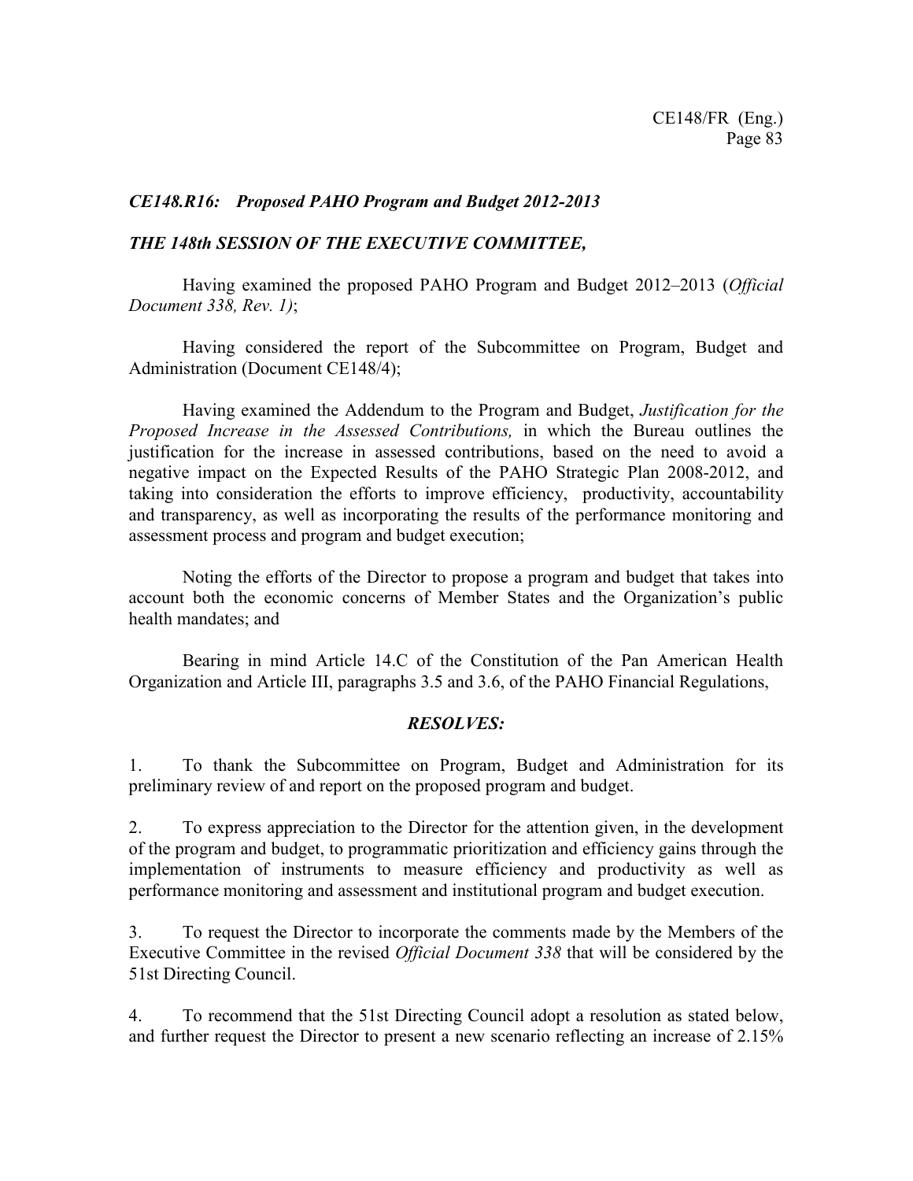### *CE148.R16: Proposed PAHO Program and Budget 2012-2013*

***THE 148th SESSION OF THE EXECUTIVE COMMITTEE,***

Having examined the proposed PAHO Program and Budget 2012–2013 (*Official Document 338, Rev. 1)*;

Having considered the report of the Subcommittee on Program, Budget and Administration (Document CE148/4);

Having examined the Addendum to the Program and Budget, *Justification for the Proposed Increase in the Assessed Contributions,* in which the Bureau outlines the justification for the increase in assessed contributions, based on the need to avoid a negative impact on the Expected Results of the PAHO Strategic Plan 2008-2012, and taking into consideration the efforts to improve efficiency, productivity, accountability and transparency, as well as incorporating the results of the performance monitoring and assessment process and program and budget execution;

Noting the efforts of the Director to propose a program and budget that takes into account both the economic concerns of Member States and the Organization's public health mandates; and

Bearing in mind Article 14.C of the Constitution of the Pan American Health Organization and Article III, paragraphs 3.5 and 3.6, of the PAHO Financial Regulations,

***RESOLVES:***

1. To thank the Subcommittee on Program, Budget and Administration for its preliminary review of and report on the proposed program and budget.

2. To express appreciation to the Director for the attention given, in the development of the program and budget, to programmatic prioritization and efficiency gains through the implementation of instruments to measure efficiency and productivity as well as performance monitoring and assessment and institutional program and budget execution.

3. To request the Director to incorporate the comments made by the Members of the Executive Committee in the revised *Official Document 338* that will be considered by the 51st Directing Council.

4. To recommend that the 51st Directing Council adopt a resolution as stated below, and further request the Director to present a new scenario reflecting an increase of 2.15%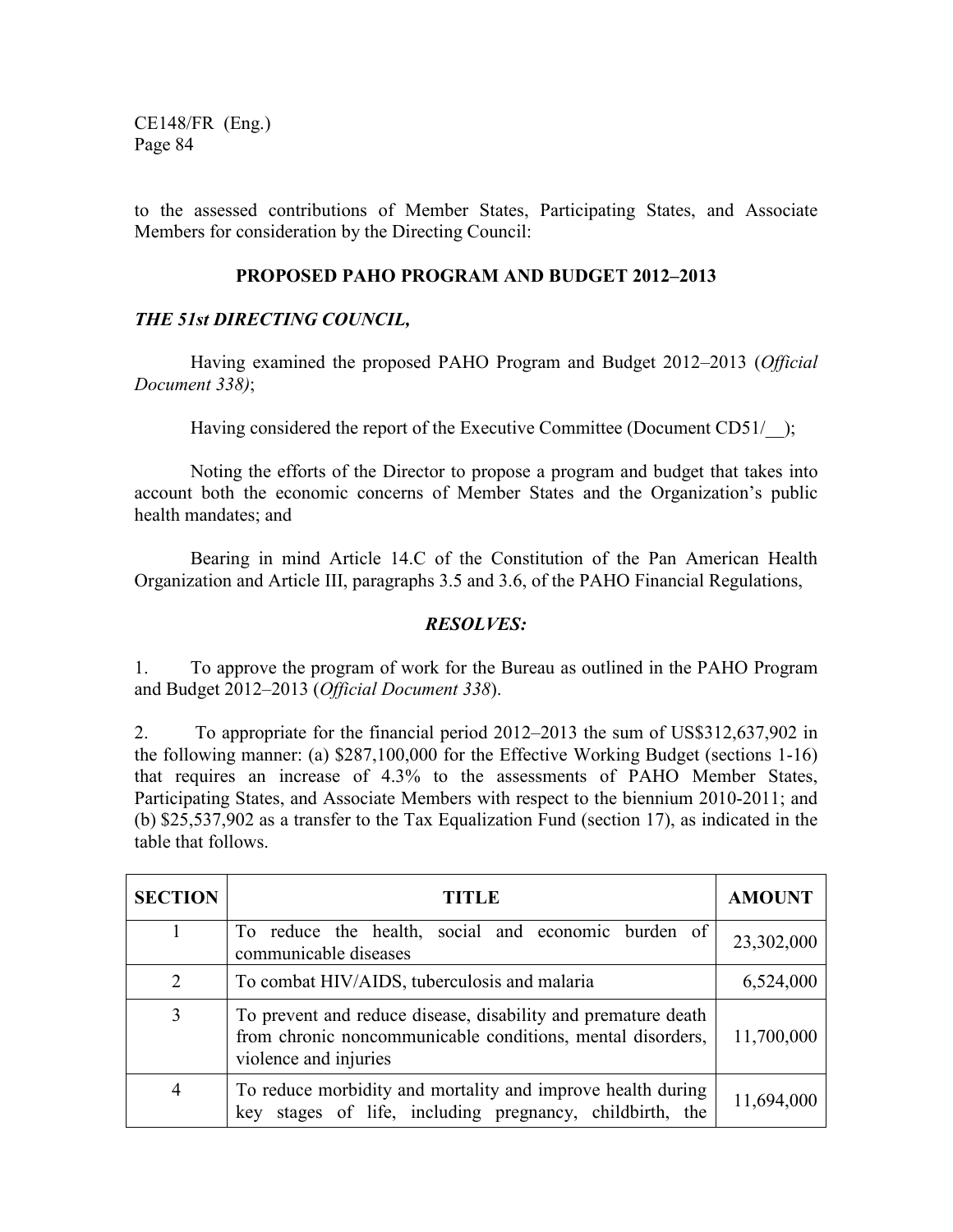to the assessed contributions of Member States, Participating States, and Associate Members for consideration by the Directing Council:

**PROPOSED PAHO PROGRAM AND BUDGET 2012–2013**

***THE 51st DIRECTING COUNCIL,***

Having examined the proposed PAHO Program and Budget 2012–2013 (*Official Document 338)*;

Having considered the report of the Executive Committee (Document CD51/__);

Noting the efforts of the Director to propose a program and budget that takes into account both the economic concerns of Member States and the Organization's public health mandates; and

Bearing in mind Article 14.C of the Constitution of the Pan American Health Organization and Article III, paragraphs 3.5 and 3.6, of the PAHO Financial Regulations,

***RESOLVES:***

1. To approve the program of work for the Bureau as outlined in the PAHO Program and Budget 2012–2013 (*Official Document 338*).

2. To appropriate for the financial period 2012–2013 the sum of US$312,637,902 in the following manner: (a) $287,100,000 for the Effective Working Budget (sections 1-16) that requires an increase of 4.3% to the assessments of PAHO Member States, Participating States, and Associate Members with respect to the biennium 2010-2011; and (b) $25,537,902 as a transfer to the Tax Equalization Fund (section 17), as indicated in the table that follows.

| SECTION | TITLE | AMOUNT |
|---|---|---|
| 1 | To reduce the health, social and economic burden of communicable diseases | 23,302,000 |
| 2 | To combat HIV/AIDS, tuberculosis and malaria | 6,524,000 |
| 3 | To prevent and reduce disease, disability and premature death from chronic noncommunicable conditions, mental disorders, violence and injuries | 11,700,000 |
| 4 | To reduce morbidity and mortality and improve health during key stages of life, including pregnancy, childbirth, the | 11,694,000 |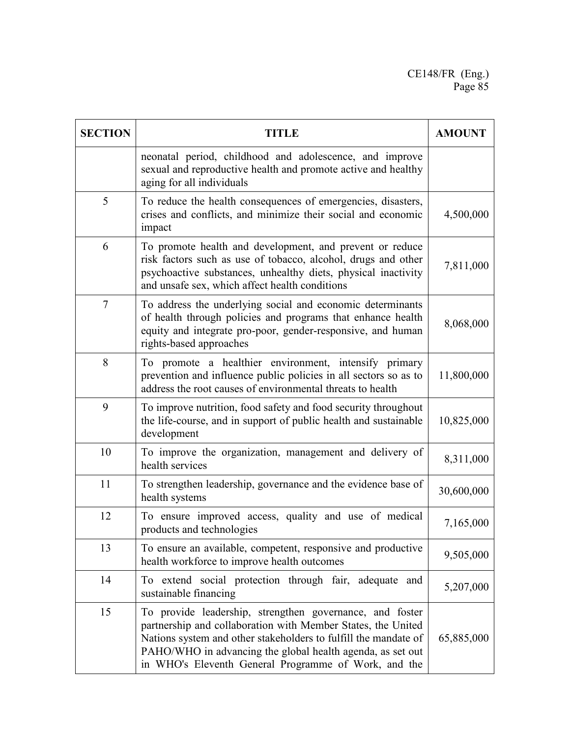| SECTION | TITLE | AMOUNT |
|---|---|---|
| | neonatal period, childhood and adolescence, and improve sexual and reproductive health and promote active and healthy aging for all individuals | |
| 5 | To reduce the health consequences of emergencies, disasters, crises and conflicts, and minimize their social and economic impact | 4,500,000 |
| 6 | To promote health and development, and prevent or reduce risk factors such as use of tobacco, alcohol, drugs and other psychoactive substances, unhealthy diets, physical inactivity and unsafe sex, which affect health conditions | 7,811,000 |
| 7 | To address the underlying social and economic determinants of health through policies and programs that enhance health equity and integrate pro-poor, gender-responsive, and human rights-based approaches | 8,068,000 |
| 8 | To promote a healthier environment, intensify primary prevention and influence public policies in all sectors so as to address the root causes of environmental threats to health | 11,800,000 |
| 9 | To improve nutrition, food safety and food security throughout the life-course, and in support of public health and sustainable development | 10,825,000 |
| 10 | To improve the organization, management and delivery of health services | 8,311,000 |
| 11 | To strengthen leadership, governance and the evidence base of health systems | 30,600,000 |
| 12 | To ensure improved access, quality and use of medical products and technologies | 7,165,000 |
| 13 | To ensure an available, competent, responsive and productive health workforce to improve health outcomes | 9,505,000 |
| 14 | To extend social protection through fair, adequate and sustainable financing | 5,207,000 |
| 15 | To provide leadership, strengthen governance, and foster partnership and collaboration with Member States, the United Nations system and other stakeholders to fulfill the mandate of PAHO/WHO in advancing the global health agenda, as set out in WHO's Eleventh General Programme of Work, and the | 65,885,000 |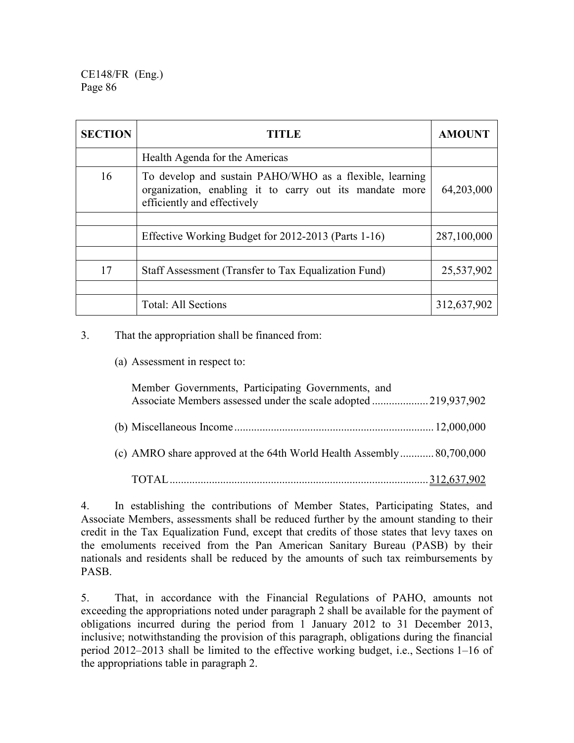| SECTION | TITLE | AMOUNT |
|---|---|---|
| | Health Agenda for the Americas | |
| 16 | To develop and sustain PAHO/WHO as a flexible, learning organization, enabling it to carry out its mandate more efficiently and effectively | 64,203,000 |
| | | |
| | Effective Working Budget for 2012-2013 (Parts 1-16) | 287,100,000 |
| | | |
| 17 | Staff Assessment (Transfer to Tax Equalization Fund) | 25,537,902 |
| | | |
| | Total: All Sections | 312,637,902 |

3. That the appropriation shall be financed from:

   (a) Assessment in respect to:

   Member Governments, Participating Governments, and Associate Members assessed under the scale adopted .................... 219,937,902

   (b) Miscellaneous Income ........................................................................ 12,000,000

   (c) AMRO share approved at the 64th World Health Assembly ............ 80,700,000

   TOTAL ............................................................................................ 312,637,902

4. In establishing the contributions of Member States, Participating States, and Associate Members, assessments shall be reduced further by the amount standing to their credit in the Tax Equalization Fund, except that credits of those states that levy taxes on the emoluments received from the Pan American Sanitary Bureau (PASB) by their nationals and residents shall be reduced by the amounts of such tax reimbursements by PASB.

5. That, in accordance with the Financial Regulations of PAHO, amounts not exceeding the appropriations noted under paragraph 2 shall be available for the payment of obligations incurred during the period from 1 January 2012 to 31 December 2013, inclusive; notwithstanding the provision of this paragraph, obligations during the financial period 2012–2013 shall be limited to the effective working budget, i.e., Sections 1–16 of the appropriations table in paragraph 2.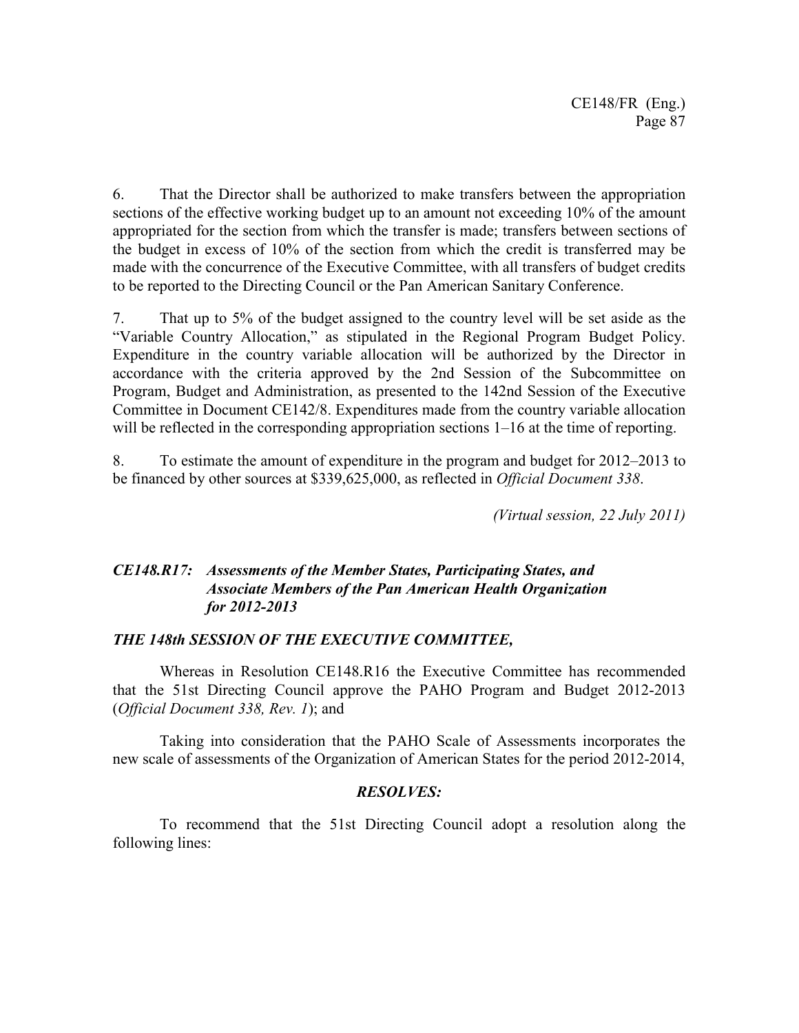6. That the Director shall be authorized to make transfers between the appropriation sections of the effective working budget up to an amount not exceeding 10% of the amount appropriated for the section from which the transfer is made; transfers between sections of the budget in excess of 10% of the section from which the credit is transferred may be made with the concurrence of the Executive Committee, with all transfers of budget credits to be reported to the Directing Council or the Pan American Sanitary Conference.

7. That up to 5% of the budget assigned to the country level will be set aside as the "Variable Country Allocation," as stipulated in the Regional Program Budget Policy. Expenditure in the country variable allocation will be authorized by the Director in accordance with the criteria approved by the 2nd Session of the Subcommittee on Program, Budget and Administration, as presented to the 142nd Session of the Executive Committee in Document CE142/8. Expenditures made from the country variable allocation will be reflected in the corresponding appropriation sections 1–16 at the time of reporting.

8. To estimate the amount of expenditure in the program and budget for 2012–2013 to be financed by other sources at $339,625,000, as reflected in *Official Document 338*.

*(Virtual session, 22 July 2011)*

### *CE148.R17: Assessments of the Member States, Participating States, and Associate Members of the Pan American Health Organization for 2012-2013*

***THE 148th SESSION OF THE EXECUTIVE COMMITTEE,***

Whereas in Resolution CE148.R16 the Executive Committee has recommended that the 51st Directing Council approve the PAHO Program and Budget 2012-2013 (*Official Document 338, Rev. 1*); and

Taking into consideration that the PAHO Scale of Assessments incorporates the new scale of assessments of the Organization of American States for the period 2012-2014,

***RESOLVES:***

To recommend that the 51st Directing Council adopt a resolution along the following lines: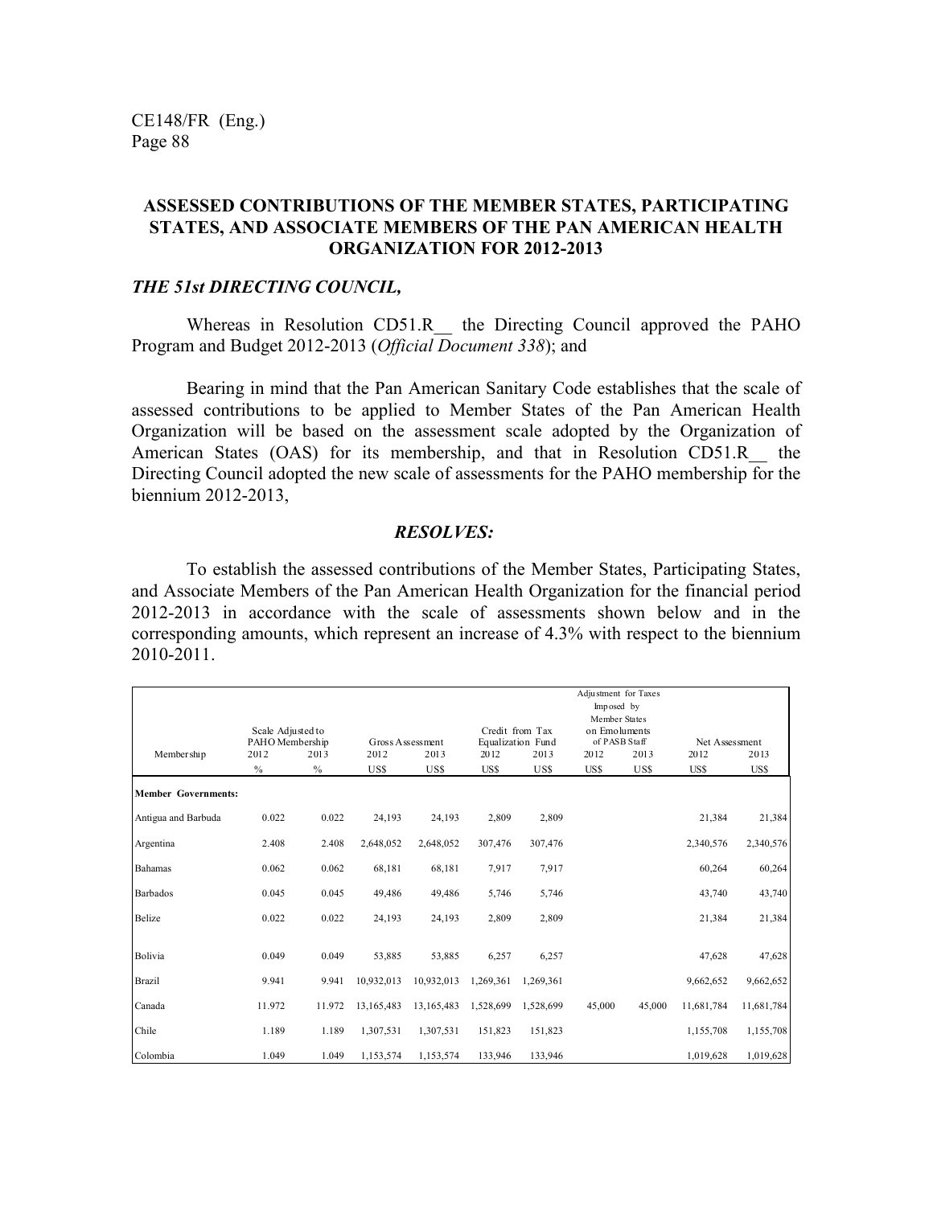## ASSESSED CONTRIBUTIONS OF THE MEMBER STATES, PARTICIPATING STATES, AND ASSOCIATE MEMBERS OF THE PAN AMERICAN HEALTH ORGANIZATION FOR 2012-2013

***THE 51st DIRECTING COUNCIL,***

Whereas in Resolution CD51.R__ the Directing Council approved the PAHO Program and Budget 2012-2013 (*Official Document 338*); and

Bearing in mind that the Pan American Sanitary Code establishes that the scale of assessed contributions to be applied to Member States of the Pan American Health Organization will be based on the assessment scale adopted by the Organization of American States (OAS) for its membership, and that in Resolution CD51.R__ the Directing Council adopted the new scale of assessments for the PAHO membership for the biennium 2012-2013,

***RESOLVES:***

To establish the assessed contributions of the Member States, Participating States, and Associate Members of the Pan American Health Organization for the financial period 2012-2013 in accordance with the scale of assessments shown below and in the corresponding amounts, which represent an increase of 4.3% with respect to the biennium 2010-2011.

| Membership | Scale Adjusted to PAHO Membership | | Gross Assessment | | Credit from Tax Equalization Fund | | Adjustment for Taxes Imposed by Member States on Emoluments of PASB Staff | | Net Assessment | |
|---|---|---|---|---|---|---|---|---|---|---|
| | 2012 | 2013 | 2012 | 2013 | 2012 | 2013 | 2012 | 2013 | 2012 | 2013 |
| | % | % | US$ | US$ | US$ | US$ | US$ | US$ | US$ | US$ |
| **Member Governments:** | | | | | | | | | | |
| Antigua and Barbuda | 0.022 | 0.022 | 24,193 | 24,193 | 2,809 | 2,809 | | | 21,384 | 21,384 |
| Argentina | 2.408 | 2.408 | 2,648,052 | 2,648,052 | 307,476 | 307,476 | | | 2,340,576 | 2,340,576 |
| Bahamas | 0.062 | 0.062 | 68,181 | 68,181 | 7,917 | 7,917 | | | 60,264 | 60,264 |
| Barbados | 0.045 | 0.045 | 49,486 | 49,486 | 5,746 | 5,746 | | | 43,740 | 43,740 |
| Belize | 0.022 | 0.022 | 24,193 | 24,193 | 2,809 | 2,809 | | | 21,384 | 21,384 |
| Bolivia | 0.049 | 0.049 | 53,885 | 53,885 | 6,257 | 6,257 | | | 47,628 | 47,628 |
| Brazil | 9.941 | 9.941 | 10,932,013 | 10,932,013 | 1,269,361 | 1,269,361 | | | 9,662,652 | 9,662,652 |
| Canada | 11.972 | 11.972 | 13,165,483 | 13,165,483 | 1,528,699 | 1,528,699 | 45,000 | 45,000 | 11,681,784 | 11,681,784 |
| Chile | 1.189 | 1.189 | 1,307,531 | 1,307,531 | 151,823 | 151,823 | | | 1,155,708 | 1,155,708 |
| Colombia | 1.049 | 1.049 | 1,153,574 | 1,153,574 | 133,946 | 133,946 | | | 1,019,628 | 1,019,628 |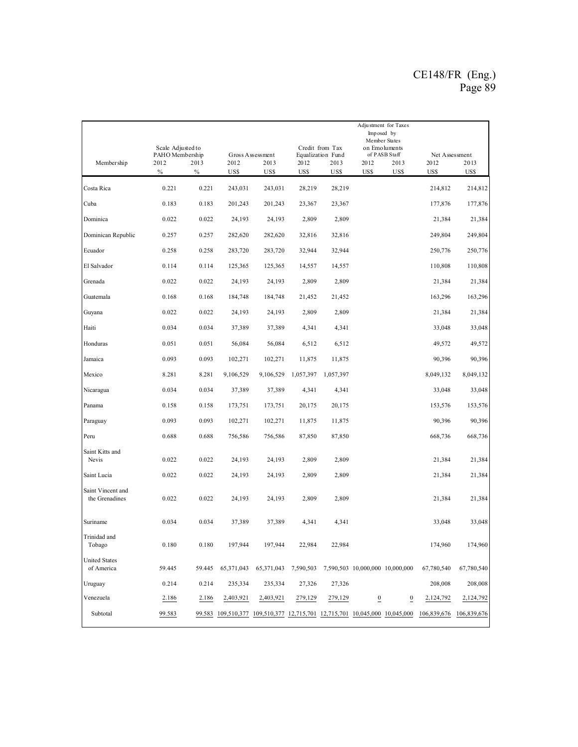| Membership | Scale Adjusted to PAHO Membership | | Gross Assessment | | Credit from Tax Equalization Fund | | Adjustment for Taxes Imposed by Member States on Emoluments of PASB Staff | | Net Assessment | |
|---|---|---|---|---|---|---|---|---|---|---|
| | 2012 | 2013 | 2012 | 2013 | 2012 | 2013 | 2012 | 2013 | 2012 | 2013 |
| | % | % | US$ | US$ | US$ | US$ | US$ | US$ | US$ | US$ |
| Costa Rica | 0.221 | 0.221 | 243,031 | 243,031 | 28,219 | 28,219 | | | 214,812 | 214,812 |
| Cuba | 0.183 | 0.183 | 201,243 | 201,243 | 23,367 | 23,367 | | | 177,876 | 177,876 |
| Dominica | 0.022 | 0.022 | 24,193 | 24,193 | 2,809 | 2,809 | | | 21,384 | 21,384 |
| Dominican Republic | 0.257 | 0.257 | 282,620 | 282,620 | 32,816 | 32,816 | | | 249,804 | 249,804 |
| Ecuador | 0.258 | 0.258 | 283,720 | 283,720 | 32,944 | 32,944 | | | 250,776 | 250,776 |
| El Salvador | 0.114 | 0.114 | 125,365 | 125,365 | 14,557 | 14,557 | | | 110,808 | 110,808 |
| Grenada | 0.022 | 0.022 | 24,193 | 24,193 | 2,809 | 2,809 | | | 21,384 | 21,384 |
| Guatemala | 0.168 | 0.168 | 184,748 | 184,748 | 21,452 | 21,452 | | | 163,296 | 163,296 |
| Guyana | 0.022 | 0.022 | 24,193 | 24,193 | 2,809 | 2,809 | | | 21,384 | 21,384 |
| Haiti | 0.034 | 0.034 | 37,389 | 37,389 | 4,341 | 4,341 | | | 33,048 | 33,048 |
| Honduras | 0.051 | 0.051 | 56,084 | 56,084 | 6,512 | 6,512 | | | 49,572 | 49,572 |
| Jamaica | 0.093 | 0.093 | 102,271 | 102,271 | 11,875 | 11,875 | | | 90,396 | 90,396 |
| Mexico | 8.281 | 8.281 | 9,106,529 | 9,106,529 | 1,057,397 | 1,057,397 | | | 8,049,132 | 8,049,132 |
| Nicaragua | 0.034 | 0.034 | 37,389 | 37,389 | 4,341 | 4,341 | | | 33,048 | 33,048 |
| Panama | 0.158 | 0.158 | 173,751 | 173,751 | 20,175 | 20,175 | | | 153,576 | 153,576 |
| Paraguay | 0.093 | 0.093 | 102,271 | 102,271 | 11,875 | 11,875 | | | 90,396 | 90,396 |
| Peru | 0.688 | 0.688 | 756,586 | 756,586 | 87,850 | 87,850 | | | 668,736 | 668,736 |
| Saint Kitts and Nevis | 0.022 | 0.022 | 24,193 | 24,193 | 2,809 | 2,809 | | | 21,384 | 21,384 |
| Saint Lucia | 0.022 | 0.022 | 24,193 | 24,193 | 2,809 | 2,809 | | | 21,384 | 21,384 |
| Saint Vincent and the Grenadines | 0.022 | 0.022 | 24,193 | 24,193 | 2,809 | 2,809 | | | 21,384 | 21,384 |
| Suriname | 0.034 | 0.034 | 37,389 | 37,389 | 4,341 | 4,341 | | | 33,048 | 33,048 |
| Trinidad and Tobago | 0.180 | 0.180 | 197,944 | 197,944 | 22,984 | 22,984 | | | 174,960 | 174,960 |
| United States of America | 59.445 | 59.445 | 65,371,043 | 65,371,043 | 7,590,503 | 7,590,503 | 10,000,000 | 10,000,000 | 67,780,540 | 67,780,540 |
| Uruguay | 0.214 | 0.214 | 235,334 | 235,334 | 27,326 | 27,326 | | | 208,008 | 208,008 |
| Venezuela | 2.186 | 2.186 | 2,403,921 | 2,403,921 | 279,129 | 279,129 | 0 | 0 | 2,124,792 | 2,124,792 |
| Subtotal | 99.583 | 99.583 | 109,510,377 | 109,510,377 | 12,715,701 | 12,715,701 | 10,045,000 | 10,045,000 | 106,839,676 | 106,839,676 |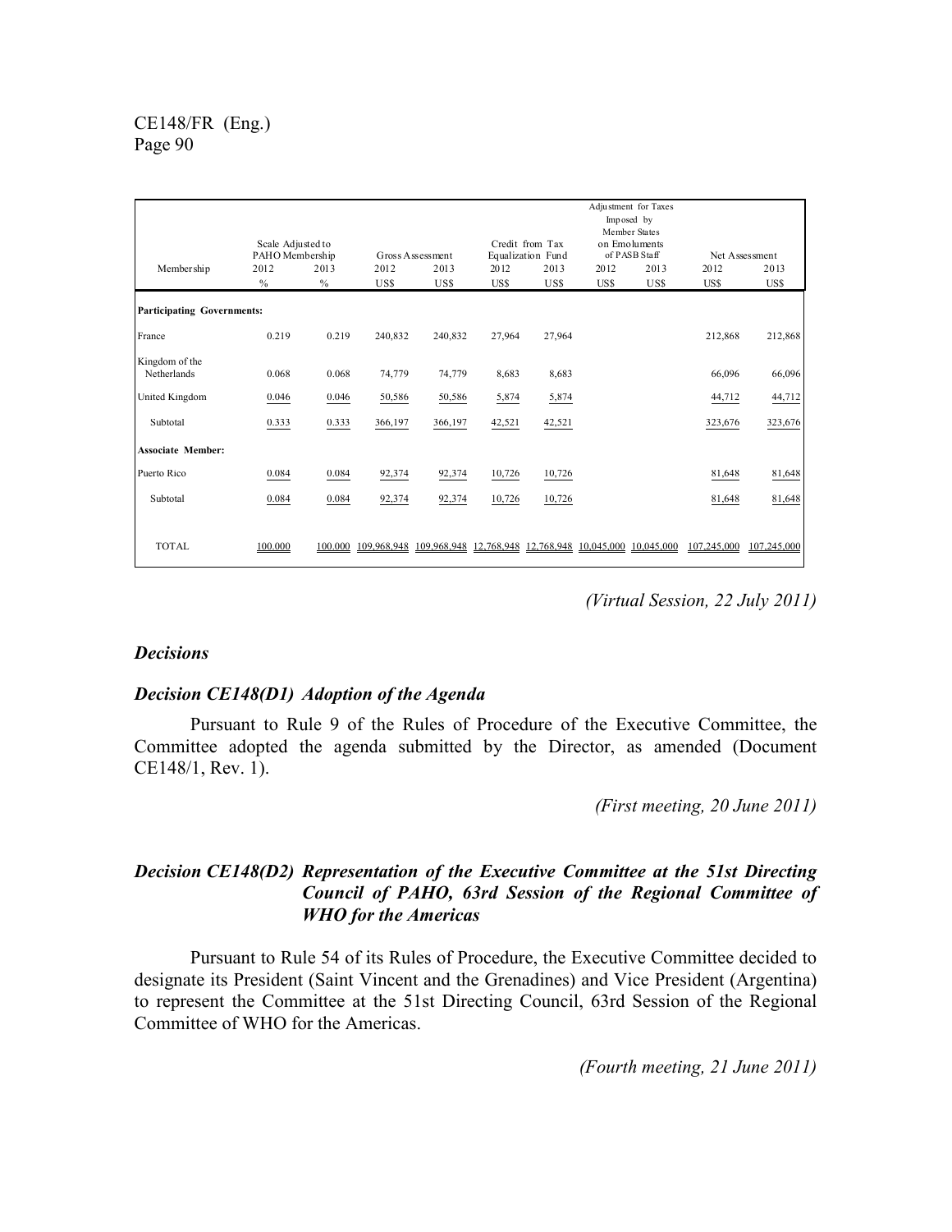| Membership | Scale Adjusted to PAHO Membership | | Gross Assessment | | Credit from Tax Equalization Fund | | Adjustment for Taxes Imposed by Member States on Emoluments of PASB Staff | | Net Assessment | |
|---|---|---|---|---|---|---|---|---|---|---|
| | 2012 | 2013 | 2012 | 2013 | 2012 | 2013 | 2012 | 2013 | 2012 | 2013 |
| | % | % | US$ | US$ | US$ | US$ | US$ | US$ | US$ | US$ |
| **Participating Governments:** | | | | | | | | | | |
| France | 0.219 | 0.219 | 240,832 | 240,832 | 27,964 | 27,964 | | | 212,868 | 212,868 |
| Kingdom of the Netherlands | 0.068 | 0.068 | 74,779 | 74,779 | 8,683 | 8,683 | | | 66,096 | 66,096 |
| United Kingdom | 0.046 | 0.046 | 50,586 | 50,586 | 5,874 | 5,874 | | | 44,712 | 44,712 |
| Subtotal | 0.333 | 0.333 | 366,197 | 366,197 | 42,521 | 42,521 | | | 323,676 | 323,676 |
| **Associate Member:** | | | | | | | | | | |
| Puerto Rico | 0.084 | 0.084 | 92,374 | 92,374 | 10,726 | 10,726 | | | 81,648 | 81,648 |
| Subtotal | 0.084 | 0.084 | 92,374 | 92,374 | 10,726 | 10,726 | | | 81,648 | 81,648 |
| TOTAL | 100.000 | 100.000 | 109,968,948 | 109,968,948 | 12,768,948 | 12,768,948 | 10,045,000 | 10,045,000 | 107,245,000 | 107,245,000 |

*(Virtual Session, 22 July 2011)*

## *Decisions*

### *Decision CE148(D1) Adoption of the Agenda*

Pursuant to Rule 9 of the Rules of Procedure of the Executive Committee, the Committee adopted the agenda submitted by the Director, as amended (Document CE148/1, Rev. 1).

*(First meeting, 20 June 2011)*

### *Decision CE148(D2) Representation of the Executive Committee at the 51st Directing Council of PAHO, 63rd Session of the Regional Committee of WHO for the Americas*

Pursuant to Rule 54 of its Rules of Procedure, the Executive Committee decided to designate its President (Saint Vincent and the Grenadines) and Vice President (Argentina) to represent the Committee at the 51st Directing Council, 63rd Session of the Regional Committee of WHO for the Americas.

*(Fourth meeting, 21 June 2011)*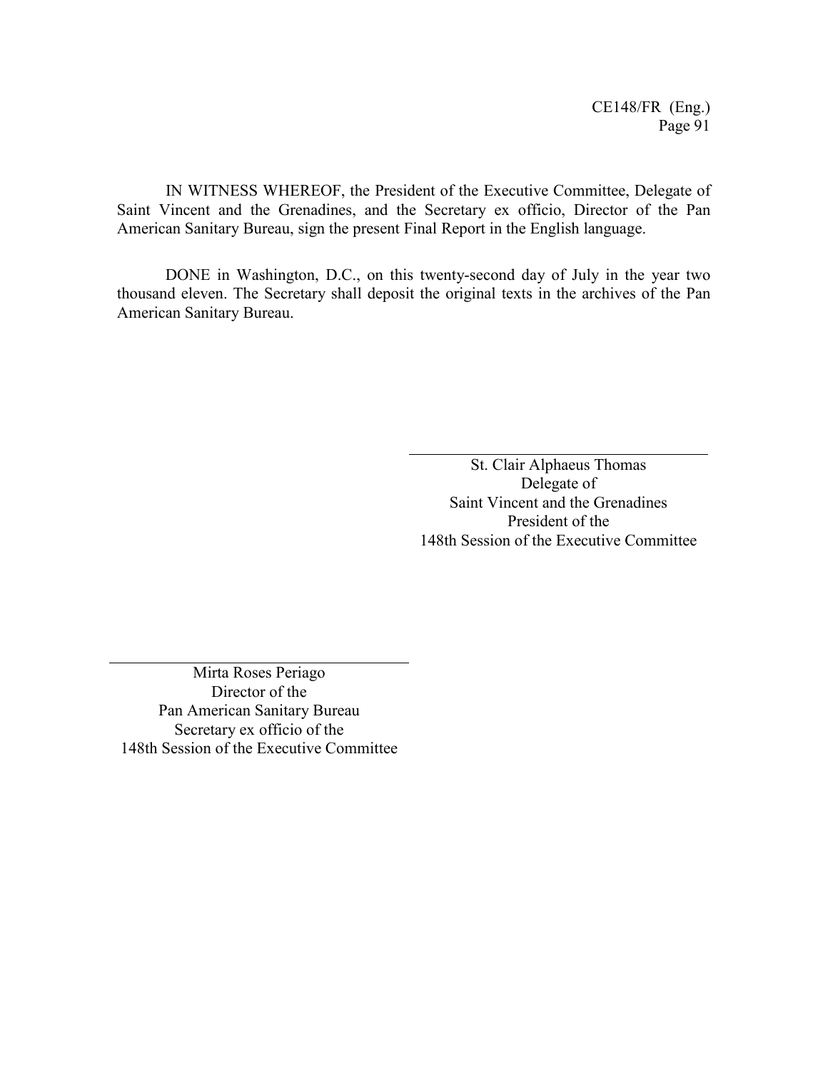IN WITNESS WHEREOF, the President of the Executive Committee, Delegate of Saint Vincent and the Grenadines, and the Secretary ex officio, Director of the Pan American Sanitary Bureau, sign the present Final Report in the English language.

DONE in Washington, D.C., on this twenty-second day of July in the year two thousand eleven. The Secretary shall deposit the original texts in the archives of the Pan American Sanitary Bureau.

St. Clair Alphaeus Thomas
Delegate of
Saint Vincent and the Grenadines
President of the
148th Session of the Executive Committee

Mirta Roses Periago
Director of the
Pan American Sanitary Bureau
Secretary ex officio of the
148th Session of the Executive Committee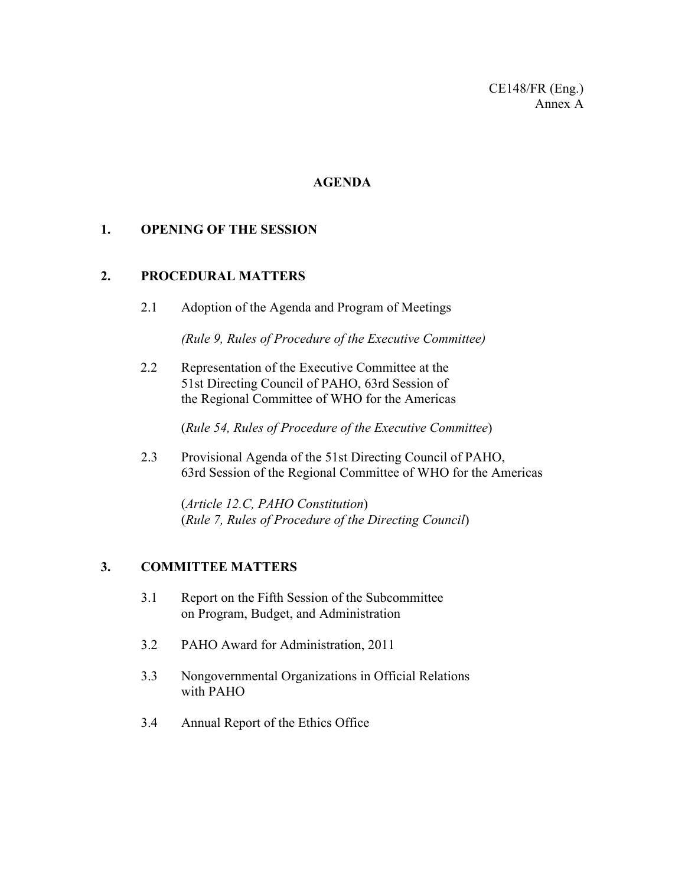CE148/FR (Eng.)
Annex A

# AGENDA

## 1. OPENING OF THE SESSION

## 2. PROCEDURAL MATTERS

2.1 Adoption of the Agenda and Program of Meetings

*(Rule 9, Rules of Procedure of the Executive Committee)*

2.2 Representation of the Executive Committee at the 51st Directing Council of PAHO, 63rd Session of the Regional Committee of WHO for the Americas

(*Rule 54, Rules of Procedure of the Executive Committee*)

2.3 Provisional Agenda of the 51st Directing Council of PAHO, 63rd Session of the Regional Committee of WHO for the Americas

(*Article 12.C, PAHO Constitution*)
(*Rule 7, Rules of Procedure of the Directing Council*)

## 3. COMMITTEE MATTERS

3.1 Report on the Fifth Session of the Subcommittee on Program, Budget, and Administration

3.2 PAHO Award for Administration, 2011

3.3 Nongovernmental Organizations in Official Relations with PAHO

3.4 Annual Report of the Ethics Office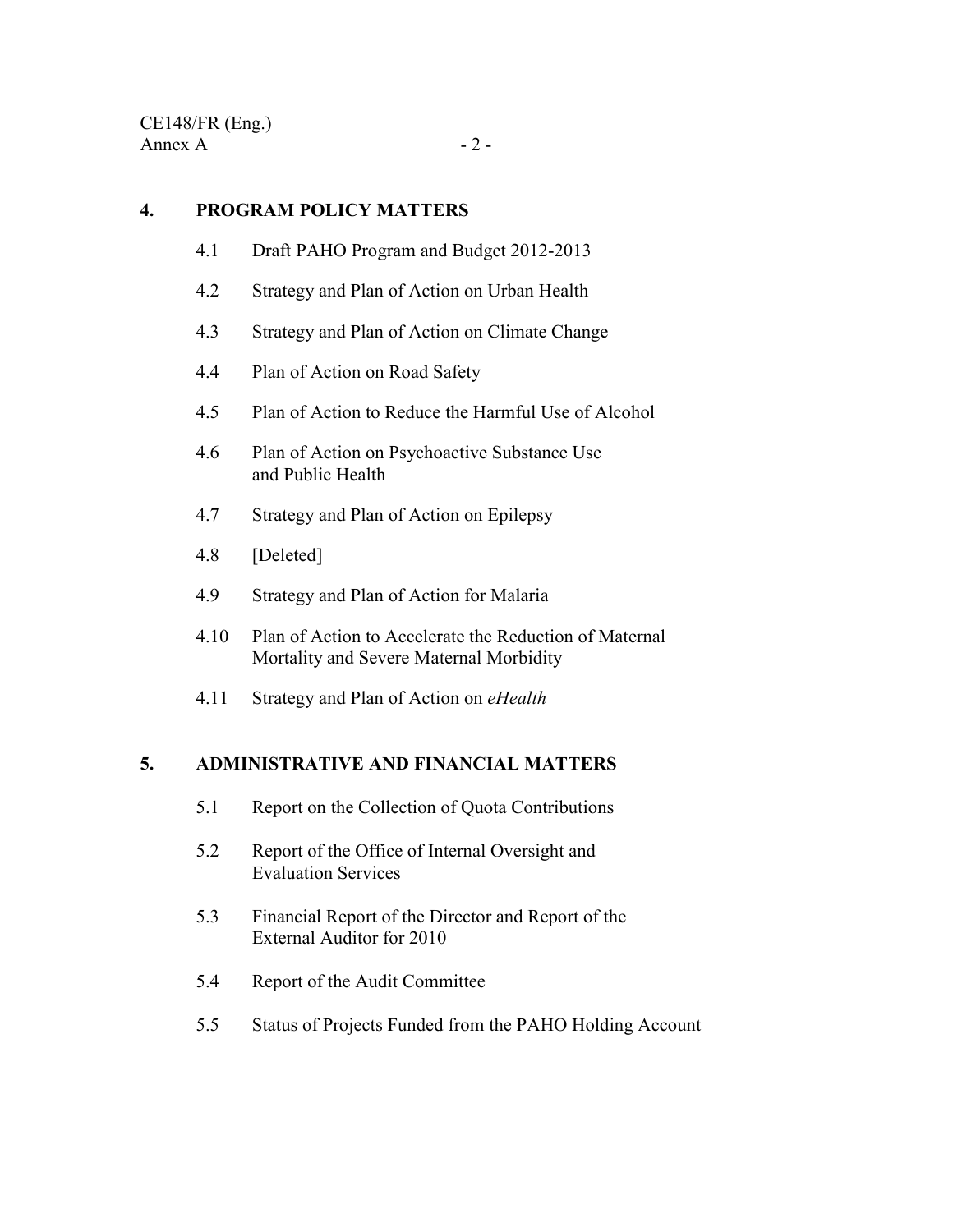## 4. PROGRAM POLICY MATTERS

- 4.1 Draft PAHO Program and Budget 2012-2013
- 4.2 Strategy and Plan of Action on Urban Health
- 4.3 Strategy and Plan of Action on Climate Change
- 4.4 Plan of Action on Road Safety
- 4.5 Plan of Action to Reduce the Harmful Use of Alcohol
- 4.6 Plan of Action on Psychoactive Substance Use and Public Health
- 4.7 Strategy and Plan of Action on Epilepsy
- 4.8 [Deleted]
- 4.9 Strategy and Plan of Action for Malaria
- 4.10 Plan of Action to Accelerate the Reduction of Maternal Mortality and Severe Maternal Morbidity
- 4.11 Strategy and Plan of Action on *eHealth*

## 5. ADMINISTRATIVE AND FINANCIAL MATTERS

- 5.1 Report on the Collection of Quota Contributions
- 5.2 Report of the Office of Internal Oversight and Evaluation Services
- 5.3 Financial Report of the Director and Report of the External Auditor for 2010
- 5.4 Report of the Audit Committee
- 5.5 Status of Projects Funded from the PAHO Holding Account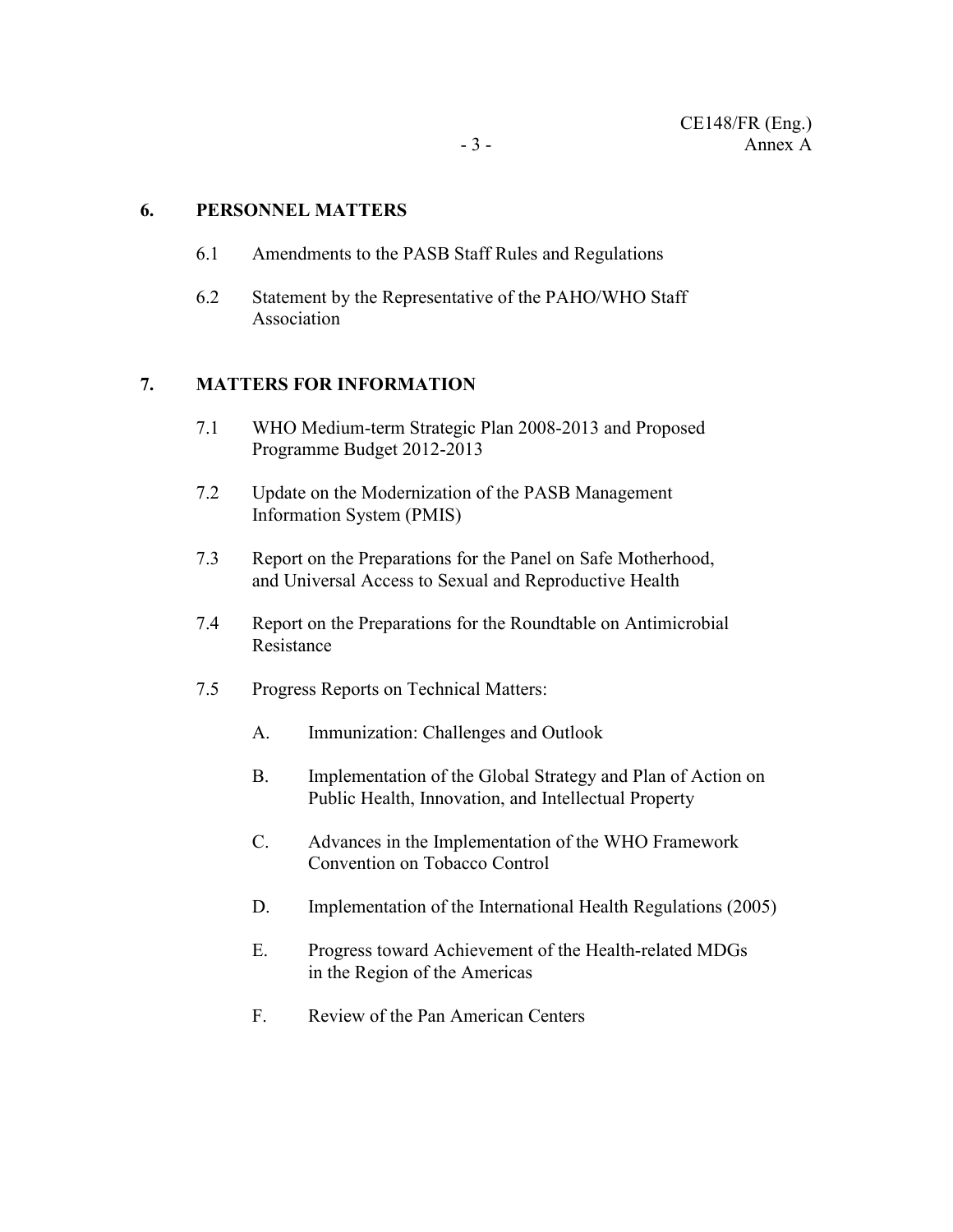**6. PERSONNEL MATTERS**

6.1 Amendments to the PASB Staff Rules and Regulations

6.2 Statement by the Representative of the PAHO/WHO Staff Association

**7. MATTERS FOR INFORMATION**

7.1 WHO Medium-term Strategic Plan 2008-2013 and Proposed Programme Budget 2012-2013

7.2 Update on the Modernization of the PASB Management Information System (PMIS)

7.3 Report on the Preparations for the Panel on Safe Motherhood, and Universal Access to Sexual and Reproductive Health

7.4 Report on the Preparations for the Roundtable on Antimicrobial Resistance

7.5 Progress Reports on Technical Matters:

A. Immunization: Challenges and Outlook

B. Implementation of the Global Strategy and Plan of Action on Public Health, Innovation, and Intellectual Property

C. Advances in the Implementation of the WHO Framework Convention on Tobacco Control

D. Implementation of the International Health Regulations (2005)

E. Progress toward Achievement of the Health-related MDGs in the Region of the Americas

F. Review of the Pan American Centers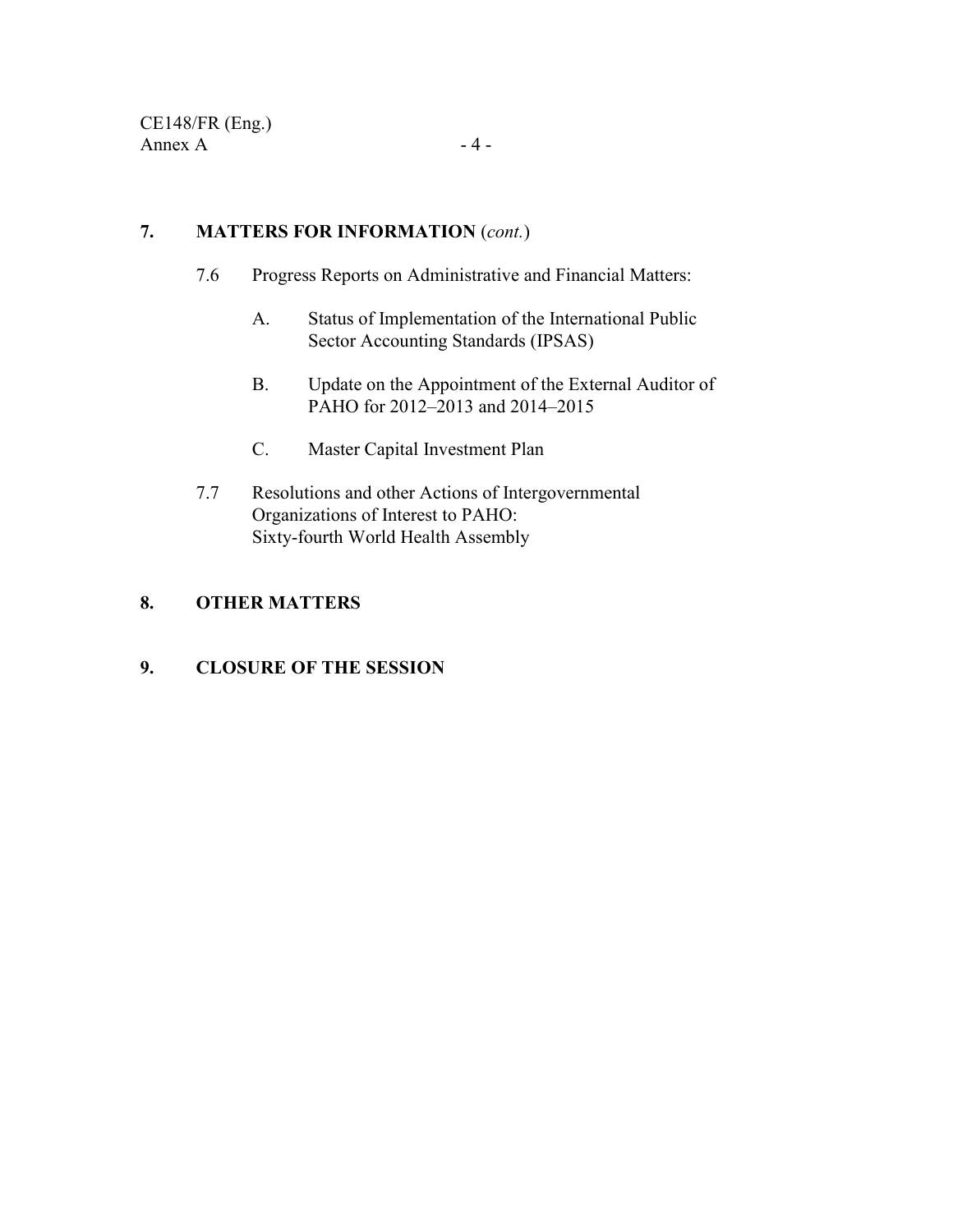**7. MATTERS FOR INFORMATION** (*cont.*)

7.6 Progress Reports on Administrative and Financial Matters:

A. Status of Implementation of the International Public Sector Accounting Standards (IPSAS)

B. Update on the Appointment of the External Auditor of PAHO for 2012–2013 and 2014–2015

C. Master Capital Investment Plan

7.7 Resolutions and other Actions of Intergovernmental Organizations of Interest to PAHO: Sixty-fourth World Health Assembly

**8. OTHER MATTERS**

**9. CLOSURE OF THE SESSION**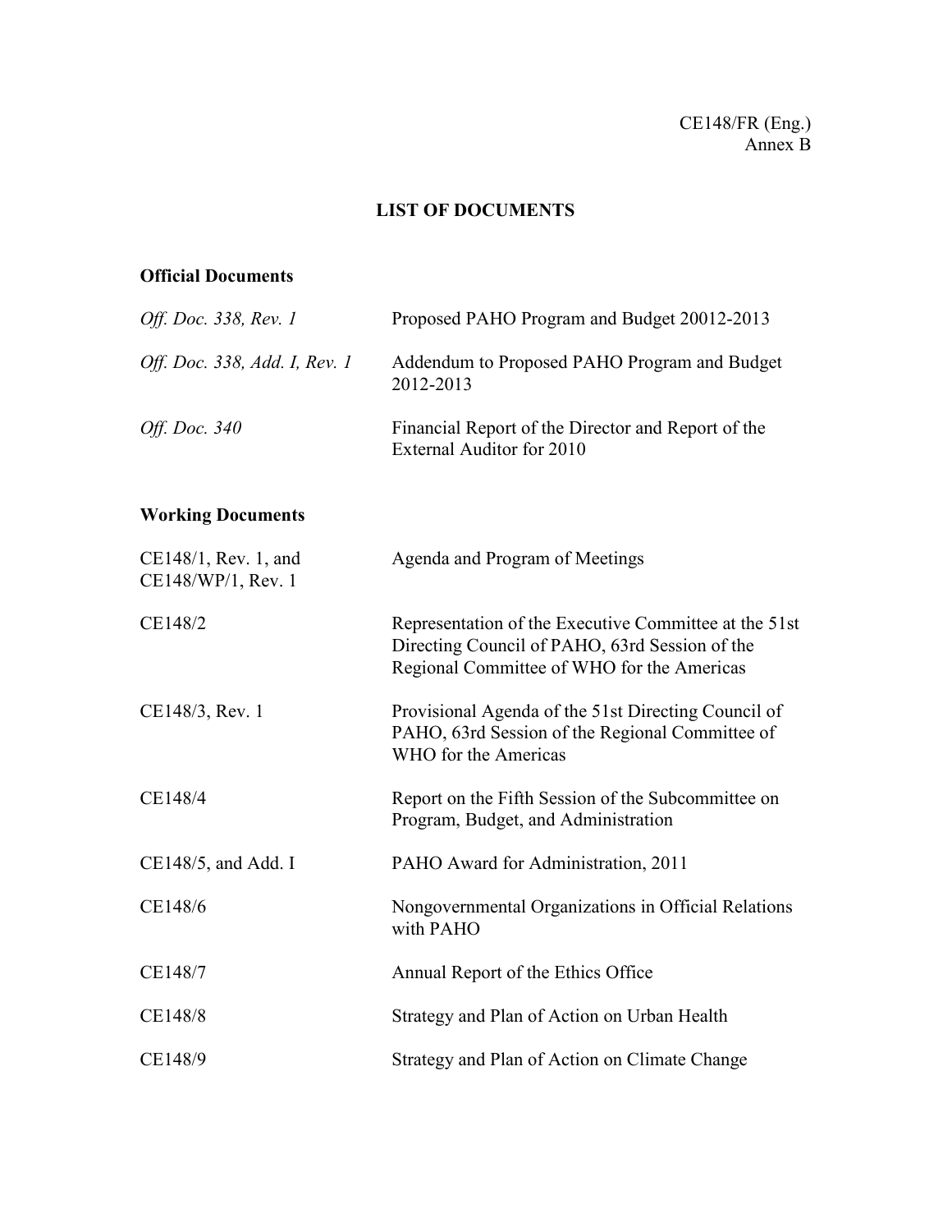CE148/FR (Eng.)
Annex B

# LIST OF DOCUMENTS

## Official Documents

| | |
|---|---|
| *Off. Doc. 338, Rev. 1* | Proposed PAHO Program and Budget 20012-2013 |
| *Off. Doc. 338, Add. I, Rev. 1* | Addendum to Proposed PAHO Program and Budget 2012-2013 |
| *Off. Doc. 340* | Financial Report of the Director and Report of the External Auditor for 2010 |

## Working Documents

| | |
|---|---|
| CE148/1, Rev. 1, and CE148/WP/1, Rev. 1 | Agenda and Program of Meetings |
| CE148/2 | Representation of the Executive Committee at the 51st Directing Council of PAHO, 63rd Session of the Regional Committee of WHO for the Americas |
| CE148/3, Rev. 1 | Provisional Agenda of the 51st Directing Council of PAHO, 63rd Session of the Regional Committee of WHO for the Americas |
| CE148/4 | Report on the Fifth Session of the Subcommittee on Program, Budget, and Administration |
| CE148/5, and Add. I | PAHO Award for Administration, 2011 |
| CE148/6 | Nongovernmental Organizations in Official Relations with PAHO |
| CE148/7 | Annual Report of the Ethics Office |
| CE148/8 | Strategy and Plan of Action on Urban Health |
| CE148/9 | Strategy and Plan of Action on Climate Change |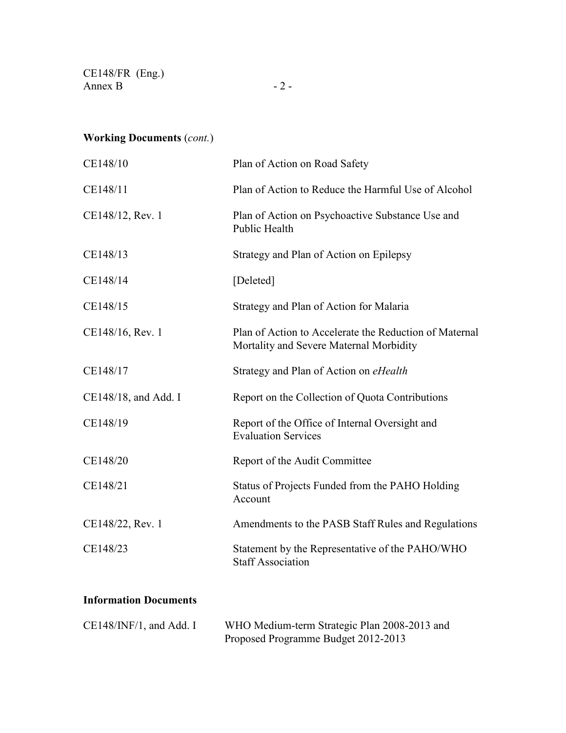**Working Documents** (*cont.*)

| | |
|---|---|
| CE148/10 | Plan of Action on Road Safety |
| CE148/11 | Plan of Action to Reduce the Harmful Use of Alcohol |
| CE148/12, Rev. 1 | Plan of Action on Psychoactive Substance Use and Public Health |
| CE148/13 | Strategy and Plan of Action on Epilepsy |
| CE148/14 | [Deleted] |
| CE148/15 | Strategy and Plan of Action for Malaria |
| CE148/16, Rev. 1 | Plan of Action to Accelerate the Reduction of Maternal Mortality and Severe Maternal Morbidity |
| CE148/17 | Strategy and Plan of Action on *eHealth* |
| CE148/18, and Add. I | Report on the Collection of Quota Contributions |
| CE148/19 | Report of the Office of Internal Oversight and Evaluation Services |
| CE148/20 | Report of the Audit Committee |
| CE148/21 | Status of Projects Funded from the PAHO Holding Account |
| CE148/22, Rev. 1 | Amendments to the PASB Staff Rules and Regulations |
| CE148/23 | Statement by the Representative of the PAHO/WHO Staff Association |

**Information Documents**

| | |
|---|---|
| CE148/INF/1, and Add. I | WHO Medium-term Strategic Plan 2008-2013 and Proposed Programme Budget 2012-2013 |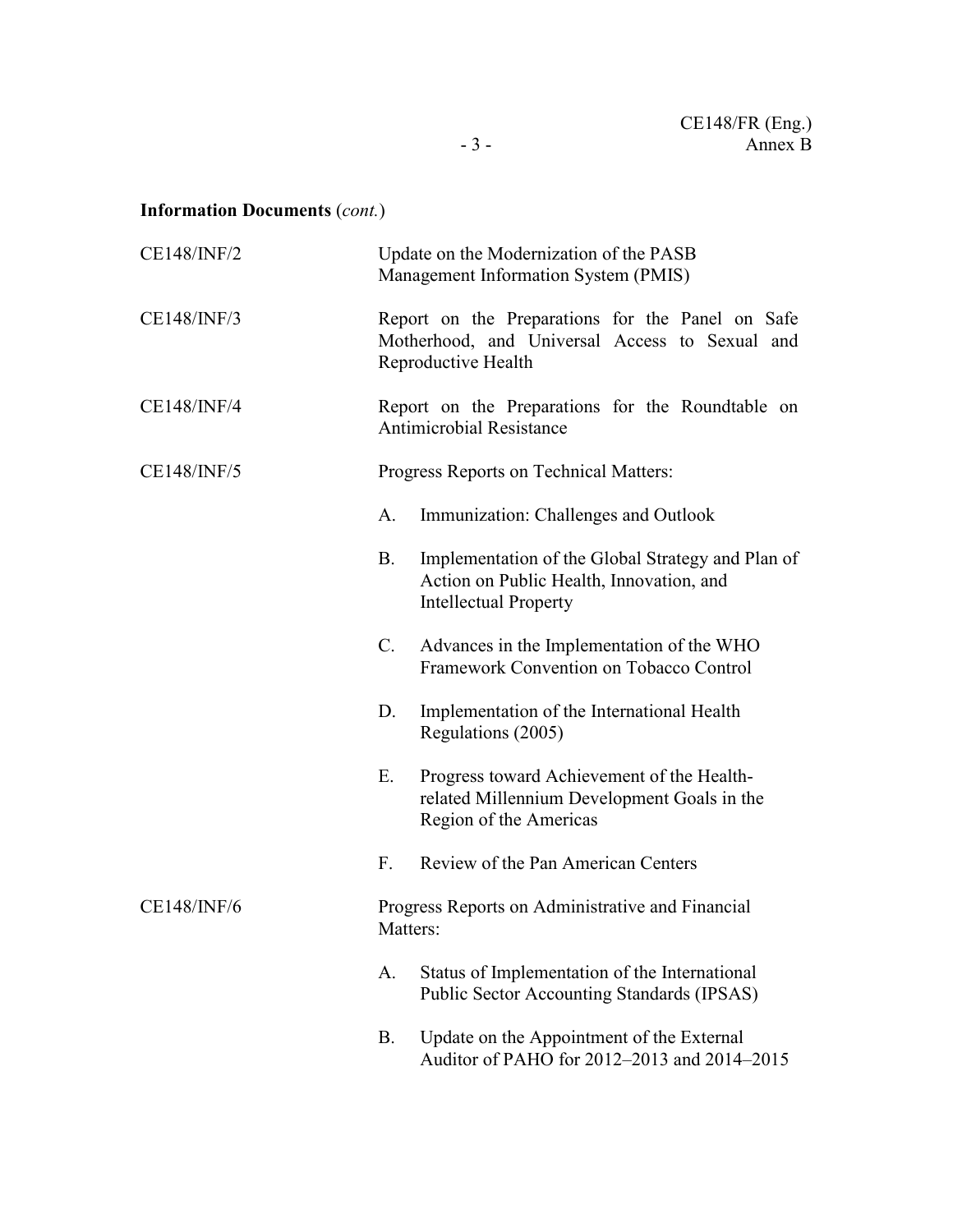**Information Documents** (*cont.*)

| | |
|---|---|
| CE148/INF/2 | Update on the Modernization of the PASB Management Information System (PMIS) |
| CE148/INF/3 | Report on the Preparations for the Panel on Safe Motherhood, and Universal Access to Sexual and Reproductive Health |
| CE148/INF/4 | Report on the Preparations for the Roundtable on Antimicrobial Resistance |
| CE148/INF/5 | Progress Reports on Technical Matters: |
| | A. Immunization: Challenges and Outlook |
| | B. Implementation of the Global Strategy and Plan of Action on Public Health, Innovation, and Intellectual Property |
| | C. Advances in the Implementation of the WHO Framework Convention on Tobacco Control |
| | D. Implementation of the International Health Regulations (2005) |
| | E. Progress toward Achievement of the Health-related Millennium Development Goals in the Region of the Americas |
| | F. Review of the Pan American Centers |
| CE148/INF/6 | Progress Reports on Administrative and Financial Matters: |
| | A. Status of Implementation of the International Public Sector Accounting Standards (IPSAS) |
| | B. Update on the Appointment of the External Auditor of PAHO for 2012–2013 and 2014–2015 |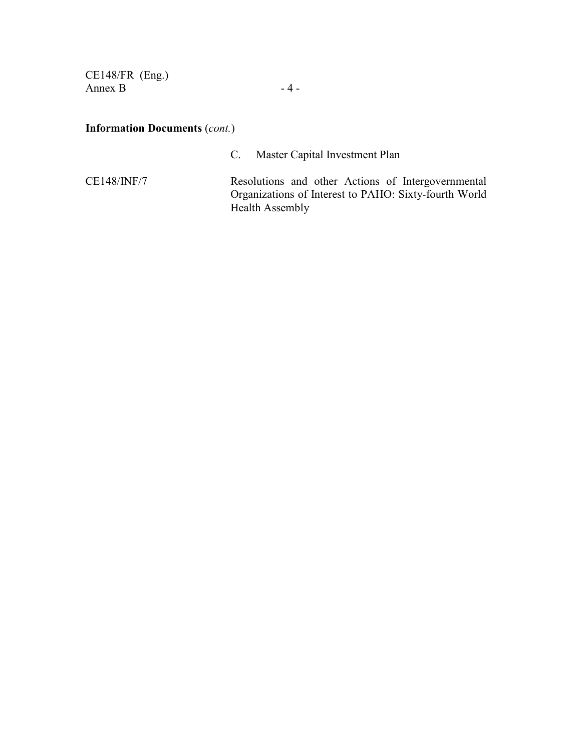**Information Documents** (*cont.*)

| | |
|---|---|
| | C. Master Capital Investment Plan |
| CE148/INF/7 | Resolutions and other Actions of Intergovernmental Organizations of Interest to PAHO: Sixty-fourth World Health Assembly |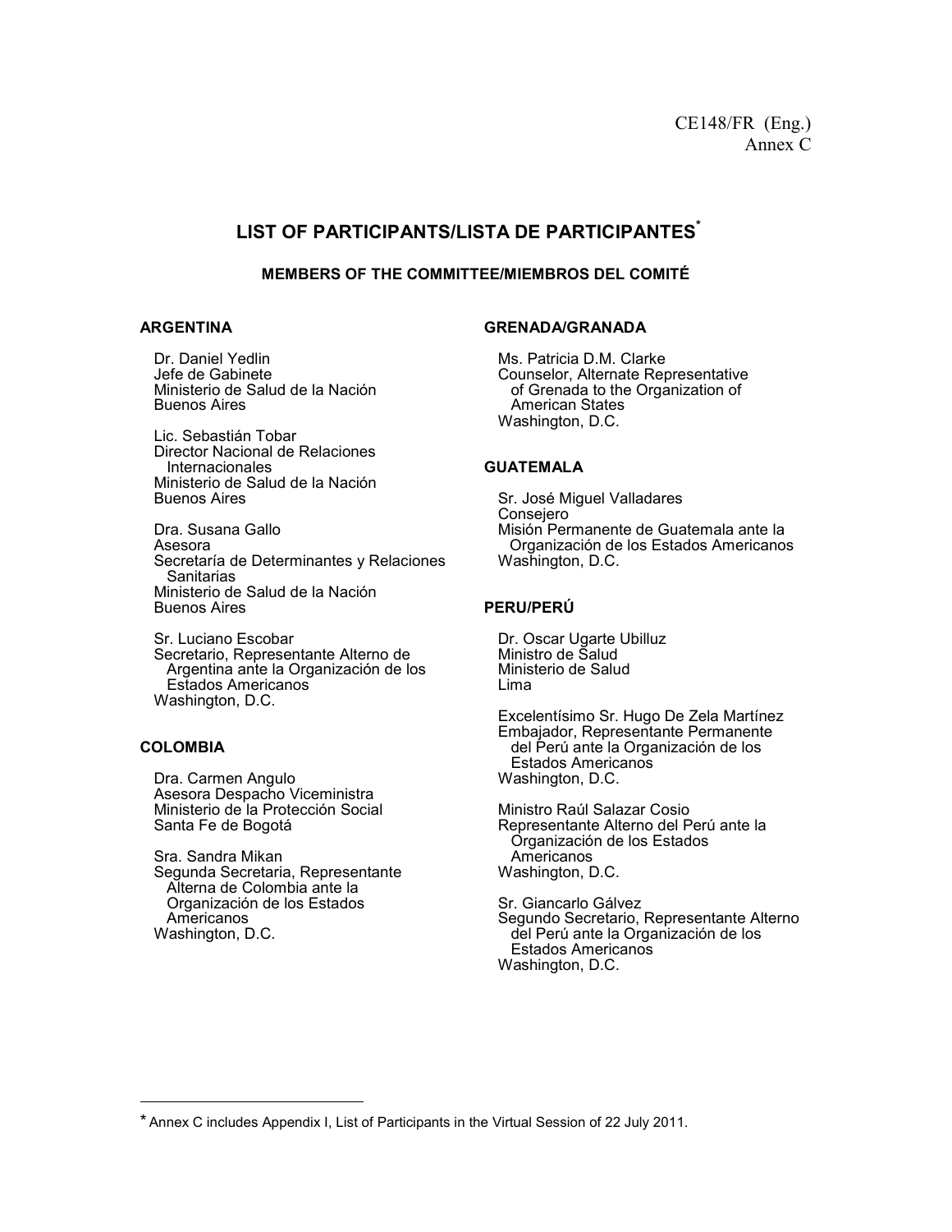CE148/FR (Eng.)
Annex C

# LIST OF PARTICIPANTS/LISTA DE PARTICIPANTES[*]

## MEMBERS OF THE COMMITTEE/MIEMBROS DEL COMITÉ

### ARGENTINA

Dr. Daniel Yedlin
Jefe de Gabinete
Ministerio de Salud de la Nación
Buenos Aires

Lic. Sebastián Tobar
Director Nacional de Relaciones Internacionales
Ministerio de Salud de la Nación
Buenos Aires

Dra. Susana Gallo
Asesora
Secretaría de Determinantes y Relaciones Sanitarias
Ministerio de Salud de la Nación
Buenos Aires

Sr. Luciano Escobar
Secretario, Representante Alterno de Argentina ante la Organización de los Estados Americanos
Washington, D.C.

### COLOMBIA

Dra. Carmen Angulo
Asesora Despacho Viceministra
Ministerio de la Protección Social
Santa Fe de Bogotá

Sra. Sandra Mikan
Segunda Secretaria, Representante Alterna de Colombia ante la Organización de los Estados Americanos
Washington, D.C.

### GRENADA/GRANADA

Ms. Patricia D.M. Clarke
Counselor, Alternate Representative of Grenada to the Organization of American States
Washington, D.C.

### GUATEMALA

Sr. José Miguel Valladares
Consejero
Misión Permanente de Guatemala ante la Organización de los Estados Americanos
Washington, D.C.

### PERU/PERÚ

Dr. Oscar Ugarte Ubilluz
Ministro de Salud
Ministerio de Salud
Lima

Excelentísimo Sr. Hugo De Zela Martínez
Embajador, Representante Permanente del Perú ante la Organización de los Estados Americanos
Washington, D.C.

Ministro Raúl Salazar Cosio
Representante Alterno del Perú ante la Organización de los Estados Americanos
Washington, D.C.

Sr. Giancarlo Gálvez
Segundo Secretario, Representante Alterno del Perú ante la Organización de los Estados Americanos
Washington, D.C.

---

[*] Annex C includes Appendix I, List of Participants in the Virtual Session of 22 July 2011.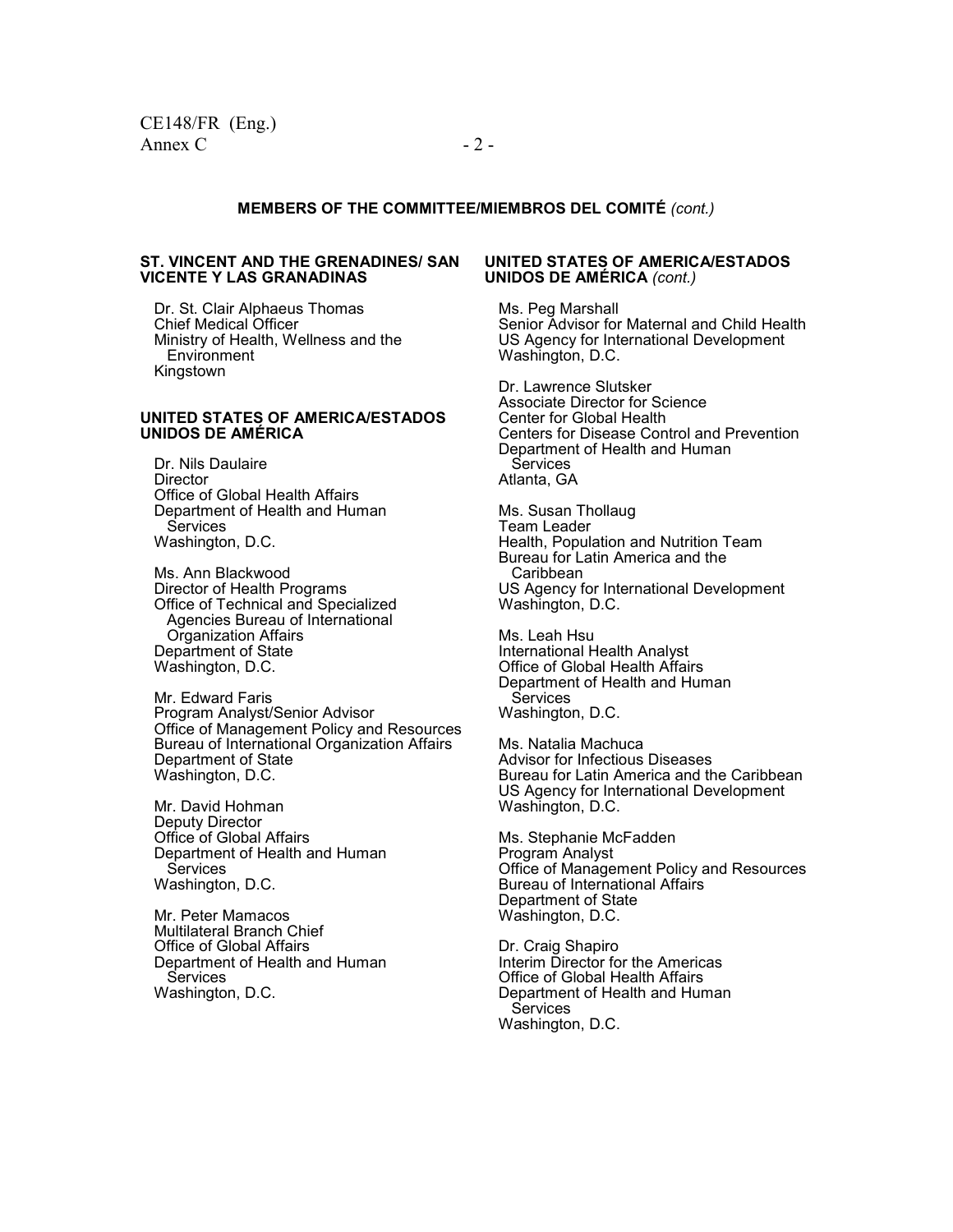**MEMBERS OF THE COMMITTEE/MIEMBROS DEL COMITÉ** *(cont.)*

**ST. VINCENT AND THE GRENADINES/ SAN VICENTE Y LAS GRANADINAS**

Dr. St. Clair Alphaeus Thomas
Chief Medical Officer
Ministry of Health, Wellness and the Environment
Kingstown

**UNITED STATES OF AMERICA/ESTADOS UNIDOS DE AMÉRICA**

Dr. Nils Daulaire
Director
Office of Global Health Affairs
Department of Health and Human Services
Washington, D.C.

Ms. Ann Blackwood
Director of Health Programs
Office of Technical and Specialized Agencies Bureau of International Organization Affairs
Department of State
Washington, D.C.

Mr. Edward Faris
Program Analyst/Senior Advisor
Office of Management Policy and Resources
Bureau of International Organization Affairs
Department of State
Washington, D.C.

Mr. David Hohman
Deputy Director
Office of Global Affairs
Department of Health and Human Services
Washington, D.C.

Mr. Peter Mamacos
Multilateral Branch Chief
Office of Global Affairs
Department of Health and Human Services
Washington, D.C.

**UNITED STATES OF AMERICA/ESTADOS UNIDOS DE AMÉRICA** *(cont.)*

Ms. Peg Marshall
Senior Advisor for Maternal and Child Health
US Agency for International Development
Washington, D.C.

Dr. Lawrence Slutsker
Associate Director for Science
Center for Global Health
Centers for Disease Control and Prevention
Department of Health and Human Services
Atlanta, GA

Ms. Susan Thollaug
Team Leader
Health, Population and Nutrition Team
Bureau for Latin America and the Caribbean
US Agency for International Development
Washington, D.C.

Ms. Leah Hsu
International Health Analyst
Office of Global Health Affairs
Department of Health and Human Services
Washington, D.C.

Ms. Natalia Machuca
Advisor for Infectious Diseases
Bureau for Latin America and the Caribbean
US Agency for International Development
Washington, D.C.

Ms. Stephanie McFadden
Program Analyst
Office of Management Policy and Resources
Bureau of International Affairs
Department of State
Washington, D.C.

Dr. Craig Shapiro
Interim Director for the Americas
Office of Global Health Affairs
Department of Health and Human Services
Washington, D.C.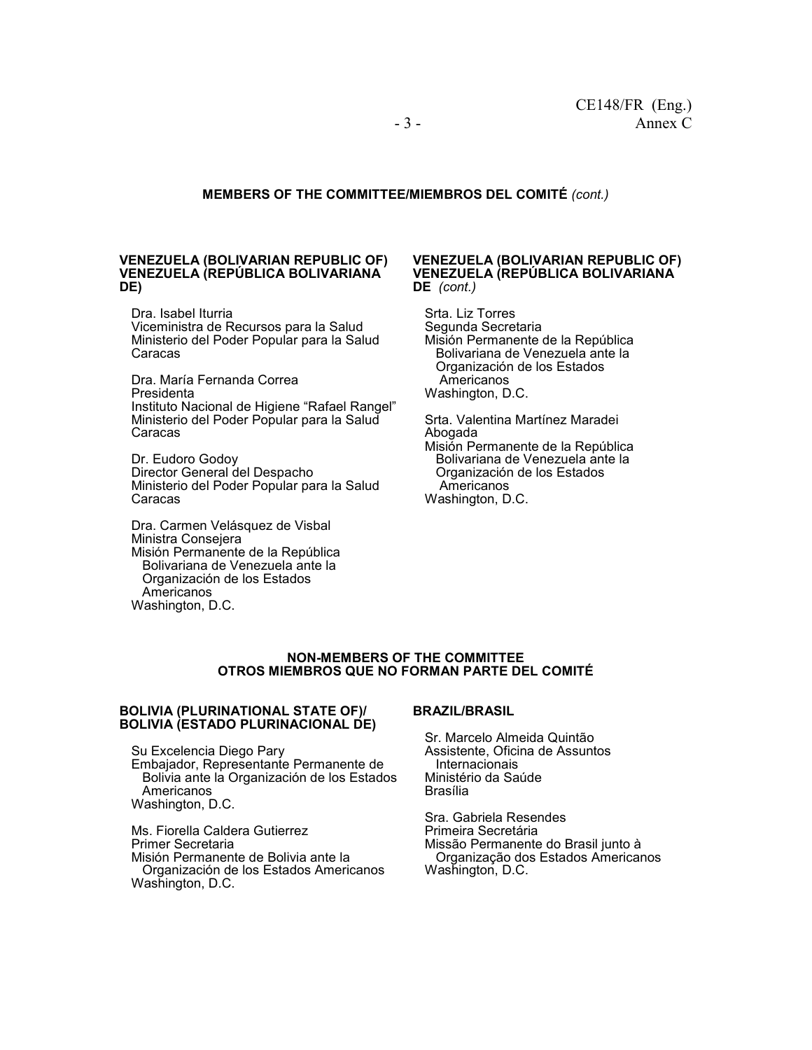**MEMBERS OF THE COMMITTEE/MIEMBROS DEL COMITÉ** *(cont.)*

**VENEZUELA (BOLIVARIAN REPUBLIC OF)**
**VENEZUELA (REPÚBLICA BOLIVARIANA DE)**

Dra. Isabel Iturria
Viceministra de Recursos para la Salud
Ministerio del Poder Popular para la Salud
Caracas

Dra. María Fernanda Correa
Presidenta
Instituto Nacional de Higiene "Rafael Rangel"
Ministerio del Poder Popular para la Salud
Caracas

Dr. Eudoro Godoy
Director General del Despacho
Ministerio del Poder Popular para la Salud
Caracas

Dra. Carmen Velásquez de Visbal
Ministra Consejera
Misión Permanente de la República Bolivariana de Venezuela ante la Organización de los Estados Americanos
Washington, D.C.

**VENEZUELA (BOLIVARIAN REPUBLIC OF)**
**VENEZUELA (REPÚBLICA BOLIVARIANA DE** *(cont.)*

Srta. Liz Torres
Segunda Secretaria
Misión Permanente de la República Bolivariana de Venezuela ante la Organización de los Estados Americanos
Washington, D.C.

Srta. Valentina Martínez Maradei
Abogada
Misión Permanente de la República Bolivariana de Venezuela ante la Organización de los Estados Americanos
Washington, D.C.

**NON-MEMBERS OF THE COMMITTEE**
**OTROS MIEMBROS QUE NO FORMAN PARTE DEL COMITÉ**

**BOLIVIA (PLURINATIONAL STATE OF)/**
**BOLIVIA (ESTADO PLURINACIONAL DE)**

Su Excelencia Diego Pary
Embajador, Representante Permanente de Bolivia ante la Organización de los Estados Americanos
Washington, D.C.

Ms. Fiorella Caldera Gutierrez
Primer Secretaria
Misión Permanente de Bolivia ante la Organización de los Estados Americanos
Washington, D.C.

**BRAZIL/BRASIL**

Sr. Marcelo Almeida Quintão
Assistente, Oficina de Assuntos Internacionais
Ministério da Saúde
Brasília

Sra. Gabriela Resendes
Primeira Secretária
Missão Permanente do Brasil junto à Organização dos Estados Americanos
Washington, D.C.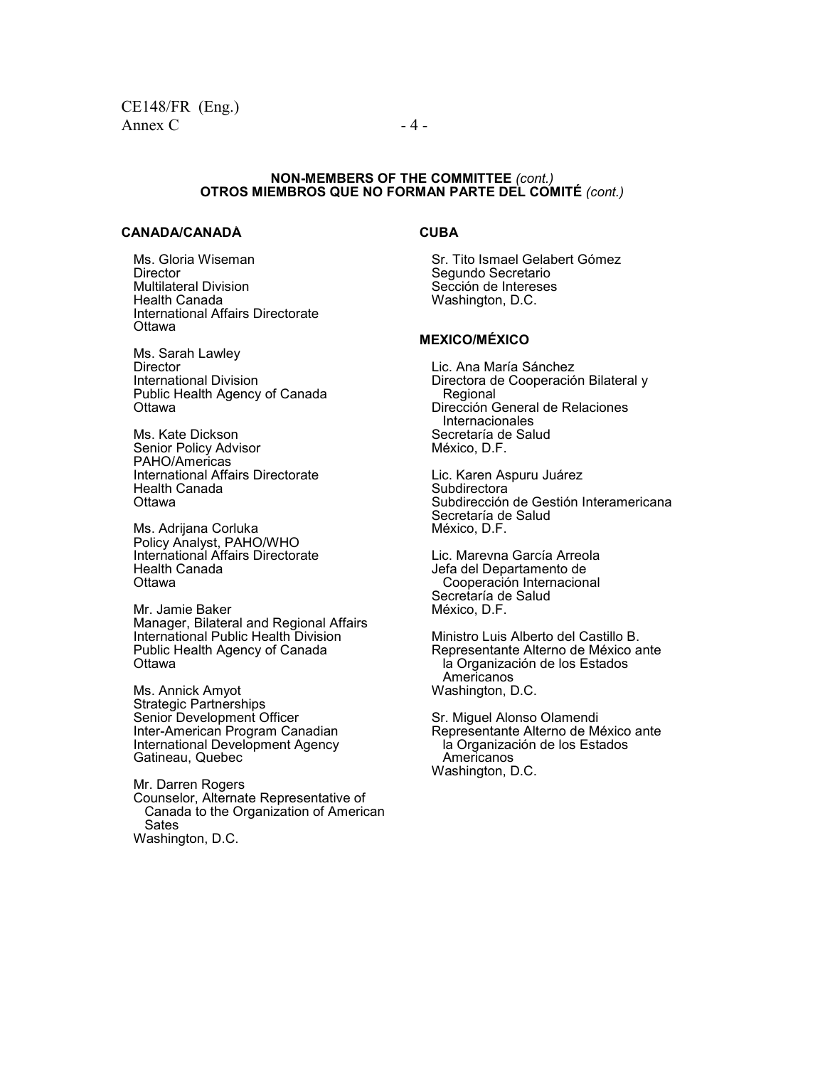**NON-MEMBERS OF THE COMMITTEE** *(cont.)*
**OTROS MIEMBROS QUE NO FORMAN PARTE DEL COMITÉ** *(cont.)*

**CANADA/CANADÁ**

Ms. Gloria Wiseman
Director
Multilateral Division
Health Canada
International Affairs Directorate
Ottawa

Ms. Sarah Lawley
Director
International Division
Public Health Agency of Canada
Ottawa

Ms. Kate Dickson
Senior Policy Advisor
PAHO/Americas
International Affairs Directorate
Health Canada
Ottawa

Ms. Adrijana Corluka
Policy Analyst, PAHO/WHO
International Affairs Directorate
Health Canada
Ottawa

Mr. Jamie Baker
Manager, Bilateral and Regional Affairs
International Public Health Division
Public Health Agency of Canada
Ottawa

Ms. Annick Amyot
Strategic Partnerships
Senior Development Officer
Inter-American Program Canadian
International Development Agency
Gatineau, Quebec

Mr. Darren Rogers
Counselor, Alternate Representative of Canada to the Organization of American Sates
Washington, D.C.

**CUBA**

Sr. Tito Ismael Gelabert Gómez
Segundo Secretario
Sección de Intereses
Washington, D.C.

**MEXICO/MÉXICO**

Lic. Ana María Sánchez
Directora de Cooperación Bilateral y Regional
Dirección General de Relaciones Internacionales
Secretaría de Salud
México, D.F.

Lic. Karen Aspuru Juárez
Subdirectora
Subdirección de Gestión Interamericana
Secretaría de Salud
México, D.F.

Lic. Marevna García Arreola
Jefa del Departamento de Cooperación Internacional
Secretaría de Salud
México, D.F.

Ministro Luis Alberto del Castillo B.
Representante Alterno de México ante la Organización de los Estados Americanos
Washington, D.C.

Sr. Miguel Alonso Olamendi
Representante Alterno de México ante la Organización de los Estados Americanos
Washington, D.C.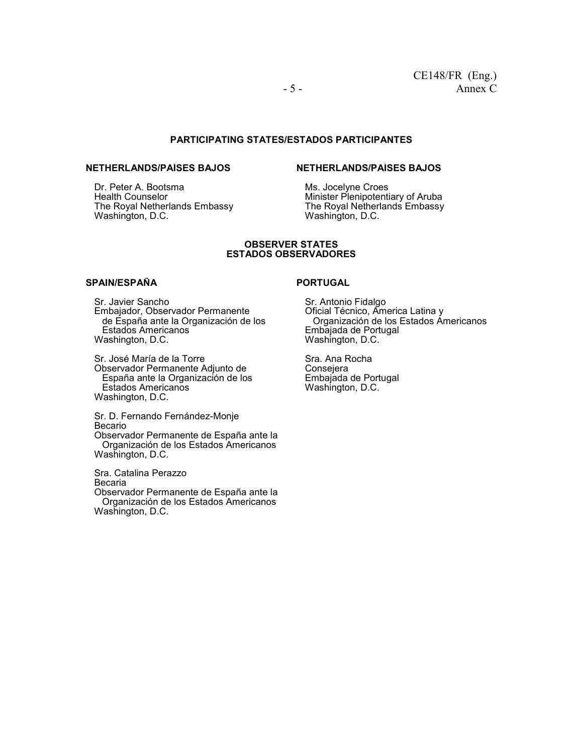## PARTICIPATING STATES/ESTADOS PARTICIPANTES

### NETHERLANDS/PAISES BAJOS

Dr. Peter A. Bootsma
Health Counselor
The Royal Netherlands Embassy
Washington, D.C.

### NETHERLANDS/PAISES BAJOS

Ms. Jocelyne Croes
Minister Plenipotentiary of Aruba
The Royal Netherlands Embassy
Washington, D.C.

## OBSERVER STATES
## ESTADOS OBSERVADORES

### SPAIN/ESPAÑA

Sr. Javier Sancho
Embajador, Observador Permanente de España ante la Organización de los Estados Americanos
Washington, D.C.

Sr. José María de la Torre
Observador Permanente Adjunto de España ante la Organización de los Estados Americanos
Washington, D.C.

Sr. D. Fernando Fernández-Monje
Becario
Observador Permanente de España ante la Organización de los Estados Americanos
Washington, D.C.

Sra. Catalina Perazzo
Becaria
Observador Permanente de España ante la Organización de los Estados Americanos
Washington, D.C.

### PORTUGAL

Sr. Antonio Fidalgo
Oficial Técnico, America Latina y Organización de los Estados Americanos
Embajada de Portugal
Washington, D.C.

Sra. Ana Rocha
Consejera
Embajada de Portugal
Washington, D.C.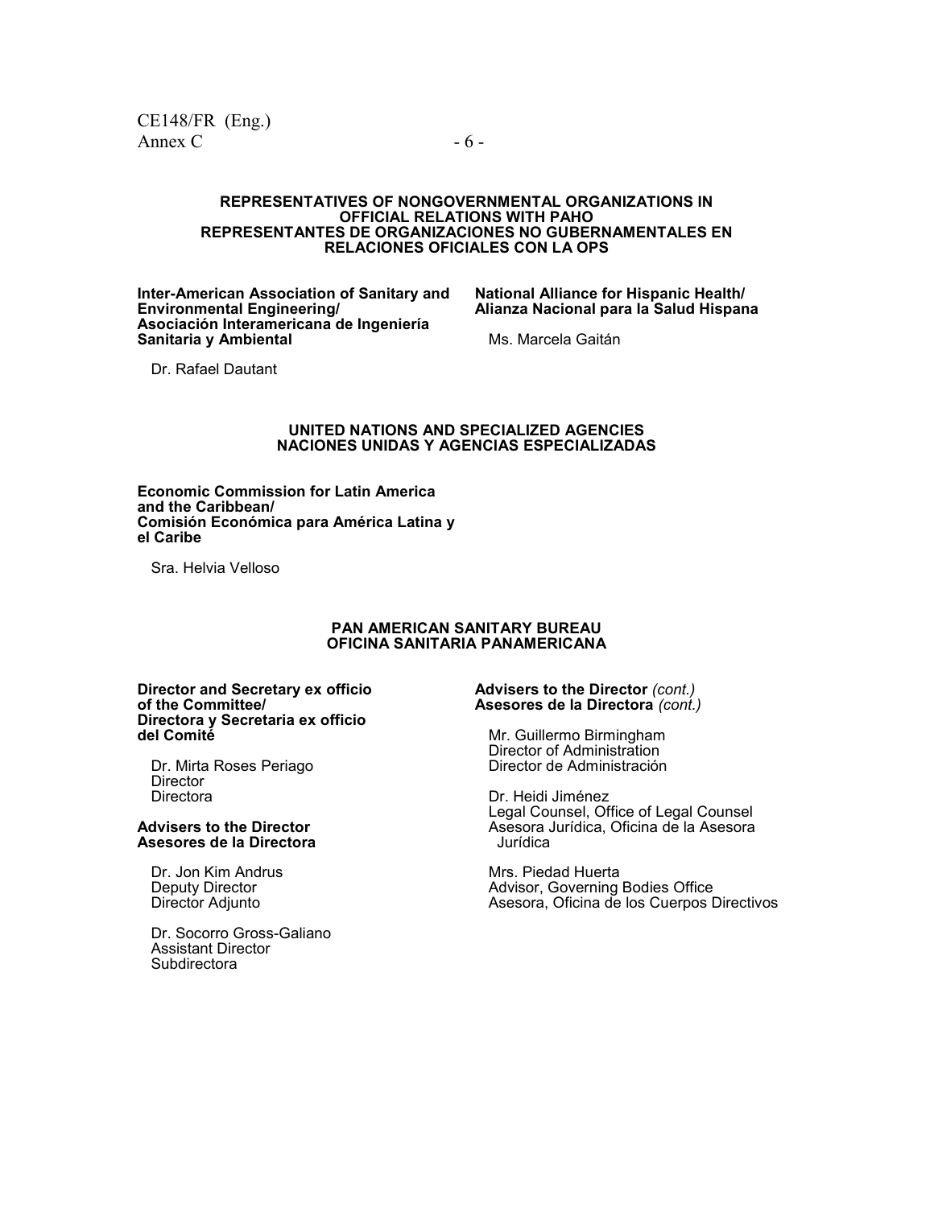## REPRESENTATIVES OF NONGOVERNMENTAL ORGANIZATIONS IN OFFICIAL RELATIONS WITH PAHO
## REPRESENTANTES DE ORGANIZACIONES NO GUBERNAMENTALES EN RELACIONES OFICIALES CON LA OPS

**Inter-American Association of Sanitary and Environmental Engineering/**
**Asociación Interamericana de Ingeniería Sanitaria y Ambiental**

Dr. Rafael Dautant

**National Alliance for Hispanic Health/**
**Alianza Nacional para la Salud Hispana**

Ms. Marcela Gaitán

## UNITED NATIONS AND SPECIALIZED AGENCIES
## NACIONES UNIDAS Y AGENCIAS ESPECIALIZADAS

**Economic Commission for Latin America and the Caribbean/**
**Comisión Económica para América Latina y el Caribe**

Sra. Helvia Velloso

## PAN AMERICAN SANITARY BUREAU
## OFICINA SANITARIA PANAMERICANA

**Director and Secretary ex officio of the Committee/**
**Directora y Secretaria ex officio del Comité**

Dr. Mirta Roses Periago
Director
Directora

**Advisers to the Director**
**Asesores de la Directora**

Dr. Jon Kim Andrus
Deputy Director
Director Adjunto

Dr. Socorro Gross-Galiano
Assistant Director
Subdirectora

**Advisers to the Director** *(cont.)*
**Asesores de la Directora** *(cont.)*

Mr. Guillermo Birmingham
Director of Administration
Director de Administración

Dr. Heidi Jiménez
Legal Counsel, Office of Legal Counsel
Asesora Jurídica, Oficina de la Asesora Jurídica

Mrs. Piedad Huerta
Advisor, Governing Bodies Office
Asesora, Oficina de los Cuerpos Directivos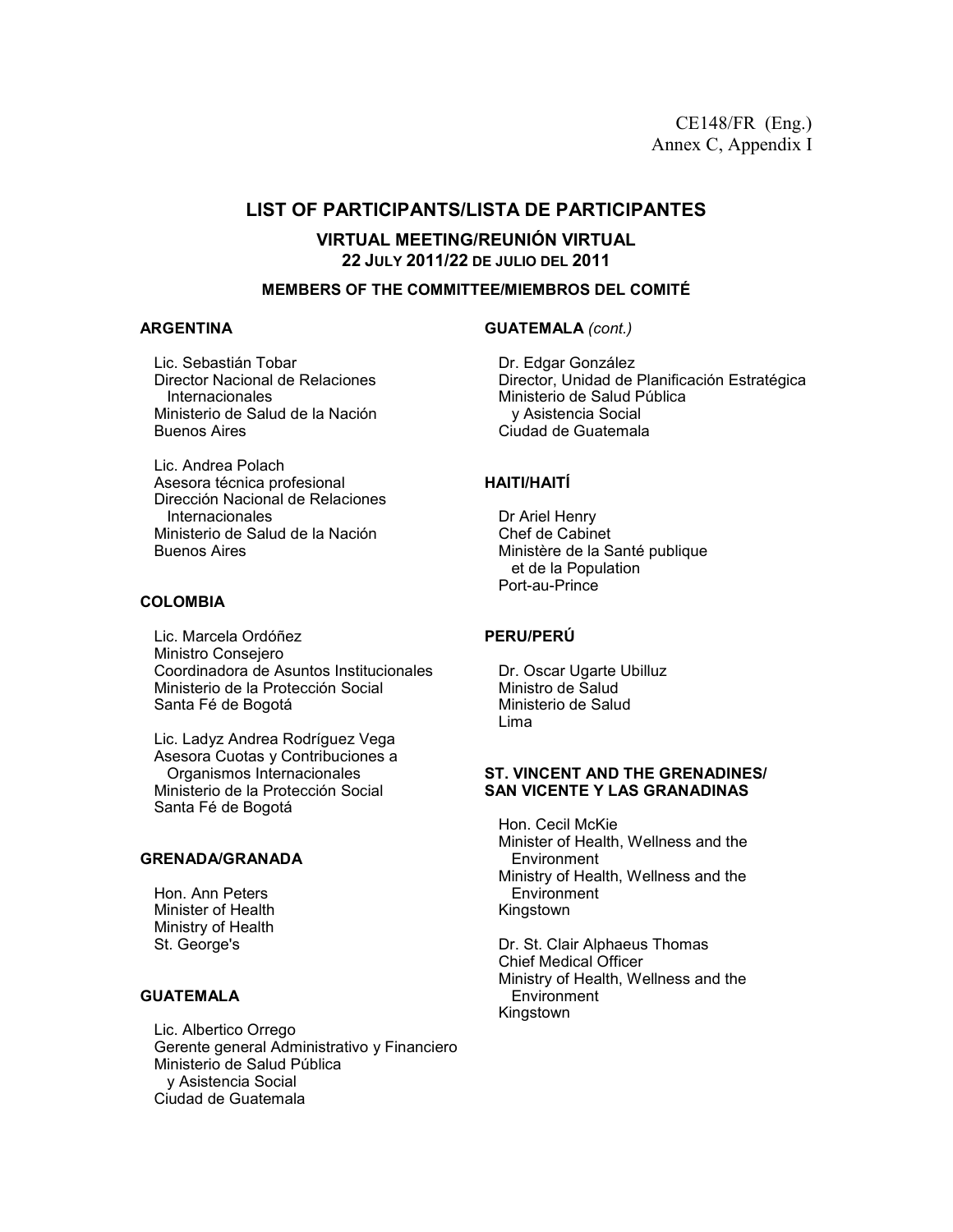CE148/FR (Eng.)
Annex C, Appendix I

# LIST OF PARTICIPANTS/LISTA DE PARTICIPANTES

## VIRTUAL MEETING/REUNIÓN VIRTUAL
## 22 JULY 2011/22 DE JULIO DEL 2011

### MEMBERS OF THE COMMITTEE/MIEMBROS DEL COMITÉ

**ARGENTINA**

Lic. Sebastián Tobar
Director Nacional de Relaciones Internacionales
Ministerio de Salud de la Nación
Buenos Aires

Lic. Andrea Polach
Asesora técnica profesional
Dirección Nacional de Relaciones Internacionales
Ministerio de Salud de la Nación
Buenos Aires

**COLOMBIA**

Lic. Marcela Ordóñez
Ministro Consejero
Coordinadora de Asuntos Institucionales
Ministerio de la Protección Social
Santa Fé de Bogotá

Lic. Ladyz Andrea Rodríguez Vega
Asesora Cuotas y Contribuciones a Organismos Internacionales
Ministerio de la Protección Social
Santa Fé de Bogotá

**GRENADA/GRANADA**

Hon. Ann Peters
Minister of Health
Ministry of Health
St. George's

**GUATEMALA**

Lic. Albertico Orrego
Gerente general Administrativo y Financiero
Ministerio de Salud Pública y Asistencia Social
Ciudad de Guatemala

**GUATEMALA** *(cont.)*

Dr. Edgar González
Director, Unidad de Planificación Estratégica
Ministerio de Salud Pública y Asistencia Social
Ciudad de Guatemala

**HAITI/HAITÍ**

Dr Ariel Henry
Chef de Cabinet
Ministère de la Santé publique et de la Population
Port-au-Prince

**PERU/PERÚ**

Dr. Oscar Ugarte Ubilluz
Ministro de Salud
Ministerio de Salud
Lima

**ST. VINCENT AND THE GRENADINES/ SAN VICENTE Y LAS GRANADINAS**

Hon. Cecil McKie
Minister of Health, Wellness and the Environment
Ministry of Health, Wellness and the Environment
Kingstown

Dr. St. Clair Alphaeus Thomas
Chief Medical Officer
Ministry of Health, Wellness and the Environment
Kingstown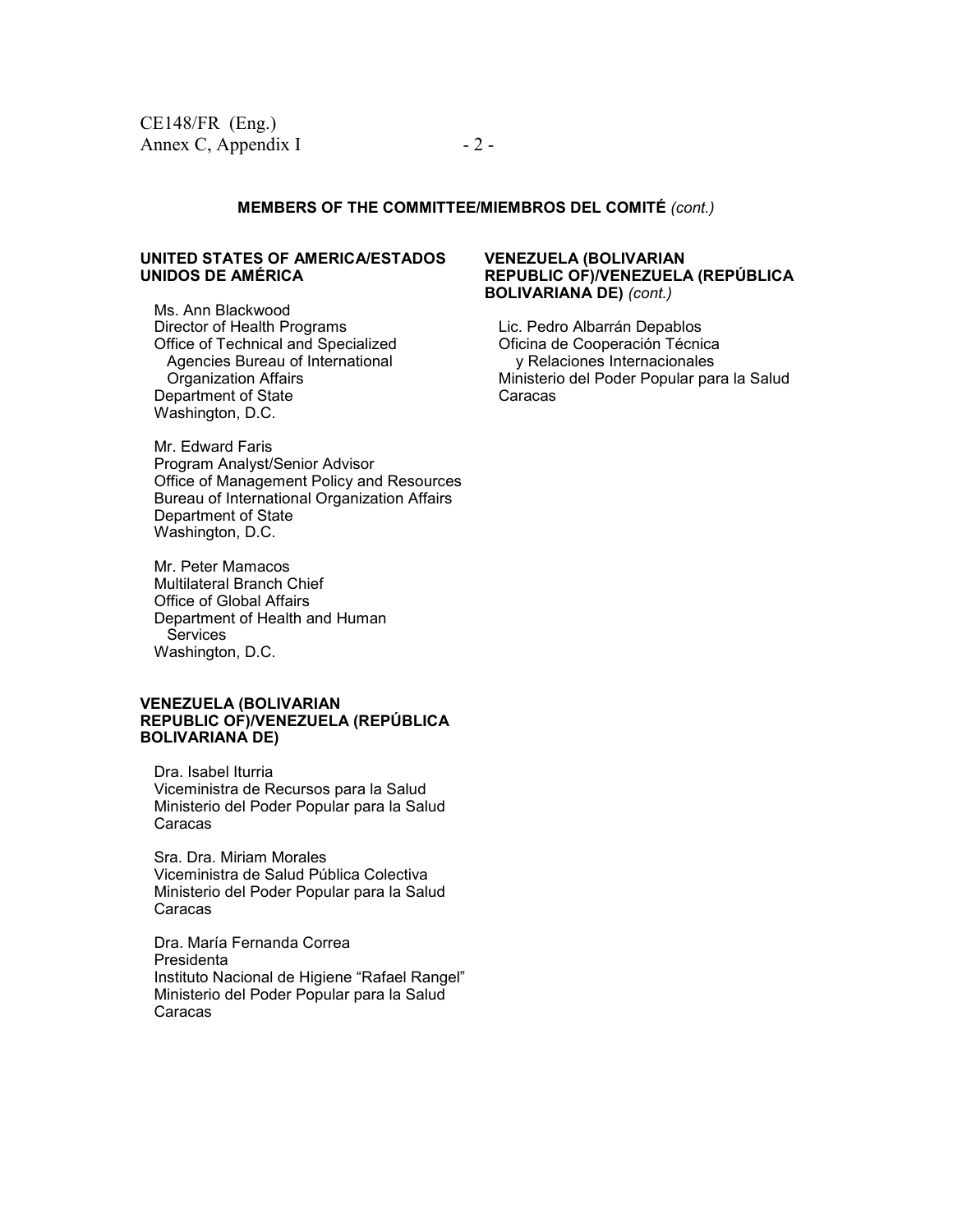**MEMBERS OF THE COMMITTEE/MIEMBROS DEL COMITÉ** *(cont.)*

**UNITED STATES OF AMERICA/ESTADOS UNIDOS DE AMÉRICA**

Ms. Ann Blackwood
Director of Health Programs
Office of Technical and Specialized Agencies Bureau of International Organization Affairs
Department of State
Washington, D.C.

Mr. Edward Faris
Program Analyst/Senior Advisor
Office of Management Policy and Resources
Bureau of International Organization Affairs
Department of State
Washington, D.C.

Mr. Peter Mamacos
Multilateral Branch Chief
Office of Global Affairs
Department of Health and Human Services
Washington, D.C.

**VENEZUELA (BOLIVARIAN REPUBLIC OF)/VENEZUELA (REPÚBLICA BOLIVARIANA DE)**

Dra. Isabel Iturria
Viceministra de Recursos para la Salud
Ministerio del Poder Popular para la Salud
Caracas

Sra. Dra. Miriam Morales
Viceministra de Salud Pública Colectiva
Ministerio del Poder Popular para la Salud
Caracas

Dra. María Fernanda Correa
Presidenta
Instituto Nacional de Higiene "Rafael Rangel"
Ministerio del Poder Popular para la Salud
Caracas

**VENEZUELA (BOLIVARIAN REPUBLIC OF)/VENEZUELA (REPÚBLICA BOLIVARIANA DE)** *(cont.)*

Lic. Pedro Albarrán Depablos
Oficina de Cooperación Técnica y Relaciones Internacionales
Ministerio del Poder Popular para la Salud
Caracas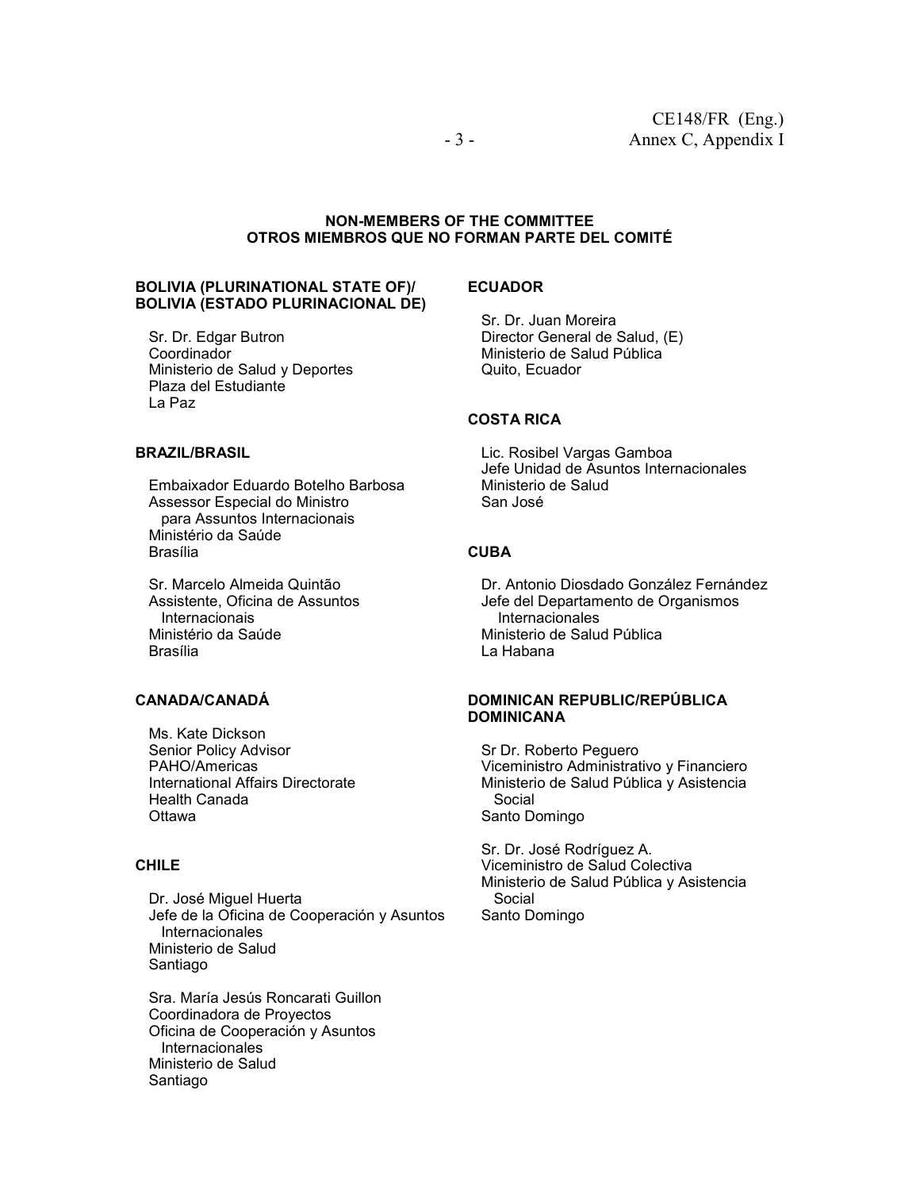**NON-MEMBERS OF THE COMMITTEE**
**OTROS MIEMBROS QUE NO FORMAN PARTE DEL COMITÉ**

**BOLIVIA (PLURINATIONAL STATE OF)/ BOLIVIA (ESTADO PLURINACIONAL DE)**

Sr. Dr. Edgar Butron
Coordinador
Ministerio de Salud y Deportes
Plaza del Estudiante
La Paz

**BRAZIL/BRASIL**

Embaixador Eduardo Botelho Barbosa
Assessor Especial do Ministro para Assuntos Internacionais
Ministério da Saúde
Brasília

Sr. Marcelo Almeida Quintão
Assistente, Oficina de Assuntos Internacionais
Ministério da Saúde
Brasília

**CANADA/CANADÁ**

Ms. Kate Dickson
Senior Policy Advisor
PAHO/Americas
International Affairs Directorate
Health Canada
Ottawa

**CHILE**

Dr. José Miguel Huerta
Jefe de la Oficina de Cooperación y Asuntos Internacionales
Ministerio de Salud
Santiago

Sra. María Jesús Roncarati Guillon
Coordinadora de Proyectos
Oficina de Cooperación y Asuntos Internacionales
Ministerio de Salud
Santiago

**ECUADOR**

Sr. Dr. Juan Moreira
Director General de Salud, (E)
Ministerio de Salud Pública
Quito, Ecuador

**COSTA RICA**

Lic. Rosibel Vargas Gamboa
Jefe Unidad de Asuntos Internacionales
Ministerio de Salud
San José

**CUBA**

Dr. Antonio Diosdado González Fernández
Jefe del Departamento de Organismos Internacionales
Ministerio de Salud Pública
La Habana

**DOMINICAN REPUBLIC/REPÚBLICA DOMINICANA**

Sr Dr. Roberto Peguero
Viceministro Administrativo y Financiero
Ministerio de Salud Pública y Asistencia Social
Santo Domingo

Sr. Dr. José Rodríguez A.
Viceministro de Salud Colectiva
Ministerio de Salud Pública y Asistencia Social
Santo Domingo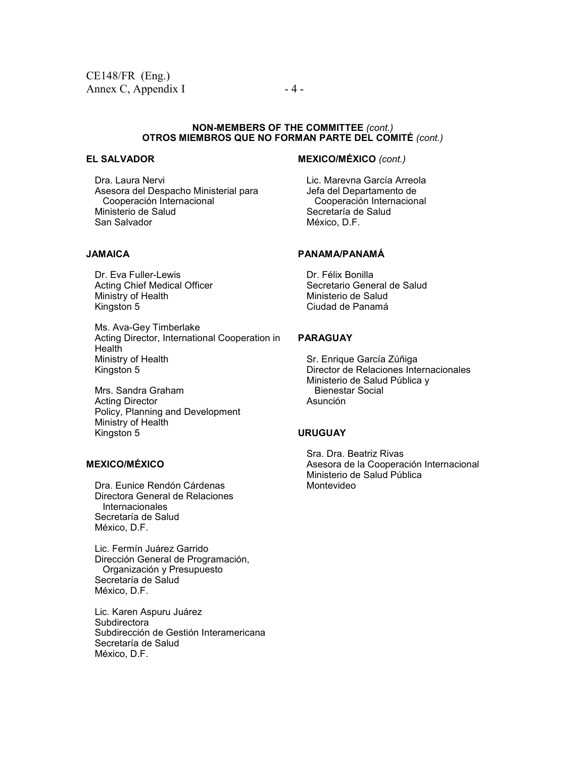**NON-MEMBERS OF THE COMMITTEE** *(cont.)*
**OTROS MIEMBROS QUE NO FORMAN PARTE DEL COMITÉ** *(cont.)*

**EL SALVADOR**

Dra. Laura Nervi
Asesora del Despacho Ministerial para Cooperación Internacional
Ministerio de Salud
San Salvador

**JAMAICA**

Dr. Eva Fuller-Lewis
Acting Chief Medical Officer
Ministry of Health
Kingston 5

Ms. Ava-Gey Timberlake
Acting Director, International Cooperation in Health
Ministry of Health
Kingston 5

Mrs. Sandra Graham
Acting Director
Policy, Planning and Development
Ministry of Health
Kingston 5

**MEXICO/MÉXICO**

Dra. Eunice Rendón Cárdenas
Directora General de Relaciones Internacionales
Secretaría de Salud
México, D.F.

Lic. Fermín Juárez Garrido
Dirección General de Programación, Organización y Presupuesto
Secretaría de Salud
México, D.F.

Lic. Karen Aspuru Juárez
Subdirectora
Subdirección de Gestión Interamericana
Secretaría de Salud
México, D.F.

**MEXICO/MÉXICO** *(cont.)*

Lic. Marevna García Arreola
Jefa del Departamento de Cooperación Internacional
Secretaría de Salud
México, D.F.

**PANAMA/PANAMÁ**

Dr. Félix Bonilla
Secretario General de Salud
Ministerio de Salud
Ciudad de Panamá

**PARAGUAY**

Sr. Enrique García Zúñiga
Director de Relaciones Internacionales
Ministerio de Salud Pública y Bienestar Social
Asunción

**URUGUAY**

Sra. Dra. Beatriz Rivas
Asesora de la Cooperación Internacional
Ministerio de Salud Pública
Montevideo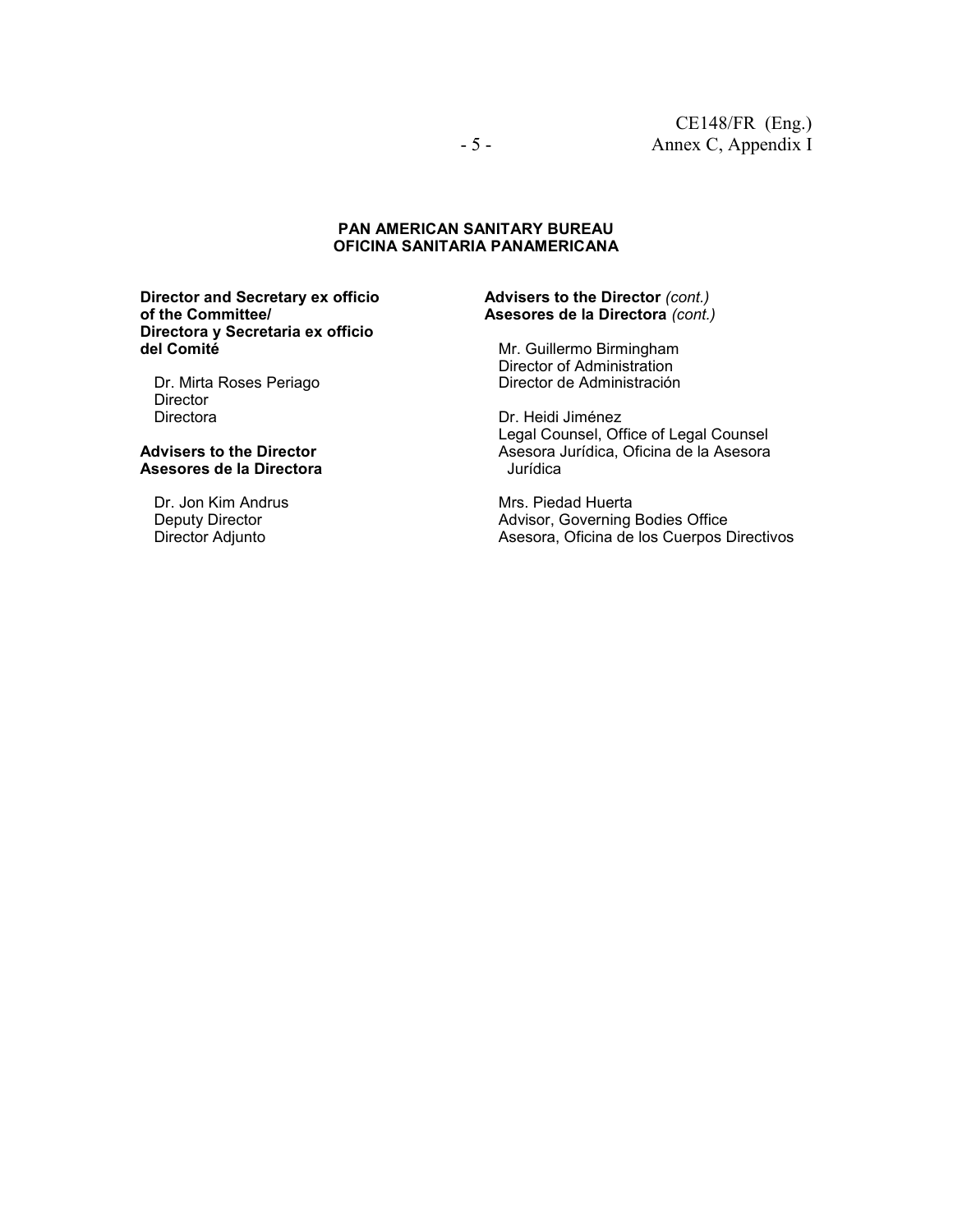## PAN AMERICAN SANITARY BUREAU
## OFICINA SANITARIA PANAMERICANA

**Director and Secretary ex officio of the Committee/**
**Directora y Secretaria ex officio del Comité**

Dr. Mirta Roses Periago
Director
Directora

**Advisers to the Director**
**Asesores de la Directora**

Dr. Jon Kim Andrus
Deputy Director
Director Adjunto

**Advisers to the Director** *(cont.)*
**Asesores de la Directora** *(cont.)*

Mr. Guillermo Birmingham
Director of Administration
Director de Administración

Dr. Heidi Jiménez
Legal Counsel, Office of Legal Counsel
Asesora Jurídica, Oficina de la Asesora Jurídica

Mrs. Piedad Huerta
Advisor, Governing Bodies Office
Asesora, Oficina de los Cuerpos Directivos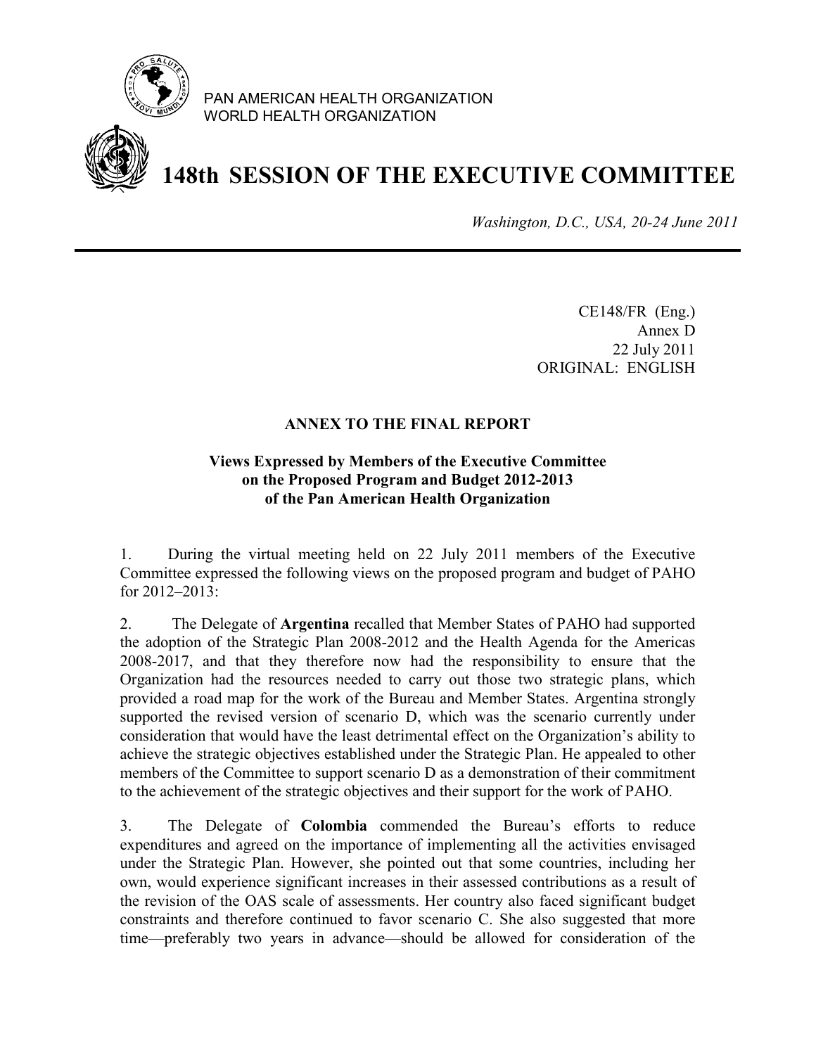PAN AMERICAN HEALTH ORGANIZATION
WORLD HEALTH ORGANIZATION

# 148th SESSION OF THE EXECUTIVE COMMITTEE

*Washington, D.C., USA, 20-24 June 2011*

CE148/FR (Eng.)
Annex D
22 July 2011
ORIGINAL: ENGLISH

## ANNEX TO THE FINAL REPORT

### Views Expressed by Members of the Executive Committee on the Proposed Program and Budget 2012-2013 of the Pan American Health Organization

1. During the virtual meeting held on 22 July 2011 members of the Executive Committee expressed the following views on the proposed program and budget of PAHO for 2012–2013:

2. The Delegate of **Argentina** recalled that Member States of PAHO had supported the adoption of the Strategic Plan 2008-2012 and the Health Agenda for the Americas 2008-2017, and that they therefore now had the responsibility to ensure that the Organization had the resources needed to carry out those two strategic plans, which provided a road map for the work of the Bureau and Member States. Argentina strongly supported the revised version of scenario D, which was the scenario currently under consideration that would have the least detrimental effect on the Organization's ability to achieve the strategic objectives established under the Strategic Plan. He appealed to other members of the Committee to support scenario D as a demonstration of their commitment to the achievement of the strategic objectives and their support for the work of PAHO.

3. The Delegate of **Colombia** commended the Bureau's efforts to reduce expenditures and agreed on the importance of implementing all the activities envisaged under the Strategic Plan. However, she pointed out that some countries, including her own, would experience significant increases in their assessed contributions as a result of the revision of the OAS scale of assessments. Her country also faced significant budget constraints and therefore continued to favor scenario C. She also suggested that more time—preferably two years in advance—should be allowed for consideration of the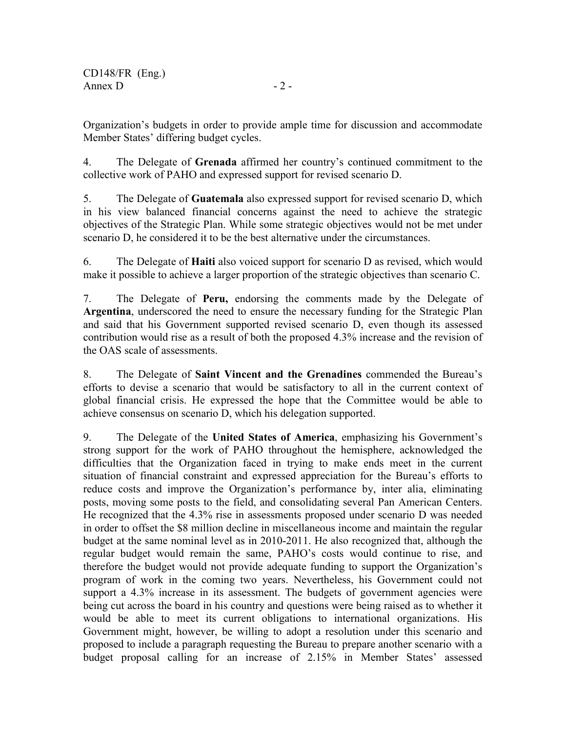Organization's budgets in order to provide ample time for discussion and accommodate Member States' differing budget cycles.

4. The Delegate of **Grenada** affirmed her country's continued commitment to the collective work of PAHO and expressed support for revised scenario D.

5. The Delegate of **Guatemala** also expressed support for revised scenario D, which in his view balanced financial concerns against the need to achieve the strategic objectives of the Strategic Plan. While some strategic objectives would not be met under scenario D, he considered it to be the best alternative under the circumstances.

6. The Delegate of **Haiti** also voiced support for scenario D as revised, which would make it possible to achieve a larger proportion of the strategic objectives than scenario C.

7. The Delegate of **Peru,** endorsing the comments made by the Delegate of **Argentina**, underscored the need to ensure the necessary funding for the Strategic Plan and said that his Government supported revised scenario D, even though its assessed contribution would rise as a result of both the proposed 4.3% increase and the revision of the OAS scale of assessments.

8. The Delegate of **Saint Vincent and the Grenadines** commended the Bureau's efforts to devise a scenario that would be satisfactory to all in the current context of global financial crisis. He expressed the hope that the Committee would be able to achieve consensus on scenario D, which his delegation supported.

9. The Delegate of the **United States of America**, emphasizing his Government's strong support for the work of PAHO throughout the hemisphere, acknowledged the difficulties that the Organization faced in trying to make ends meet in the current situation of financial constraint and expressed appreciation for the Bureau's efforts to reduce costs and improve the Organization's performance by, inter alia, eliminating posts, moving some posts to the field, and consolidating several Pan American Centers. He recognized that the 4.3% rise in assessments proposed under scenario D was needed in order to offset the $8 million decline in miscellaneous income and maintain the regular budget at the same nominal level as in 2010-2011. He also recognized that, although the regular budget would remain the same, PAHO's costs would continue to rise, and therefore the budget would not provide adequate funding to support the Organization's program of work in the coming two years. Nevertheless, his Government could not support a 4.3% increase in its assessment. The budgets of government agencies were being cut across the board in his country and questions were being raised as to whether it would be able to meet its current obligations to international organizations. His Government might, however, be willing to adopt a resolution under this scenario and proposed to include a paragraph requesting the Bureau to prepare another scenario with a budget proposal calling for an increase of 2.15% in Member States' assessed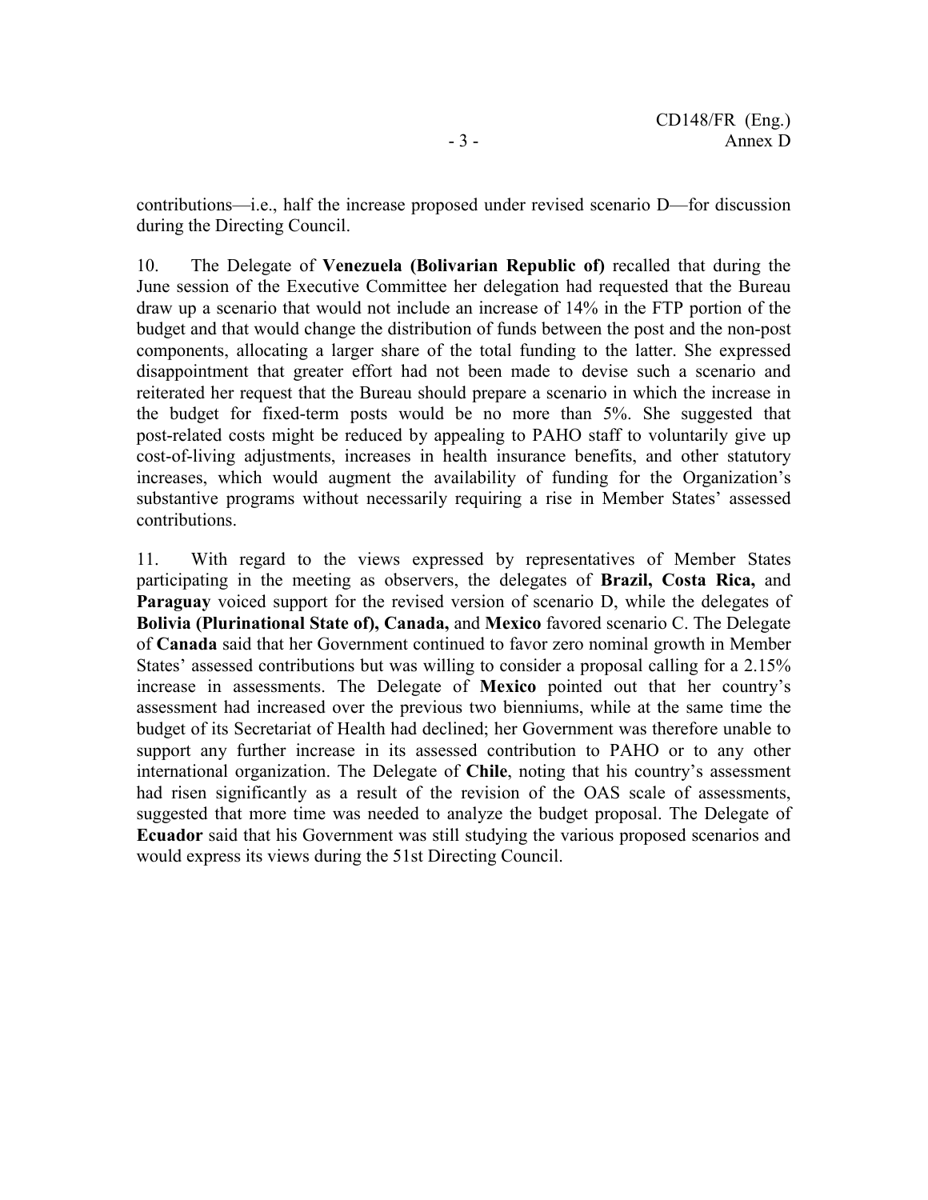contributions—i.e., half the increase proposed under revised scenario D—for discussion during the Directing Council.

10. The Delegate of **Venezuela (Bolivarian Republic of)** recalled that during the June session of the Executive Committee her delegation had requested that the Bureau draw up a scenario that would not include an increase of 14% in the FTP portion of the budget and that would change the distribution of funds between the post and the non-post components, allocating a larger share of the total funding to the latter. She expressed disappointment that greater effort had not been made to devise such a scenario and reiterated her request that the Bureau should prepare a scenario in which the increase in the budget for fixed-term posts would be no more than 5%. She suggested that post-related costs might be reduced by appealing to PAHO staff to voluntarily give up cost-of-living adjustments, increases in health insurance benefits, and other statutory increases, which would augment the availability of funding for the Organization's substantive programs without necessarily requiring a rise in Member States' assessed contributions.

11. With regard to the views expressed by representatives of Member States participating in the meeting as observers, the delegates of **Brazil, Costa Rica,** and **Paraguay** voiced support for the revised version of scenario D, while the delegates of **Bolivia (Plurinational State of), Canada,** and **Mexico** favored scenario C. The Delegate of **Canada** said that her Government continued to favor zero nominal growth in Member States' assessed contributions but was willing to consider a proposal calling for a 2.15% increase in assessments. The Delegate of **Mexico** pointed out that her country's assessment had increased over the previous two bienniums, while at the same time the budget of its Secretariat of Health had declined; her Government was therefore unable to support any further increase in its assessed contribution to PAHO or to any other international organization. The Delegate of **Chile**, noting that his country's assessment had risen significantly as a result of the revision of the OAS scale of assessments, suggested that more time was needed to analyze the budget proposal. The Delegate of **Ecuador** said that his Government was still studying the various proposed scenarios and would express its views during the 51st Directing Council.